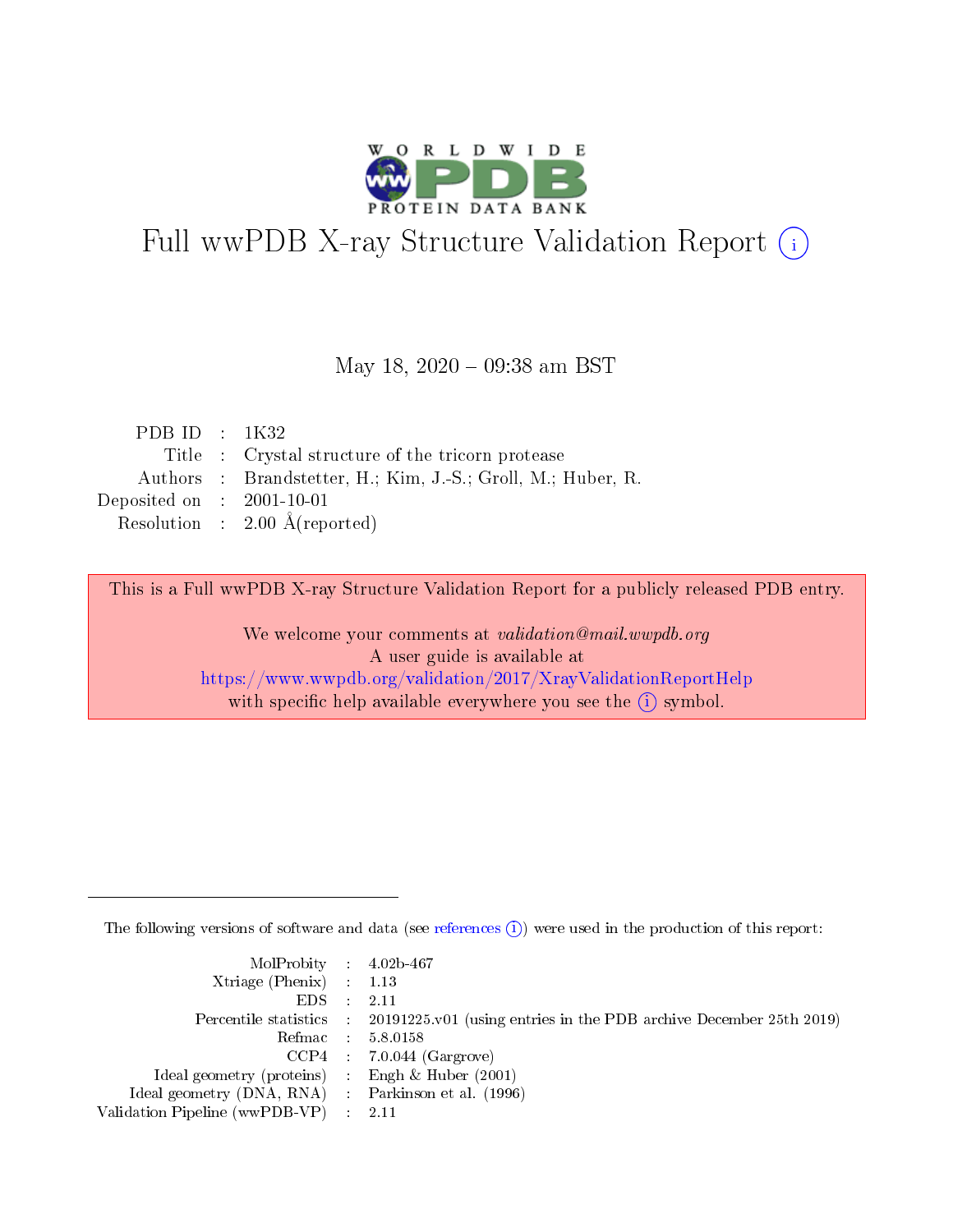# Full wwPDB X-ray Structure Validation Report

May 18, 2020 – 09:38 am BST

| | | |
|---|---|---|
| PDB ID | : | 1K32 |
| Title | : | Crystal structure of the tricorn protease |
| Authors | : | Brandstetter, H.; Kim, J.-S.; Groll, M.; Huber, R. |
| Deposited on | : | 2001-10-01 |
| Resolution | : | 2.00 Å(reported) |

This is a Full wwPDB X-ray Structure Validation Report for a publicly released PDB entry.

We welcome your comments at *validation@mail.wwpdb.org*
A user guide is available at
https://www.wwpdb.org/validation/2017/XrayValidationReportHelp
with specific help available everywhere you see the (i) symbol.

The following versions of software and data (see references (i)) were used in the production of this report:

| | | |
|---|---|---|
| MolProbity | : | 4.02b-467 |
| Xtriage (Phenix) | : | 1.13 |
| EDS | : | 2.11 |
| Percentile statistics | : | 20191225.v01 (using entries in the PDB archive December 25th 2019) |
| Refmac | : | 5.8.0158 |
| CCP4 | : | 7.0.044 (Gargrove) |
| Ideal geometry (proteins) | : | Engh & Huber (2001) |
| Ideal geometry (DNA, RNA) | : | Parkinson et al. (1996) |
| Validation Pipeline (wwPDB-VP) | : | 2.11 |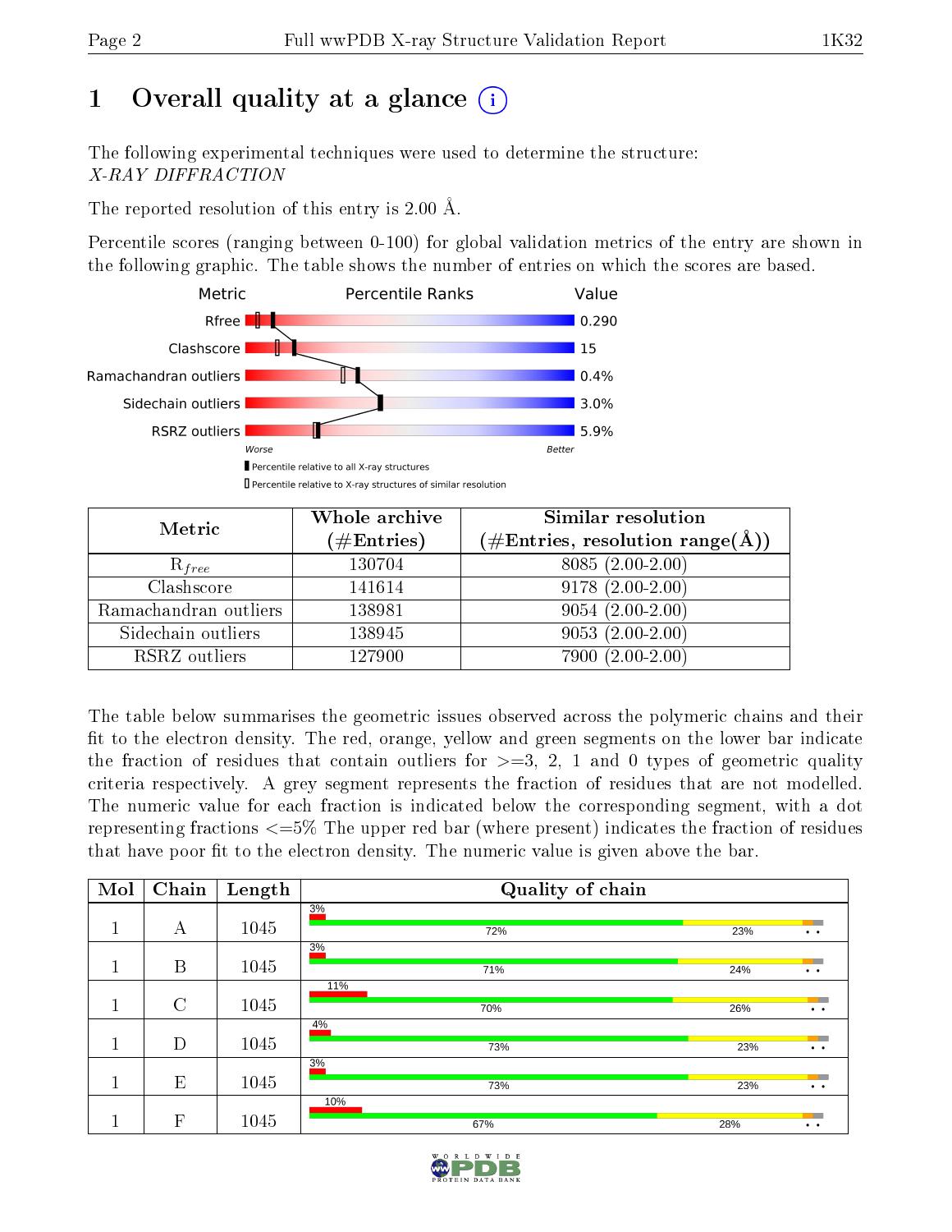# 1 Overall quality at a glance

The following experimental techniques were used to determine the structure:
*X-RAY DIFFRACTION*

The reported resolution of this entry is 2.00 Å.

Percentile scores (ranging between 0-100) for global validation metrics of the entry are shown in the following graphic. The table shows the number of entries on which the scores are based.

| Metric | Value |
|---|---|
| Rfree | 0.290 |
| Clashscore | 15 |
| Ramachandran outliers | 0.4% |
| Sidechain outliers | 3.0% |
| RSRZ outliers | 5.9% |

Worse — Better

Percentile relative to all X-ray structures
Percentile relative to X-ray structures of similar resolution

| Metric | Whole archive (#Entries) | Similar resolution (#Entries, resolution range(Å)) |
|---|---|---|
| $R_{free}$ | 130704 | 8085 (2.00-2.00) |
| Clashscore | 141614 | 9178 (2.00-2.00) |
| Ramachandran outliers | 138981 | 9054 (2.00-2.00) |
| Sidechain outliers | 138945 | 9053 (2.00-2.00) |
| RSRZ outliers | 127900 | 7900 (2.00-2.00) |

The table below summarises the geometric issues observed across the polymeric chains and their fit to the electron density. The red, orange, yellow and green segments on the lower bar indicate the fraction of residues that contain outliers for >=3, 2, 1 and 0 types of geometric quality criteria respectively. A grey segment represents the fraction of residues that are not modelled. The numeric value for each fraction is indicated below the corresponding segment, with a dot representing fractions <=5% The upper red bar (where present) indicates the fraction of residues that have poor fit to the electron density. The numeric value is given above the bar.

| Mol | Chain | Length | Quality of chain |
|---|---|---|---|
| 1 | A | 1045 | 3% / 72% / 23% / • • |
| 1 | B | 1045 | 3% / 71% / 24% / • • |
| 1 | C | 1045 | 11% / 70% / 26% / • • |
| 1 | D | 1045 | 4% / 73% / 23% / • • |
| 1 | E | 1045 | 3% / 73% / 23% / • • |
| 1 | F | 1045 | 10% / 67% / 28% / • • |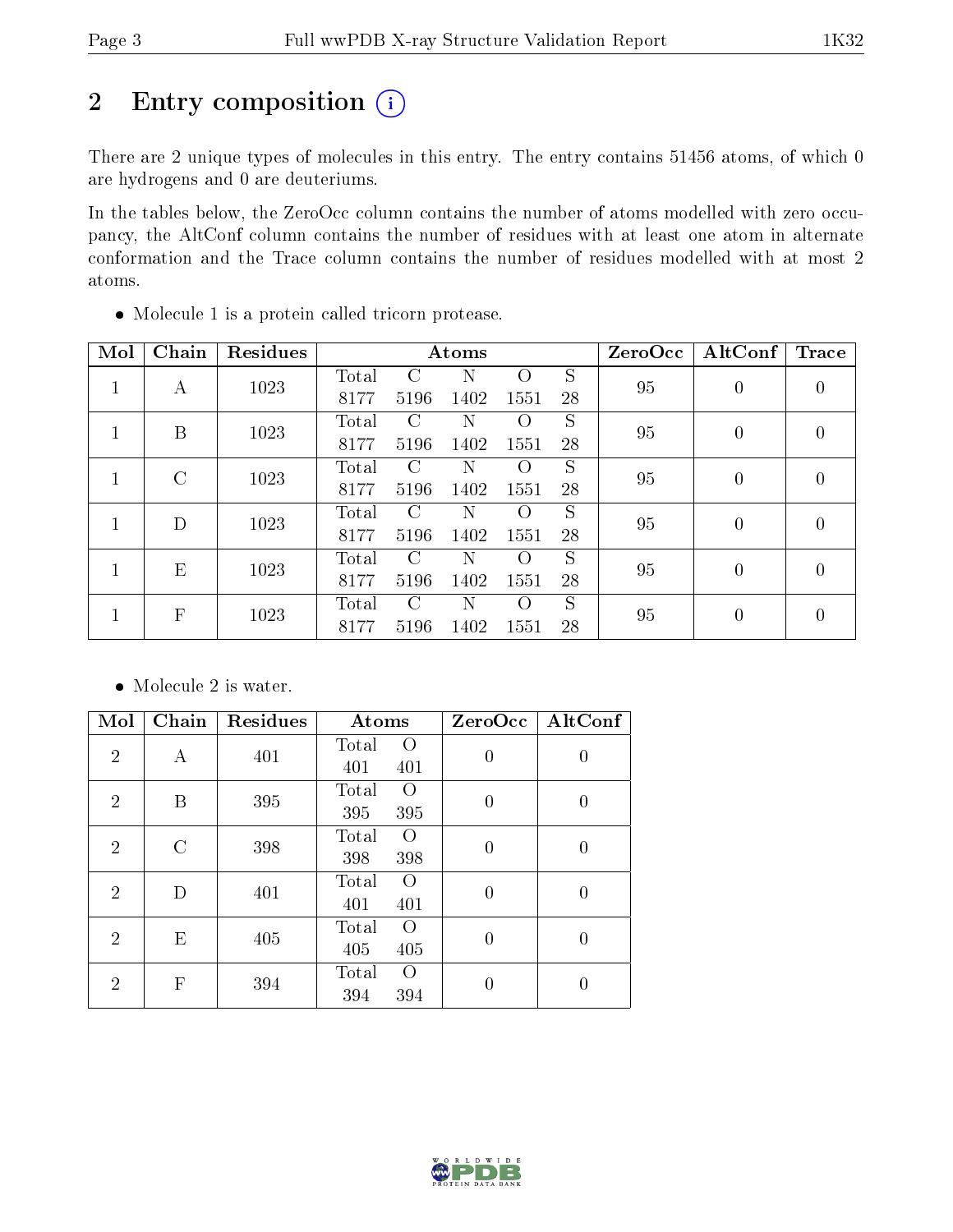# 2 Entry composition (i)

There are 2 unique types of molecules in this entry. The entry contains 51456 atoms, of which 0 are hydrogens and 0 are deuteriums.

In the tables below, the ZeroOcc column contains the number of atoms modelled with zero occupancy, the AltConf column contains the number of residues with at least one atom in alternate conformation and the Trace column contains the number of residues modelled with at most 2 atoms.

- Molecule 1 is a protein called tricorn protease.

| Mol | Chain | Residues | Atoms | | | | | ZeroOcc | AltConf | Trace |
|---|---|---|---|---|---|---|---|---|---|---|
| 1 | A | 1023 | Total 8177 | C 5196 | N 1402 | O 1551 | S 28 | 95 | 0 | 0 |
| 1 | B | 1023 | Total 8177 | C 5196 | N 1402 | O 1551 | S 28 | 95 | 0 | 0 |
| 1 | C | 1023 | Total 8177 | C 5196 | N 1402 | O 1551 | S 28 | 95 | 0 | 0 |
| 1 | D | 1023 | Total 8177 | C 5196 | N 1402 | O 1551 | S 28 | 95 | 0 | 0 |
| 1 | E | 1023 | Total 8177 | C 5196 | N 1402 | O 1551 | S 28 | 95 | 0 | 0 |
| 1 | F | 1023 | Total 8177 | C 5196 | N 1402 | O 1551 | S 28 | 95 | 0 | 0 |

- Molecule 2 is water.

| Mol | Chain | Residues | Atoms | | ZeroOcc | AltConf |
|---|---|---|---|---|---|---|
| 2 | A | 401 | Total 401 | O 401 | 0 | 0 |
| 2 | B | 395 | Total 395 | O 395 | 0 | 0 |
| 2 | C | 398 | Total 398 | O 398 | 0 | 0 |
| 2 | D | 401 | Total 401 | O 401 | 0 | 0 |
| 2 | E | 405 | Total 405 | O 405 | 0 | 0 |
| 2 | F | 394 | Total 394 | O 394 | 0 | 0 |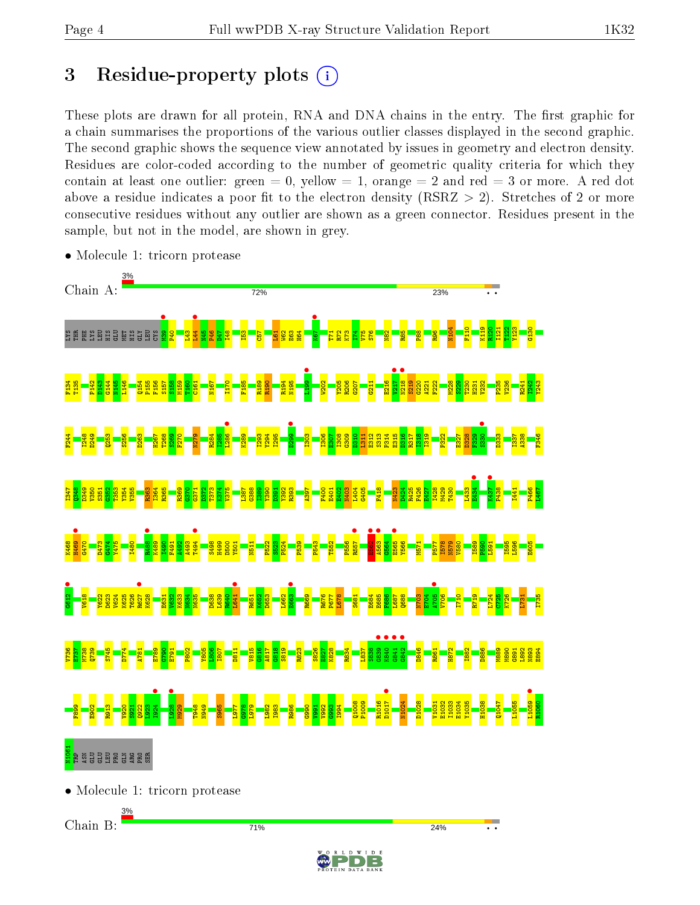# 3 Residue-property plots

These plots are drawn for all protein, RNA and DNA chains in the entry. The first graphic for a chain summarises the proportions of the various outlier classes displayed in the second graphic. The second graphic shows the sequence view annotated by issues in geometry and electron density. Residues are color-coded according to the number of geometric quality criteria for which they contain at least one outlier: green = 0, yellow = 1, orange = 2 and red = 3 or more. A red dot above a residue indicates a poor fit to the electron density (RSRZ > 2). Stretches of 2 or more consecutive residues without any outlier are shown as a green connector. Residues present in the sample, but not in the model, are shown in grey.

- Molecule 1: tricorn protease

Chain A: 3% | 72% | 23% | • •

- Molecule 1: tricorn protease

Chain B: 3% | 71% | 24% | • •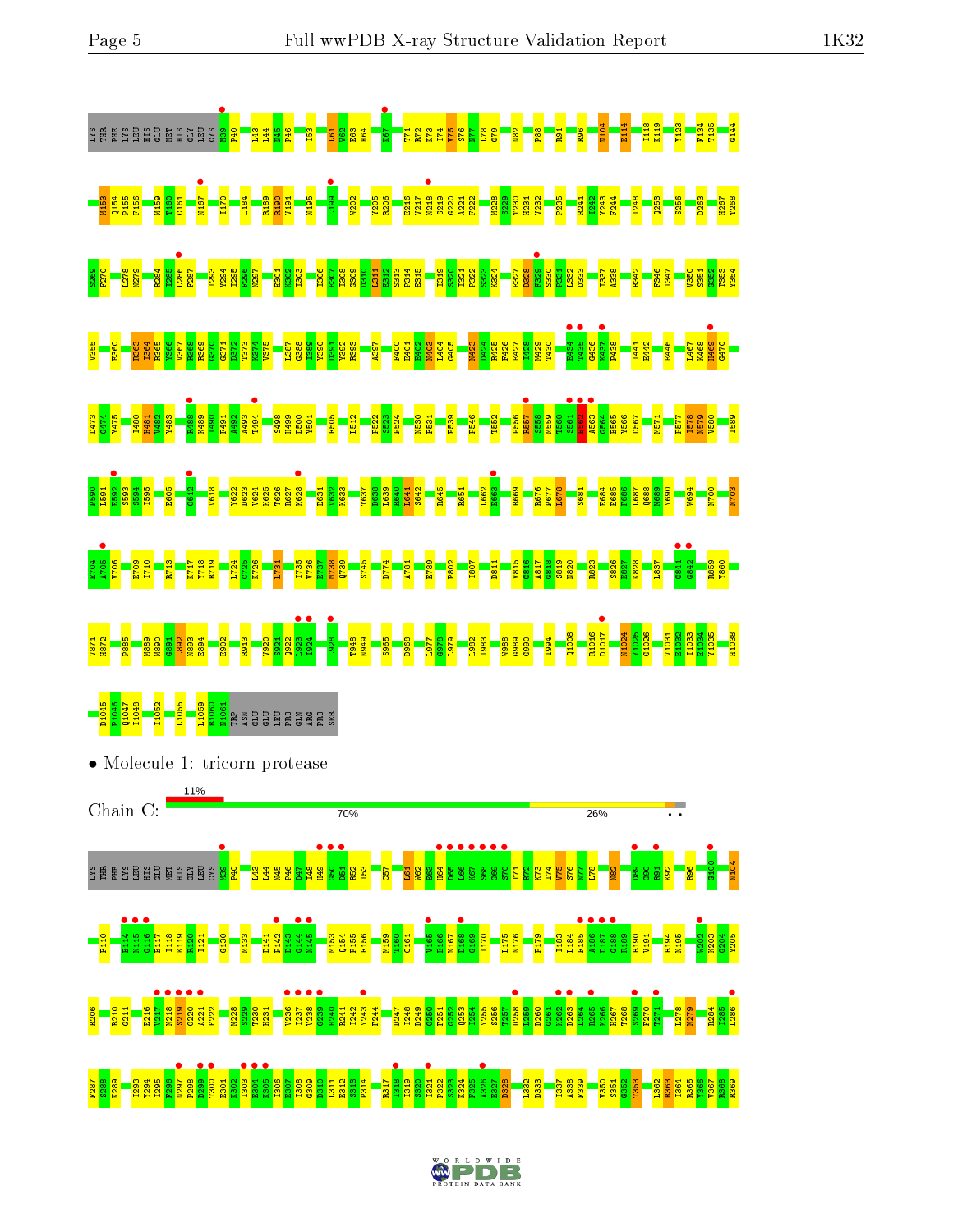LYS THR PHE LYS LEU HIS GLU MET HIS GLY LEU CYS M39 P40 L43 L44 N45 P46 I53 L61 W62 E63 H64 K67 T71 R72 K73 I74 V75 S76 N77 L78 G79 N82 P88 R91 R96 N104 E114 I118 K119 Y123 F134 T135 G144

M153 Q154 P155 F156 M159 T160 C161 N167 I170 L184 R189 R190 V191 N195 L199 W202 Y205 R206 E216 V217 N218 S219 G220 A221 F222 M228 S229 T230 H231 V232 P235 R241 I242 Y243 F244 I248 Q253 S256 D263 H267 T268

S269 F270 L278 N279 R284 I285 L286 F287 I293 Y294 I295 F296 N297 E301 K302 I303 I306 E307 I308 G309 D310 L311 E312 S313 P314 E315 I319 S320 I321 P322 S323 K324 E327 D328 F329 S330 P331 L332 D333 I337 A338 R342 F346 I347 V350 S351 G352 T353 Y354

V355 E360 R363 I364 R365 Y366 V367 R368 R369 G370 G371 D372 T373 K374 V375 L387 G388 I389 Y390 D391 Y392 R393 A397 F400 E401 E402 N403 L404 G405 N423 R424 R425 F426 E427 I428 M429 T430 E434 T435 G436 K437 P438 I441 E442 E446 L467 K468 H469 G470

D473 G474 Y475 I480 H481 V482 Y483 R488 K489 I490 F491 A492 A493 T494 S498 H499 D500 Y501 F505 L512 F522 S523 F524 N530 F531 F539 F546 T552 F556 R557 S558 N559 T560 S561 R562 A563 G564 E565 Y566 D567 M571 F577 I578 N579 V580 I589

F590 L591 E592 S593 S594 I595 E605 G612 V618 Y622 D623 V624 K625 T626 R627 K628 E631 V632 K633 T637 D638 L639 R640 L641 S642 R645 R651 L662 E663 R669 R676 F677 L678 S681 E684 E685 F686 L687 Q688 K689 Y690 W694 N700 N703

E704 A705 V706 E709 I710 R713 K717 Y718 R719 L724 C725 K726 L731 I735 V736 E737 M738 Q739 S745 D774 A781 E789 P802 I807 D811 V815 G816 A817 G818 S819 N820 R823 S826 E827 K828 L837 G841 G842 R859 Y860

V871 H872 P885 M889 M890 G891 L892 N893 E894 E902 R913 V920 S921 G922 I923 I924 I928 T948 N949 S965 D968 L977 G978 L979 L982 I983 W988 G989 G990 I994 Q1008 R1016 D1017 N1024 Y1025 G1026 V1031 E1032 I1033 F1034 Y1035 H1038

D1045 P1046 Q1047 I1048 I1052 L1055 L1059 R1060 N1061 TRP ASN GLU GLU LEU PRO GLN ARG PRO SER

- Molecule 1: tricorn protease

Chain C: 11% | 70% | 26%

LYS THR PHE LYS LEU HIS GLU MET HIS GLY LEU CYS M39 P40 L43 L44 N45 P46 D47 I48 H49 G50 D51 R52 I53 C57 L61 W62 E63 H64 D65 L66 K67 S68 G69 S70 T71 R72 K73 I74 V75 S76 N77 L78 N82 D89 G90 R91 K92 R96 G100 N104

F110 E114 N115 G116 E117 I118 K119 R120 I121 G130 M133 D141 P142 G143 G144 N145 M153 Q154 P155 F156 M159 T160 C161 V165 E166 N167 D168 G169 I170 L175 N176 P179 I183 L184 F185 A186 D187 G188 R189 R190 V191 R194 N195 W202 K203 G204 Y205

R206 R210 G211 E216 V217 N218 S219 G220 A221 F222 M228 S229 T230 H231 V236 I237 V238 G239 H240 R241 I242 Y243 F244 D247 I248 D249 G250 F251 G252 Q253 Y254 I255 S256 T257 D258 L259 D260 G261 K262 D263 L264 R265 K266 H267 T268 S269 F270 T271 L278 N279 R284 I285 L286

F287 S288 K289 I293 Y294 I295 F296 N297 P298 D299 T300 E301 K302 I303 E304 K305 I306 E307 I308 G309 D310 L311 E312 S313 P314 R317 I318 I319 S320 I321 P322 S323 K324 F325 A326 E327 D328 L332 D333 I337 A338 F339 V350 S351 G352 T353 L362 R363 I364 R365 Y366 V367 R368 R369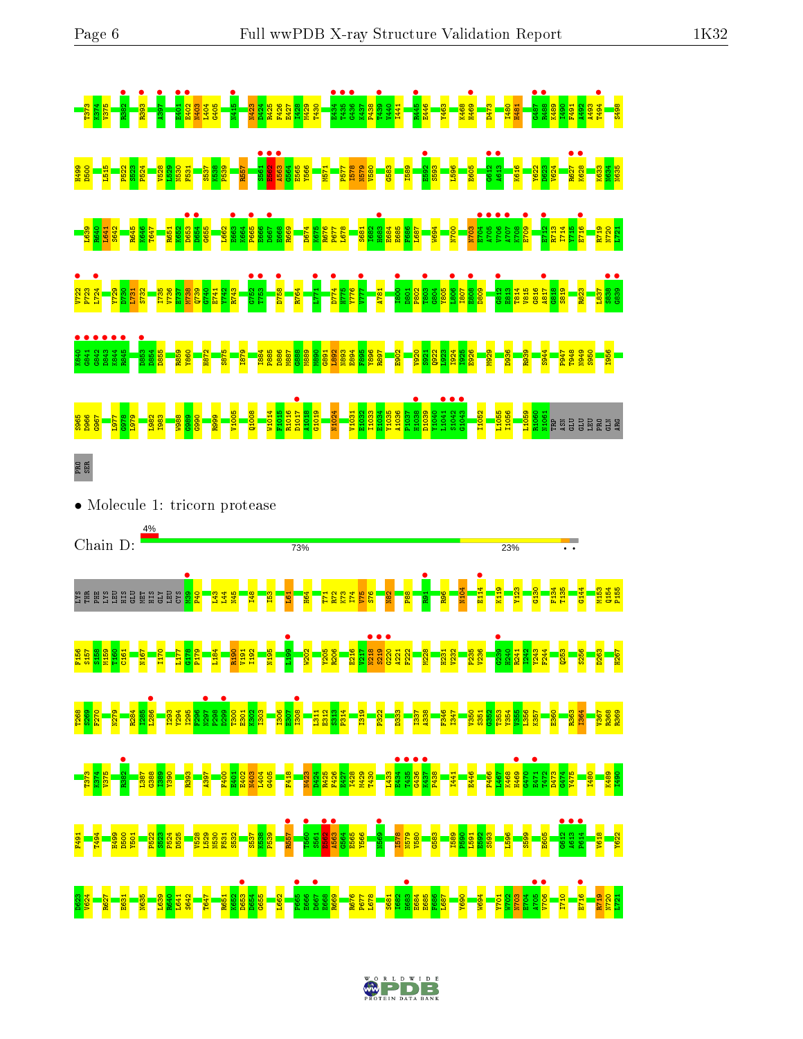T373 K374 V375 R382 R393 A397 E401 E402 N403 L404 G405 N415 N423 D424 R425 F426 E427 I428 M429 T430 E434 T435 G436 K437 P438 T439 V440 I441 N445 E446 Y463 K468 H469 D473 I480 H481 G487 R488 K489 I490 F491 A492 A493 T494 S498

H499 D500 L515 P522 S523 P524 V528 L529 N530 F531 S537 K538 P539 R557 S561 E562 A563 G564 E565 Y566 M571 P577 I578 N579 V580 G583 I589 E592 S593 L596 E605 G612 A613 K616 Y622 D623 V624 R627 K628 K633 N634 N635

L639 R640 L641 S642 R645 K646 T647 R651 K652 D653 D654 G655 L662 E663 K664 P665 E666 D667 E668 R669 D674 K675 R676 P677 L678 S681 I682 H683 E684 E685 P686 L687 W694 N700 N703 E704 A705 V706 A707 K708 E709 E712 R713 I714 Y715 E716 R719 N720 L721

V722 P723 L724 Y729 D730 L731 S732 I735 V736 E737 M738 Q739 G740 E741 Y742 R743 Q752 T753 D758 R764 L771 D774 H775 V776 V777 A781 I800 D801 P802 T803 G804 Y805 L806 I807 E808 D809 G812 E813 T814 V815 G816 A817 G818 S819 R823 L837 S838 G839

K840 G841 G842 D843 K844 R845 D853 D854 D855 R859 Y860 H872 S875 I879 I884 P885 D886 M887 G888 N890 G891 L892 N893 E894 F895 Y896 R897 E902 V920 S921 Q922 I923 I924 E925 E926 M929 D936 R939 S944 P947 T948 N949 S950 I956

S965 D966 G967 L977 G978 L979 L982 I983 W988 G989 G990 R999 V1005 Q1008 W1014 F1015 R1016 D1017 A1018 G1019 N1024 V1031 E1032 I1033 E1034 Y1035 A1036 P1037 H1038 D1039 V1040 L1041 S1042 G1043 I1052 L1055 I1056 L1059 R1060 N1061 TRP ASN GLU GLU LEU PRO GLN ARG

PRO SER

- Molecule 1: tricorn protease

Chain D: 4% | 73% | 23%

LYS THR PHE LYS LEU HIS GLU MET HIS GLY LEU CYS M39 P40 L43 L44 N45 I48 I53 L61 H64 T71 R72 K73 I74 V75 S76 N82 P88 R91 R96 N104 E114 K119 Y123 G130 F134 T135 G144 M153 Q154 P155

F156 S157 S158 M159 T160 C161 N167 I170 L177 G178 P179 L184 R190 V191 I192 N195 L199 W202 Y205 R206 E216 V217 N218 S219 G220 A221 F222 M228 H231 V232 P235 V236 G239 H240 R241 I242 Y243 F244 Q253 S256 D263 H267

T268 S269 P270 N279 R284 I285 L286 I293 Y294 I295 P296 N297 P298 D299 T300 E301 K302 I303 I306 R307 I308 L311 E312 S313 P314 I319 P322 D333 I337 A338 F346 I347 V350 S351 G352 T353 Y354 V355 L356 K357 E360 R363 I364 V367 R368 R369

T373 K374 V375 R382 L387 G388 I389 Y390 R393 A397 F400 E401 E402 N403 L404 G405 F418 N423 D424 R425 F426 E427 I428 M429 T430 L433 E434 T435 G436 K437 P438 I441 E446 P466 L467 K468 H469 G470 E471 T472 D473 G474 Y475 I480 K489 I490

F491 T494 H499 D500 Y501 P522 S523 P524 D525 V528 L529 N530 F531 S532 S537 K538 P539 R557 T560 S561 E562 A563 G564 E565 Y566 N569 I578 N579 V580 G583 I589 P590 L591 E592 S593 L596 S599 E605 G612 A613 P614 V618 Y622

D623 V624 R627 E631 N635 L639 R640 L641 S642 T647 R651 K652 D653 D654 G655 L662 P665 E666 D667 E668 R669 R676 P677 L678 S681 I682 H683 E684 E685 P686 L687 Y690 W694 Y701 W702 N703 E704 A705 V706 I710 E716 R719 N720 L721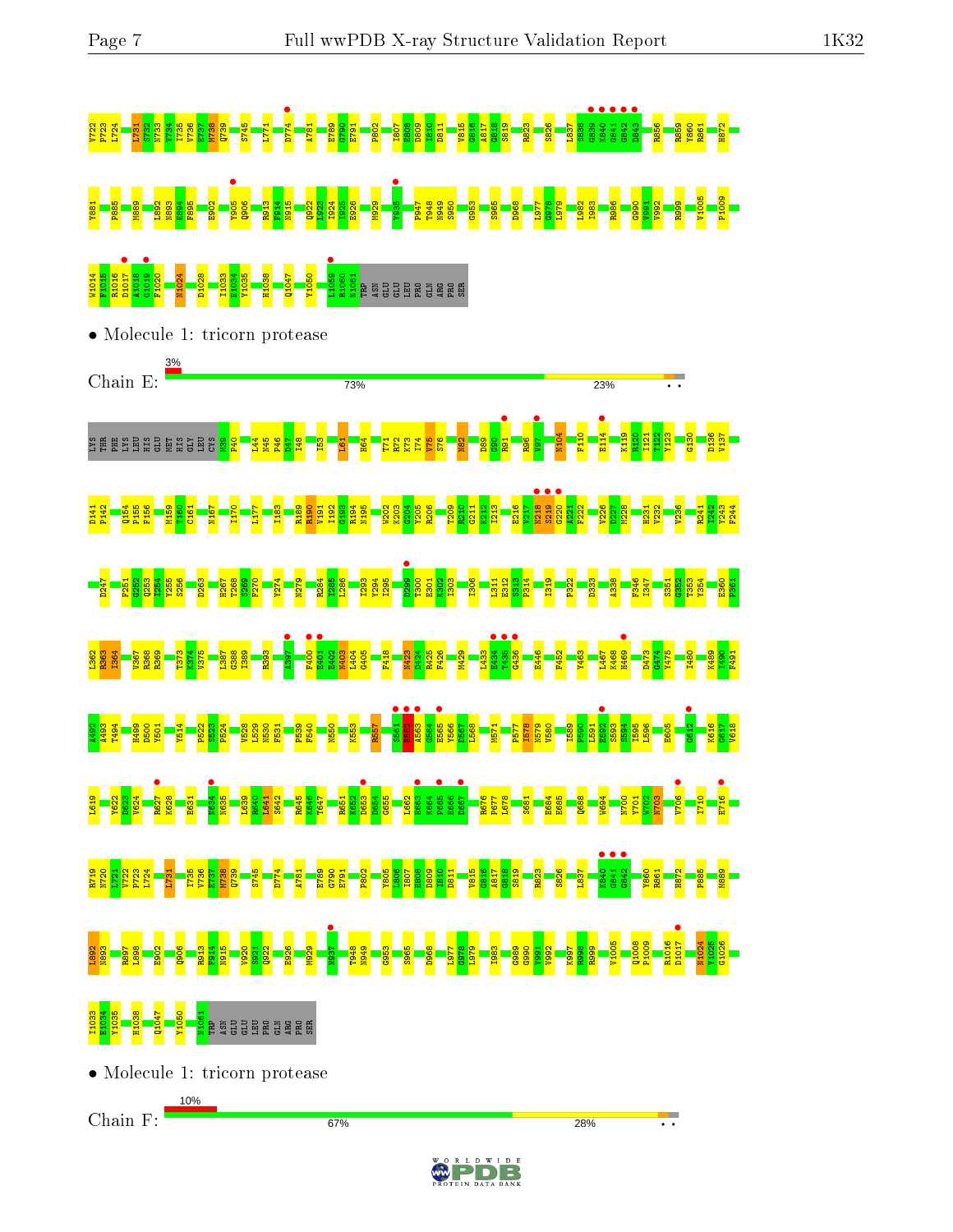V722
P723
L724
L731
S732
N733
V734
I735
V736
E737
M738
Q739
S745
L771
D774
A781
E789
G790
E791
P802
I807
E808
D809
I810
D811
V815
G816
A817
G818
S819
R823
S826
L837
S838
G839
K840
G841
G842
D843
R856
R859
Y860
R861
H872

Y881
P885
M889
L892
N893
E894
F895
E902
Y905
Q906
R913
F914
N915
Q922
L923
I924
I925
E926
M929
Y935
P947
T948
N949
S950
G953
S965
D968
L977
G978
L979
L982
I983
R986
G990
V991
V992
R999
V1005
P1009

V1014
F1015
D1017
A1018
G1019
F1020
N1024
D1028
I1033
E1034
Y1035
H1038
Q1047
Y1050
I1059
R1060
N1061
TRP
ASN
GLU
GLU
LEU
PRO
GLN
ARG
PRO
SER

- Molecule 1: tricorn protease

Chain E: 3% | 73% | 23%

LYS
THR
PHE
LYS
LEU
HIS
GLU
MET
HIS
GLY
LEU
CYS
M39
P40
L44
N45
F46
D47
I48
I53
L61
H64
T71
R72
K73
I74
V75
S76
M82
D89
G90
R91
R96
V97
N104
F110
E114
K119
R120
I121
T122
Y123
G130
D136
V137

D141
P142
Q154
P155
F156
M159
T160
C161
N167
I170
L177
I183
R189
R190
V191
I192
G193
R194
N195
W202
K203
G204
Y205
R206
T209
R210
G211
K212
I213
E216
V217
N218
S219
G220
A221
F222
V226
D227
M228
H231
V232
V236
R241
N242
Y243
F244

D247
F251
G252
Q253
I254
Y255
S256
D263
H267
T268
S269
F270
Y274
M279
R284
I285
L286
I293
Y294
I295
D299
T300
E301
K302
I303
I306
L311
E312
S313
P314
I319
P322
D333
A338
F346
I347
S351
G352
T353
Y354
E360
P361

L362
R363
I364
V367
R368
R369
T373
K374
V375
L387
G388
I389
R393
A397
F400
E401
E402
N403
L404
G405
F418
N423
D424
R425
F426
M429
L433
E434
T435
G436
E446
F452
Y463
L467
K468
H469
D473
G474
Y475
I480
K489
I490
F491

A492
A493
T494
H499
D500
V501
V514
P522
S523
P524
V528
L529
N530
F531
P539
F540
N550
K553
R557
S561
E562
A563
G564
E565
V566
D567
L568
M571
P577
I578
N579
V580
I589
P590
L591
E592
S593
S594
I595
L596
E605
G612
K616
G617
V618

L619
Y622
D623
V624
R627
K628
R631
N634
N635
L639
R640
L641
S642
R645
K646
T647
R651
K652
D653
D654
G655
L662
E663
K664
P665
R666
D667
R676
P677
L678
S681
E684
R685
Q688
W694
N700
Y701
W702
N703
V706
I710
E716

R719
N720
L721
P723
L724
L731
I735
V736
E737
M738
Q739
S745
D774
A781
E789
G790
E791
P802
Y805
L806
I807
E808
D809
I810
D811
V815
G816
A817
G818
S819
R823
S826
L837
K840
G841
G842
Y860
R861
H872
P885
M889

L892
N893
R897
L898
E902
Q906
R913
F914
N915
Y920
S921
Q922
E926
M929
N937
T948
N949
G953
S965
D968
L977
G978
L979
I983
G989
G990
Y991
V992
K997
R998
R999
V1005
Q1008
P1009
R1016
D1017
N1024
Y1025
G1026

I1033
E1034
Y1035
H1038
Q1047
Y1050
N1061
TRP
ASN
GLU
GLU
LEU
PRO
GLN
ARG
PRO
SER

- Molecule 1: tricorn protease

Chain F: 10% | 67% | 28%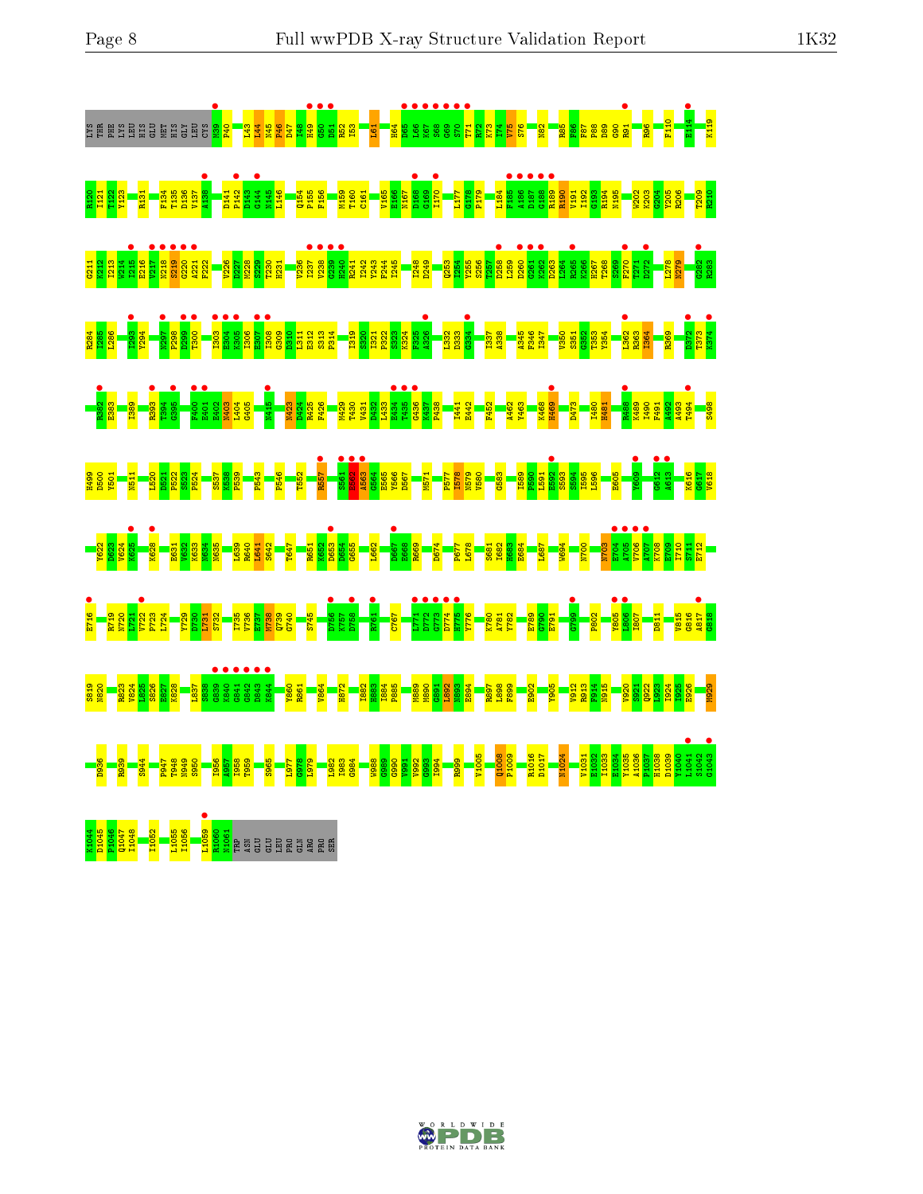LYS THR PHE LYS LEU HIS GLU MET HIS GLY LEU CYS M39 P40 L43 L44 N45 P46 D47 H48 H49 G50 D51 R52 I53 L61 H64 D65 L66 K67 S68 G69 S70 T71 R72 K73 I74 V75 S76 N82 R85 F86 F87 P88 D89 G90 R91 R96 F110 E114 K119

R120 I121 T122 Y123 R131 F134 T135 D136 V137 A138 D141 P142 D143 G144 N145 I146 Q154 P155 F156 M159 T160 C161 V165 E166 N167 D168 G169 I170 L177 G178 F179 L184 F185 A186 D187 G188 R189 R190 V191 I192 G193 R194 N195 W202 K203 G204 V205 R206 T209 R210

G211 V212 T213 W214 I215 E216 V217 N218 S219 G220 A221 F222 V226 D227 M228 S229 T230 H231 V236 I237 V238 G239 H240 R241 I242 V243 F244 I245 I248 D249 Q253 Y254 Y255 S256 T257 D258 L259 D260 G261 K262 D263 L264 R265 K266 H267 T268 S269 F270 T271 D272 I278 N279 G282 R283

R284 I285 L286 I293 V294 N297 P298 D299 T300 I303 E304 K305 I306 E307 I308 G309 D310 L311 E312 S313 P314 I319 S320 I321 P322 S323 K324 F325 A326 L332 D333 G334 I337 A338 A345 F346 I347 V350 S351 G352 T353 Y354 L362 R363 I364 R369 D372 T373 K374

R382 E383 I389 R393 T394 G395 F400 E401 E402 N403 L404 G405 S415 N423 D424 R425 F426 N429 T430 V431 D432 L433 E434 T435 G436 K437 P438 I441 E442 F452 A462 Y463 K468 H469 D473 I480 H481 R488 K489 I490 F491 A492 T494 S498

H499 D500 Y501 N511 L520 D521 P522 S523 P524 S537 K538 P539 P543 P546 T552 R557 S561 F562 A563 G564 E565 Y566 D567 M571 P577 I578 N579 V580 G583 I589 F590 L591 E592 S593 S594 I595 L596 E605 Y609 Q612 A613 K616 G617 V618

Y622 D623 V624 M625 K628 E631 V632 K633 N634 N635 L639 R640 L641 S642 T647 R651 K652 D653 D654 G655 L662 D667 E668 R669 D674 P677 L678 S681 I682 H683 E684 L687 W694 N700 N703 E704 A705 V706 A707 K708 E709 I710 S711 E712

E716 R719 N720 L721 V722 P723 L724 Y729 D730 L731 S732 I735 V736 E737 N738 Q739 G740 S745 D756 K757 D758 R761 C767 L771 D772 G773 D774 H775 Y776 K780 A781 Y782 E789 G790 E791 G799 P802 Y805 L806 I807 D811 V815 G816 A817 G818

S819 N820 R823 V824 I825 S826 E827 K828 L837 S838 G839 K840 G841 G842 D843 N844 Y860 R861 V864 H872 I882 H883 I884 P885 M889 M890 G891 L892 R893 E894 R897 L898 F899 E902 Y905 V912 R913 F914 N915 V920 S921 Q922 L923 I924 I925 E926 M929

D936 R939 S944 P947 T948 N949 S950 I956 A957 I958 T959 S965 L977 G978 L979 L982 I983 G984 W988 G989 G990 V991 V992 G993 I994 R999 V1005 Q1008 P1009 R1016 D1017 N1024 V1031 E1032 I1033 E1034 Y1035 A1036 P1037 N1038 D1039 V1040 L1041 S1042 G1043

K1044 D1045 P1046 Q1047 I1048 I1052 L1055 I1056 L1059 R1060 N1061 TRP ASN GLU GLU LEU PRO GLN ARG PRO SER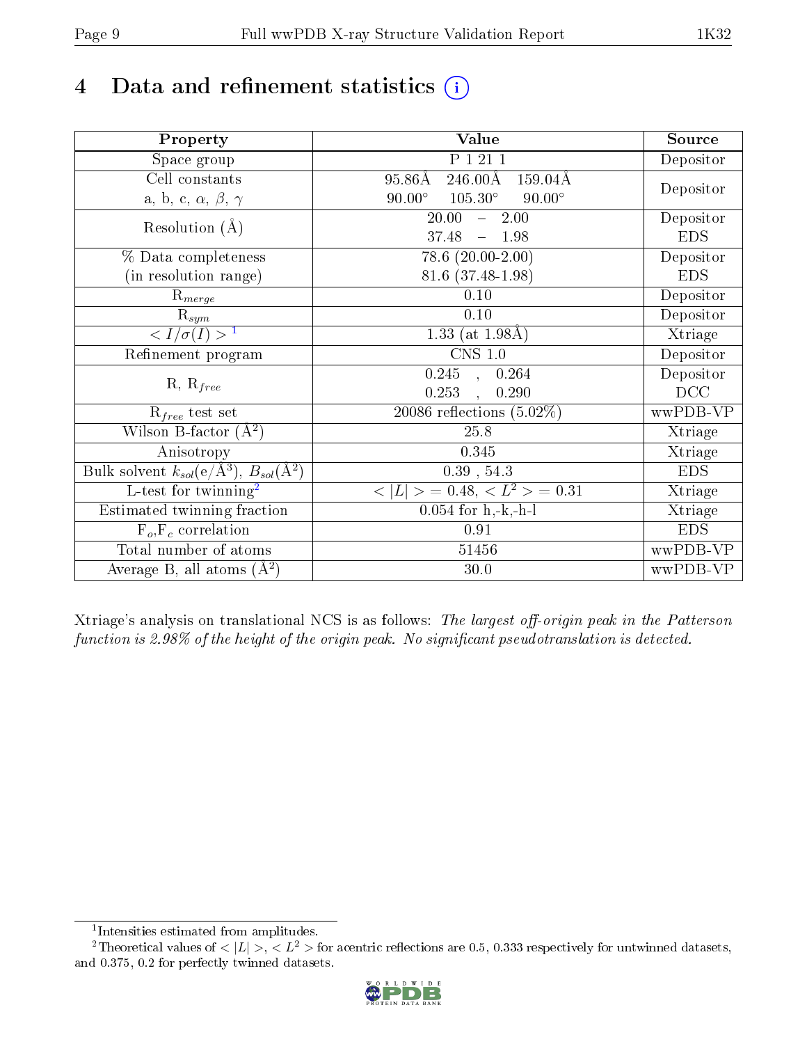# 4 Data and refinement statistics (i)

| Property | Value | Source |
|---|---|---|
| Space group | P 1 21 1 | Depositor |
| Cell constants<br>a, b, c, $\alpha$, $\beta$, $\gamma$ | 95.86Å 246.00Å 159.04Å<br>90.00° 105.30° 90.00° | Depositor |
| Resolution (Å) | 20.00 – 2.00<br>37.48 – 1.98 | Depositor<br>EDS |
| % Data completeness<br>(in resolution range) | 78.6 (20.00-2.00)<br>81.6 (37.48-1.98) | Depositor<br>EDS |
| $R_{merge}$ | 0.10 | Depositor |
| $R_{sym}$ | 0.10 | Depositor |
| $< I/\sigma(I) >$ [1] | 1.33 (at 1.98Å) | Xtriage |
| Refinement program | CNS 1.0 | Depositor |
| R, $R_{free}$ | 0.245 , 0.264<br>0.253 , 0.290 | Depositor<br>DCC |
| $R_{free}$ test set | 20086 reflections (5.02%) | wwPDB-VP |
| Wilson B-factor (Å$^2$) | 25.8 | Xtriage |
| Anisotropy | 0.345 | Xtriage |
| Bulk solvent $k_{sol}$(e/Å$^3$), $B_{sol}$(Å$^2$) | 0.39 , 54.3 | EDS |
| L-test for twinning[2] | $< \|L\| >$ = 0.48, $< L^2 >$ = 0.31 | Xtriage |
| Estimated twinning fraction | 0.054 for h,-k,-h-l | Xtriage |
| $F_o$,$F_c$ correlation | 0.91 | EDS |
| Total number of atoms | 51456 | wwPDB-VP |
| Average B, all atoms (Å$^2$) | 30.0 | wwPDB-VP |

Xtriage's analysis on translational NCS is as follows: *The largest off-origin peak in the Patterson function is 2.98% of the height of the origin peak. No significant pseudotranslation is detected.*

[1] Intensities estimated from amplitudes.

[2] Theoretical values of $< |L| >$, $< L^2 >$ for acentric reflections are 0.5, 0.333 respectively for untwinned datasets, and 0.375, 0.2 for perfectly twinned datasets.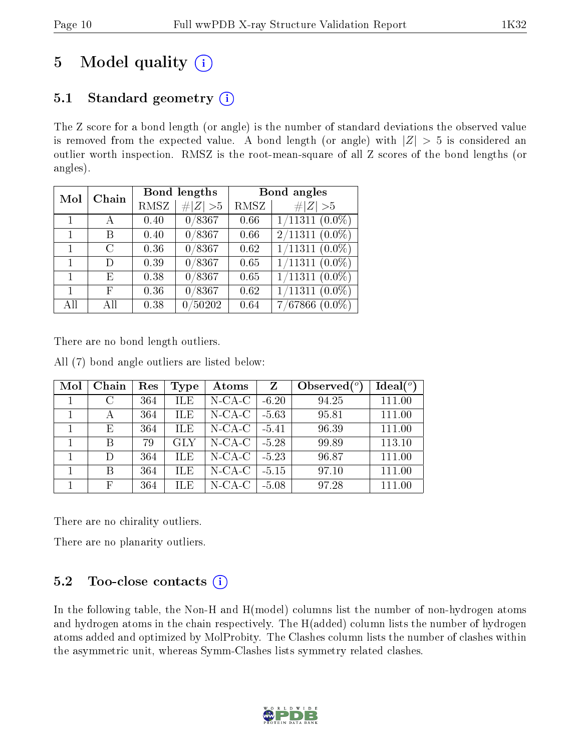# 5 Model quality

## 5.1 Standard geometry

The Z score for a bond length (or angle) is the number of standard deviations the observed value is removed from the expected value. A bond length (or angle) with $|Z| > 5$ is considered an outlier worth inspection. RMSZ is the root-mean-square of all Z scores of the bond lengths (or angles).

| Mol | Chain | Bond lengths | | Bond angles | |
|---|---|---|---|---|---|
| | | RMSZ | #$\|Z\|$ >5 | RMSZ | #$\|Z\|$ >5 |
| 1 | A | 0.40 | 0/8367 | 0.66 | 1/11311 (0.0%) |
| 1 | B | 0.40 | 0/8367 | 0.66 | 2/11311 (0.0%) |
| 1 | C | 0.36 | 0/8367 | 0.62 | 1/11311 (0.0%) |
| 1 | D | 0.39 | 0/8367 | 0.65 | 1/11311 (0.0%) |
| 1 | E | 0.38 | 0/8367 | 0.65 | 1/11311 (0.0%) |
| 1 | F | 0.36 | 0/8367 | 0.62 | 1/11311 (0.0%) |
| All | All | 0.38 | 0/50202 | 0.64 | 7/67866 (0.0%) |

There are no bond length outliers.

All (7) bond angle outliers are listed below:

| Mol | Chain | Res | Type | Atoms | Z | Observed(°) | Ideal(°) |
|---|---|---|---|---|---|---|---|
| 1 | C | 364 | ILE | N-CA-C | -6.20 | 94.25 | 111.00 |
| 1 | A | 364 | ILE | N-CA-C | -5.63 | 95.81 | 111.00 |
| 1 | E | 364 | ILE | N-CA-C | -5.41 | 96.39 | 111.00 |
| 1 | B | 79 | GLY | N-CA-C | -5.28 | 99.89 | 113.10 |
| 1 | D | 364 | ILE | N-CA-C | -5.23 | 96.87 | 111.00 |
| 1 | B | 364 | ILE | N-CA-C | -5.15 | 97.10 | 111.00 |
| 1 | F | 364 | ILE | N-CA-C | -5.08 | 97.28 | 111.00 |

There are no chirality outliers.

There are no planarity outliers.

## 5.2 Too-close contacts

In the following table, the Non-H and H(model) columns list the number of non-hydrogen atoms and hydrogen atoms in the chain respectively. The H(added) column lists the number of hydrogen atoms added and optimized by MolProbity. The Clashes column lists the number of clashes within the asymmetric unit, whereas Symm-Clashes lists symmetry related clashes.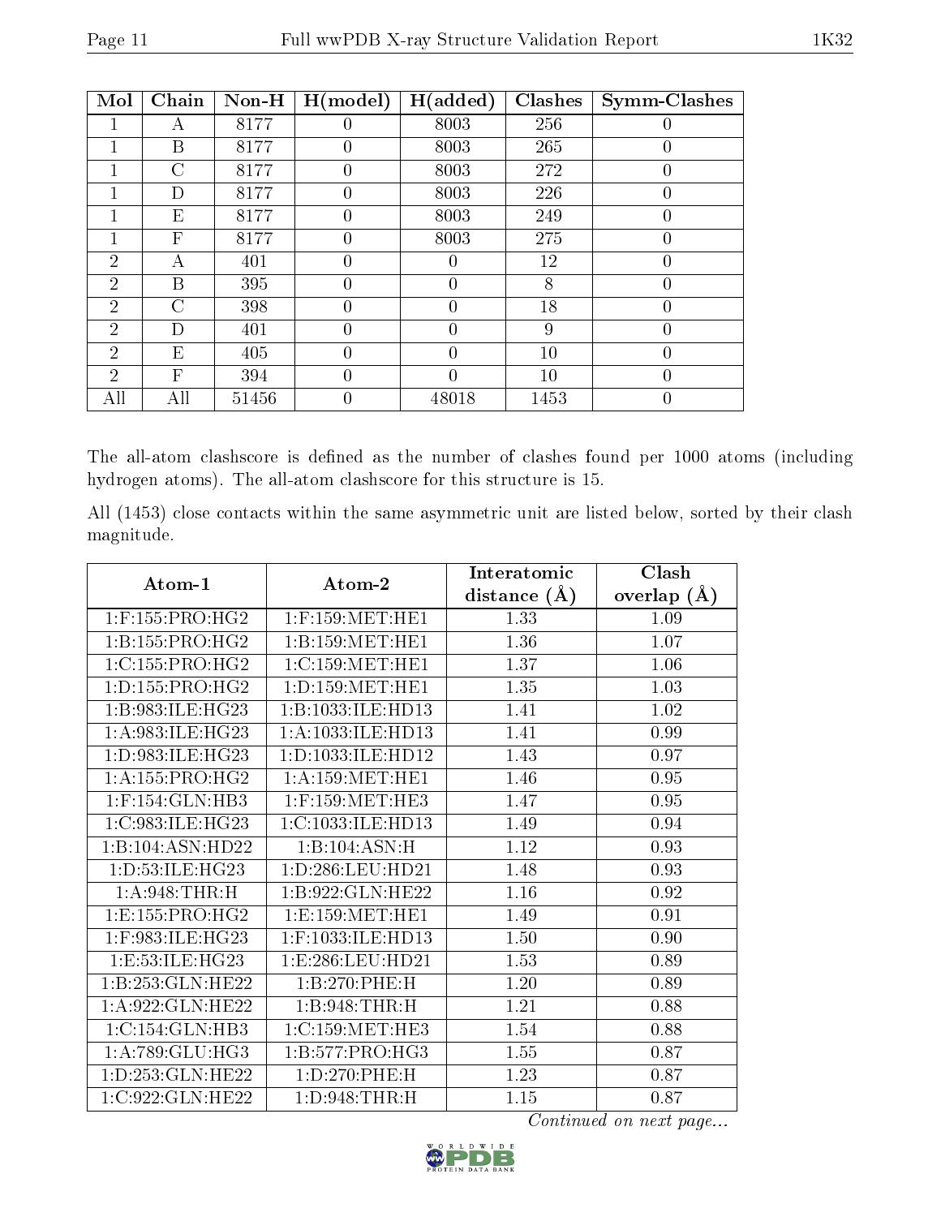| Mol | Chain | Non-H | H(model) | H(added) | Clashes | Symm-Clashes |
| --- | --- | --- | --- | --- | --- | --- |
| 1 | A | 8177 | 0 | 8003 | 256 | 0 |
| 1 | B | 8177 | 0 | 8003 | 265 | 0 |
| 1 | C | 8177 | 0 | 8003 | 272 | 0 |
| 1 | D | 8177 | 0 | 8003 | 226 | 0 |
| 1 | E | 8177 | 0 | 8003 | 249 | 0 |
| 1 | F | 8177 | 0 | 8003 | 275 | 0 |
| 2 | A | 401 | 0 | 0 | 12 | 0 |
| 2 | B | 395 | 0 | 0 | 8 | 0 |
| 2 | C | 398 | 0 | 0 | 18 | 0 |
| 2 | D | 401 | 0 | 0 | 9 | 0 |
| 2 | E | 405 | 0 | 0 | 10 | 0 |
| 2 | F | 394 | 0 | 0 | 10 | 0 |
| All | All | 51456 | 0 | 48018 | 1453 | 0 |

The all-atom clashscore is defined as the number of clashes found per 1000 atoms (including hydrogen atoms). The all-atom clashscore for this structure is 15.

All (1453) close contacts within the same asymmetric unit are listed below, sorted by their clash magnitude.

| Atom-1 | Atom-2 | Interatomic distance (Å) | Clash overlap (Å) |
| --- | --- | --- | --- |
| 1:F:155:PRO:HG2 | 1:F:159:MET:HE1 | 1.33 | 1.09 |
| 1:B:155:PRO:HG2 | 1:B:159:MET:HE1 | 1.36 | 1.07 |
| 1:C:155:PRO:HG2 | 1:C:159:MET:HE1 | 1.37 | 1.06 |
| 1:D:155:PRO:HG2 | 1:D:159:MET:HE1 | 1.35 | 1.03 |
| 1:B:983:ILE:HG23 | 1:B:1033:ILE:HD13 | 1.41 | 1.02 |
| 1:A:983:ILE:HG23 | 1:A:1033:ILE:HD13 | 1.41 | 0.99 |
| 1:D:983:ILE:HG23 | 1:D:1033:ILE:HD12 | 1.43 | 0.97 |
| 1:A:155:PRO:HG2 | 1:A:159:MET:HE1 | 1.46 | 0.95 |
| 1:F:154:GLN:HB3 | 1:F:159:MET:HE3 | 1.47 | 0.95 |
| 1:C:983:ILE:HG23 | 1:C:1033:ILE:HD13 | 1.49 | 0.94 |
| 1:B:104:ASN:HD22 | 1:B:104:ASN:H | 1.12 | 0.93 |
| 1:D:53:ILE:HG23 | 1:D:286:LEU:HD21 | 1.48 | 0.93 |
| 1:A:948:THR:H | 1:B:922:GLN:HE22 | 1.16 | 0.92 |
| 1:E:155:PRO:HG2 | 1:E:159:MET:HE1 | 1.49 | 0.91 |
| 1:F:983:ILE:HG23 | 1:F:1033:ILE:HD13 | 1.50 | 0.90 |
| 1:E:53:ILE:HG23 | 1:E:286:LEU:HD21 | 1.53 | 0.89 |
| 1:B:253:GLN:HE22 | 1:B:270:PHE:H | 1.20 | 0.89 |
| 1:A:922:GLN:HE22 | 1:B:948:THR:H | 1.21 | 0.88 |
| 1:C:154:GLN:HB3 | 1:C:159:MET:HE3 | 1.54 | 0.88 |
| 1:A:789:GLU:HG3 | 1:B:577:PRO:HG3 | 1.55 | 0.87 |
| 1:D:253:GLN:HE22 | 1:D:270:PHE:H | 1.23 | 0.87 |
| 1:C:922:GLN:HE22 | 1:D:948:THR:H | 1.15 | 0.87 |

*Continued on next page...*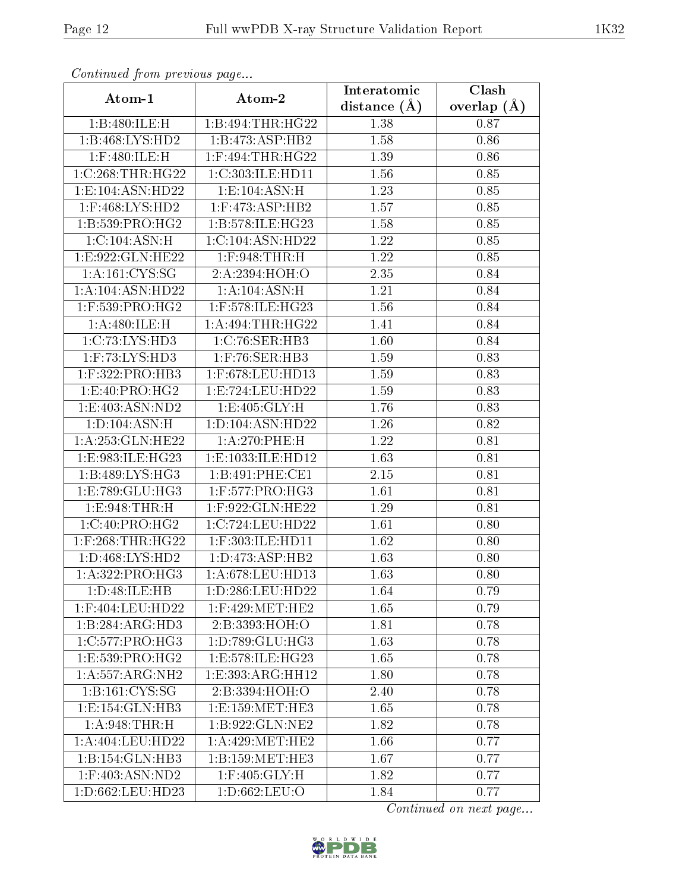*Continued from previous page...*

| Atom-1 | Atom-2 | Interatomic distance (Å) | Clash overlap (Å) |
|---|---|---|---|
| 1:B:480:ILE:H | 1:B:494:THR:HG22 | 1.38 | 0.87 |
| 1:B:468:LYS:HD2 | 1:B:473:ASP:HB2 | 1.58 | 0.86 |
| 1:F:480:ILE:H | 1:F:494:THR:HG22 | 1.39 | 0.86 |
| 1:C:268:THR:HG22 | 1:C:303:ILE:HD11 | 1.56 | 0.85 |
| 1:E:104:ASN:HD22 | 1:E:104:ASN:H | 1.23 | 0.85 |
| 1:F:468:LYS:HD2 | 1:F:473:ASP:HB2 | 1.57 | 0.85 |
| 1:B:539:PRO:HG2 | 1:B:578:ILE:HG23 | 1.58 | 0.85 |
| 1:C:104:ASN:H | 1:C:104:ASN:HD22 | 1.22 | 0.85 |
| 1:E:922:GLN:HE22 | 1:F:948:THR:H | 1.22 | 0.85 |
| 1:A:161:CYS:SG | 2:A:2394:HOH:O | 2.35 | 0.84 |
| 1:A:104:ASN:HD22 | 1:A:104:ASN:H | 1.21 | 0.84 |
| 1:F:539:PRO:HG2 | 1:F:578:ILE:HG23 | 1.56 | 0.84 |
| 1:A:480:ILE:H | 1:A:494:THR:HG22 | 1.41 | 0.84 |
| 1:C:73:LYS:HD3 | 1:C:76:SER:HB3 | 1.60 | 0.84 |
| 1:F:73:LYS:HD3 | 1:F:76:SER:HB3 | 1.59 | 0.83 |
| 1:F:322:PRO:HB3 | 1:F:678:LEU:HD13 | 1.59 | 0.83 |
| 1:E:40:PRO:HG2 | 1:E:724:LEU:HD22 | 1.59 | 0.83 |
| 1:E:403:ASN:ND2 | 1:E:405:GLY:H | 1.76 | 0.83 |
| 1:D:104:ASN:H | 1:D:104:ASN:HD22 | 1.26 | 0.82 |
| 1:A:253:GLN:HE22 | 1:A:270:PHE:H | 1.22 | 0.81 |
| 1:E:983:ILE:HG23 | 1:E:1033:ILE:HD12 | 1.63 | 0.81 |
| 1:B:489:LYS:HG3 | 1:B:491:PHE:CE1 | 2.15 | 0.81 |
| 1:E:789:GLU:HG3 | 1:F:577:PRO:HG3 | 1.61 | 0.81 |
| 1:E:948:THR:H | 1:F:922:GLN:HE22 | 1.29 | 0.81 |
| 1:C:40:PRO:HG2 | 1:C:724:LEU:HD22 | 1.61 | 0.80 |
| 1:F:268:THR:HG22 | 1:F:303:ILE:HD11 | 1.62 | 0.80 |
| 1:D:468:LYS:HD2 | 1:D:473:ASP:HB2 | 1.63 | 0.80 |
| 1:A:322:PRO:HG3 | 1:A:678:LEU:HD13 | 1.63 | 0.80 |
| 1:D:48:ILE:HB | 1:D:286:LEU:HD22 | 1.64 | 0.79 |
| 1:F:404:LEU:HD22 | 1:F:429:MET:HE2 | 1.65 | 0.79 |
| 1:B:284:ARG:HD3 | 2:B:3393:HOH:O | 1.81 | 0.78 |
| 1:C:577:PRO:HG3 | 1:D:789:GLU:HG3 | 1.63 | 0.78 |
| 1:E:539:PRO:HG2 | 1:E:578:ILE:HG23 | 1.65 | 0.78 |
| 1:A:557:ARG:NH2 | 1:E:393:ARG:HH12 | 1.80 | 0.78 |
| 1:B:161:CYS:SG | 2:B:3394:HOH:O | 2.40 | 0.78 |
| 1:E:154:GLN:HB3 | 1:E:159:MET:HE3 | 1.65 | 0.78 |
| 1:A:948:THR:H | 1:B:922:GLN:NE2 | 1.82 | 0.78 |
| 1:A:404:LEU:HD22 | 1:A:429:MET:HE2 | 1.66 | 0.77 |
| 1:B:154:GLN:HB3 | 1:B:159:MET:HE3 | 1.67 | 0.77 |
| 1:F:403:ASN:ND2 | 1:F:405:GLY:H | 1.82 | 0.77 |
| 1:D:662:LEU:HD23 | 1:D:662:LEU:O | 1.84 | 0.77 |

*Continued on next page...*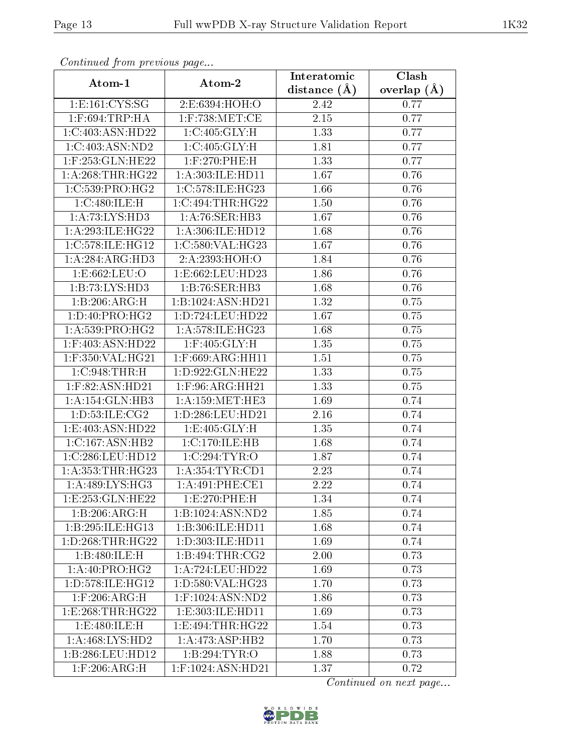*Continued from previous page...*

| Atom-1 | Atom-2 | Interatomic distance (Å) | Clash overlap (Å) |
|---|---|---|---|
| 1:E:161:CYS:SG | 2:E:6394:HOH:O | 2.42 | 0.77 |
| 1:F:694:TRP:HA | 1:F:738:MET:CE | 2.15 | 0.77 |
| 1:C:403:ASN:HD22 | 1:C:405:GLY:H | 1.33 | 0.77 |
| 1:C:403:ASN:ND2 | 1:C:405:GLY:H | 1.81 | 0.77 |
| 1:F:253:GLN:HE22 | 1:F:270:PHE:H | 1.33 | 0.77 |
| 1:A:268:THR:HG22 | 1:A:303:ILE:HD11 | 1.67 | 0.76 |
| 1:C:539:PRO:HG2 | 1:C:578:ILE:HG23 | 1.66 | 0.76 |
| 1:C:480:ILE:H | 1:C:494:THR:HG22 | 1.50 | 0.76 |
| 1:A:73:LYS:HD3 | 1:A:76:SER:HB3 | 1.67 | 0.76 |
| 1:A:293:ILE:HG22 | 1:A:306:ILE:HD12 | 1.68 | 0.76 |
| 1:C:578:ILE:HG12 | 1:C:580:VAL:HG23 | 1.67 | 0.76 |
| 1:A:284:ARG:HD3 | 2:A:2393:HOH:O | 1.84 | 0.76 |
| 1:E:662:LEU:O | 1:E:662:LEU:HD23 | 1.86 | 0.76 |
| 1:B:73:LYS:HD3 | 1:B:76:SER:HB3 | 1.68 | 0.76 |
| 1:B:206:ARG:H | 1:B:1024:ASN:HD21 | 1.32 | 0.75 |
| 1:D:40:PRO:HG2 | 1:D:724:LEU:HD22 | 1.67 | 0.75 |
| 1:A:539:PRO:HG2 | 1:A:578:ILE:HG23 | 1.68 | 0.75 |
| 1:F:403:ASN:HD22 | 1:F:405:GLY:H | 1.35 | 0.75 |
| 1:F:350:VAL:HG21 | 1:F:669:ARG:HH11 | 1.51 | 0.75 |
| 1:C:948:THR:H | 1:D:922:GLN:HE22 | 1.33 | 0.75 |
| 1:F:82:ASN:HD21 | 1:F:96:ARG:HH21 | 1.33 | 0.75 |
| 1:A:154:GLN:HB3 | 1:A:159:MET:HE3 | 1.69 | 0.74 |
| 1:D:53:ILE:CG2 | 1:D:286:LEU:HD21 | 2.16 | 0.74 |
| 1:E:403:ASN:HD22 | 1:E:405:GLY:H | 1.35 | 0.74 |
| 1:C:167:ASN:HB2 | 1:C:170:ILE:HB | 1.68 | 0.74 |
| 1:C:286:LEU:HD12 | 1:C:294:TYR:O | 1.87 | 0.74 |
| 1:A:353:THR:HG23 | 1:A:354:TYR:CD1 | 2.23 | 0.74 |
| 1:A:489:LYS:HG3 | 1:A:491:PHE:CE1 | 2.22 | 0.74 |
| 1:E:253:GLN:HE22 | 1:E:270:PHE:H | 1.34 | 0.74 |
| 1:B:206:ARG:H | 1:B:1024:ASN:ND2 | 1.85 | 0.74 |
| 1:B:295:ILE:HG13 | 1:B:306:ILE:HD11 | 1.68 | 0.74 |
| 1:D:268:THR:HG22 | 1:D:303:ILE:HD11 | 1.69 | 0.74 |
| 1:B:480:ILE:H | 1:B:494:THR:CG2 | 2.00 | 0.73 |
| 1:A:40:PRO:HG2 | 1:A:724:LEU:HD22 | 1.69 | 0.73 |
| 1:D:578:ILE:HG12 | 1:D:580:VAL:HG23 | 1.70 | 0.73 |
| 1:F:206:ARG:H | 1:F:1024:ASN:ND2 | 1.86 | 0.73 |
| 1:E:268:THR:HG22 | 1:E:303:ILE:HD11 | 1.69 | 0.73 |
| 1:E:480:ILE:H | 1:E:494:THR:HG22 | 1.54 | 0.73 |
| 1:A:468:LYS:HD2 | 1:A:473:ASP:HB2 | 1.70 | 0.73 |
| 1:B:286:LEU:HD12 | 1:B:294:TYR:O | 1.88 | 0.73 |
| 1:F:206:ARG:H | 1:F:1024:ASN:HD21 | 1.37 | 0.72 |

*Continued on next page...*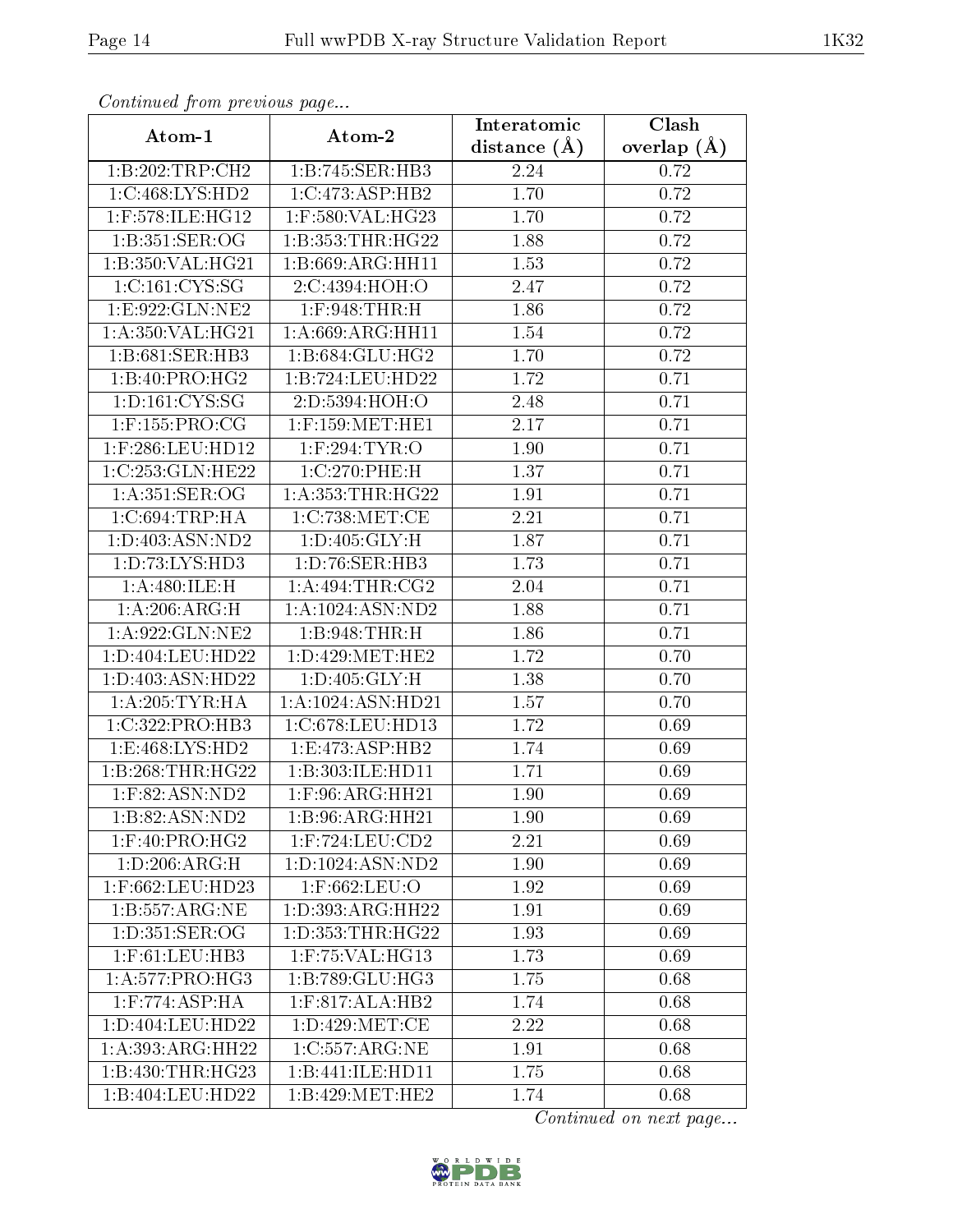*Continued from previous page...*

| Atom-1 | Atom-2 | Interatomic distance (Å) | Clash overlap (Å) |
|---|---|---|---|
| 1:B:202:TRP:CH2 | 1:B:745:SER:HB3 | 2.24 | 0.72 |
| 1:C:468:LYS:HD2 | 1:C:473:ASP:HB2 | 1.70 | 0.72 |
| 1:F:578:ILE:HG12 | 1:F:580:VAL:HG23 | 1.70 | 0.72 |
| 1:B:351:SER:OG | 1:B:353:THR:HG22 | 1.88 | 0.72 |
| 1:B:350:VAL:HG21 | 1:B:669:ARG:HH11 | 1.53 | 0.72 |
| 1:C:161:CYS:SG | 2:C:4394:HOH:O | 2.47 | 0.72 |
| 1:E:922:GLN:NE2 | 1:F:948:THR:H | 1.86 | 0.72 |
| 1:A:350:VAL:HG21 | 1:A:669:ARG:HH11 | 1.54 | 0.72 |
| 1:B:681:SER:HB3 | 1:B:684:GLU:HG2 | 1.70 | 0.72 |
| 1:B:40:PRO:HG2 | 1:B:724:LEU:HD22 | 1.72 | 0.71 |
| 1:D:161:CYS:SG | 2:D:5394:HOH:O | 2.48 | 0.71 |
| 1:F:155:PRO:CG | 1:F:159:MET:HE1 | 2.17 | 0.71 |
| 1:F:286:LEU:HD12 | 1:F:294:TYR:O | 1.90 | 0.71 |
| 1:C:253:GLN:HE22 | 1:C:270:PHE:H | 1.37 | 0.71 |
| 1:A:351:SER:OG | 1:A:353:THR:HG22 | 1.91 | 0.71 |
| 1:C:694:TRP:HA | 1:C:738:MET:CE | 2.21 | 0.71 |
| 1:D:403:ASN:ND2 | 1:D:405:GLY:H | 1.87 | 0.71 |
| 1:D:73:LYS:HD3 | 1:D:76:SER:HB3 | 1.73 | 0.71 |
| 1:A:480:ILE:H | 1:A:494:THR:CG2 | 2.04 | 0.71 |
| 1:A:206:ARG:H | 1:A:1024:ASN:ND2 | 1.88 | 0.71 |
| 1:A:922:GLN:NE2 | 1:B:948:THR:H | 1.86 | 0.71 |
| 1:D:404:LEU:HD22 | 1:D:429:MET:HE2 | 1.72 | 0.70 |
| 1:D:403:ASN:HD22 | 1:D:405:GLY:H | 1.38 | 0.70 |
| 1:A:205:TYR:HA | 1:A:1024:ASN:HD21 | 1.57 | 0.70 |
| 1:C:322:PRO:HB3 | 1:C:678:LEU:HD13 | 1.72 | 0.69 |
| 1:E:468:LYS:HD2 | 1:E:473:ASP:HB2 | 1.74 | 0.69 |
| 1:B:268:THR:HG22 | 1:B:303:ILE:HD11 | 1.71 | 0.69 |
| 1:F:82:ASN:ND2 | 1:F:96:ARG:HH21 | 1.90 | 0.69 |
| 1:B:82:ASN:ND2 | 1:B:96:ARG:HH21 | 1.90 | 0.69 |
| 1:F:40:PRO:HG2 | 1:F:724:LEU:CD2 | 2.21 | 0.69 |
| 1:D:206:ARG:H | 1:D:1024:ASN:ND2 | 1.90 | 0.69 |
| 1:F:662:LEU:HD23 | 1:F:662:LEU:O | 1.92 | 0.69 |
| 1:B:557:ARG:NE | 1:D:393:ARG:HH22 | 1.91 | 0.69 |
| 1:D:351:SER:OG | 1:D:353:THR:HG22 | 1.93 | 0.69 |
| 1:F:61:LEU:HB3 | 1:F:75:VAL:HG13 | 1.73 | 0.69 |
| 1:A:577:PRO:HG3 | 1:B:789:GLU:HG3 | 1.75 | 0.68 |
| 1:F:774:ASP:HA | 1:F:817:ALA:HB2 | 1.74 | 0.68 |
| 1:D:404:LEU:HD22 | 1:D:429:MET:CE | 2.22 | 0.68 |
| 1:A:393:ARG:HH22 | 1:C:557:ARG:NE | 1.91 | 0.68 |
| 1:B:430:THR:HG23 | 1:B:441:ILE:HD11 | 1.75 | 0.68 |
| 1:B:404:LEU:HD22 | 1:B:429:MET:HE2 | 1.74 | 0.68 |

*Continued on next page...*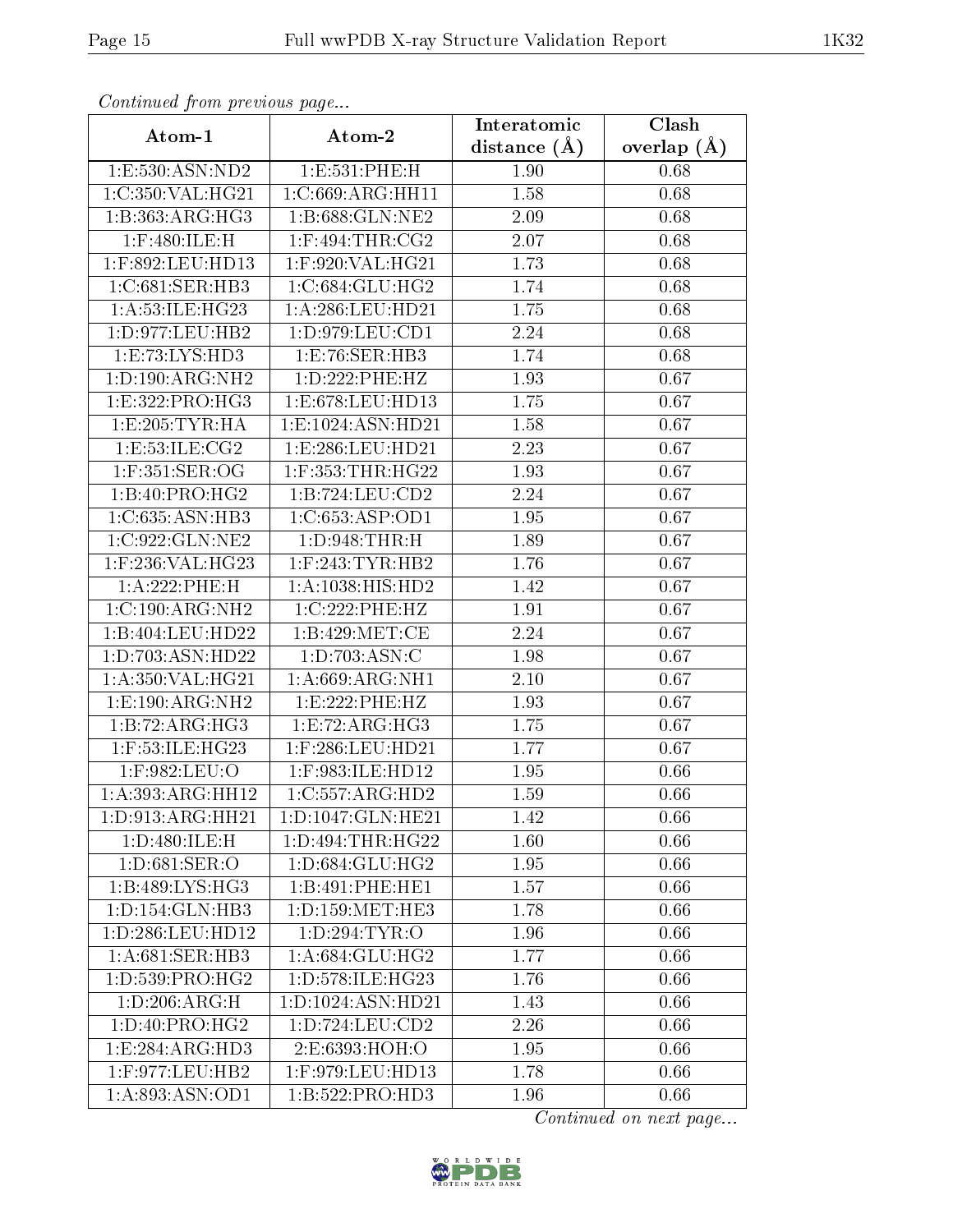*Continued from previous page...*

| Atom-1 | Atom-2 | Interatomic distance (Å) | Clash overlap (Å) |
|---|---|---|---|
| 1:E:530:ASN:ND2 | 1:E:531:PHE:H | 1.90 | 0.68 |
| 1:C:350:VAL:HG21 | 1:C:669:ARG:HH11 | 1.58 | 0.68 |
| 1:B:363:ARG:HG3 | 1:B:688:GLN:NE2 | 2.09 | 0.68 |
| 1:F:480:ILE:H | 1:F:494:THR:CG2 | 2.07 | 0.68 |
| 1:F:892:LEU:HD13 | 1:F:920:VAL:HG21 | 1.73 | 0.68 |
| 1:C:681:SER:HB3 | 1:C:684:GLU:HG2 | 1.74 | 0.68 |
| 1:A:53:ILE:HG23 | 1:A:286:LEU:HD21 | 1.75 | 0.68 |
| 1:D:977:LEU:HB2 | 1:D:979:LEU:CD1 | 2.24 | 0.68 |
| 1:E:73:LYS:HD3 | 1:E:76:SER:HB3 | 1.74 | 0.68 |
| 1:D:190:ARG:NH2 | 1:D:222:PHE:HZ | 1.93 | 0.67 |
| 1:E:322:PRO:HG3 | 1:E:678:LEU:HD13 | 1.75 | 0.67 |
| 1:E:205:TYR:HA | 1:E:1024:ASN:HD21 | 1.58 | 0.67 |
| 1:E:53:ILE:CG2 | 1:E:286:LEU:HD21 | 2.23 | 0.67 |
| 1:F:351:SER:OG | 1:F:353:THR:HG22 | 1.93 | 0.67 |
| 1:B:40:PRO:HG2 | 1:B:724:LEU:CD2 | 2.24 | 0.67 |
| 1:C:635:ASN:HB3 | 1:C:653:ASP:OD1 | 1.95 | 0.67 |
| 1:C:922:GLN:NE2 | 1:D:948:THR:H | 1.89 | 0.67 |
| 1:F:236:VAL:HG23 | 1:F:243:TYR:HB2 | 1.76 | 0.67 |
| 1:A:222:PHE:H | 1:A:1038:HIS:HD2 | 1.42 | 0.67 |
| 1:C:190:ARG:NH2 | 1:C:222:PHE:HZ | 1.91 | 0.67 |
| 1:B:404:LEU:HD22 | 1:B:429:MET:CE | 2.24 | 0.67 |
| 1:D:703:ASN:HD22 | 1:D:703:ASN:C | 1.98 | 0.67 |
| 1:A:350:VAL:HG21 | 1:A:669:ARG:NH1 | 2.10 | 0.67 |
| 1:E:190:ARG:NH2 | 1:E:222:PHE:HZ | 1.93 | 0.67 |
| 1:B:72:ARG:HG3 | 1:E:72:ARG:HG3 | 1.75 | 0.67 |
| 1:F:53:ILE:HG23 | 1:F:286:LEU:HD21 | 1.77 | 0.67 |
| 1:F:982:LEU:O | 1:F:983:ILE:HD12 | 1.95 | 0.66 |
| 1:A:393:ARG:HH12 | 1:C:557:ARG:HD2 | 1.59 | 0.66 |
| 1:D:913:ARG:HH21 | 1:D:1047:GLN:HE21 | 1.42 | 0.66 |
| 1:D:480:ILE:H | 1:D:494:THR:HG22 | 1.60 | 0.66 |
| 1:D:681:SER:O | 1:D:684:GLU:HG2 | 1.95 | 0.66 |
| 1:B:489:LYS:HG3 | 1:B:491:PHE:HE1 | 1.57 | 0.66 |
| 1:D:154:GLN:HB3 | 1:D:159:MET:HE3 | 1.78 | 0.66 |
| 1:D:286:LEU:HD12 | 1:D:294:TYR:O | 1.96 | 0.66 |
| 1:A:681:SER:HB3 | 1:A:684:GLU:HG2 | 1.77 | 0.66 |
| 1:D:539:PRO:HG2 | 1:D:578:ILE:HG23 | 1.76 | 0.66 |
| 1:D:206:ARG:H | 1:D:1024:ASN:HD21 | 1.43 | 0.66 |
| 1:D:40:PRO:HG2 | 1:D:724:LEU:CD2 | 2.26 | 0.66 |
| 1:E:284:ARG:HD3 | 2:E:6393:HOH:O | 1.95 | 0.66 |
| 1:F:977:LEU:HB2 | 1:F:979:LEU:HD13 | 1.78 | 0.66 |
| 1:A:893:ASN:OD1 | 1:B:522:PRO:HD3 | 1.96 | 0.66 |

*Continued on next page...*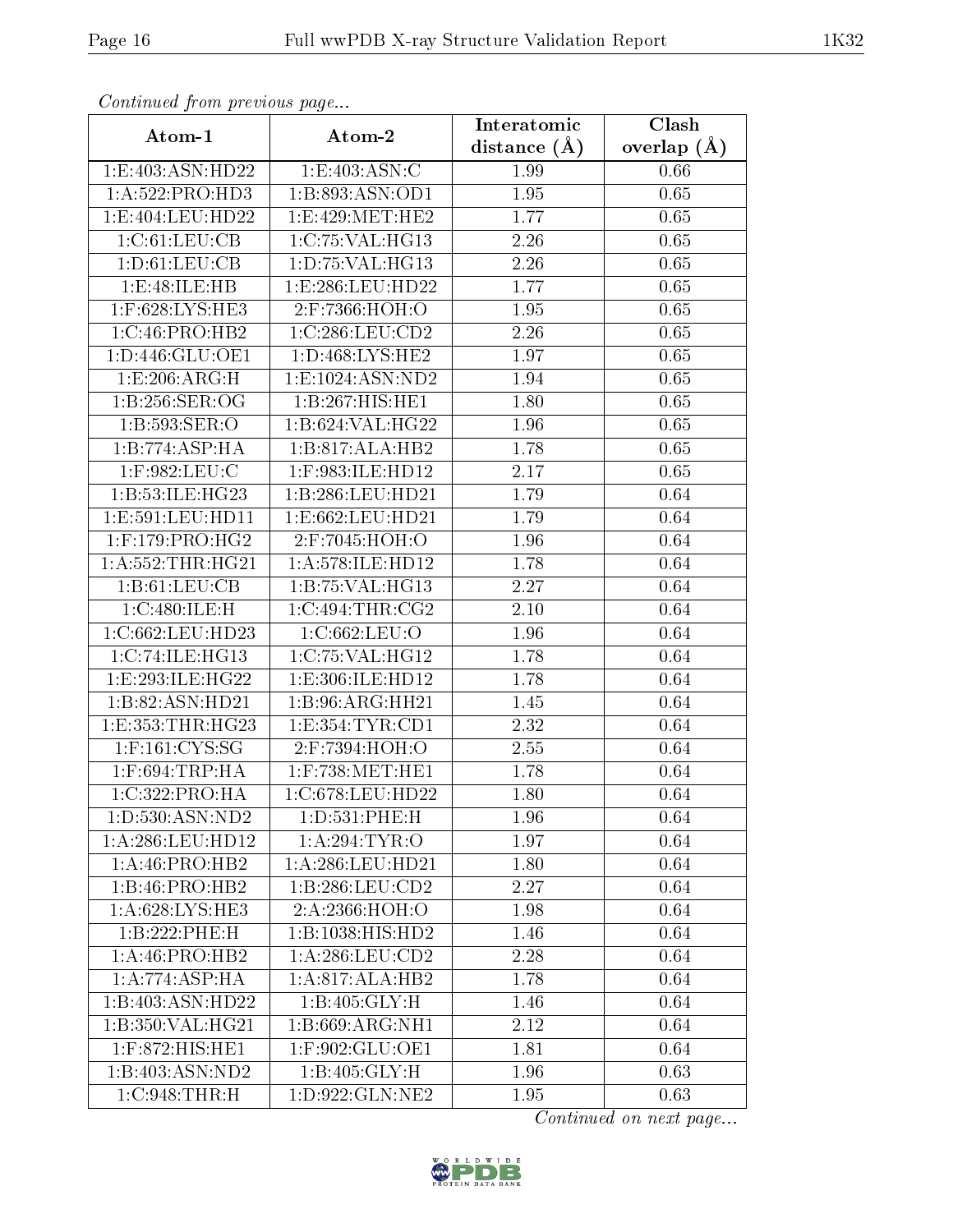*Continued from previous page...*

| Atom-1 | Atom-2 | Interatomic distance (Å) | Clash overlap (Å) |
|---|---|---|---|
| 1:E:403:ASN:HD22 | 1:E:403:ASN:C | 1.99 | 0.66 |
| 1:A:522:PRO:HD3 | 1:B:893:ASN:OD1 | 1.95 | 0.65 |
| 1:E:404:LEU:HD22 | 1:E:429:MET:HE2 | 1.77 | 0.65 |
| 1:C:61:LEU:CB | 1:C:75:VAL:HG13 | 2.26 | 0.65 |
| 1:D:61:LEU:CB | 1:D:75:VAL:HG13 | 2.26 | 0.65 |
| 1:E:48:ILE:HB | 1:E:286:LEU:HD22 | 1.77 | 0.65 |
| 1:F:628:LYS:HE3 | 2:F:7366:HOH:O | 1.95 | 0.65 |
| 1:C:46:PRO:HB2 | 1:C:286:LEU:CD2 | 2.26 | 0.65 |
| 1:D:446:GLU:OE1 | 1:D:468:LYS:HE2 | 1.97 | 0.65 |
| 1:E:206:ARG:H | 1:E:1024:ASN:ND2 | 1.94 | 0.65 |
| 1:B:256:SER:OG | 1:B:267:HIS:HE1 | 1.80 | 0.65 |
| 1:B:593:SER:O | 1:B:624:VAL:HG22 | 1.96 | 0.65 |
| 1:B:774:ASP:HA | 1:B:817:ALA:HB2 | 1.78 | 0.65 |
| 1:F:982:LEU:C | 1:F:983:ILE:HD12 | 2.17 | 0.65 |
| 1:B:53:ILE:HG23 | 1:B:286:LEU:HD21 | 1.79 | 0.64 |
| 1:E:591:LEU:HD11 | 1:E:662:LEU:HD21 | 1.79 | 0.64 |
| 1:F:179:PRO:HG2 | 2:F:7045:HOH:O | 1.96 | 0.64 |
| 1:A:552:THR:HG21 | 1:A:578:ILE:HD12 | 1.78 | 0.64 |
| 1:B:61:LEU:CB | 1:B:75:VAL:HG13 | 2.27 | 0.64 |
| 1:C:480:ILE:H | 1:C:494:THR:CG2 | 2.10 | 0.64 |
| 1:C:662:LEU:HD23 | 1:C:662:LEU:O | 1.96 | 0.64 |
| 1:C:74:ILE:HG13 | 1:C:75:VAL:HG12 | 1.78 | 0.64 |
| 1:E:293:ILE:HG22 | 1:E:306:ILE:HD12 | 1.78 | 0.64 |
| 1:B:82:ASN:HD21 | 1:B:96:ARG:HH21 | 1.45 | 0.64 |
| 1:E:353:THR:HG23 | 1:E:354:TYR:CD1 | 2.32 | 0.64 |
| 1:F:161:CYS:SG | 2:F:7394:HOH:O | 2.55 | 0.64 |
| 1:F:694:TRP:HA | 1:F:738:MET:HE1 | 1.78 | 0.64 |
| 1:C:322:PRO:HA | 1:C:678:LEU:HD22 | 1.80 | 0.64 |
| 1:D:530:ASN:ND2 | 1:D:531:PHE:H | 1.96 | 0.64 |
| 1:A:286:LEU:HD12 | 1:A:294:TYR:O | 1.97 | 0.64 |
| 1:A:46:PRO:HB2 | 1:A:286:LEU:HD21 | 1.80 | 0.64 |
| 1:B:46:PRO:HB2 | 1:B:286:LEU:CD2 | 2.27 | 0.64 |
| 1:A:628:LYS:HE3 | 2:A:2366:HOH:O | 1.98 | 0.64 |
| 1:B:222:PHE:H | 1:B:1038:HIS:HD2 | 1.46 | 0.64 |
| 1:A:46:PRO:HB2 | 1:A:286:LEU:CD2 | 2.28 | 0.64 |
| 1:A:774:ASP:HA | 1:A:817:ALA:HB2 | 1.78 | 0.64 |
| 1:B:403:ASN:HD22 | 1:B:405:GLY:H | 1.46 | 0.64 |
| 1:B:350:VAL:HG21 | 1:B:669:ARG:NH1 | 2.12 | 0.64 |
| 1:F:872:HIS:HE1 | 1:F:902:GLU:OE1 | 1.81 | 0.64 |
| 1:B:403:ASN:ND2 | 1:B:405:GLY:H | 1.96 | 0.63 |
| 1:C:948:THR:H | 1:D:922:GLN:NE2 | 1.95 | 0.63 |

*Continued on next page...*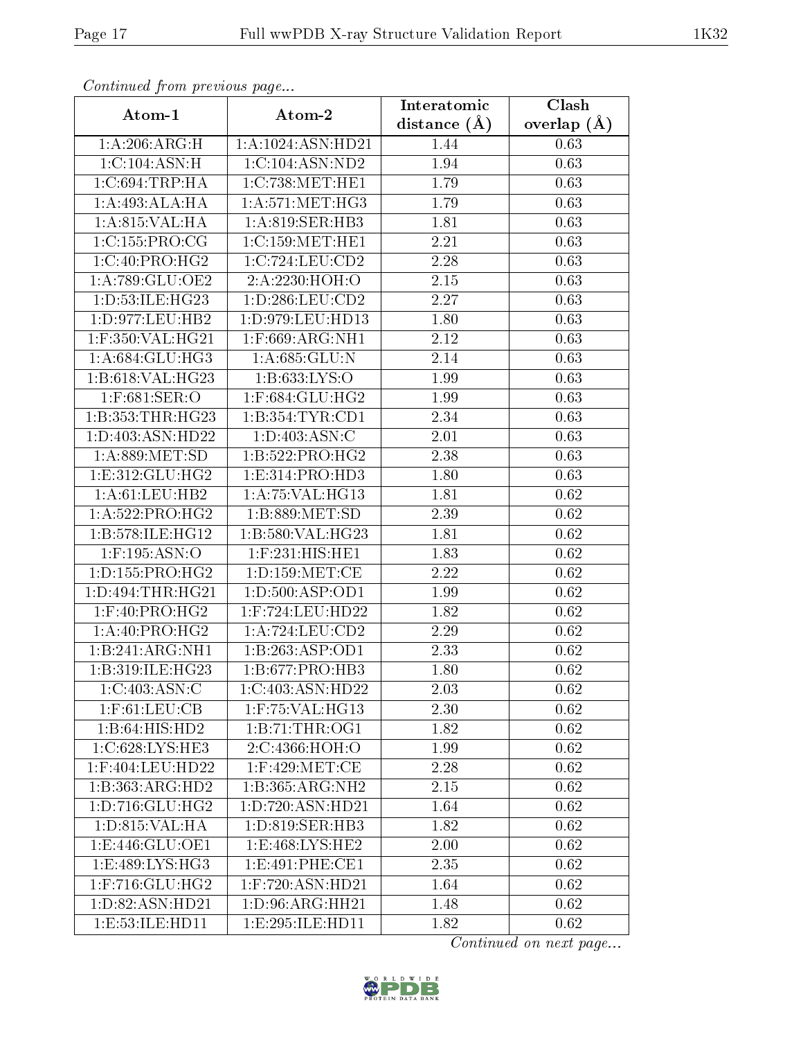*Continued from previous page...*

| Atom-1 | Atom-2 | Interatomic distance (Å) | Clash overlap (Å) |
|---|---|---|---|
| 1:A:206:ARG:H | 1:A:1024:ASN:HD21 | 1.44 | 0.63 |
| 1:C:104:ASN:H | 1:C:104:ASN:ND2 | 1.94 | 0.63 |
| 1:C:694:TRP:HA | 1:C:738:MET:HE1 | 1.79 | 0.63 |
| 1:A:493:ALA:HA | 1:A:571:MET:HG3 | 1.79 | 0.63 |
| 1:A:815:VAL:HA | 1:A:819:SER:HB3 | 1.81 | 0.63 |
| 1:C:155:PRO:CG | 1:C:159:MET:HE1 | 2.21 | 0.63 |
| 1:C:40:PRO:HG2 | 1:C:724:LEU:CD2 | 2.28 | 0.63 |
| 1:A:789:GLU:OE2 | 2:A:2230:HOH:O | 2.15 | 0.63 |
| 1:D:53:ILE:HG23 | 1:D:286:LEU:CD2 | 2.27 | 0.63 |
| 1:D:977:LEU:HB2 | 1:D:979:LEU:HD13 | 1.80 | 0.63 |
| 1:F:350:VAL:HG21 | 1:F:669:ARG:NH1 | 2.12 | 0.63 |
| 1:A:684:GLU:HG3 | 1:A:685:GLU:N | 2.14 | 0.63 |
| 1:B:618:VAL:HG23 | 1:B:633:LYS:O | 1.99 | 0.63 |
| 1:F:681:SER:O | 1:F:684:GLU:HG2 | 1.99 | 0.63 |
| 1:B:353:THR:HG23 | 1:B:354:TYR:CD1 | 2.34 | 0.63 |
| 1:D:403:ASN:HD22 | 1:D:403:ASN:C | 2.01 | 0.63 |
| 1:A:889:MET:SD | 1:B:522:PRO:HG2 | 2.38 | 0.63 |
| 1:E:312:GLU:HG2 | 1:E:314:PRO:HD3 | 1.80 | 0.63 |
| 1:A:61:LEU:HB2 | 1:A:75:VAL:HG13 | 1.81 | 0.62 |
| 1:A:522:PRO:HG2 | 1:B:889:MET:SD | 2.39 | 0.62 |
| 1:B:578:ILE:HG12 | 1:B:580:VAL:HG23 | 1.81 | 0.62 |
| 1:F:195:ASN:O | 1:F:231:HIS:HE1 | 1.83 | 0.62 |
| 1:D:155:PRO:HG2 | 1:D:159:MET:CE | 2.22 | 0.62 |
| 1:D:494:THR:HG21 | 1:D:500:ASP:OD1 | 1.99 | 0.62 |
| 1:F:40:PRO:HG2 | 1:F:724:LEU:HD22 | 1.82 | 0.62 |
| 1:A:40:PRO:HG2 | 1:A:724:LEU:CD2 | 2.29 | 0.62 |
| 1:B:241:ARG:NH1 | 1:B:263:ASP:OD1 | 2.33 | 0.62 |
| 1:B:319:ILE:HG23 | 1:B:677:PRO:HB3 | 1.80 | 0.62 |
| 1:C:403:ASN:C | 1:C:403:ASN:HD22 | 2.03 | 0.62 |
| 1:F:61:LEU:CB | 1:F:75:VAL:HG13 | 2.30 | 0.62 |
| 1:B:64:HIS:HD2 | 1:B:71:THR:OG1 | 1.82 | 0.62 |
| 1:C:628:LYS:HE3 | 2:C:4366:HOH:O | 1.99 | 0.62 |
| 1:F:404:LEU:HD22 | 1:F:429:MET:CE | 2.28 | 0.62 |
| 1:B:363:ARG:HD2 | 1:B:365:ARG:NH2 | 2.15 | 0.62 |
| 1:D:716:GLU:HG2 | 1:D:720:ASN:HD21 | 1.64 | 0.62 |
| 1:D:815:VAL:HA | 1:D:819:SER:HB3 | 1.82 | 0.62 |
| 1:E:446:GLU:OE1 | 1:E:468:LYS:HE2 | 2.00 | 0.62 |
| 1:E:489:LYS:HG3 | 1:E:491:PHE:CE1 | 2.35 | 0.62 |
| 1:F:716:GLU:HG2 | 1:F:720:ASN:HD21 | 1.64 | 0.62 |
| 1:D:82:ASN:HD21 | 1:D:96:ARG:HH21 | 1.48 | 0.62 |
| 1:E:53:ILE:HD11 | 1:E:295:ILE:HD11 | 1.82 | 0.62 |

*Continued on next page...*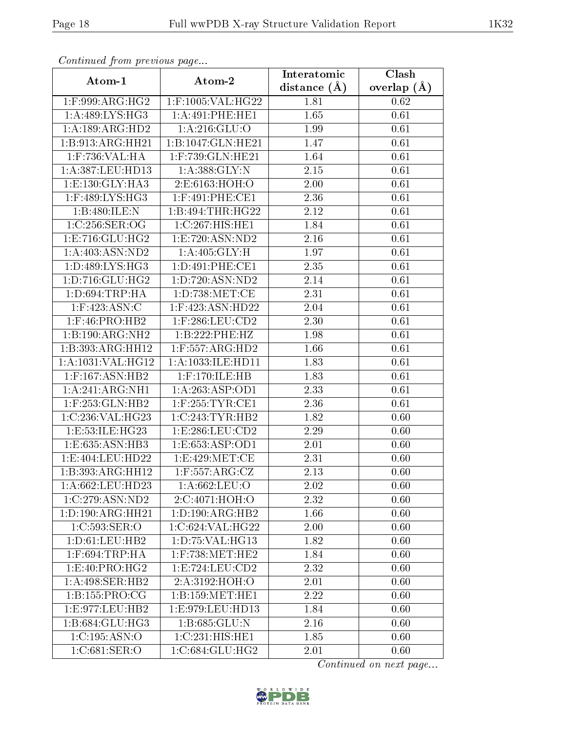*Continued from previous page...*

| Atom-1 | Atom-2 | Interatomic distance (Å) | Clash overlap (Å) |
|---|---|---|---|
| 1:F:999:ARG:HG2 | 1:F:1005:VAL:HG22 | 1.81 | 0.62 |
| 1:A:489:LYS:HG3 | 1:A:491:PHE:HE1 | 1.65 | 0.61 |
| 1:A:189:ARG:HD2 | 1:A:216:GLU:O | 1.99 | 0.61 |
| 1:B:913:ARG:HH21 | 1:B:1047:GLN:HE21 | 1.47 | 0.61 |
| 1:F:736:VAL:HA | 1:F:739:GLN:HE21 | 1.64 | 0.61 |
| 1:A:387:LEU:HD13 | 1:A:388:GLY:N | 2.15 | 0.61 |
| 1:E:130:GLY:HA3 | 2:E:6163:HOH:O | 2.00 | 0.61 |
| 1:F:489:LYS:HG3 | 1:F:491:PHE:CE1 | 2.36 | 0.61 |
| 1:B:480:ILE:N | 1:B:494:THR:HG22 | 2.12 | 0.61 |
| 1:C:256:SER:OG | 1:C:267:HIS:HE1 | 1.84 | 0.61 |
| 1:E:716:GLU:HG2 | 1:E:720:ASN:ND2 | 2.16 | 0.61 |
| 1:A:403:ASN:ND2 | 1:A:405:GLY:H | 1.97 | 0.61 |
| 1:D:489:LYS:HG3 | 1:D:491:PHE:CE1 | 2.35 | 0.61 |
| 1:D:716:GLU:HG2 | 1:D:720:ASN:ND2 | 2.14 | 0.61 |
| 1:D:694:TRP:HA | 1:D:738:MET:CE | 2.31 | 0.61 |
| 1:F:423:ASN:C | 1:F:423:ASN:HD22 | 2.04 | 0.61 |
| 1:F:46:PRO:HB2 | 1:F:286:LEU:CD2 | 2.30 | 0.61 |
| 1:B:190:ARG:NH2 | 1:B:222:PHE:HZ | 1.98 | 0.61 |
| 1:B:393:ARG:HH12 | 1:F:557:ARG:HD2 | 1.66 | 0.61 |
| 1:A:1031:VAL:HG12 | 1:A:1033:ILE:HD11 | 1.83 | 0.61 |
| 1:F:167:ASN:HB2 | 1:F:170:ILE:HB | 1.83 | 0.61 |
| 1:A:241:ARG:NH1 | 1:A:263:ASP:OD1 | 2.33 | 0.61 |
| 1:F:253:GLN:HB2 | 1:F:255:TYR:CE1 | 2.36 | 0.61 |
| 1:C:236:VAL:HG23 | 1:C:243:TYR:HB2 | 1.82 | 0.60 |
| 1:E:53:ILE:HG23 | 1:E:286:LEU:CD2 | 2.29 | 0.60 |
| 1:E:635:ASN:HB3 | 1:E:653:ASP:OD1 | 2.01 | 0.60 |
| 1:E:404:LEU:HD22 | 1:E:429:MET:CE | 2.31 | 0.60 |
| 1:B:393:ARG:HH12 | 1:F:557:ARG:CZ | 2.13 | 0.60 |
| 1:A:662:LEU:HD23 | 1:A:662:LEU:O | 2.02 | 0.60 |
| 1:C:279:ASN:ND2 | 2:C:4071:HOH:O | 2.32 | 0.60 |
| 1:D:190:ARG:HH21 | 1:D:190:ARG:HB2 | 1.66 | 0.60 |
| 1:C:593:SER:O | 1:C:624:VAL:HG22 | 2.00 | 0.60 |
| 1:D:61:LEU:HB2 | 1:D:75:VAL:HG13 | 1.82 | 0.60 |
| 1:F:694:TRP:HA | 1:F:738:MET:HE2 | 1.84 | 0.60 |
| 1:E:40:PRO:HG2 | 1:E:724:LEU:CD2 | 2.32 | 0.60 |
| 1:A:498:SER:HB2 | 2:A:3192:HOH:O | 2.01 | 0.60 |
| 1:B:155:PRO:CG | 1:B:159:MET:HE1 | 2.22 | 0.60 |
| 1:E:977:LEU:HB2 | 1:E:979:LEU:HD13 | 1.84 | 0.60 |
| 1:B:684:GLU:HG3 | 1:B:685:GLU:N | 2.16 | 0.60 |
| 1:C:195:ASN:O | 1:C:231:HIS:HE1 | 1.85 | 0.60 |
| 1:C:681:SER:O | 1:C:684:GLU:HG2 | 2.01 | 0.60 |

*Continued on next page...*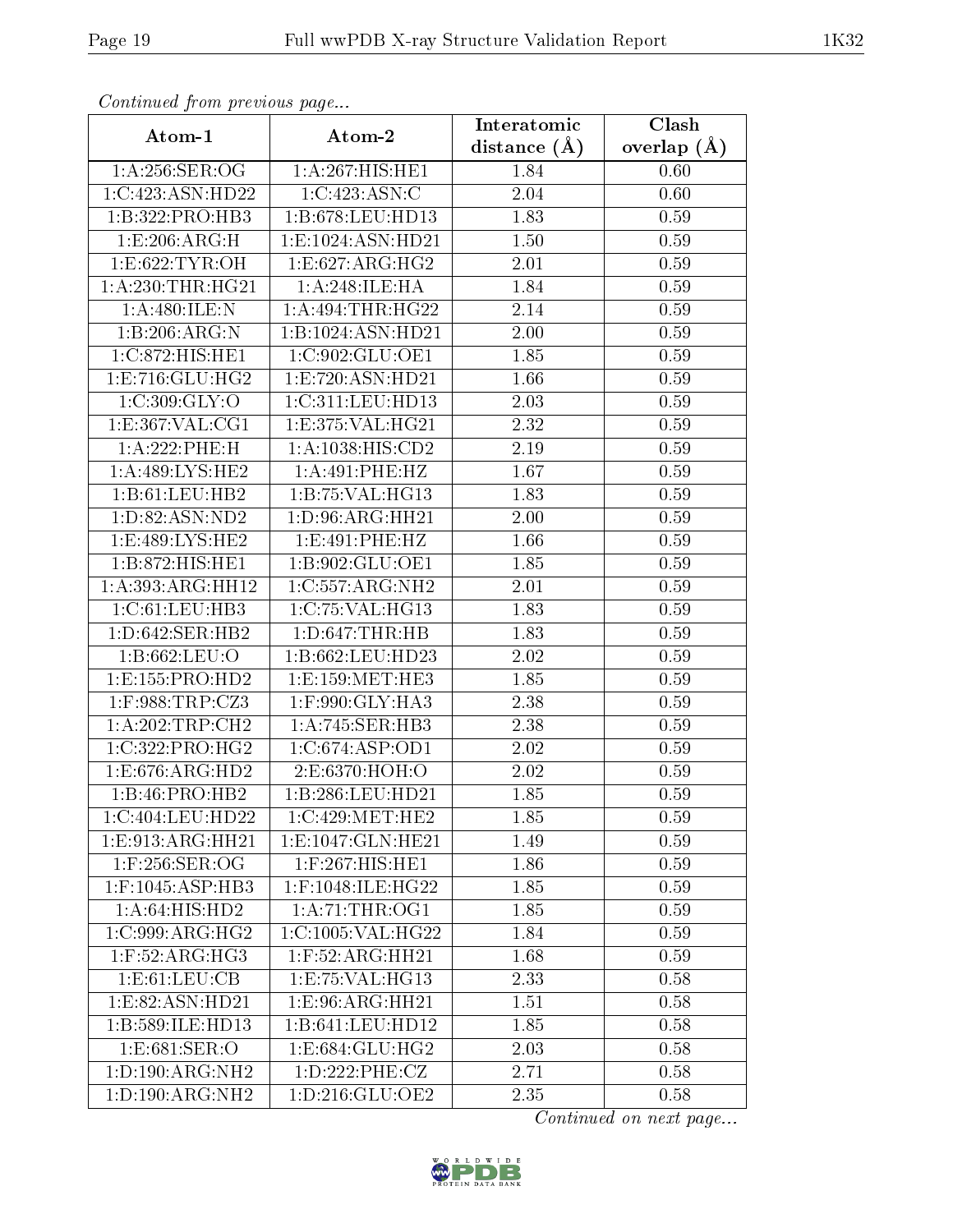*Continued from previous page...*

| Atom-1 | Atom-2 | Interatomic distance (Å) | Clash overlap (Å) |
|---|---|---|---|
| 1:A:256:SER:OG | 1:A:267:HIS:HE1 | 1.84 | 0.60 |
| 1:C:423:ASN:HD22 | 1:C:423:ASN:C | 2.04 | 0.60 |
| 1:B:322:PRO:HB3 | 1:B:678:LEU:HD13 | 1.83 | 0.59 |
| 1:E:206:ARG:H | 1:E:1024:ASN:HD21 | 1.50 | 0.59 |
| 1:E:622:TYR:OH | 1:E:627:ARG:HG2 | 2.01 | 0.59 |
| 1:A:230:THR:HG21 | 1:A:248:ILE:HA | 1.84 | 0.59 |
| 1:A:480:ILE:N | 1:A:494:THR:HG22 | 2.14 | 0.59 |
| 1:B:206:ARG:N | 1:B:1024:ASN:HD21 | 2.00 | 0.59 |
| 1:C:872:HIS:HE1 | 1:C:902:GLU:OE1 | 1.85 | 0.59 |
| 1:E:716:GLU:HG2 | 1:E:720:ASN:HD21 | 1.66 | 0.59 |
| 1:C:309:GLY:O | 1:C:311:LEU:HD13 | 2.03 | 0.59 |
| 1:E:367:VAL:CG1 | 1:E:375:VAL:HG21 | 2.32 | 0.59 |
| 1:A:222:PHE:H | 1:A:1038:HIS:CD2 | 2.19 | 0.59 |
| 1:A:489:LYS:HE2 | 1:A:491:PHE:HZ | 1.67 | 0.59 |
| 1:B:61:LEU:HB2 | 1:B:75:VAL:HG13 | 1.83 | 0.59 |
| 1:D:82:ASN:ND2 | 1:D:96:ARG:HH21 | 2.00 | 0.59 |
| 1:E:489:LYS:HE2 | 1:E:491:PHE:HZ | 1.66 | 0.59 |
| 1:B:872:HIS:HE1 | 1:B:902:GLU:OE1 | 1.85 | 0.59 |
| 1:A:393:ARG:HH12 | 1:C:557:ARG:NH2 | 2.01 | 0.59 |
| 1:C:61:LEU:HB3 | 1:C:75:VAL:HG13 | 1.83 | 0.59 |
| 1:D:642:SER:HB2 | 1:D:647:THR:HB | 1.83 | 0.59 |
| 1:B:662:LEU:O | 1:B:662:LEU:HD23 | 2.02 | 0.59 |
| 1:E:155:PRO:HD2 | 1:E:159:MET:HE3 | 1.85 | 0.59 |
| 1:F:988:TRP:CZ3 | 1:F:990:GLY:HA3 | 2.38 | 0.59 |
| 1:A:202:TRP:CH2 | 1:A:745:SER:HB3 | 2.38 | 0.59 |
| 1:C:322:PRO:HG2 | 1:C:674:ASP:OD1 | 2.02 | 0.59 |
| 1:E:676:ARG:HD2 | 2:E:6370:HOH:O | 2.02 | 0.59 |
| 1:B:46:PRO:HB2 | 1:B:286:LEU:HD21 | 1.85 | 0.59 |
| 1:C:404:LEU:HD22 | 1:C:429:MET:HE2 | 1.85 | 0.59 |
| 1:E:913:ARG:HH21 | 1:E:1047:GLN:HE21 | 1.49 | 0.59 |
| 1:F:256:SER:OG | 1:F:267:HIS:HE1 | 1.86 | 0.59 |
| 1:F:1045:ASP:HB3 | 1:F:1048:ILE:HG22 | 1.85 | 0.59 |
| 1:A:64:HIS:HD2 | 1:A:71:THR:OG1 | 1.85 | 0.59 |
| 1:C:999:ARG:HG2 | 1:C:1005:VAL:HG22 | 1.84 | 0.59 |
| 1:F:52:ARG:HG3 | 1:F:52:ARG:HH21 | 1.68 | 0.59 |
| 1:E:61:LEU:CB | 1:E:75:VAL:HG13 | 2.33 | 0.58 |
| 1:E:82:ASN:HD21 | 1:E:96:ARG:HH21 | 1.51 | 0.58 |
| 1:B:589:ILE:HD13 | 1:B:641:LEU:HD12 | 1.85 | 0.58 |
| 1:E:681:SER:O | 1:E:684:GLU:HG2 | 2.03 | 0.58 |
| 1:D:190:ARG:NH2 | 1:D:222:PHE:CZ | 2.71 | 0.58 |
| 1:D:190:ARG:NH2 | 1:D:216:GLU:OE2 | 2.35 | 0.58 |

*Continued on next page...*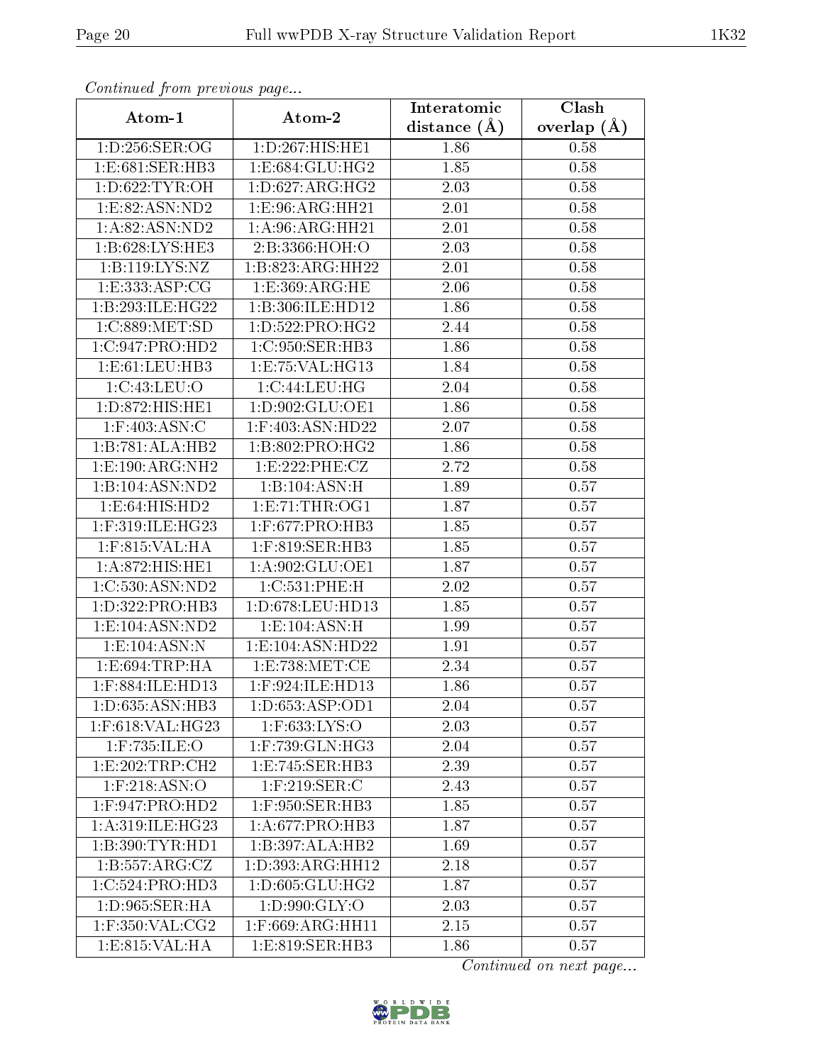*Continued from previous page...*

| Atom-1 | Atom-2 | Interatomic distance (Å) | Clash overlap (Å) |
|---|---|---|---|
| 1:D:256:SER:OG | 1:D:267:HIS:HE1 | 1.86 | 0.58 |
| 1:E:681:SER:HB3 | 1:E:684:GLU:HG2 | 1.85 | 0.58 |
| 1:D:622:TYR:OH | 1:D:627:ARG:HG2 | 2.03 | 0.58 |
| 1:E:82:ASN:ND2 | 1:E:96:ARG:HH21 | 2.01 | 0.58 |
| 1:A:82:ASN:ND2 | 1:A:96:ARG:HH21 | 2.01 | 0.58 |
| 1:B:628:LYS:HE3 | 2:B:3366:HOH:O | 2.03 | 0.58 |
| 1:B:119:LYS:NZ | 1:B:823:ARG:HH22 | 2.01 | 0.58 |
| 1:E:333:ASP:CG | 1:E:369:ARG:HE | 2.06 | 0.58 |
| 1:B:293:ILE:HG22 | 1:B:306:ILE:HD12 | 1.86 | 0.58 |
| 1:C:889:MET:SD | 1:D:522:PRO:HG2 | 2.44 | 0.58 |
| 1:C:947:PRO:HD2 | 1:C:950:SER:HB3 | 1.86 | 0.58 |
| 1:E:61:LEU:HB3 | 1:E:75:VAL:HG13 | 1.84 | 0.58 |
| 1:C:43:LEU:O | 1:C:44:LEU:HG | 2.04 | 0.58 |
| 1:D:872:HIS:HE1 | 1:D:902:GLU:OE1 | 1.86 | 0.58 |
| 1:F:403:ASN:C | 1:F:403:ASN:HD22 | 2.07 | 0.58 |
| 1:B:781:ALA:HB2 | 1:B:802:PRO:HG2 | 1.86 | 0.58 |
| 1:E:190:ARG:NH2 | 1:E:222:PHE:CZ | 2.72 | 0.58 |
| 1:B:104:ASN:ND2 | 1:B:104:ASN:H | 1.89 | 0.57 |
| 1:E:64:HIS:HD2 | 1:E:71:THR:OG1 | 1.87 | 0.57 |
| 1:F:319:ILE:HG23 | 1:F:677:PRO:HB3 | 1.85 | 0.57 |
| 1:F:815:VAL:HA | 1:F:819:SER:HB3 | 1.85 | 0.57 |
| 1:A:872:HIS:HE1 | 1:A:902:GLU:OE1 | 1.87 | 0.57 |
| 1:C:530:ASN:ND2 | 1:C:531:PHE:H | 2.02 | 0.57 |
| 1:D:322:PRO:HB3 | 1:D:678:LEU:HD13 | 1.85 | 0.57 |
| 1:E:104:ASN:ND2 | 1:E:104:ASN:H | 1.99 | 0.57 |
| 1:E:104:ASN:N | 1:E:104:ASN:HD22 | 1.91 | 0.57 |
| 1:E:694:TRP:HA | 1:E:738:MET:CE | 2.34 | 0.57 |
| 1:F:884:ILE:HD13 | 1:F:924:ILE:HD13 | 1.86 | 0.57 |
| 1:D:635:ASN:HB3 | 1:D:653:ASP:OD1 | 2.04 | 0.57 |
| 1:F:618:VAL:HG23 | 1:F:633:LYS:O | 2.03 | 0.57 |
| 1:F:735:ILE:O | 1:F:739:GLN:HG3 | 2.04 | 0.57 |
| 1:E:202:TRP:CH2 | 1:E:745:SER:HB3 | 2.39 | 0.57 |
| 1:F:218:ASN:O | 1:F:219:SER:C | 2.43 | 0.57 |
| 1:F:947:PRO:HD2 | 1:F:950:SER:HB3 | 1.85 | 0.57 |
| 1:A:319:ILE:HG23 | 1:A:677:PRO:HB3 | 1.87 | 0.57 |
| 1:B:390:TYR:HD1 | 1:B:397:ALA:HB2 | 1.69 | 0.57 |
| 1:B:557:ARG:CZ | 1:D:393:ARG:HH12 | 2.18 | 0.57 |
| 1:C:524:PRO:HD3 | 1:D:605:GLU:HG2 | 1.87 | 0.57 |
| 1:D:965:SER:HA | 1:D:990:GLY:O | 2.03 | 0.57 |
| 1:F:350:VAL:CG2 | 1:F:669:ARG:HH11 | 2.15 | 0.57 |
| 1:E:815:VAL:HA | 1:E:819:SER:HB3 | 1.86 | 0.57 |

*Continued on next page...*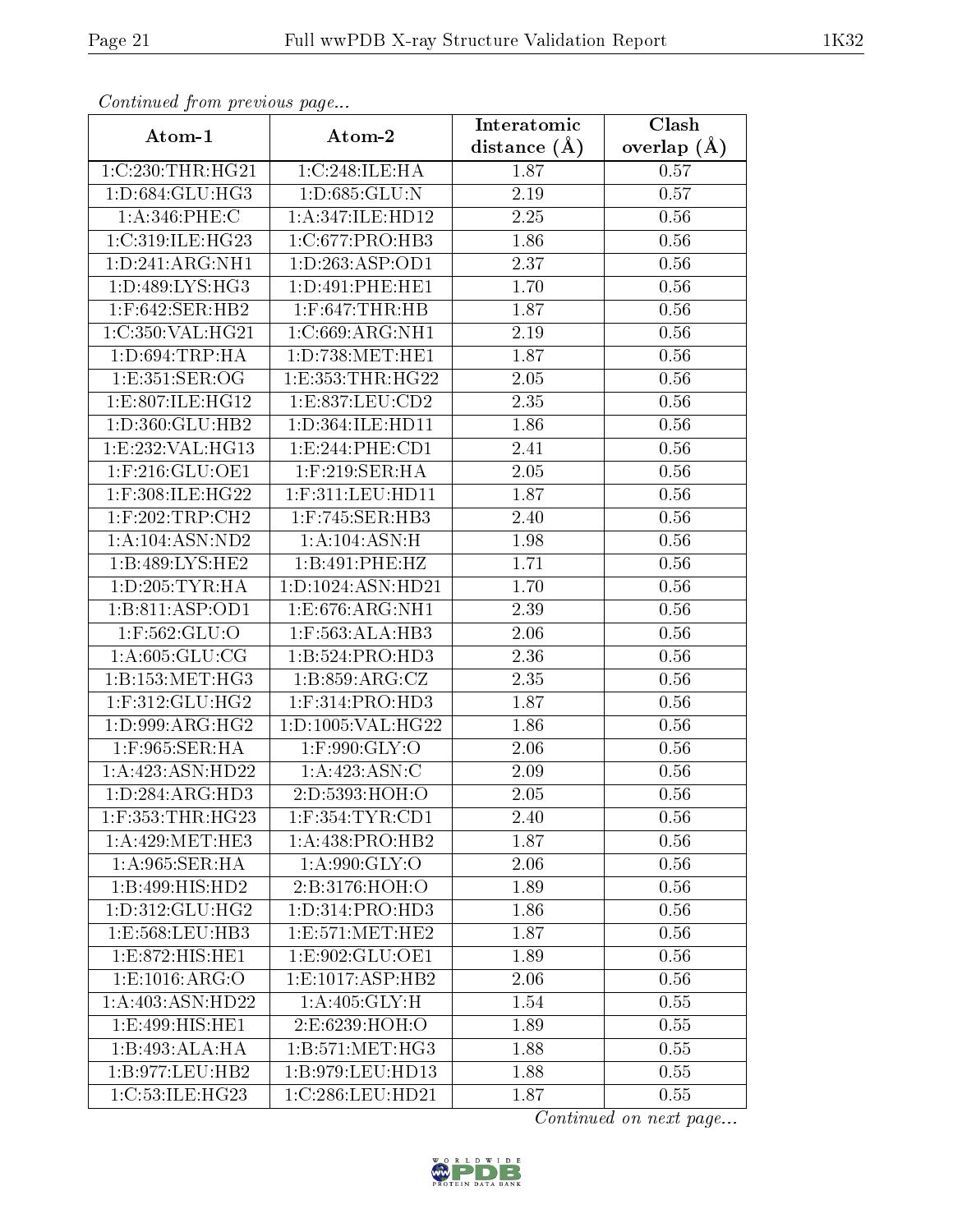*Continued from previous page...*

| Atom-1 | Atom-2 | Interatomic distance (Å) | Clash overlap (Å) |
|---|---|---|---|
| 1:C:230:THR:HG21 | 1:C:248:ILE:HA | 1.87 | 0.57 |
| 1:D:684:GLU:HG3 | 1:D:685:GLU:N | 2.19 | 0.57 |
| 1:A:346:PHE:C | 1:A:347:ILE:HD12 | 2.25 | 0.56 |
| 1:C:319:ILE:HG23 | 1:C:677:PRO:HB3 | 1.86 | 0.56 |
| 1:D:241:ARG:NH1 | 1:D:263:ASP:OD1 | 2.37 | 0.56 |
| 1:D:489:LYS:HG3 | 1:D:491:PHE:HE1 | 1.70 | 0.56 |
| 1:F:642:SER:HB2 | 1:F:647:THR:HB | 1.87 | 0.56 |
| 1:C:350:VAL:HG21 | 1:C:669:ARG:NH1 | 2.19 | 0.56 |
| 1:D:694:TRP:HA | 1:D:738:MET:HE1 | 1.87 | 0.56 |
| 1:E:351:SER:OG | 1:E:353:THR:HG22 | 2.05 | 0.56 |
| 1:E:807:ILE:HG12 | 1:E:837:LEU:CD2 | 2.35 | 0.56 |
| 1:D:360:GLU:HB2 | 1:D:364:ILE:HD11 | 1.86 | 0.56 |
| 1:E:232:VAL:HG13 | 1:E:244:PHE:CD1 | 2.41 | 0.56 |
| 1:F:216:GLU:OE1 | 1:F:219:SER:HA | 2.05 | 0.56 |
| 1:F:308:ILE:HG22 | 1:F:311:LEU:HD11 | 1.87 | 0.56 |
| 1:F:202:TRP:CH2 | 1:F:745:SER:HB3 | 2.40 | 0.56 |
| 1:A:104:ASN:ND2 | 1:A:104:ASN:H | 1.98 | 0.56 |
| 1:B:489:LYS:HE2 | 1:B:491:PHE:HZ | 1.71 | 0.56 |
| 1:D:205:TYR:HA | 1:D:1024:ASN:HD21 | 1.70 | 0.56 |
| 1:B:811:ASP:OD1 | 1:E:676:ARG:NH1 | 2.39 | 0.56 |
| 1:F:562:GLU:O | 1:F:563:ALA:HB3 | 2.06 | 0.56 |
| 1:A:605:GLU:CG | 1:B:524:PRO:HD3 | 2.36 | 0.56 |
| 1:B:153:MET:HG3 | 1:B:859:ARG:CZ | 2.35 | 0.56 |
| 1:F:312:GLU:HG2 | 1:F:314:PRO:HD3 | 1.87 | 0.56 |
| 1:D:999:ARG:HG2 | 1:D:1005:VAL:HG22 | 1.86 | 0.56 |
| 1:F:965:SER:HA | 1:F:990:GLY:O | 2.06 | 0.56 |
| 1:A:423:ASN:HD22 | 1:A:423:ASN:C | 2.09 | 0.56 |
| 1:D:284:ARG:HD3 | 2:D:5393:HOH:O | 2.05 | 0.56 |
| 1:F:353:THR:HG23 | 1:F:354:TYR:CD1 | 2.40 | 0.56 |
| 1:A:429:MET:HE3 | 1:A:438:PRO:HB2 | 1.87 | 0.56 |
| 1:A:965:SER:HA | 1:A:990:GLY:O | 2.06 | 0.56 |
| 1:B:499:HIS:HD2 | 2:B:3176:HOH:O | 1.89 | 0.56 |
| 1:D:312:GLU:HG2 | 1:D:314:PRO:HD3 | 1.86 | 0.56 |
| 1:E:568:LEU:HB3 | 1:E:571:MET:HE2 | 1.87 | 0.56 |
| 1:E:872:HIS:HE1 | 1:E:902:GLU:OE1 | 1.89 | 0.56 |
| 1:E:1016:ARG:O | 1:E:1017:ASP:HB2 | 2.06 | 0.56 |
| 1:A:403:ASN:HD22 | 1:A:405:GLY:H | 1.54 | 0.55 |
| 1:E:499:HIS:HE1 | 2:E:6239:HOH:O | 1.89 | 0.55 |
| 1:B:493:ALA:HA | 1:B:571:MET:HG3 | 1.88 | 0.55 |
| 1:B:977:LEU:HB2 | 1:B:979:LEU:HD13 | 1.88 | 0.55 |
| 1:C:53:ILE:HG23 | 1:C:286:LEU:HD21 | 1.87 | 0.55 |

*Continued on next page...*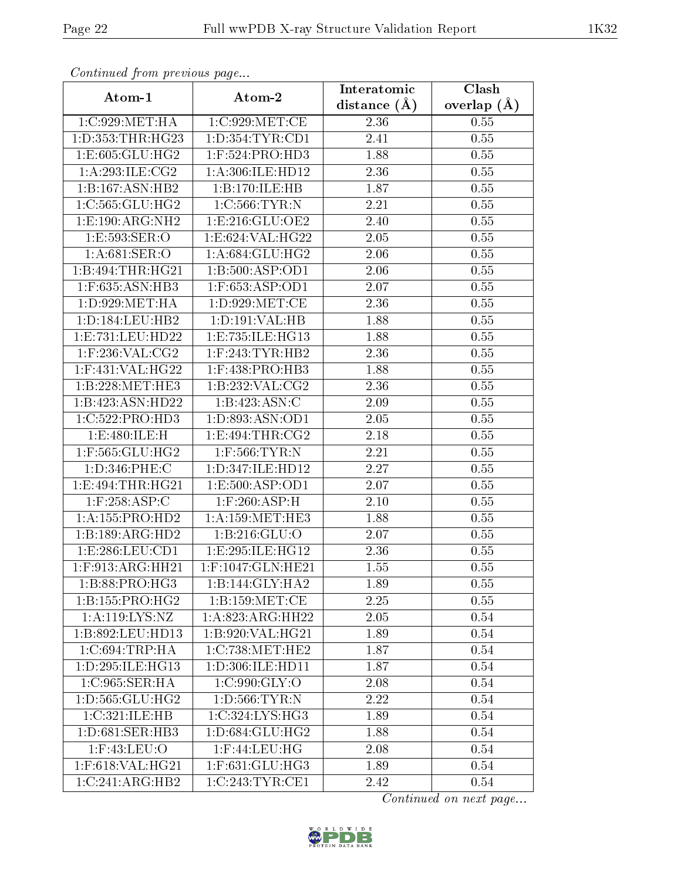*Continued from previous page...*

| Atom-1 | Atom-2 | Interatomic distance (Å) | Clash overlap (Å) |
| --- | --- | --- | --- |
| 1:C:929:MET:HA | 1:C:929:MET:CE | 2.36 | 0.55 |
| 1:D:353:THR:HG23 | 1:D:354:TYR:CD1 | 2.41 | 0.55 |
| 1:E:605:GLU:HG2 | 1:F:524:PRO:HD3 | 1.88 | 0.55 |
| 1:A:293:ILE:CG2 | 1:A:306:ILE:HD12 | 2.36 | 0.55 |
| 1:B:167:ASN:HB2 | 1:B:170:ILE:HB | 1.87 | 0.55 |
| 1:C:565:GLU:HG2 | 1:C:566:TYR:N | 2.21 | 0.55 |
| 1:E:190:ARG:NH2 | 1:E:216:GLU:OE2 | 2.40 | 0.55 |
| 1:E:593:SER:O | 1:E:624:VAL:HG22 | 2.05 | 0.55 |
| 1:A:681:SER:O | 1:A:684:GLU:HG2 | 2.06 | 0.55 |
| 1:B:494:THR:HG21 | 1:B:500:ASP:OD1 | 2.06 | 0.55 |
| 1:F:635:ASN:HB3 | 1:F:653:ASP:OD1 | 2.07 | 0.55 |
| 1:D:929:MET:HA | 1:D:929:MET:CE | 2.36 | 0.55 |
| 1:D:184:LEU:HB2 | 1:D:191:VAL:HB | 1.88 | 0.55 |
| 1:E:731:LEU:HD22 | 1:E:735:ILE:HG13 | 1.88 | 0.55 |
| 1:F:236:VAL:CG2 | 1:F:243:TYR:HB2 | 2.36 | 0.55 |
| 1:F:431:VAL:HG22 | 1:F:438:PRO:HB3 | 1.88 | 0.55 |
| 1:B:228:MET:HE3 | 1:B:232:VAL:CG2 | 2.36 | 0.55 |
| 1:B:423:ASN:HD22 | 1:B:423:ASN:C | 2.09 | 0.55 |
| 1:C:522:PRO:HD3 | 1:D:893:ASN:OD1 | 2.05 | 0.55 |
| 1:E:480:ILE:H | 1:E:494:THR:CG2 | 2.18 | 0.55 |
| 1:F:565:GLU:HG2 | 1:F:566:TYR:N | 2.21 | 0.55 |
| 1:D:346:PHE:C | 1:D:347:ILE:HD12 | 2.27 | 0.55 |
| 1:E:494:THR:HG21 | 1:E:500:ASP:OD1 | 2.07 | 0.55 |
| 1:F:258:ASP:C | 1:F:260:ASP:H | 2.10 | 0.55 |
| 1:A:155:PRO:HD2 | 1:A:159:MET:HE3 | 1.88 | 0.55 |
| 1:B:189:ARG:HD2 | 1:B:216:GLU:O | 2.07 | 0.55 |
| 1:E:286:LEU:CD1 | 1:E:295:ILE:HG12 | 2.36 | 0.55 |
| 1:F:913:ARG:HH21 | 1:F:1047:GLN:HE21 | 1.55 | 0.55 |
| 1:B:88:PRO:HG3 | 1:B:144:GLY:HA2 | 1.89 | 0.55 |
| 1:B:155:PRO:HG2 | 1:B:159:MET:CE | 2.25 | 0.55 |
| 1:A:119:LYS:NZ | 1:A:823:ARG:HH22 | 2.05 | 0.54 |
| 1:B:892:LEU:HD13 | 1:B:920:VAL:HG21 | 1.89 | 0.54 |
| 1:C:694:TRP:HA | 1:C:738:MET:HE2 | 1.87 | 0.54 |
| 1:D:295:ILE:HG13 | 1:D:306:ILE:HD11 | 1.87 | 0.54 |
| 1:C:965:SER:HA | 1:C:990:GLY:O | 2.08 | 0.54 |
| 1:D:565:GLU:HG2 | 1:D:566:TYR:N | 2.22 | 0.54 |
| 1:C:321:ILE:HB | 1:C:324:LYS:HG3 | 1.89 | 0.54 |
| 1:D:681:SER:HB3 | 1:D:684:GLU:HG2 | 1.88 | 0.54 |
| 1:F:43:LEU:O | 1:F:44:LEU:HG | 2.08 | 0.54 |
| 1:F:618:VAL:HG21 | 1:F:631:GLU:HG3 | 1.89 | 0.54 |
| 1:C:241:ARG:HB2 | 1:C:243:TYR:CE1 | 2.42 | 0.54 |

*Continued on next page...*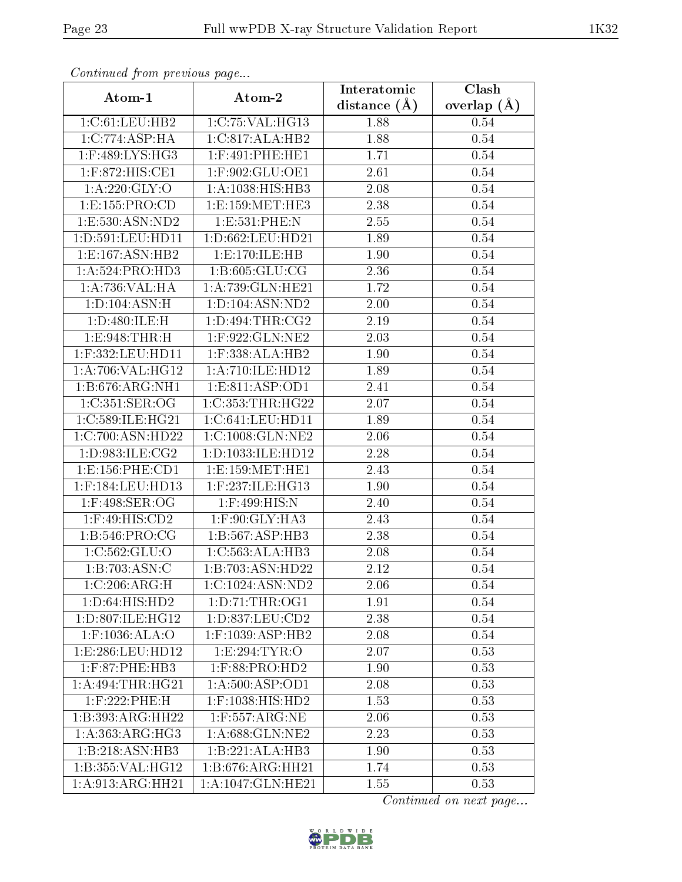*Continued from previous page...*

| Atom-1 | Atom-2 | Interatomic distance (Å) | Clash overlap (Å) |
|---|---|---|---|
| 1:C:61:LEU:HB2 | 1:C:75:VAL:HG13 | 1.88 | 0.54 |
| 1:C:774:ASP:HA | 1:C:817:ALA:HB2 | 1.88 | 0.54 |
| 1:F:489:LYS:HG3 | 1:F:491:PHE:HE1 | 1.71 | 0.54 |
| 1:F:872:HIS:CE1 | 1:F:902:GLU:OE1 | 2.61 | 0.54 |
| 1:A:220:GLY:O | 1:A:1038:HIS:HB3 | 2.08 | 0.54 |
| 1:E:155:PRO:CD | 1:E:159:MET:HE3 | 2.38 | 0.54 |
| 1:E:530:ASN:ND2 | 1:E:531:PHE:N | 2.55 | 0.54 |
| 1:D:591:LEU:HD11 | 1:D:662:LEU:HD21 | 1.89 | 0.54 |
| 1:E:167:ASN:HB2 | 1:E:170:ILE:HB | 1.90 | 0.54 |
| 1:A:524:PRO:HD3 | 1:B:605:GLU:CG | 2.36 | 0.54 |
| 1:A:736:VAL:HA | 1:A:739:GLN:HE21 | 1.72 | 0.54 |
| 1:D:104:ASN:H | 1:D:104:ASN:ND2 | 2.00 | 0.54 |
| 1:D:480:ILE:H | 1:D:494:THR:CG2 | 2.19 | 0.54 |
| 1:E:948:THR:H | 1:F:922:GLN:NE2 | 2.03 | 0.54 |
| 1:F:332:LEU:HD11 | 1:F:338:ALA:HB2 | 1.90 | 0.54 |
| 1:A:706:VAL:HG12 | 1:A:710:ILE:HD12 | 1.89 | 0.54 |
| 1:B:676:ARG:NH1 | 1:E:811:ASP:OD1 | 2.41 | 0.54 |
| 1:C:351:SER:OG | 1:C:353:THR:HG22 | 2.07 | 0.54 |
| 1:C:589:ILE:HG21 | 1:C:641:LEU:HD11 | 1.89 | 0.54 |
| 1:C:700:ASN:HD22 | 1:C:1008:GLN:NE2 | 2.06 | 0.54 |
| 1:D:983:ILE:CG2 | 1:D:1033:ILE:HD12 | 2.28 | 0.54 |
| 1:E:156:PHE:CD1 | 1:E:159:MET:HE1 | 2.43 | 0.54 |
| 1:F:184:LEU:HD13 | 1:F:237:ILE:HG13 | 1.90 | 0.54 |
| 1:F:498:SER:OG | 1:F:499:HIS:N | 2.40 | 0.54 |
| 1:F:49:HIS:CD2 | 1:F:90:GLY:HA3 | 2.43 | 0.54 |
| 1:B:546:PRO:CG | 1:B:567:ASP:HB3 | 2.38 | 0.54 |
| 1:C:562:GLU:O | 1:C:563:ALA:HB3 | 2.08 | 0.54 |
| 1:B:703:ASN:C | 1:B:703:ASN:HD22 | 2.12 | 0.54 |
| 1:C:206:ARG:H | 1:C:1024:ASN:ND2 | 2.06 | 0.54 |
| 1:D:64:HIS:HD2 | 1:D:71:THR:OG1 | 1.91 | 0.54 |
| 1:D:807:ILE:HG12 | 1:D:837:LEU:CD2 | 2.38 | 0.54 |
| 1:F:1036:ALA:O | 1:F:1039:ASP:HB2 | 2.08 | 0.54 |
| 1:E:286:LEU:HD12 | 1:E:294:TYR:O | 2.07 | 0.53 |
| 1:F:87:PHE:HB3 | 1:F:88:PRO:HD2 | 1.90 | 0.53 |
| 1:A:494:THR:HG21 | 1:A:500:ASP:OD1 | 2.08 | 0.53 |
| 1:F:222:PHE:H | 1:F:1038:HIS:HD2 | 1.53 | 0.53 |
| 1:B:393:ARG:HH22 | 1:F:557:ARG:NE | 2.06 | 0.53 |
| 1:A:363:ARG:HG3 | 1:A:688:GLN:NE2 | 2.23 | 0.53 |
| 1:B:218:ASN:HB3 | 1:B:221:ALA:HB3 | 1.90 | 0.53 |
| 1:B:355:VAL:HG12 | 1:B:676:ARG:HH21 | 1.74 | 0.53 |
| 1:A:913:ARG:HH21 | 1:A:1047:GLN:HE21 | 1.55 | 0.53 |

*Continued on next page...*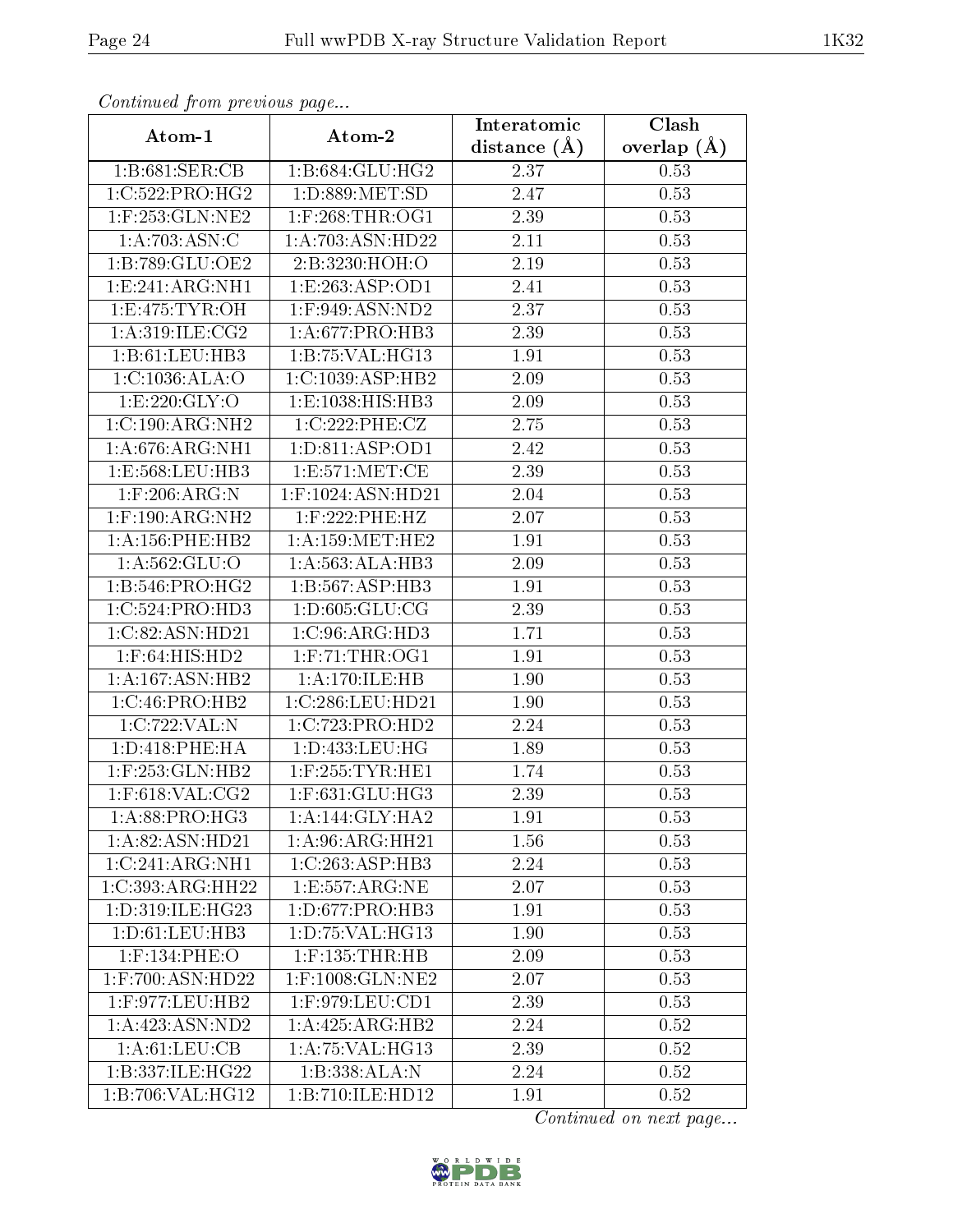*Continued from previous page...*

| Atom-1 | Atom-2 | Interatomic distance (Å) | Clash overlap (Å) |
|---|---|---|---|
| 1:B:681:SER:CB | 1:B:684:GLU:HG2 | 2.37 | 0.53 |
| 1:C:522:PRO:HG2 | 1:D:889:MET:SD | 2.47 | 0.53 |
| 1:F:253:GLN:NE2 | 1:F:268:THR:OG1 | 2.39 | 0.53 |
| 1:A:703:ASN:C | 1:A:703:ASN:HD22 | 2.11 | 0.53 |
| 1:B:789:GLU:OE2 | 2:B:3230:HOH:O | 2.19 | 0.53 |
| 1:E:241:ARG:NH1 | 1:E:263:ASP:OD1 | 2.41 | 0.53 |
| 1:E:475:TYR:OH | 1:F:949:ASN:ND2 | 2.37 | 0.53 |
| 1:A:319:ILE:CG2 | 1:A:677:PRO:HB3 | 2.39 | 0.53 |
| 1:B:61:LEU:HB3 | 1:B:75:VAL:HG13 | 1.91 | 0.53 |
| 1:C:1036:ALA:O | 1:C:1039:ASP:HB2 | 2.09 | 0.53 |
| 1:E:220:GLY:O | 1:E:1038:HIS:HB3 | 2.09 | 0.53 |
| 1:C:190:ARG:NH2 | 1:C:222:PHE:CZ | 2.75 | 0.53 |
| 1:A:676:ARG:NH1 | 1:D:811:ASP:OD1 | 2.42 | 0.53 |
| 1:E:568:LEU:HB3 | 1:E:571:MET:CE | 2.39 | 0.53 |
| 1:F:206:ARG:N | 1:F:1024:ASN:HD21 | 2.04 | 0.53 |
| 1:F:190:ARG:NH2 | 1:F:222:PHE:HZ | 2.07 | 0.53 |
| 1:A:156:PHE:HB2 | 1:A:159:MET:HE2 | 1.91 | 0.53 |
| 1:A:562:GLU:O | 1:A:563:ALA:HB3 | 2.09 | 0.53 |
| 1:B:546:PRO:HG2 | 1:B:567:ASP:HB3 | 1.91 | 0.53 |
| 1:C:524:PRO:HD3 | 1:D:605:GLU:CG | 2.39 | 0.53 |
| 1:C:82:ASN:HD21 | 1:C:96:ARG:HD3 | 1.71 | 0.53 |
| 1:F:64:HIS:HD2 | 1:F:71:THR:OG1 | 1.91 | 0.53 |
| 1:A:167:ASN:HB2 | 1:A:170:ILE:HB | 1.90 | 0.53 |
| 1:C:46:PRO:HB2 | 1:C:286:LEU:HD21 | 1.90 | 0.53 |
| 1:C:722:VAL:N | 1:C:723:PRO:HD2 | 2.24 | 0.53 |
| 1:D:418:PHE:HA | 1:D:433:LEU:HG | 1.89 | 0.53 |
| 1:F:253:GLN:HB2 | 1:F:255:TYR:HE1 | 1.74 | 0.53 |
| 1:F:618:VAL:CG2 | 1:F:631:GLU:HG3 | 2.39 | 0.53 |
| 1:A:88:PRO:HG3 | 1:A:144:GLY:HA2 | 1.91 | 0.53 |
| 1:A:82:ASN:HD21 | 1:A:96:ARG:HH21 | 1.56 | 0.53 |
| 1:C:241:ARG:NH1 | 1:C:263:ASP:HB3 | 2.24 | 0.53 |
| 1:C:393:ARG:HH22 | 1:E:557:ARG:NE | 2.07 | 0.53 |
| 1:D:319:ILE:HG23 | 1:D:677:PRO:HB3 | 1.91 | 0.53 |
| 1:D:61:LEU:HB3 | 1:D:75:VAL:HG13 | 1.90 | 0.53 |
| 1:F:134:PHE:O | 1:F:135:THR:HB | 2.09 | 0.53 |
| 1:F:700:ASN:HD22 | 1:F:1008:GLN:NE2 | 2.07 | 0.53 |
| 1:F:977:LEU:HB2 | 1:F:979:LEU:CD1 | 2.39 | 0.53 |
| 1:A:423:ASN:ND2 | 1:A:425:ARG:HB2 | 2.24 | 0.52 |
| 1:A:61:LEU:CB | 1:A:75:VAL:HG13 | 2.39 | 0.52 |
| 1:B:337:ILE:HG22 | 1:B:338:ALA:N | 2.24 | 0.52 |
| 1:B:706:VAL:HG12 | 1:B:710:ILE:HD12 | 1.91 | 0.52 |

*Continued on next page...*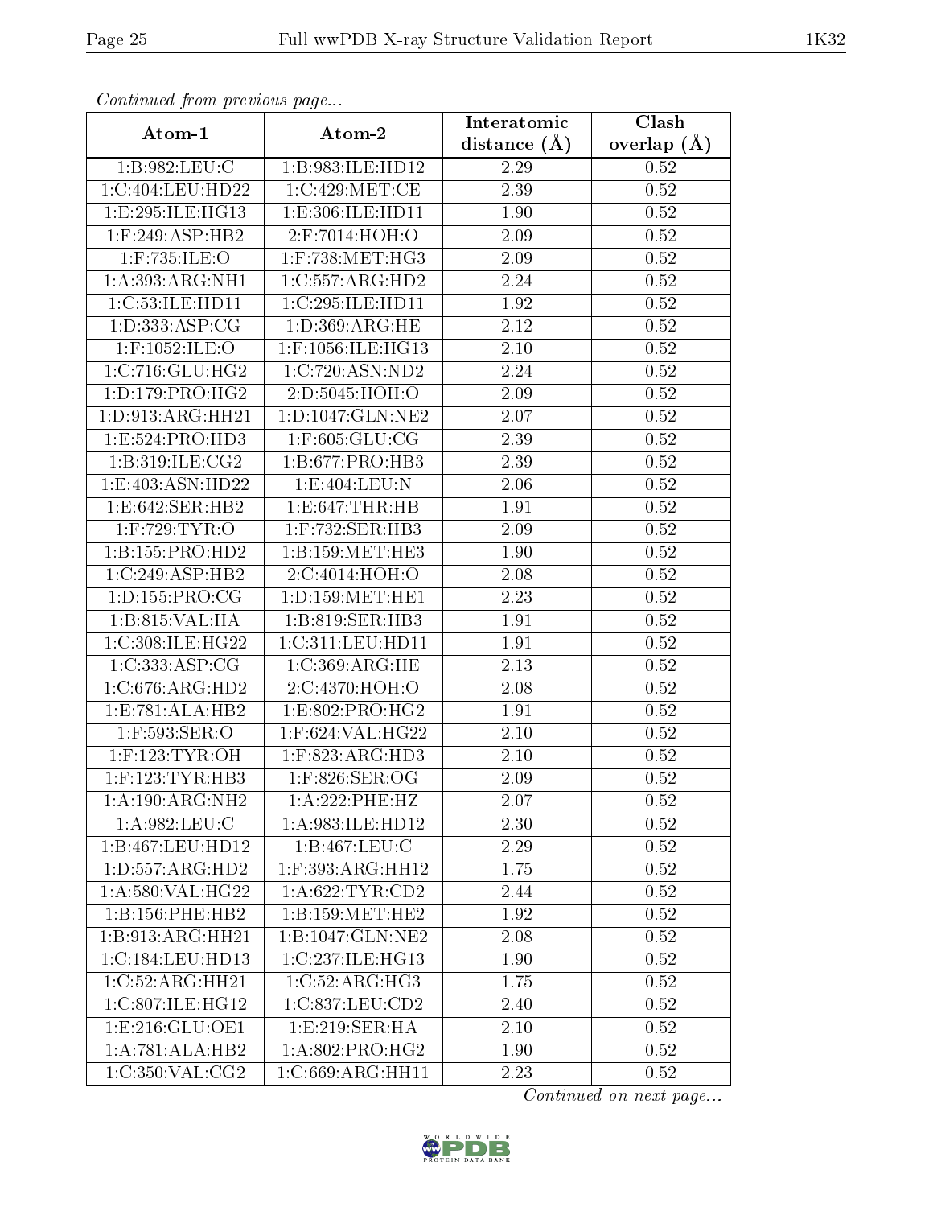*Continued from previous page...*

| Atom-1 | Atom-2 | Interatomic distance (Å) | Clash overlap (Å) |
|---|---|---|---|
| 1:B:982:LEU:C | 1:B:983:ILE:HD12 | 2.29 | 0.52 |
| 1:C:404:LEU:HD22 | 1:C:429:MET:CE | 2.39 | 0.52 |
| 1:E:295:ILE:HG13 | 1:E:306:ILE:HD11 | 1.90 | 0.52 |
| 1:F:249:ASP:HB2 | 2:F:7014:HOH:O | 2.09 | 0.52 |
| 1:F:735:ILE:O | 1:F:738:MET:HG3 | 2.09 | 0.52 |
| 1:A:393:ARG:NH1 | 1:C:557:ARG:HD2 | 2.24 | 0.52 |
| 1:C:53:ILE:HD11 | 1:C:295:ILE:HD11 | 1.92 | 0.52 |
| 1:D:333:ASP:CG | 1:D:369:ARG:HE | 2.12 | 0.52 |
| 1:F:1052:ILE:O | 1:F:1056:ILE:HG13 | 2.10 | 0.52 |
| 1:C:716:GLU:HG2 | 1:C:720:ASN:ND2 | 2.24 | 0.52 |
| 1:D:179:PRO:HG2 | 2:D:5045:HOH:O | 2.09 | 0.52 |
| 1:D:913:ARG:HH21 | 1:D:1047:GLN:NE2 | 2.07 | 0.52 |
| 1:E:524:PRO:HD3 | 1:F:605:GLU:CG | 2.39 | 0.52 |
| 1:B:319:ILE:CG2 | 1:B:677:PRO:HB3 | 2.39 | 0.52 |
| 1:E:403:ASN:HD22 | 1:E:404:LEU:N | 2.06 | 0.52 |
| 1:E:642:SER:HB2 | 1:E:647:THR:HB | 1.91 | 0.52 |
| 1:F:729:TYR:O | 1:F:732:SER:HB3 | 2.09 | 0.52 |
| 1:B:155:PRO:HD2 | 1:B:159:MET:HE3 | 1.90 | 0.52 |
| 1:C:249:ASP:HB2 | 2:C:4014:HOH:O | 2.08 | 0.52 |
| 1:D:155:PRO:CG | 1:D:159:MET:HE1 | 2.23 | 0.52 |
| 1:B:815:VAL:HA | 1:B:819:SER:HB3 | 1.91 | 0.52 |
| 1:C:308:ILE:HG22 | 1:C:311:LEU:HD11 | 1.91 | 0.52 |
| 1:C:333:ASP:CG | 1:C:369:ARG:HE | 2.13 | 0.52 |
| 1:C:676:ARG:HD2 | 2:C:4370:HOH:O | 2.08 | 0.52 |
| 1:E:781:ALA:HB2 | 1:E:802:PRO:HG2 | 1.91 | 0.52 |
| 1:F:593:SER:O | 1:F:624:VAL:HG22 | 2.10 | 0.52 |
| 1:F:123:TYR:OH | 1:F:823:ARG:HD3 | 2.10 | 0.52 |
| 1:F:123:TYR:HB3 | 1:F:826:SER:OG | 2.09 | 0.52 |
| 1:A:190:ARG:NH2 | 1:A:222:PHE:HZ | 2.07 | 0.52 |
| 1:A:982:LEU:C | 1:A:983:ILE:HD12 | 2.30 | 0.52 |
| 1:B:467:LEU:HD12 | 1:B:467:LEU:C | 2.29 | 0.52 |
| 1:D:557:ARG:HD2 | 1:F:393:ARG:HH12 | 1.75 | 0.52 |
| 1:A:580:VAL:HG22 | 1:A:622:TYR:CD2 | 2.44 | 0.52 |
| 1:B:156:PHE:HB2 | 1:B:159:MET:HE2 | 1.92 | 0.52 |
| 1:B:913:ARG:HH21 | 1:B:1047:GLN:NE2 | 2.08 | 0.52 |
| 1:C:184:LEU:HD13 | 1:C:237:ILE:HG13 | 1.90 | 0.52 |
| 1:C:52:ARG:HH21 | 1:C:52:ARG:HG3 | 1.75 | 0.52 |
| 1:C:807:ILE:HG12 | 1:C:837:LEU:CD2 | 2.40 | 0.52 |
| 1:E:216:GLU:OE1 | 1:E:219:SER:HA | 2.10 | 0.52 |
| 1:A:781:ALA:HB2 | 1:A:802:PRO:HG2 | 1.90 | 0.52 |
| 1:C:350:VAL:CG2 | 1:C:669:ARG:HH11 | 2.23 | 0.52 |

*Continued on next page...*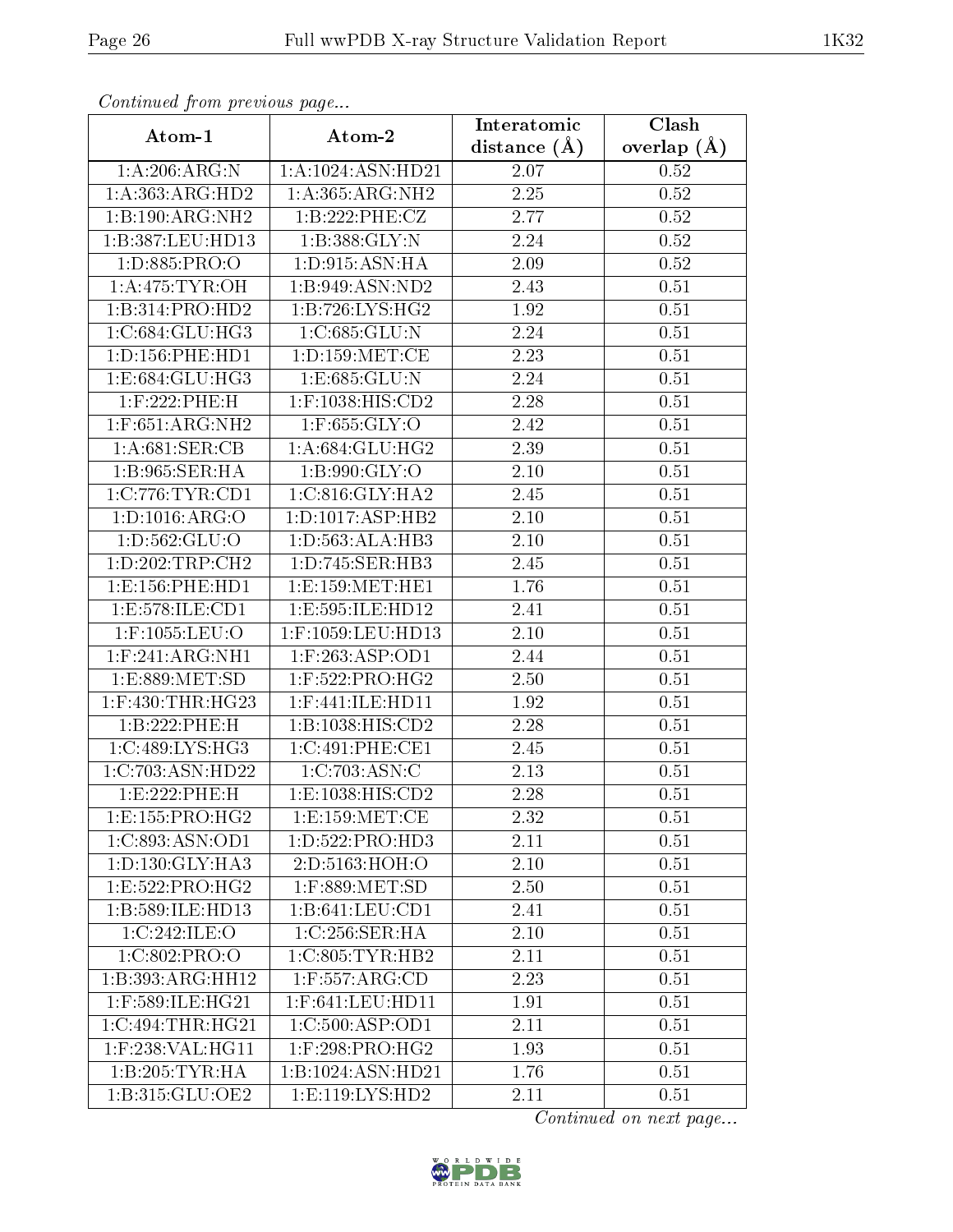*Continued from previous page...*

| Atom-1 | Atom-2 | Interatomic distance (Å) | Clash overlap (Å) |
|---|---|---|---|
| 1:A:206:ARG:N | 1:A:1024:ASN:HD21 | 2.07 | 0.52 |
| 1:A:363:ARG:HD2 | 1:A:365:ARG:NH2 | 2.25 | 0.52 |
| 1:B:190:ARG:NH2 | 1:B:222:PHE:CZ | 2.77 | 0.52 |
| 1:B:387:LEU:HD13 | 1:B:388:GLY:N | 2.24 | 0.52 |
| 1:D:885:PRO:O | 1:D:915:ASN:HA | 2.09 | 0.52 |
| 1:A:475:TYR:OH | 1:B:949:ASN:ND2 | 2.43 | 0.51 |
| 1:B:314:PRO:HD2 | 1:B:726:LYS:HG2 | 1.92 | 0.51 |
| 1:C:684:GLU:HG3 | 1:C:685:GLU:N | 2.24 | 0.51 |
| 1:D:156:PHE:HD1 | 1:D:159:MET:CE | 2.23 | 0.51 |
| 1:E:684:GLU:HG3 | 1:E:685:GLU:N | 2.24 | 0.51 |
| 1:F:222:PHE:H | 1:F:1038:HIS:CD2 | 2.28 | 0.51 |
| 1:F:651:ARG:NH2 | 1:F:655:GLY:O | 2.42 | 0.51 |
| 1:A:681:SER:CB | 1:A:684:GLU:HG2 | 2.39 | 0.51 |
| 1:B:965:SER:HA | 1:B:990:GLY:O | 2.10 | 0.51 |
| 1:C:776:TYR:CD1 | 1:C:816:GLY:HA2 | 2.45 | 0.51 |
| 1:D:1016:ARG:O | 1:D:1017:ASP:HB2 | 2.10 | 0.51 |
| 1:D:562:GLU:O | 1:D:563:ALA:HB3 | 2.10 | 0.51 |
| 1:D:202:TRP:CH2 | 1:D:745:SER:HB3 | 2.45 | 0.51 |
| 1:E:156:PHE:HD1 | 1:E:159:MET:HE1 | 1.76 | 0.51 |
| 1:E:578:ILE:CD1 | 1:E:595:ILE:HD12 | 2.41 | 0.51 |
| 1:F:1055:LEU:O | 1:F:1059:LEU:HD13 | 2.10 | 0.51 |
| 1:F:241:ARG:NH1 | 1:F:263:ASP:OD1 | 2.44 | 0.51 |
| 1:E:889:MET:SD | 1:F:522:PRO:HG2 | 2.50 | 0.51 |
| 1:F:430:THR:HG23 | 1:F:441:ILE:HD11 | 1.92 | 0.51 |
| 1:B:222:PHE:H | 1:B:1038:HIS:CD2 | 2.28 | 0.51 |
| 1:C:489:LYS:HG3 | 1:C:491:PHE:CE1 | 2.45 | 0.51 |
| 1:C:703:ASN:HD22 | 1:C:703:ASN:C | 2.13 | 0.51 |
| 1:E:222:PHE:H | 1:E:1038:HIS:CD2 | 2.28 | 0.51 |
| 1:E:155:PRO:HG2 | 1:E:159:MET:CE | 2.32 | 0.51 |
| 1:C:893:ASN:OD1 | 1:D:522:PRO:HD3 | 2.11 | 0.51 |
| 1:D:130:GLY:HA3 | 2:D:5163:HOH:O | 2.10 | 0.51 |
| 1:E:522:PRO:HG2 | 1:F:889:MET:SD | 2.50 | 0.51 |
| 1:B:589:ILE:HD13 | 1:B:641:LEU:CD1 | 2.41 | 0.51 |
| 1:C:242:ILE:O | 1:C:256:SER:HA | 2.10 | 0.51 |
| 1:C:802:PRO:O | 1:C:805:TYR:HB2 | 2.11 | 0.51 |
| 1:B:393:ARG:HH12 | 1:F:557:ARG:CD | 2.23 | 0.51 |
| 1:F:589:ILE:HG21 | 1:F:641:LEU:HD11 | 1.91 | 0.51 |
| 1:C:494:THR:HG21 | 1:C:500:ASP:OD1 | 2.11 | 0.51 |
| 1:F:238:VAL:HG11 | 1:F:298:PRO:HG2 | 1.93 | 0.51 |
| 1:B:205:TYR:HA | 1:B:1024:ASN:HD21 | 1.76 | 0.51 |
| 1:B:315:GLU:OE2 | 1:E:119:LYS:HD2 | 2.11 | 0.51 |

*Continued on next page...*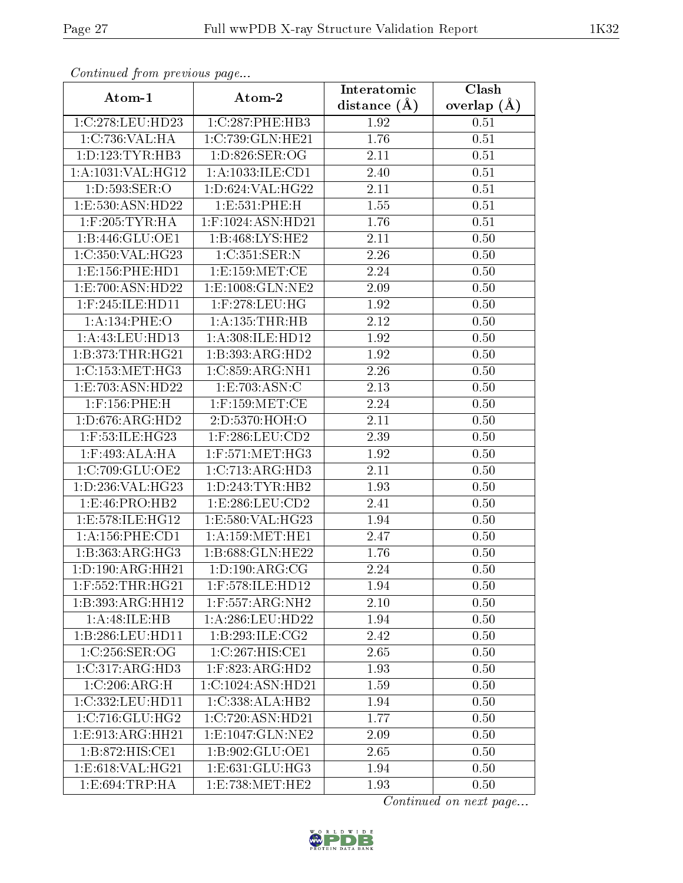*Continued from previous page...*

| Atom-1 | Atom-2 | Interatomic distance (Å) | Clash overlap (Å) |
|---|---|---|---|
| 1:C:278:LEU:HD23 | 1:C:287:PHE:HB3 | 1.92 | 0.51 |
| 1:C:736:VAL:HA | 1:C:739:GLN:HE21 | 1.76 | 0.51 |
| 1:D:123:TYR:HB3 | 1:D:826:SER:OG | 2.11 | 0.51 |
| 1:A:1031:VAL:HG12 | 1:A:1033:ILE:CD1 | 2.40 | 0.51 |
| 1:D:593:SER:O | 1:D:624:VAL:HG22 | 2.11 | 0.51 |
| 1:E:530:ASN:HD22 | 1:E:531:PHE:H | 1.55 | 0.51 |
| 1:F:205:TYR:HA | 1:F:1024:ASN:HD21 | 1.76 | 0.51 |
| 1:B:446:GLU:OE1 | 1:B:468:LYS:HE2 | 2.11 | 0.50 |
| 1:C:350:VAL:HG23 | 1:C:351:SER:N | 2.26 | 0.50 |
| 1:E:156:PHE:HD1 | 1:E:159:MET:CE | 2.24 | 0.50 |
| 1:E:700:ASN:HD22 | 1:E:1008:GLN:NE2 | 2.09 | 0.50 |
| 1:F:245:ILE:HD11 | 1:F:278:LEU:HG | 1.92 | 0.50 |
| 1:A:134:PHE:O | 1:A:135:THR:HB | 2.12 | 0.50 |
| 1:A:43:LEU:HD13 | 1:A:308:ILE:HD12 | 1.92 | 0.50 |
| 1:B:373:THR:HG21 | 1:B:393:ARG:HD2 | 1.92 | 0.50 |
| 1:C:153:MET:HG3 | 1:C:859:ARG:NH1 | 2.26 | 0.50 |
| 1:E:703:ASN:HD22 | 1:E:703:ASN:C | 2.13 | 0.50 |
| 1:F:156:PHE:H | 1:F:159:MET:CE | 2.24 | 0.50 |
| 1:D:676:ARG:HD2 | 2:D:5370:HOH:O | 2.11 | 0.50 |
| 1:F:53:ILE:HG23 | 1:F:286:LEU:CD2 | 2.39 | 0.50 |
| 1:F:493:ALA:HA | 1:F:571:MET:HG3 | 1.92 | 0.50 |
| 1:C:709:GLU:OE2 | 1:C:713:ARG:HD3 | 2.11 | 0.50 |
| 1:D:236:VAL:HG23 | 1:D:243:TYR:HB2 | 1.93 | 0.50 |
| 1:E:46:PRO:HB2 | 1:E:286:LEU:CD2 | 2.41 | 0.50 |
| 1:E:578:ILE:HG12 | 1:E:580:VAL:HG23 | 1.94 | 0.50 |
| 1:A:156:PHE:CD1 | 1:A:159:MET:HE1 | 2.47 | 0.50 |
| 1:B:363:ARG:HG3 | 1:B:688:GLN:HE22 | 1.76 | 0.50 |
| 1:D:190:ARG:HH21 | 1:D:190:ARG:CG | 2.24 | 0.50 |
| 1:F:552:THR:HG21 | 1:F:578:ILE:HD12 | 1.94 | 0.50 |
| 1:B:393:ARG:HH12 | 1:F:557:ARG:NH2 | 2.10 | 0.50 |
| 1:A:48:ILE:HB | 1:A:286:LEU:HD22 | 1.94 | 0.50 |
| 1:B:286:LEU:HD11 | 1:B:293:ILE:CG2 | 2.42 | 0.50 |
| 1:C:256:SER:OG | 1:C:267:HIS:CE1 | 2.65 | 0.50 |
| 1:C:317:ARG:HD3 | 1:F:823:ARG:HD2 | 1.93 | 0.50 |
| 1:C:206:ARG:H | 1:C:1024:ASN:HD21 | 1.59 | 0.50 |
| 1:C:332:LEU:HD11 | 1:C:338:ALA:HB2 | 1.94 | 0.50 |
| 1:C:716:GLU:HG2 | 1:C:720:ASN:HD21 | 1.77 | 0.50 |
| 1:E:913:ARG:HH21 | 1:E:1047:GLN:NE2 | 2.09 | 0.50 |
| 1:B:872:HIS:CE1 | 1:B:902:GLU:OE1 | 2.65 | 0.50 |
| 1:E:618:VAL:HG21 | 1:E:631:GLU:HG3 | 1.94 | 0.50 |
| 1:E:694:TRP:HA | 1:E:738:MET:HE2 | 1.93 | 0.50 |

*Continued on next page...*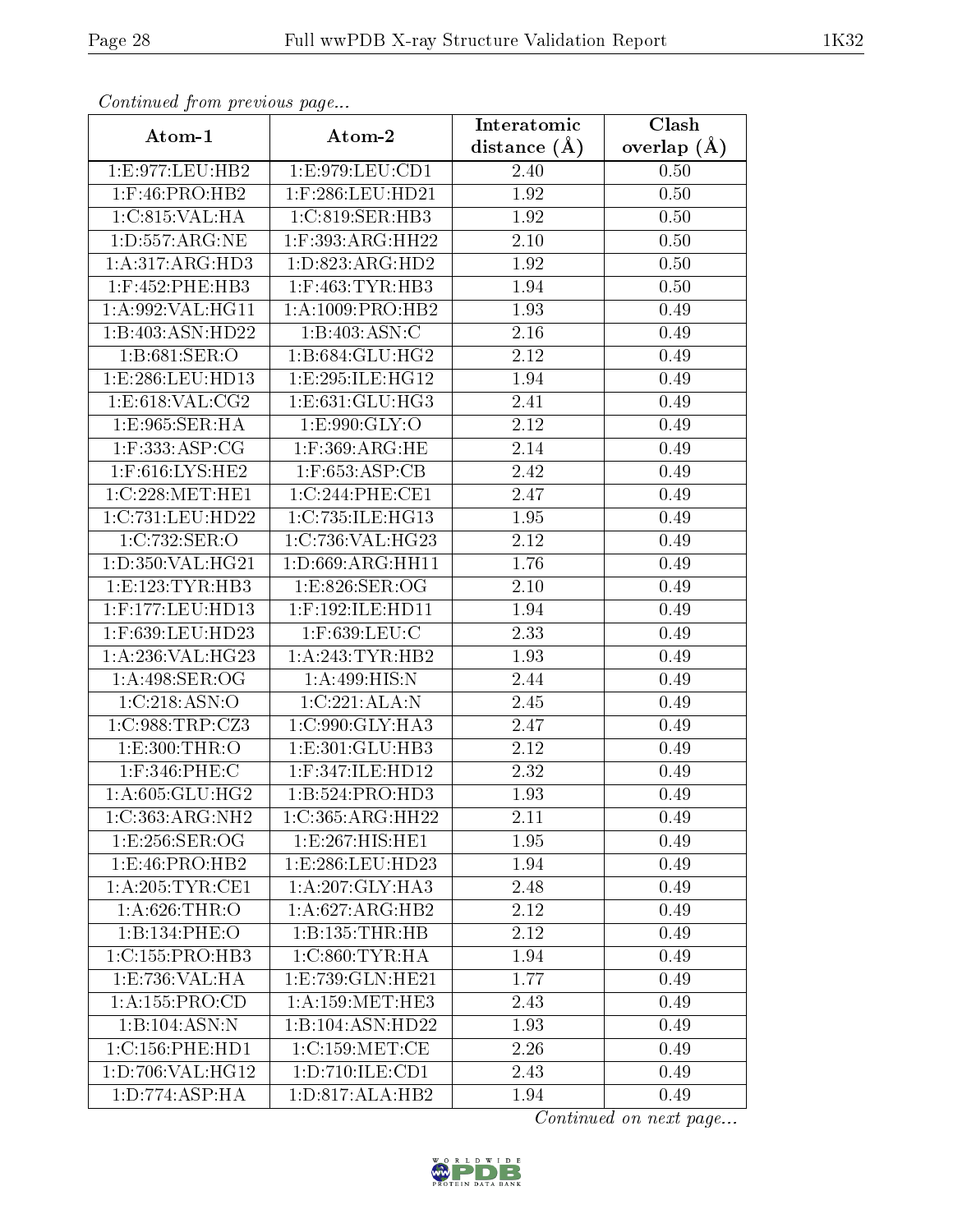*Continued from previous page...*

| Atom-1 | Atom-2 | Interatomic distance (Å) | Clash overlap (Å) |
|---|---|---|---|
| 1:E:977:LEU:HB2 | 1:E:979:LEU:CD1 | 2.40 | 0.50 |
| 1:F:46:PRO:HB2 | 1:F:286:LEU:HD21 | 1.92 | 0.50 |
| 1:C:815:VAL:HA | 1:C:819:SER:HB3 | 1.92 | 0.50 |
| 1:D:557:ARG:NE | 1:F:393:ARG:HH22 | 2.10 | 0.50 |
| 1:A:317:ARG:HD3 | 1:D:823:ARG:HD2 | 1.92 | 0.50 |
| 1:F:452:PHE:HB3 | 1:F:463:TYR:HB3 | 1.94 | 0.50 |
| 1:A:992:VAL:HG11 | 1:A:1009:PRO:HB2 | 1.93 | 0.49 |
| 1:B:403:ASN:HD22 | 1:B:403:ASN:C | 2.16 | 0.49 |
| 1:B:681:SER:O | 1:B:684:GLU:HG2 | 2.12 | 0.49 |
| 1:E:286:LEU:HD13 | 1:E:295:ILE:HG12 | 1.94 | 0.49 |
| 1:E:618:VAL:CG2 | 1:E:631:GLU:HG3 | 2.41 | 0.49 |
| 1:E:965:SER:HA | 1:E:990:GLY:O | 2.12 | 0.49 |
| 1:F:333:ASP:CG | 1:F:369:ARG:HE | 2.14 | 0.49 |
| 1:F:616:LYS:HE2 | 1:F:653:ASP:CB | 2.42 | 0.49 |
| 1:C:228:MET:HE1 | 1:C:244:PHE:CE1 | 2.47 | 0.49 |
| 1:C:731:LEU:HD22 | 1:C:735:ILE:HG13 | 1.95 | 0.49 |
| 1:C:732:SER:O | 1:C:736:VAL:HG23 | 2.12 | 0.49 |
| 1:D:350:VAL:HG21 | 1:D:669:ARG:HH11 | 1.76 | 0.49 |
| 1:E:123:TYR:HB3 | 1:E:826:SER:OG | 2.10 | 0.49 |
| 1:F:177:LEU:HD13 | 1:F:192:ILE:HD11 | 1.94 | 0.49 |
| 1:F:639:LEU:HD23 | 1:F:639:LEU:C | 2.33 | 0.49 |
| 1:A:236:VAL:HG23 | 1:A:243:TYR:HB2 | 1.93 | 0.49 |
| 1:A:498:SER:OG | 1:A:499:HIS:N | 2.44 | 0.49 |
| 1:C:218:ASN:O | 1:C:221:ALA:N | 2.45 | 0.49 |
| 1:C:988:TRP:CZ3 | 1:C:990:GLY:HA3 | 2.47 | 0.49 |
| 1:E:300:THR:O | 1:E:301:GLU:HB3 | 2.12 | 0.49 |
| 1:F:346:PHE:C | 1:F:347:ILE:HD12 | 2.32 | 0.49 |
| 1:A:605:GLU:HG2 | 1:B:524:PRO:HD3 | 1.93 | 0.49 |
| 1:C:363:ARG:NH2 | 1:C:365:ARG:HH22 | 2.11 | 0.49 |
| 1:E:256:SER:OG | 1:E:267:HIS:HE1 | 1.95 | 0.49 |
| 1:E:46:PRO:HB2 | 1:E:286:LEU:HD23 | 1.94 | 0.49 |
| 1:A:205:TYR:CE1 | 1:A:207:GLY:HA3 | 2.48 | 0.49 |
| 1:A:626:THR:O | 1:A:627:ARG:HB2 | 2.12 | 0.49 |
| 1:B:134:PHE:O | 1:B:135:THR:HB | 2.12 | 0.49 |
| 1:C:155:PRO:HB3 | 1:C:860:TYR:HA | 1.94 | 0.49 |
| 1:E:736:VAL:HA | 1:E:739:GLN:HE21 | 1.77 | 0.49 |
| 1:A:155:PRO:CD | 1:A:159:MET:HE3 | 2.43 | 0.49 |
| 1:B:104:ASN:N | 1:B:104:ASN:HD22 | 1.93 | 0.49 |
| 1:C:156:PHE:HD1 | 1:C:159:MET:CE | 2.26 | 0.49 |
| 1:D:706:VAL:HG12 | 1:D:710:ILE:CD1 | 2.43 | 0.49 |
| 1:D:774:ASP:HA | 1:D:817:ALA:HB2 | 1.94 | 0.49 |

*Continued on next page...*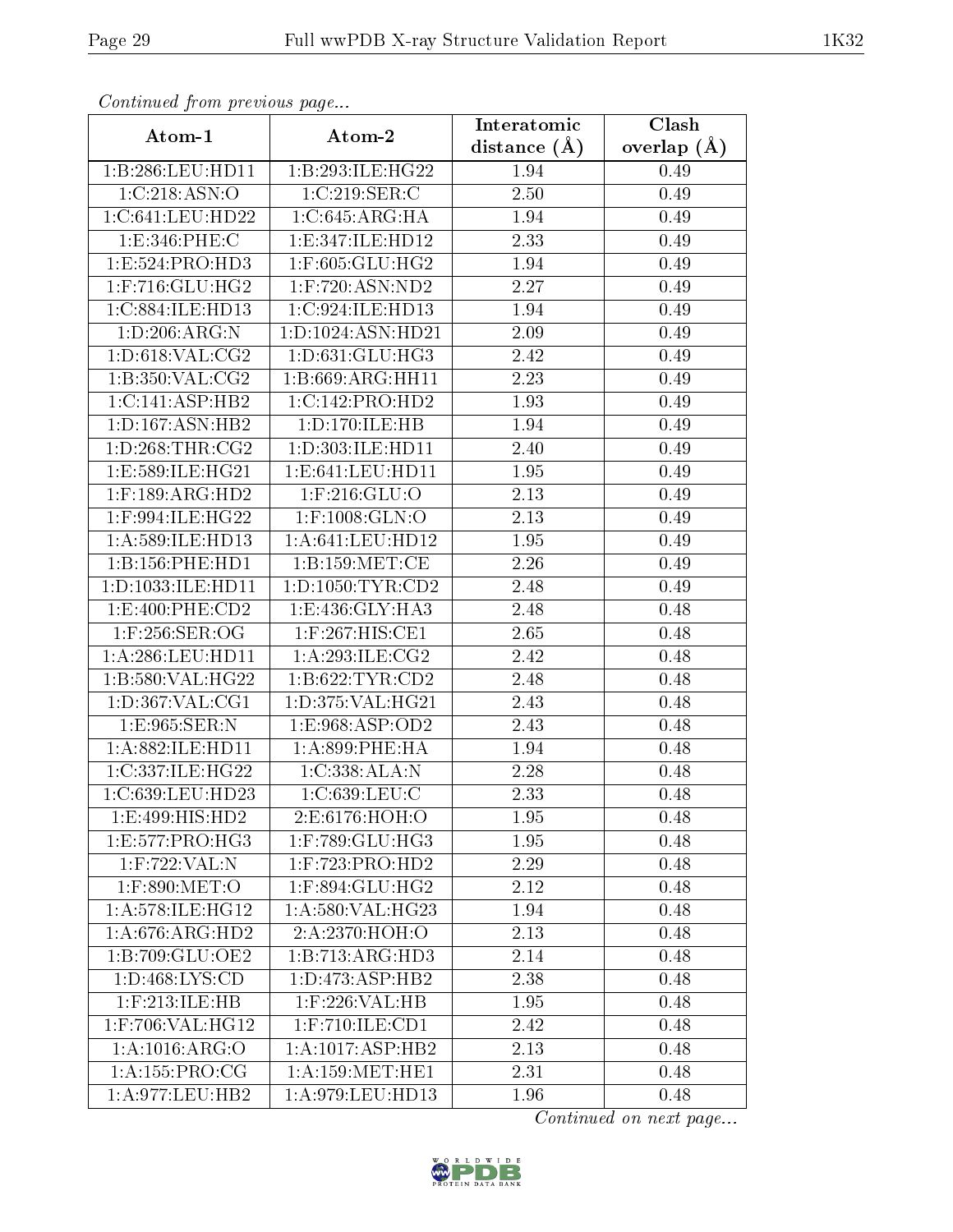*Continued from previous page...*

| Atom-1 | Atom-2 | Interatomic distance (Å) | Clash overlap (Å) |
|---|---|---|---|
| 1:B:286:LEU:HD11 | 1:B:293:ILE:HG22 | 1.94 | 0.49 |
| 1:C:218:ASN:O | 1:C:219:SER:C | 2.50 | 0.49 |
| 1:C:641:LEU:HD22 | 1:C:645:ARG:HA | 1.94 | 0.49 |
| 1:E:346:PHE:C | 1:E:347:ILE:HD12 | 2.33 | 0.49 |
| 1:E:524:PRO:HD3 | 1:F:605:GLU:HG2 | 1.94 | 0.49 |
| 1:F:716:GLU:HG2 | 1:F:720:ASN:ND2 | 2.27 | 0.49 |
| 1:C:884:ILE:HD13 | 1:C:924:ILE:HD13 | 1.94 | 0.49 |
| 1:D:206:ARG:N | 1:D:1024:ASN:HD21 | 2.09 | 0.49 |
| 1:D:618:VAL:CG2 | 1:D:631:GLU:HG3 | 2.42 | 0.49 |
| 1:B:350:VAL:CG2 | 1:B:669:ARG:HH11 | 2.23 | 0.49 |
| 1:C:141:ASP:HB2 | 1:C:142:PRO:HD2 | 1.93 | 0.49 |
| 1:D:167:ASN:HB2 | 1:D:170:ILE:HB | 1.94 | 0.49 |
| 1:D:268:THR:CG2 | 1:D:303:ILE:HD11 | 2.40 | 0.49 |
| 1:E:589:ILE:HG21 | 1:E:641:LEU:HD11 | 1.95 | 0.49 |
| 1:F:189:ARG:HD2 | 1:F:216:GLU:O | 2.13 | 0.49 |
| 1:F:994:ILE:HG22 | 1:F:1008:GLN:O | 2.13 | 0.49 |
| 1:A:589:ILE:HD13 | 1:A:641:LEU:HD12 | 1.95 | 0.49 |
| 1:B:156:PHE:HD1 | 1:B:159:MET:CE | 2.26 | 0.49 |
| 1:D:1033:ILE:HD11 | 1:D:1050:TYR:CD2 | 2.48 | 0.49 |
| 1:E:400:PHE:CD2 | 1:E:436:GLY:HA3 | 2.48 | 0.48 |
| 1:F:256:SER:OG | 1:F:267:HIS:CE1 | 2.65 | 0.48 |
| 1:A:286:LEU:HD11 | 1:A:293:ILE:CG2 | 2.42 | 0.48 |
| 1:B:580:VAL:HG22 | 1:B:622:TYR:CD2 | 2.48 | 0.48 |
| 1:D:367:VAL:CG1 | 1:D:375:VAL:HG21 | 2.43 | 0.48 |
| 1:E:965:SER:N | 1:E:968:ASP:OD2 | 2.43 | 0.48 |
| 1:A:882:ILE:HD11 | 1:A:899:PHE:HA | 1.94 | 0.48 |
| 1:C:337:ILE:HG22 | 1:C:338:ALA:N | 2.28 | 0.48 |
| 1:C:639:LEU:HD23 | 1:C:639:LEU:C | 2.33 | 0.48 |
| 1:E:499:HIS:HD2 | 2:E:6176:HOH:O | 1.95 | 0.48 |
| 1:E:577:PRO:HG3 | 1:F:789:GLU:HG3 | 1.95 | 0.48 |
| 1:F:722:VAL:N | 1:F:723:PRO:HD2 | 2.29 | 0.48 |
| 1:F:890:MET:O | 1:F:894:GLU:HG2 | 2.12 | 0.48 |
| 1:A:578:ILE:HG12 | 1:A:580:VAL:HG23 | 1.94 | 0.48 |
| 1:A:676:ARG:HD2 | 2:A:2370:HOH:O | 2.13 | 0.48 |
| 1:B:709:GLU:OE2 | 1:B:713:ARG:HD3 | 2.14 | 0.48 |
| 1:D:468:LYS:CD | 1:D:473:ASP:HB2 | 2.38 | 0.48 |
| 1:F:213:ILE:HB | 1:F:226:VAL:HB | 1.95 | 0.48 |
| 1:F:706:VAL:HG12 | 1:F:710:ILE:CD1 | 2.42 | 0.48 |
| 1:A:1016:ARG:O | 1:A:1017:ASP:HB2 | 2.13 | 0.48 |
| 1:A:155:PRO:CG | 1:A:159:MET:HE1 | 2.31 | 0.48 |
| 1:A:977:LEU:HB2 | 1:A:979:LEU:HD13 | 1.96 | 0.48 |

*Continued on next page...*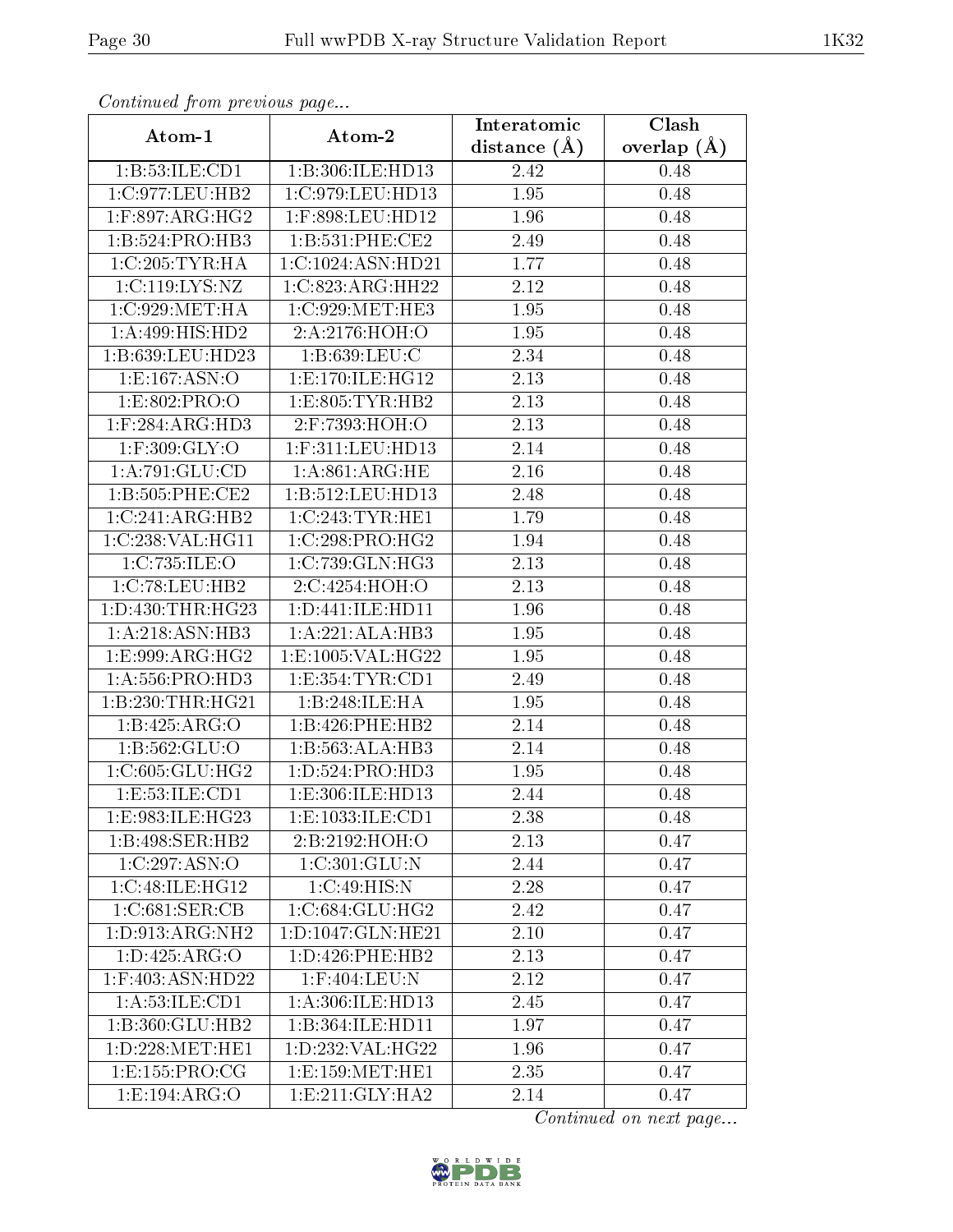*Continued from previous page...*

| Atom-1 | Atom-2 | Interatomic distance (Å) | Clash overlap (Å) |
|---|---|---|---|
| 1:B:53:ILE:CD1 | 1:B:306:ILE:HD13 | 2.42 | 0.48 |
| 1:C:977:LEU:HB2 | 1:C:979:LEU:HD13 | 1.95 | 0.48 |
| 1:F:897:ARG:HG2 | 1:F:898:LEU:HD12 | 1.96 | 0.48 |
| 1:B:524:PRO:HB3 | 1:B:531:PHE:CE2 | 2.49 | 0.48 |
| 1:C:205:TYR:HA | 1:C:1024:ASN:HD21 | 1.77 | 0.48 |
| 1:C:119:LYS:NZ | 1:C:823:ARG:HH22 | 2.12 | 0.48 |
| 1:C:929:MET:HA | 1:C:929:MET:HE3 | 1.95 | 0.48 |
| 1:A:499:HIS:HD2 | 2:A:2176:HOH:O | 1.95 | 0.48 |
| 1:B:639:LEU:HD23 | 1:B:639:LEU:C | 2.34 | 0.48 |
| 1:E:167:ASN:O | 1:E:170:ILE:HG12 | 2.13 | 0.48 |
| 1:E:802:PRO:O | 1:E:805:TYR:HB2 | 2.13 | 0.48 |
| 1:F:284:ARG:HD3 | 2:F:7393:HOH:O | 2.13 | 0.48 |
| 1:F:309:GLY:O | 1:F:311:LEU:HD13 | 2.14 | 0.48 |
| 1:A:791:GLU:CD | 1:A:861:ARG:HE | 2.16 | 0.48 |
| 1:B:505:PHE:CE2 | 1:B:512:LEU:HD13 | 2.48 | 0.48 |
| 1:C:241:ARG:HB2 | 1:C:243:TYR:HE1 | 1.79 | 0.48 |
| 1:C:238:VAL:HG11 | 1:C:298:PRO:HG2 | 1.94 | 0.48 |
| 1:C:735:ILE:O | 1:C:739:GLN:HG3 | 2.13 | 0.48 |
| 1:C:78:LEU:HB2 | 2:C:4254:HOH:O | 2.13 | 0.48 |
| 1:D:430:THR:HG23 | 1:D:441:ILE:HD11 | 1.96 | 0.48 |
| 1:A:218:ASN:HB3 | 1:A:221:ALA:HB3 | 1.95 | 0.48 |
| 1:E:999:ARG:HG2 | 1:E:1005:VAL:HG22 | 1.95 | 0.48 |
| 1:A:556:PRO:HD3 | 1:E:354:TYR:CD1 | 2.49 | 0.48 |
| 1:B:230:THR:HG21 | 1:B:248:ILE:HA | 1.95 | 0.48 |
| 1:B:425:ARG:O | 1:B:426:PHE:HB2 | 2.14 | 0.48 |
| 1:B:562:GLU:O | 1:B:563:ALA:HB3 | 2.14 | 0.48 |
| 1:C:605:GLU:HG2 | 1:D:524:PRO:HD3 | 1.95 | 0.48 |
| 1:E:53:ILE:CD1 | 1:E:306:ILE:HD13 | 2.44 | 0.48 |
| 1:E:983:ILE:HG23 | 1:E:1033:ILE:CD1 | 2.38 | 0.48 |
| 1:B:498:SER:HB2 | 2:B:2192:HOH:O | 2.13 | 0.47 |
| 1:C:297:ASN:O | 1:C:301:GLU:N | 2.44 | 0.47 |
| 1:C:48:ILE:HG12 | 1:C:49:HIS:N | 2.28 | 0.47 |
| 1:C:681:SER:CB | 1:C:684:GLU:HG2 | 2.42 | 0.47 |
| 1:D:913:ARG:NH2 | 1:D:1047:GLN:HE21 | 2.10 | 0.47 |
| 1:D:425:ARG:O | 1:D:426:PHE:HB2 | 2.13 | 0.47 |
| 1:F:403:ASN:HD22 | 1:F:404:LEU:N | 2.12 | 0.47 |
| 1:A:53:ILE:CD1 | 1:A:306:ILE:HD13 | 2.45 | 0.47 |
| 1:B:360:GLU:HB2 | 1:B:364:ILE:HD11 | 1.97 | 0.47 |
| 1:D:228:MET:HE1 | 1:D:232:VAL:HG22 | 1.96 | 0.47 |
| 1:E:155:PRO:CG | 1:E:159:MET:HE1 | 2.35 | 0.47 |
| 1:E:194:ARG:O | 1:E:211:GLY:HA2 | 2.14 | 0.47 |

*Continued on next page...*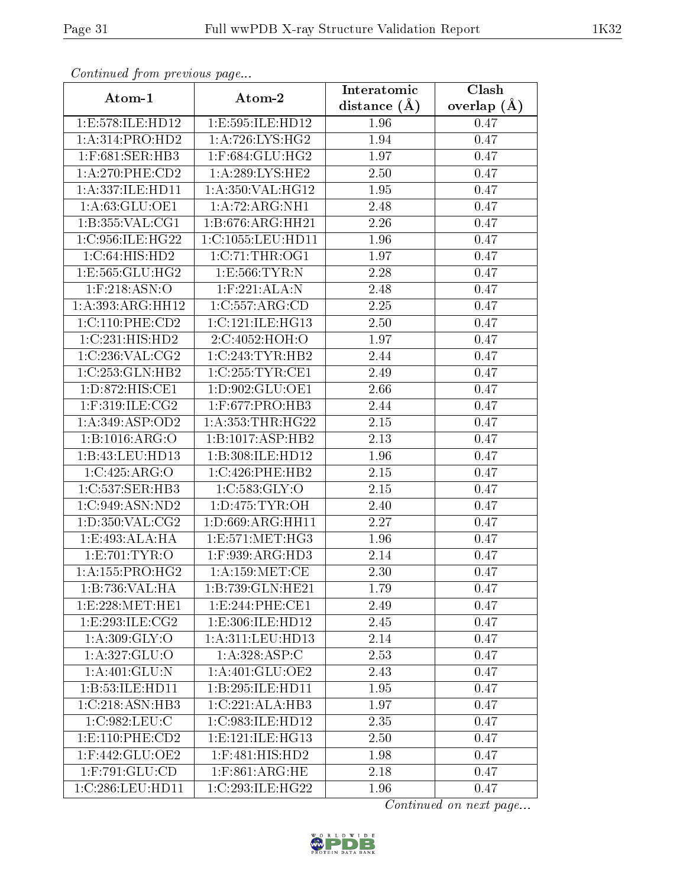*Continued from previous page...*

| Atom-1 | Atom-2 | Interatomic distance (Å) | Clash overlap (Å) |
| --- | --- | --- | --- |
| 1:E:578:ILE:HD12 | 1:E:595:ILE:HD12 | 1.96 | 0.47 |
| 1:A:314:PRO:HD2 | 1:A:726:LYS:HG2 | 1.94 | 0.47 |
| 1:F:681:SER:HB3 | 1:F:684:GLU:HG2 | 1.97 | 0.47 |
| 1:A:270:PHE:CD2 | 1:A:289:LYS:HE2 | 2.50 | 0.47 |
| 1:A:337:ILE:HD11 | 1:A:350:VAL:HG12 | 1.95 | 0.47 |
| 1:A:63:GLU:OE1 | 1:A:72:ARG:NH1 | 2.48 | 0.47 |
| 1:B:355:VAL:CG1 | 1:B:676:ARG:HH21 | 2.26 | 0.47 |
| 1:C:956:ILE:HG22 | 1:C:1055:LEU:HD11 | 1.96 | 0.47 |
| 1:C:64:HIS:HD2 | 1:C:71:THR:OG1 | 1.97 | 0.47 |
| 1:E:565:GLU:HG2 | 1:E:566:TYR:N | 2.28 | 0.47 |
| 1:F:218:ASN:O | 1:F:221:ALA:N | 2.48 | 0.47 |
| 1:A:393:ARG:HH12 | 1:C:557:ARG:CD | 2.25 | 0.47 |
| 1:C:110:PHE:CD2 | 1:C:121:ILE:HG13 | 2.50 | 0.47 |
| 1:C:231:HIS:HD2 | 2:C:4052:HOH:O | 1.97 | 0.47 |
| 1:C:236:VAL:CG2 | 1:C:243:TYR:HB2 | 2.44 | 0.47 |
| 1:C:253:GLN:HB2 | 1:C:255:TYR:CE1 | 2.49 | 0.47 |
| 1:D:872:HIS:CE1 | 1:D:902:GLU:OE1 | 2.66 | 0.47 |
| 1:F:319:ILE:CG2 | 1:F:677:PRO:HB3 | 2.44 | 0.47 |
| 1:A:349:ASP:OD2 | 1:A:353:THR:HG22 | 2.15 | 0.47 |
| 1:B:1016:ARG:O | 1:B:1017:ASP:HB2 | 2.13 | 0.47 |
| 1:B:43:LEU:HD13 | 1:B:308:ILE:HD12 | 1.96 | 0.47 |
| 1:C:425:ARG:O | 1:C:426:PHE:HB2 | 2.15 | 0.47 |
| 1:C:537:SER:HB3 | 1:C:583:GLY:O | 2.15 | 0.47 |
| 1:C:949:ASN:ND2 | 1:D:475:TYR:OH | 2.40 | 0.47 |
| 1:D:350:VAL:CG2 | 1:D:669:ARG:HH11 | 2.27 | 0.47 |
| 1:E:493:ALA:HA | 1:E:571:MET:HG3 | 1.96 | 0.47 |
| 1:E:701:TYR:O | 1:F:939:ARG:HD3 | 2.14 | 0.47 |
| 1:A:155:PRO:HG2 | 1:A:159:MET:CE | 2.30 | 0.47 |
| 1:B:736:VAL:HA | 1:B:739:GLN:HE21 | 1.79 | 0.47 |
| 1:E:228:MET:HE1 | 1:E:244:PHE:CE1 | 2.49 | 0.47 |
| 1:E:293:ILE:CG2 | 1:E:306:ILE:HD12 | 2.45 | 0.47 |
| 1:A:309:GLY:O | 1:A:311:LEU:HD13 | 2.14 | 0.47 |
| 1:A:327:GLU:O | 1:A:328:ASP:C | 2.53 | 0.47 |
| 1:A:401:GLU:N | 1:A:401:GLU:OE2 | 2.43 | 0.47 |
| 1:B:53:ILE:HD11 | 1:B:295:ILE:HD11 | 1.95 | 0.47 |
| 1:C:218:ASN:HB3 | 1:C:221:ALA:HB3 | 1.97 | 0.47 |
| 1:C:982:LEU:C | 1:C:983:ILE:HD12 | 2.35 | 0.47 |
| 1:E:110:PHE:CD2 | 1:E:121:ILE:HG13 | 2.50 | 0.47 |
| 1:F:442:GLU:OE2 | 1:F:481:HIS:HD2 | 1.98 | 0.47 |
| 1:F:791:GLU:CD | 1:F:861:ARG:HE | 2.18 | 0.47 |
| 1:C:286:LEU:HD11 | 1:C:293:ILE:HG22 | 1.96 | 0.47 |

*Continued on next page...*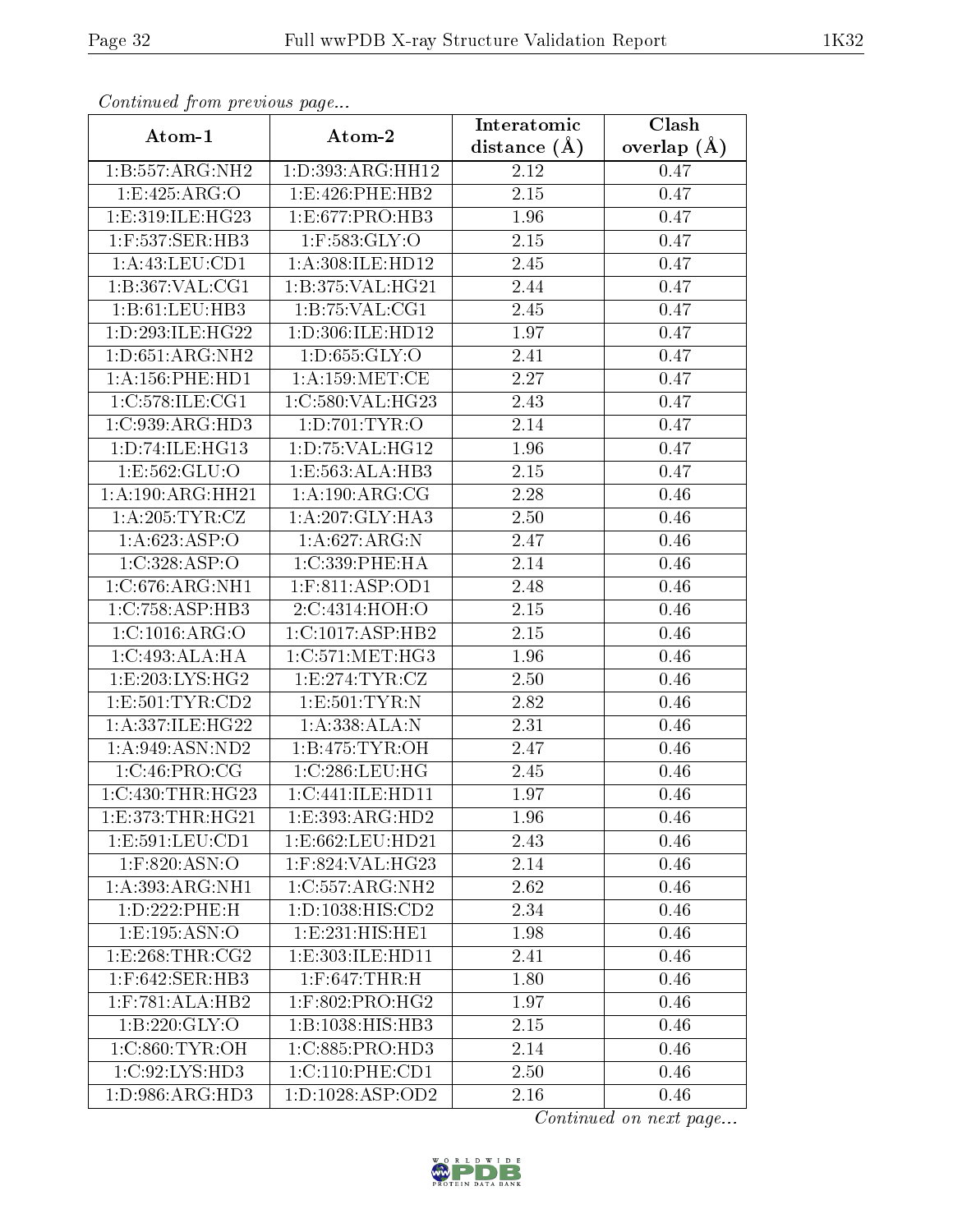*Continued from previous page...*

| Atom-1 | Atom-2 | Interatomic distance (Å) | Clash overlap (Å) |
|---|---|---|---|
| 1:B:557:ARG:NH2 | 1:D:393:ARG:HH12 | 2.12 | 0.47 |
| 1:E:425:ARG:O | 1:E:426:PHE:HB2 | 2.15 | 0.47 |
| 1:E:319:ILE:HG23 | 1:E:677:PRO:HB3 | 1.96 | 0.47 |
| 1:F:537:SER:HB3 | 1:F:583:GLY:O | 2.15 | 0.47 |
| 1:A:43:LEU:CD1 | 1:A:308:ILE:HD12 | 2.45 | 0.47 |
| 1:B:367:VAL:CG1 | 1:B:375:VAL:HG21 | 2.44 | 0.47 |
| 1:B:61:LEU:HB3 | 1:B:75:VAL:CG1 | 2.45 | 0.47 |
| 1:D:293:ILE:HG22 | 1:D:306:ILE:HD12 | 1.97 | 0.47 |
| 1:D:651:ARG:NH2 | 1:D:655:GLY:O | 2.41 | 0.47 |
| 1:A:156:PHE:HD1 | 1:A:159:MET:CE | 2.27 | 0.47 |
| 1:C:578:ILE:CG1 | 1:C:580:VAL:HG23 | 2.43 | 0.47 |
| 1:C:939:ARG:HD3 | 1:D:701:TYR:O | 2.14 | 0.47 |
| 1:D:74:ILE:HG13 | 1:D:75:VAL:HG12 | 1.96 | 0.47 |
| 1:E:562:GLU:O | 1:E:563:ALA:HB3 | 2.15 | 0.47 |
| 1:A:190:ARG:HH21 | 1:A:190:ARG:CG | 2.28 | 0.46 |
| 1:A:205:TYR:CZ | 1:A:207:GLY:HA3 | 2.50 | 0.46 |
| 1:A:623:ASP:O | 1:A:627:ARG:N | 2.47 | 0.46 |
| 1:C:328:ASP:O | 1:C:339:PHE:HA | 2.14 | 0.46 |
| 1:C:676:ARG:NH1 | 1:F:811:ASP:OD1 | 2.48 | 0.46 |
| 1:C:758:ASP:HB3 | 2:C:4314:HOH:O | 2.15 | 0.46 |
| 1:C:1016:ARG:O | 1:C:1017:ASP:HB2 | 2.15 | 0.46 |
| 1:C:493:ALA:HA | 1:C:571:MET:HG3 | 1.96 | 0.46 |
| 1:E:203:LYS:HG2 | 1:E:274:TYR:CZ | 2.50 | 0.46 |
| 1:E:501:TYR:CD2 | 1:E:501:TYR:N | 2.82 | 0.46 |
| 1:A:337:ILE:HG22 | 1:A:338:ALA:N | 2.31 | 0.46 |
| 1:A:949:ASN:ND2 | 1:B:475:TYR:OH | 2.47 | 0.46 |
| 1:C:46:PRO:CG | 1:C:286:LEU:HG | 2.45 | 0.46 |
| 1:C:430:THR:HG23 | 1:C:441:ILE:HD11 | 1.97 | 0.46 |
| 1:E:373:THR:HG21 | 1:E:393:ARG:HD2 | 1.96 | 0.46 |
| 1:E:591:LEU:CD1 | 1:E:662:LEU:HD21 | 2.43 | 0.46 |
| 1:F:820:ASN:O | 1:F:824:VAL:HG23 | 2.14 | 0.46 |
| 1:A:393:ARG:NH1 | 1:C:557:ARG:NH2 | 2.62 | 0.46 |
| 1:D:222:PHE:H | 1:D:1038:HIS:CD2 | 2.34 | 0.46 |
| 1:E:195:ASN:O | 1:E:231:HIS:HE1 | 1.98 | 0.46 |
| 1:E:268:THR:CG2 | 1:E:303:ILE:HD11 | 2.41 | 0.46 |
| 1:F:642:SER:HB3 | 1:F:647:THR:H | 1.80 | 0.46 |
| 1:F:781:ALA:HB2 | 1:F:802:PRO:HG2 | 1.97 | 0.46 |
| 1:B:220:GLY:O | 1:B:1038:HIS:HB3 | 2.15 | 0.46 |
| 1:C:860:TYR:OH | 1:C:885:PRO:HD3 | 2.14 | 0.46 |
| 1:C:92:LYS:HD3 | 1:C:110:PHE:CD1 | 2.50 | 0.46 |
| 1:D:986:ARG:HD3 | 1:D:1028:ASP:OD2 | 2.16 | 0.46 |

*Continued on next page...*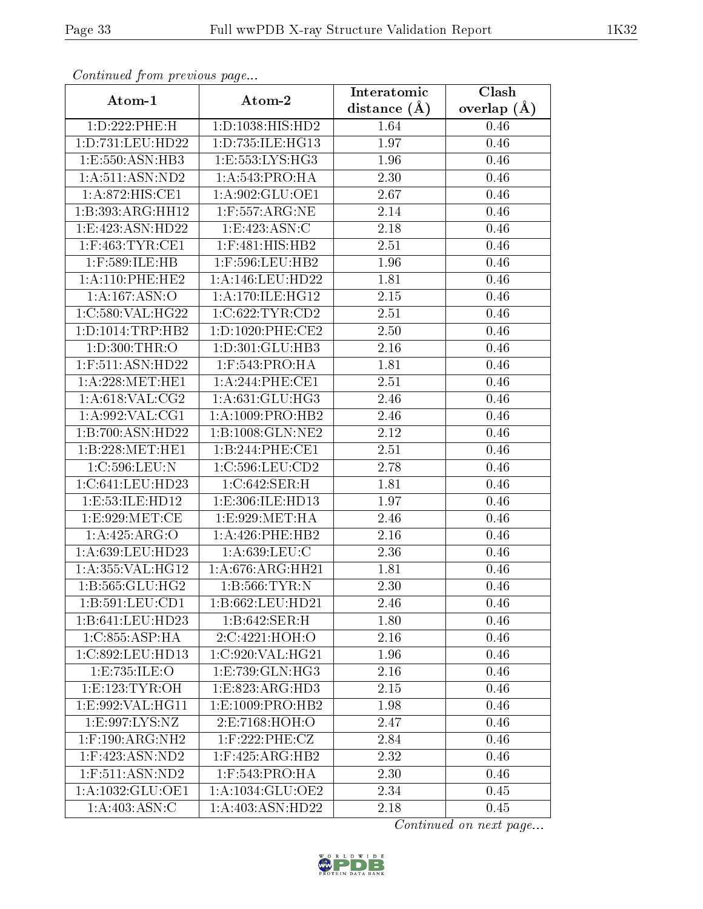*Continued from previous page...*

| Atom-1 | Atom-2 | Interatomic distance (Å) | Clash overlap (Å) |
| --- | --- | --- | --- |
| 1:D:222:PHE:H | 1:D:1038:HIS:HD2 | 1.64 | 0.46 |
| 1:D:731:LEU:HD22 | 1:D:735:ILE:HG13 | 1.97 | 0.46 |
| 1:E:550:ASN:HB3 | 1:E:553:LYS:HG3 | 1.96 | 0.46 |
| 1:A:511:ASN:ND2 | 1:A:543:PRO:HA | 2.30 | 0.46 |
| 1:A:872:HIS:CE1 | 1:A:902:GLU:OE1 | 2.67 | 0.46 |
| 1:B:393:ARG:HH12 | 1:F:557:ARG:NE | 2.14 | 0.46 |
| 1:E:423:ASN:HD22 | 1:E:423:ASN:C | 2.18 | 0.46 |
| 1:F:463:TYR:CE1 | 1:F:481:HIS:HB2 | 2.51 | 0.46 |
| 1:F:589:ILE:HB | 1:F:596:LEU:HB2 | 1.96 | 0.46 |
| 1:A:110:PHE:HE2 | 1:A:146:LEU:HD22 | 1.81 | 0.46 |
| 1:A:167:ASN:O | 1:A:170:ILE:HG12 | 2.15 | 0.46 |
| 1:C:580:VAL:HG22 | 1:C:622:TYR:CD2 | 2.51 | 0.46 |
| 1:D:1014:TRP:HB2 | 1:D:1020:PHE:CE2 | 2.50 | 0.46 |
| 1:D:300:THR:O | 1:D:301:GLU:HB3 | 2.16 | 0.46 |
| 1:F:511:ASN:HD22 | 1:F:543:PRO:HA | 1.81 | 0.46 |
| 1:A:228:MET:HE1 | 1:A:244:PHE:CE1 | 2.51 | 0.46 |
| 1:A:618:VAL:CG2 | 1:A:631:GLU:HG3 | 2.46 | 0.46 |
| 1:A:992:VAL:CG1 | 1:A:1009:PRO:HB2 | 2.46 | 0.46 |
| 1:B:700:ASN:HD22 | 1:B:1008:GLN:NE2 | 2.12 | 0.46 |
| 1:B:228:MET:HE1 | 1:B:244:PHE:CE1 | 2.51 | 0.46 |
| 1:C:596:LEU:N | 1:C:596:LEU:CD2 | 2.78 | 0.46 |
| 1:C:641:LEU:HD23 | 1:C:642:SER:H | 1.81 | 0.46 |
| 1:E:53:ILE:HD12 | 1:E:306:ILE:HD13 | 1.97 | 0.46 |
| 1:E:929:MET:CE | 1:E:929:MET:HA | 2.46 | 0.46 |
| 1:A:425:ARG:O | 1:A:426:PHE:HB2 | 2.16 | 0.46 |
| 1:A:639:LEU:HD23 | 1:A:639:LEU:C | 2.36 | 0.46 |
| 1:A:355:VAL:HG12 | 1:A:676:ARG:HH21 | 1.81 | 0.46 |
| 1:B:565:GLU:HG2 | 1:B:566:TYR:N | 2.30 | 0.46 |
| 1:B:591:LEU:CD1 | 1:B:662:LEU:HD21 | 2.46 | 0.46 |
| 1:B:641:LEU:HD23 | 1:B:642:SER:H | 1.80 | 0.46 |
| 1:C:855:ASP:HA | 2:C:4221:HOH:O | 2.16 | 0.46 |
| 1:C:892:LEU:HD13 | 1:C:920:VAL:HG21 | 1.96 | 0.46 |
| 1:E:735:ILE:O | 1:E:739:GLN:HG3 | 2.16 | 0.46 |
| 1:E:123:TYR:OH | 1:E:823:ARG:HD3 | 2.15 | 0.46 |
| 1:E:992:VAL:HG11 | 1:E:1009:PRO:HB2 | 1.98 | 0.46 |
| 1:E:997:LYS:NZ | 2:E:7168:HOH:O | 2.47 | 0.46 |
| 1:F:190:ARG:NH2 | 1:F:222:PHE:CZ | 2.84 | 0.46 |
| 1:F:423:ASN:ND2 | 1:F:425:ARG:HB2 | 2.32 | 0.46 |
| 1:F:511:ASN:ND2 | 1:F:543:PRO:HA | 2.30 | 0.46 |
| 1:A:1032:GLU:OE1 | 1:A:1034:GLU:OE2 | 2.34 | 0.45 |
| 1:A:403:ASN:C | 1:A:403:ASN:HD22 | 2.18 | 0.45 |

*Continued on next page...*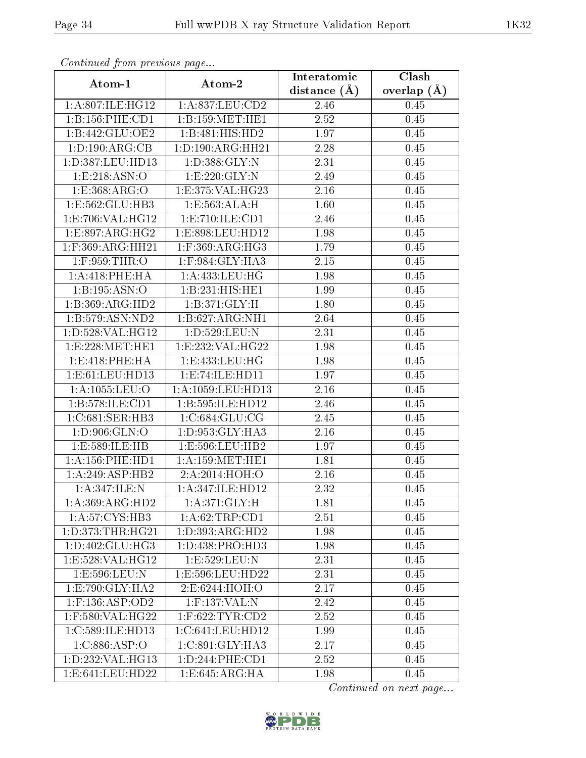*Continued from previous page...*

| Atom-1 | Atom-2 | Interatomic distance (Å) | Clash overlap (Å) |
|---|---|---|---|
| 1:A:807:ILE:HG12 | 1:A:837:LEU:CD2 | 2.46 | 0.45 |
| 1:B:156:PHE:CD1 | 1:B:159:MET:HE1 | 2.52 | 0.45 |
| 1:B:442:GLU:OE2 | 1:B:481:HIS:HD2 | 1.97 | 0.45 |
| 1:D:190:ARG:CB | 1:D:190:ARG:HH21 | 2.28 | 0.45 |
| 1:D:387:LEU:HD13 | 1:D:388:GLY:N | 2.31 | 0.45 |
| 1:E:218:ASN:O | 1:E:220:GLY:N | 2.49 | 0.45 |
| 1:E:368:ARG:O | 1:E:375:VAL:HG23 | 2.16 | 0.45 |
| 1:E:562:GLU:HB3 | 1:E:563:ALA:H | 1.60 | 0.45 |
| 1:E:706:VAL:HG12 | 1:E:710:ILE:CD1 | 2.46 | 0.45 |
| 1:E:897:ARG:HG2 | 1:E:898:LEU:HD12 | 1.98 | 0.45 |
| 1:F:369:ARG:HH21 | 1:F:369:ARG:HG3 | 1.79 | 0.45 |
| 1:F:959:THR:O | 1:F:984:GLY:HA3 | 2.15 | 0.45 |
| 1:A:418:PHE:HA | 1:A:433:LEU:HG | 1.98 | 0.45 |
| 1:B:195:ASN:O | 1:B:231:HIS:HE1 | 1.99 | 0.45 |
| 1:B:369:ARG:HD2 | 1:B:371:GLY:H | 1.80 | 0.45 |
| 1:B:579:ASN:ND2 | 1:B:627:ARG:NH1 | 2.64 | 0.45 |
| 1:D:528:VAL:HG12 | 1:D:529:LEU:N | 2.31 | 0.45 |
| 1:E:228:MET:HE1 | 1:E:232:VAL:HG22 | 1.98 | 0.45 |
| 1:E:418:PHE:HA | 1:E:433:LEU:HG | 1.98 | 0.45 |
| 1:E:61:LEU:HD13 | 1:E:74:ILE:HD11 | 1.97 | 0.45 |
| 1:A:1055:LEU:O | 1:A:1059:LEU:HD13 | 2.16 | 0.45 |
| 1:B:578:ILE:CD1 | 1:B:595:ILE:HD12 | 2.46 | 0.45 |
| 1:C:681:SER:HB3 | 1:C:684:GLU:CG | 2.45 | 0.45 |
| 1:D:906:GLN:O | 1:D:953:GLY:HA3 | 2.16 | 0.45 |
| 1:E:589:ILE:HB | 1:E:596:LEU:HB2 | 1.97 | 0.45 |
| 1:A:156:PHE:HD1 | 1:A:159:MET:HE1 | 1.81 | 0.45 |
| 1:A:249:ASP:HB2 | 2:A:2014:HOH:O | 2.16 | 0.45 |
| 1:A:347:ILE:N | 1:A:347:ILE:HD12 | 2.32 | 0.45 |
| 1:A:369:ARG:HD2 | 1:A:371:GLY:H | 1.81 | 0.45 |
| 1:A:57:CYS:HB3 | 1:A:62:TRP:CD1 | 2.51 | 0.45 |
| 1:D:373:THR:HG21 | 1:D:393:ARG:HD2 | 1.98 | 0.45 |
| 1:D:402:GLU:HG3 | 1:D:438:PRO:HD3 | 1.98 | 0.45 |
| 1:E:528:VAL:HG12 | 1:E:529:LEU:N | 2.31 | 0.45 |
| 1:E:596:LEU:N | 1:E:596:LEU:HD22 | 2.31 | 0.45 |
| 1:E:790:GLY:HA2 | 2:E:6244:HOH:O | 2.17 | 0.45 |
| 1:F:136:ASP:OD2 | 1:F:137:VAL:N | 2.42 | 0.45 |
| 1:F:580:VAL:HG22 | 1:F:622:TYR:CD2 | 2.52 | 0.45 |
| 1:C:589:ILE:HD13 | 1:C:641:LEU:HD12 | 1.99 | 0.45 |
| 1:C:886:ASP:O | 1:C:891:GLY:HA3 | 2.17 | 0.45 |
| 1:D:232:VAL:HG13 | 1:D:244:PHE:CD1 | 2.52 | 0.45 |
| 1:E:641:LEU:HD22 | 1:E:645:ARG:HA | 1.98 | 0.45 |

*Continued on next page...*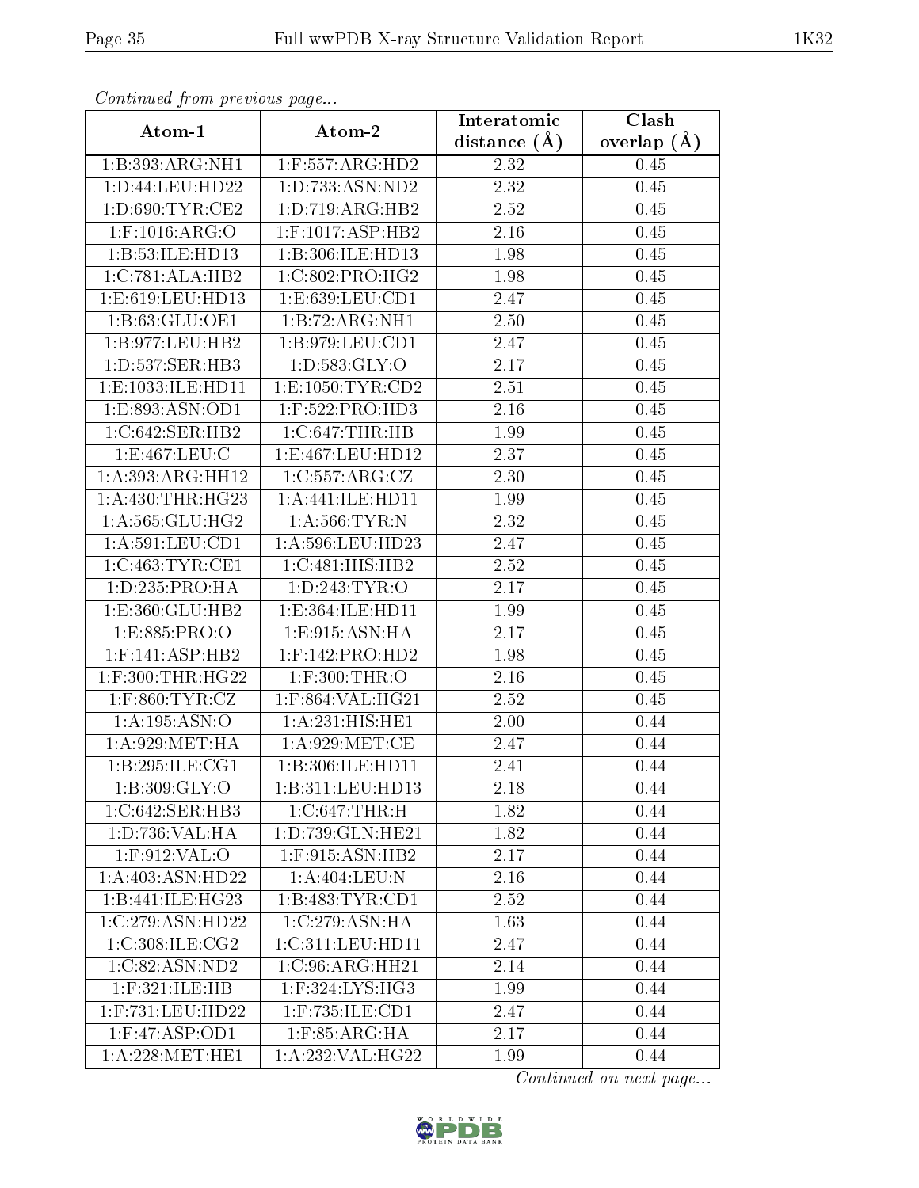*Continued from previous page...*

| Atom-1 | Atom-2 | Interatomic distance (Å) | Clash overlap (Å) |
| --- | --- | --- | --- |
| 1:B:393:ARG:NH1 | 1:F:557:ARG:HD2 | 2.32 | 0.45 |
| 1:D:44:LEU:HD22 | 1:D:733:ASN:ND2 | 2.32 | 0.45 |
| 1:D:690:TYR:CE2 | 1:D:719:ARG:HB2 | 2.52 | 0.45 |
| 1:F:1016:ARG:O | 1:F:1017:ASP:HB2 | 2.16 | 0.45 |
| 1:B:53:ILE:HD13 | 1:B:306:ILE:HD13 | 1.98 | 0.45 |
| 1:C:781:ALA:HB2 | 1:C:802:PRO:HG2 | 1.98 | 0.45 |
| 1:E:619:LEU:HD13 | 1:E:639:LEU:CD1 | 2.47 | 0.45 |
| 1:B:63:GLU:OE1 | 1:B:72:ARG:NH1 | 2.50 | 0.45 |
| 1:B:977:LEU:HB2 | 1:B:979:LEU:CD1 | 2.47 | 0.45 |
| 1:D:537:SER:HB3 | 1:D:583:GLY:O | 2.17 | 0.45 |
| 1:E:1033:ILE:HD11 | 1:E:1050:TYR:CD2 | 2.51 | 0.45 |
| 1:E:893:ASN:OD1 | 1:F:522:PRO:HD3 | 2.16 | 0.45 |
| 1:C:642:SER:HB2 | 1:C:647:THR:HB | 1.99 | 0.45 |
| 1:E:467:LEU:C | 1:E:467:LEU:HD12 | 2.37 | 0.45 |
| 1:A:393:ARG:HH12 | 1:C:557:ARG:CZ | 2.30 | 0.45 |
| 1:A:430:THR:HG23 | 1:A:441:ILE:HD11 | 1.99 | 0.45 |
| 1:A:565:GLU:HG2 | 1:A:566:TYR:N | 2.32 | 0.45 |
| 1:A:591:LEU:CD1 | 1:A:596:LEU:HD23 | 2.47 | 0.45 |
| 1:C:463:TYR:CE1 | 1:C:481:HIS:HB2 | 2.52 | 0.45 |
| 1:D:235:PRO:HA | 1:D:243:TYR:O | 2.17 | 0.45 |
| 1:E:360:GLU:HB2 | 1:E:364:ILE:HD11 | 1.99 | 0.45 |
| 1:E:885:PRO:O | 1:E:915:ASN:HA | 2.17 | 0.45 |
| 1:F:141:ASP:HB2 | 1:F:142:PRO:HD2 | 1.98 | 0.45 |
| 1:F:300:THR:HG22 | 1:F:300:THR:O | 2.16 | 0.45 |
| 1:F:860:TYR:CZ | 1:F:864:VAL:HG21 | 2.52 | 0.45 |
| 1:A:195:ASN:O | 1:A:231:HIS:HE1 | 2.00 | 0.44 |
| 1:A:929:MET:HA | 1:A:929:MET:CE | 2.47 | 0.44 |
| 1:B:295:ILE:CG1 | 1:B:306:ILE:HD11 | 2.41 | 0.44 |
| 1:B:309:GLY:O | 1:B:311:LEU:HD13 | 2.18 | 0.44 |
| 1:C:642:SER:HB3 | 1:C:647:THR:H | 1.82 | 0.44 |
| 1:D:736:VAL:HA | 1:D:739:GLN:HE21 | 1.82 | 0.44 |
| 1:F:912:VAL:O | 1:F:915:ASN:HB2 | 2.17 | 0.44 |
| 1:A:403:ASN:HD22 | 1:A:404:LEU:N | 2.16 | 0.44 |
| 1:B:441:ILE:HG23 | 1:B:483:TYR:CD1 | 2.52 | 0.44 |
| 1:C:279:ASN:HD22 | 1:C:279:ASN:HA | 1.63 | 0.44 |
| 1:C:308:ILE:CG2 | 1:C:311:LEU:HD11 | 2.47 | 0.44 |
| 1:C:82:ASN:ND2 | 1:C:96:ARG:HH21 | 2.14 | 0.44 |
| 1:F:321:ILE:HB | 1:F:324:LYS:HG3 | 1.99 | 0.44 |
| 1:F:731:LEU:HD22 | 1:F:735:ILE:CD1 | 2.47 | 0.44 |
| 1:F:47:ASP:OD1 | 1:F:85:ARG:HA | 2.17 | 0.44 |
| 1:A:228:MET:HE1 | 1:A:232:VAL:HG22 | 1.99 | 0.44 |

*Continued on next page...*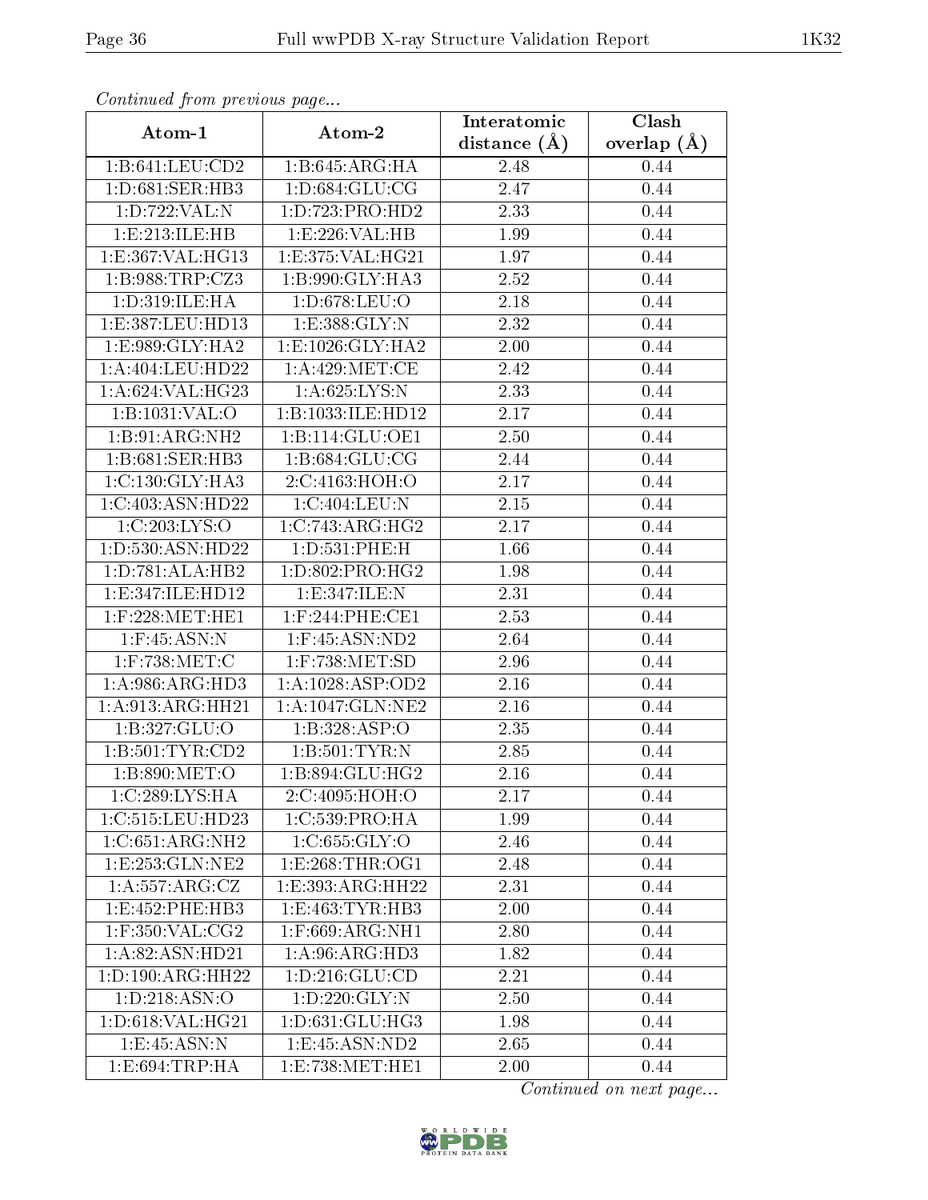*Continued from previous page...*

| Atom-1 | Atom-2 | Interatomic distance (Å) | Clash overlap (Å) |
|---|---|---|---|
| 1:B:641:LEU:CD2 | 1:B:645:ARG:HA | 2.48 | 0.44 |
| 1:D:681:SER:HB3 | 1:D:684:GLU:CG | 2.47 | 0.44 |
| 1:D:722:VAL:N | 1:D:723:PRO:HD2 | 2.33 | 0.44 |
| 1:E:213:ILE:HB | 1:E:226:VAL:HB | 1.99 | 0.44 |
| 1:E:367:VAL:HG13 | 1:E:375:VAL:HG21 | 1.97 | 0.44 |
| 1:B:988:TRP:CZ3 | 1:B:990:GLY:HA3 | 2.52 | 0.44 |
| 1:D:319:ILE:HA | 1:D:678:LEU:O | 2.18 | 0.44 |
| 1:E:387:LEU:HD13 | 1:E:388:GLY:N | 2.32 | 0.44 |
| 1:E:989:GLY:HA2 | 1:E:1026:GLY:HA2 | 2.00 | 0.44 |
| 1:A:404:LEU:HD22 | 1:A:429:MET:CE | 2.42 | 0.44 |
| 1:A:624:VAL:HG23 | 1:A:625:LYS:N | 2.33 | 0.44 |
| 1:B:1031:VAL:O | 1:B:1033:ILE:HD12 | 2.17 | 0.44 |
| 1:B:91:ARG:NH2 | 1:B:114:GLU:OE1 | 2.50 | 0.44 |
| 1:B:681:SER:HB3 | 1:B:684:GLU:CG | 2.44 | 0.44 |
| 1:C:130:GLY:HA3 | 2:C:4163:HOH:O | 2.17 | 0.44 |
| 1:C:403:ASN:HD22 | 1:C:404:LEU:N | 2.15 | 0.44 |
| 1:C:203:LYS:O | 1:C:743:ARG:HG2 | 2.17 | 0.44 |
| 1:D:530:ASN:HD22 | 1:D:531:PHE:H | 1.66 | 0.44 |
| 1:D:781:ALA:HB2 | 1:D:802:PRO:HG2 | 1.98 | 0.44 |
| 1:E:347:ILE:HD12 | 1:E:347:ILE:N | 2.31 | 0.44 |
| 1:F:228:MET:HE1 | 1:F:244:PHE:CE1 | 2.53 | 0.44 |
| 1:F:45:ASN:N | 1:F:45:ASN:ND2 | 2.64 | 0.44 |
| 1:F:738:MET:C | 1:F:738:MET:SD | 2.96 | 0.44 |
| 1:A:986:ARG:HD3 | 1:A:1028:ASP:OD2 | 2.16 | 0.44 |
| 1:A:913:ARG:HH21 | 1:A:1047:GLN:NE2 | 2.16 | 0.44 |
| 1:B:327:GLU:O | 1:B:328:ASP:O | 2.35 | 0.44 |
| 1:B:501:TYR:CD2 | 1:B:501:TYR:N | 2.85 | 0.44 |
| 1:B:890:MET:O | 1:B:894:GLU:HG2 | 2.16 | 0.44 |
| 1:C:289:LYS:HA | 2:C:4095:HOH:O | 2.17 | 0.44 |
| 1:C:515:LEU:HD23 | 1:C:539:PRO:HA | 1.99 | 0.44 |
| 1:C:651:ARG:NH2 | 1:C:655:GLY:O | 2.46 | 0.44 |
| 1:E:253:GLN:NE2 | 1:E:268:THR:OG1 | 2.48 | 0.44 |
| 1:A:557:ARG:CZ | 1:E:393:ARG:HH22 | 2.31 | 0.44 |
| 1:E:452:PHE:HB3 | 1:E:463:TYR:HB3 | 2.00 | 0.44 |
| 1:F:350:VAL:CG2 | 1:F:669:ARG:NH1 | 2.80 | 0.44 |
| 1:A:82:ASN:HD21 | 1:A:96:ARG:HD3 | 1.82 | 0.44 |
| 1:D:190:ARG:HH22 | 1:D:216:GLU:CD | 2.21 | 0.44 |
| 1:D:218:ASN:O | 1:D:220:GLY:N | 2.50 | 0.44 |
| 1:D:618:VAL:HG21 | 1:D:631:GLU:HG3 | 1.98 | 0.44 |
| 1:E:45:ASN:N | 1:E:45:ASN:ND2 | 2.65 | 0.44 |
| 1:E:694:TRP:HA | 1:E:738:MET:HE1 | 2.00 | 0.44 |

*Continued on next page...*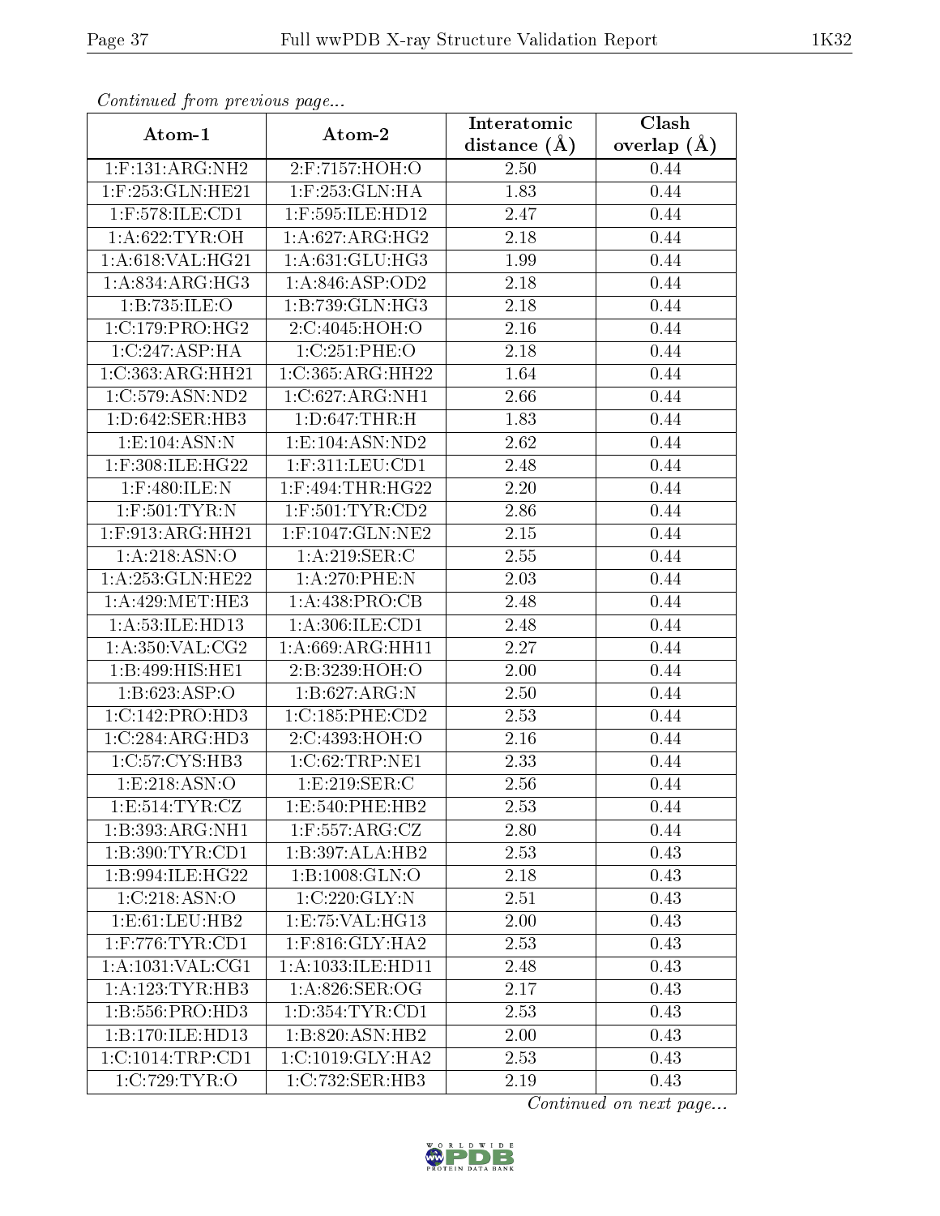*Continued from previous page...*

| Atom-1 | Atom-2 | Interatomic distance (Å) | Clash overlap (Å) |
|---|---|---|---|
| 1:F:131:ARG:NH2 | 2:F:7157:HOH:O | 2.50 | 0.44 |
| 1:F:253:GLN:HE21 | 1:F:253:GLN:HA | 1.83 | 0.44 |
| 1:F:578:ILE:CD1 | 1:F:595:ILE:HD12 | 2.47 | 0.44 |
| 1:A:622:TYR:OH | 1:A:627:ARG:HG2 | 2.18 | 0.44 |
| 1:A:618:VAL:HG21 | 1:A:631:GLU:HG3 | 1.99 | 0.44 |
| 1:A:834:ARG:HG3 | 1:A:846:ASP:OD2 | 2.18 | 0.44 |
| 1:B:735:ILE:O | 1:B:739:GLN:HG3 | 2.18 | 0.44 |
| 1:C:179:PRO:HG2 | 2:C:4045:HOH:O | 2.16 | 0.44 |
| 1:C:247:ASP:HA | 1:C:251:PHE:O | 2.18 | 0.44 |
| 1:C:363:ARG:HH21 | 1:C:365:ARG:HH22 | 1.64 | 0.44 |
| 1:C:579:ASN:ND2 | 1:C:627:ARG:NH1 | 2.66 | 0.44 |
| 1:D:642:SER:HB3 | 1:D:647:THR:H | 1.83 | 0.44 |
| 1:E:104:ASN:N | 1:E:104:ASN:ND2 | 2.62 | 0.44 |
| 1:F:308:ILE:HG22 | 1:F:311:LEU:CD1 | 2.48 | 0.44 |
| 1:F:480:ILE:N | 1:F:494:THR:HG22 | 2.20 | 0.44 |
| 1:F:501:TYR:N | 1:F:501:TYR:CD2 | 2.86 | 0.44 |
| 1:F:913:ARG:HH21 | 1:F:1047:GLN:NE2 | 2.15 | 0.44 |
| 1:A:218:ASN:O | 1:A:219:SER:C | 2.55 | 0.44 |
| 1:A:253:GLN:HE22 | 1:A:270:PHE:N | 2.03 | 0.44 |
| 1:A:429:MET:HE3 | 1:A:438:PRO:CB | 2.48 | 0.44 |
| 1:A:53:ILE:HD13 | 1:A:306:ILE:CD1 | 2.48 | 0.44 |
| 1:A:350:VAL:CG2 | 1:A:669:ARG:HH11 | 2.27 | 0.44 |
| 1:B:499:HIS:HE1 | 2:B:3239:HOH:O | 2.00 | 0.44 |
| 1:B:623:ASP:O | 1:B:627:ARG:N | 2.50 | 0.44 |
| 1:C:142:PRO:HD3 | 1:C:185:PHE:CD2 | 2.53 | 0.44 |
| 1:C:284:ARG:HD3 | 2:C:4393:HOH:O | 2.16 | 0.44 |
| 1:C:57:CYS:HB3 | 1:C:62:TRP:NE1 | 2.33 | 0.44 |
| 1:E:218:ASN:O | 1:E:219:SER:C | 2.56 | 0.44 |
| 1:E:514:TYR:CZ | 1:E:540:PHE:HB2 | 2.53 | 0.44 |
| 1:B:393:ARG:NH1 | 1:F:557:ARG:CZ | 2.80 | 0.44 |
| 1:B:390:TYR:CD1 | 1:B:397:ALA:HB2 | 2.53 | 0.43 |
| 1:B:994:ILE:HG22 | 1:B:1008:GLN:O | 2.18 | 0.43 |
| 1:C:218:ASN:O | 1:C:220:GLY:N | 2.51 | 0.43 |
| 1:E:61:LEU:HB2 | 1:E:75:VAL:HG13 | 2.00 | 0.43 |
| 1:F:776:TYR:CD1 | 1:F:816:GLY:HA2 | 2.53 | 0.43 |
| 1:A:1031:VAL:CG1 | 1:A:1033:ILE:HD11 | 2.48 | 0.43 |
| 1:A:123:TYR:HB3 | 1:A:826:SER:OG | 2.17 | 0.43 |
| 1:B:556:PRO:HD3 | 1:D:354:TYR:CD1 | 2.53 | 0.43 |
| 1:B:170:ILE:HD13 | 1:B:820:ASN:HB2 | 2.00 | 0.43 |
| 1:C:1014:TRP:CD1 | 1:C:1019:GLY:HA2 | 2.53 | 0.43 |
| 1:C:729:TYR:O | 1:C:732:SER:HB3 | 2.19 | 0.43 |

*Continued on next page...*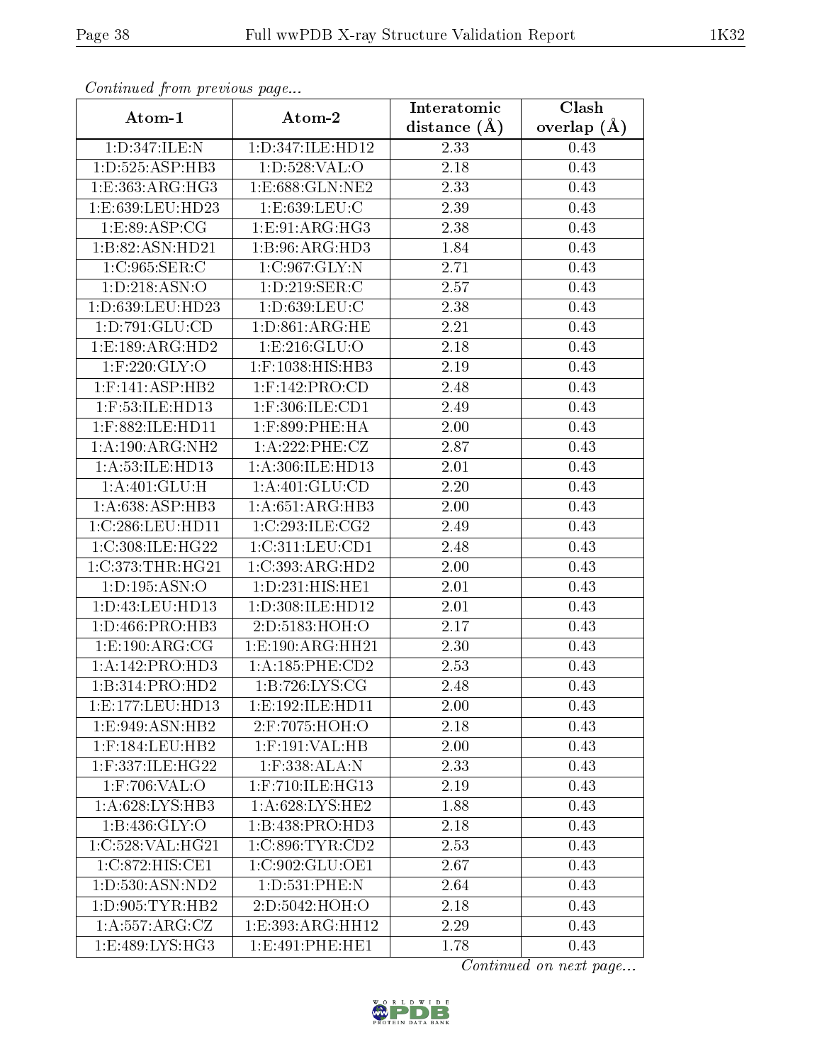*Continued from previous page...*

| Atom-1 | Atom-2 | Interatomic distance (Å) | Clash overlap (Å) |
|---|---|---|---|
| 1:D:347:ILE:N | 1:D:347:ILE:HD12 | 2.33 | 0.43 |
| 1:D:525:ASP:HB3 | 1:D:528:VAL:O | 2.18 | 0.43 |
| 1:E:363:ARG:HG3 | 1:E:688:GLN:NE2 | 2.33 | 0.43 |
| 1:E:639:LEU:HD23 | 1:E:639:LEU:C | 2.39 | 0.43 |
| 1:E:89:ASP:CG | 1:E:91:ARG:HG3 | 2.38 | 0.43 |
| 1:B:82:ASN:HD21 | 1:B:96:ARG:HD3 | 1.84 | 0.43 |
| 1:C:965:SER:C | 1:C:967:GLY:N | 2.71 | 0.43 |
| 1:D:218:ASN:O | 1:D:219:SER:C | 2.57 | 0.43 |
| 1:D:639:LEU:HD23 | 1:D:639:LEU:C | 2.38 | 0.43 |
| 1:D:791:GLU:CD | 1:D:861:ARG:HE | 2.21 | 0.43 |
| 1:E:189:ARG:HD2 | 1:E:216:GLU:O | 2.18 | 0.43 |
| 1:F:220:GLY:O | 1:F:1038:HIS:HB3 | 2.19 | 0.43 |
| 1:F:141:ASP:HB2 | 1:F:142:PRO:CD | 2.48 | 0.43 |
| 1:F:53:ILE:HD13 | 1:F:306:ILE:CD1 | 2.49 | 0.43 |
| 1:F:882:ILE:HD11 | 1:F:899:PHE:HA | 2.00 | 0.43 |
| 1:A:190:ARG:NH2 | 1:A:222:PHE:CZ | 2.87 | 0.43 |
| 1:A:53:ILE:HD13 | 1:A:306:ILE:HD13 | 2.01 | 0.43 |
| 1:A:401:GLU:H | 1:A:401:GLU:CD | 2.20 | 0.43 |
| 1:A:638:ASP:HB3 | 1:A:651:ARG:HB3 | 2.00 | 0.43 |
| 1:C:286:LEU:HD11 | 1:C:293:ILE:CG2 | 2.49 | 0.43 |
| 1:C:308:ILE:HG22 | 1:C:311:LEU:CD1 | 2.48 | 0.43 |
| 1:C:373:THR:HG21 | 1:C:393:ARG:HD2 | 2.00 | 0.43 |
| 1:D:195:ASN:O | 1:D:231:HIS:HE1 | 2.01 | 0.43 |
| 1:D:43:LEU:HD13 | 1:D:308:ILE:HD12 | 2.01 | 0.43 |
| 1:D:466:PRO:HB3 | 2:D:5183:HOH:O | 2.17 | 0.43 |
| 1:E:190:ARG:CG | 1:E:190:ARG:HH21 | 2.30 | 0.43 |
| 1:A:142:PRO:HD3 | 1:A:185:PHE:CD2 | 2.53 | 0.43 |
| 1:B:314:PRO:HD2 | 1:B:726:LYS:CG | 2.48 | 0.43 |
| 1:E:177:LEU:HD13 | 1:E:192:ILE:HD11 | 2.00 | 0.43 |
| 1:E:949:ASN:HB2 | 2:F:7075:HOH:O | 2.18 | 0.43 |
| 1:F:184:LEU:HB2 | 1:F:191:VAL:HB | 2.00 | 0.43 |
| 1:F:337:ILE:HG22 | 1:F:338:ALA:N | 2.33 | 0.43 |
| 1:F:706:VAL:O | 1:F:710:ILE:HG13 | 2.19 | 0.43 |
| 1:A:628:LYS:HB3 | 1:A:628:LYS:HE2 | 1.88 | 0.43 |
| 1:B:436:GLY:O | 1:B:438:PRO:HD3 | 2.18 | 0.43 |
| 1:C:528:VAL:HG21 | 1:C:896:TYR:CD2 | 2.53 | 0.43 |
| 1:C:872:HIS:CE1 | 1:C:902:GLU:OE1 | 2.67 | 0.43 |
| 1:D:530:ASN:ND2 | 1:D:531:PHE:N | 2.64 | 0.43 |
| 1:D:905:TYR:HB2 | 2:D:5042:HOH:O | 2.18 | 0.43 |
| 1:A:557:ARG:CZ | 1:E:393:ARG:HH12 | 2.29 | 0.43 |
| 1:E:489:LYS:HG3 | 1:E:491:PHE:HE1 | 1.78 | 0.43 |

*Continued on next page...*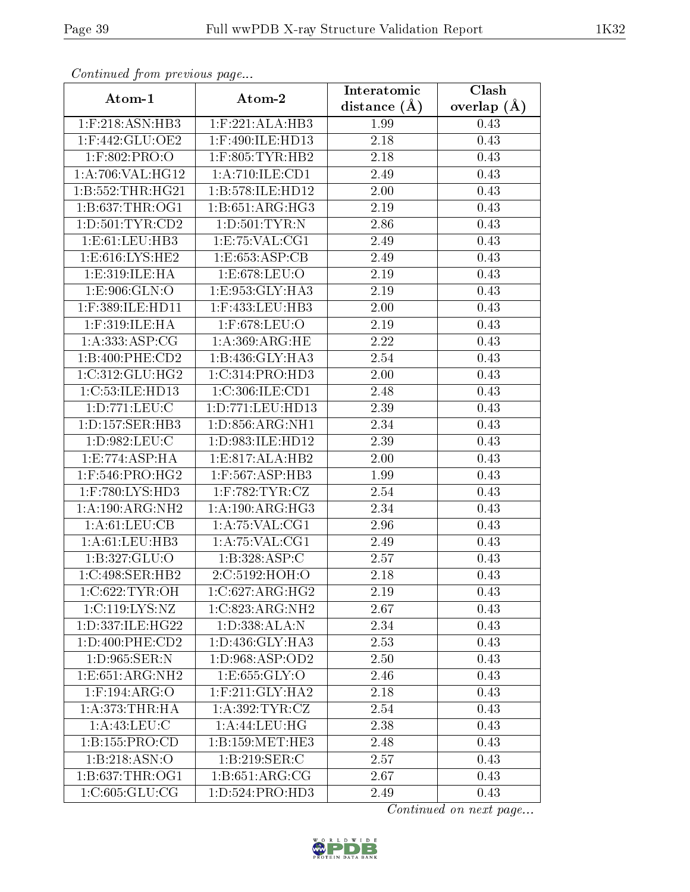*Continued from previous page...*

| Atom-1 | Atom-2 | Interatomic distance (Å) | Clash overlap (Å) |
|---|---|---|---|
| 1:F:218:ASN:HB3 | 1:F:221:ALA:HB3 | 1.99 | 0.43 |
| 1:F:442:GLU:OE2 | 1:F:490:ILE:HD13 | 2.18 | 0.43 |
| 1:F:802:PRO:O | 1:F:805:TYR:HB2 | 2.18 | 0.43 |
| 1:A:706:VAL:HG12 | 1:A:710:ILE:CD1 | 2.49 | 0.43 |
| 1:B:552:THR:HG21 | 1:B:578:ILE:HD12 | 2.00 | 0.43 |
| 1:B:637:THR:OG1 | 1:B:651:ARG:HG3 | 2.19 | 0.43 |
| 1:D:501:TYR:CD2 | 1:D:501:TYR:N | 2.86 | 0.43 |
| 1:E:61:LEU:HB3 | 1:E:75:VAL:CG1 | 2.49 | 0.43 |
| 1:E:616:LYS:HE2 | 1:E:653:ASP:CB | 2.49 | 0.43 |
| 1:E:319:ILE:HA | 1:E:678:LEU:O | 2.19 | 0.43 |
| 1:E:906:GLN:O | 1:E:953:GLY:HA3 | 2.19 | 0.43 |
| 1:F:389:ILE:HD11 | 1:F:433:LEU:HB3 | 2.00 | 0.43 |
| 1:F:319:ILE:HA | 1:F:678:LEU:O | 2.19 | 0.43 |
| 1:A:333:ASP:CG | 1:A:369:ARG:HE | 2.22 | 0.43 |
| 1:B:400:PHE:CD2 | 1:B:436:GLY:HA3 | 2.54 | 0.43 |
| 1:C:312:GLU:HG2 | 1:C:314:PRO:HD3 | 2.00 | 0.43 |
| 1:C:53:ILE:HD13 | 1:C:306:ILE:CD1 | 2.48 | 0.43 |
| 1:D:771:LEU:C | 1:D:771:LEU:HD13 | 2.39 | 0.43 |
| 1:D:157:SER:HB3 | 1:D:856:ARG:NH1 | 2.34 | 0.43 |
| 1:D:982:LEU:C | 1:D:983:ILE:HD12 | 2.39 | 0.43 |
| 1:E:774:ASP:HA | 1:E:817:ALA:HB2 | 2.00 | 0.43 |
| 1:F:546:PRO:HG2 | 1:F:567:ASP:HB3 | 1.99 | 0.43 |
| 1:F:780:LYS:HD3 | 1:F:782:TYR:CZ | 2.54 | 0.43 |
| 1:A:190:ARG:NH2 | 1:A:190:ARG:HG3 | 2.34 | 0.43 |
| 1:A:61:LEU:CB | 1:A:75:VAL:CG1 | 2.96 | 0.43 |
| 1:A:61:LEU:HB3 | 1:A:75:VAL:CG1 | 2.49 | 0.43 |
| 1:B:327:GLU:O | 1:B:328:ASP:C | 2.57 | 0.43 |
| 1:C:498:SER:HB2 | 2:C:5192:HOH:O | 2.18 | 0.43 |
| 1:C:622:TYR:OH | 1:C:627:ARG:HG2 | 2.19 | 0.43 |
| 1:C:119:LYS:NZ | 1:C:823:ARG:NH2 | 2.67 | 0.43 |
| 1:D:337:ILE:HG22 | 1:D:338:ALA:N | 2.34 | 0.43 |
| 1:D:400:PHE:CD2 | 1:D:436:GLY:HA3 | 2.53 | 0.43 |
| 1:D:965:SER:N | 1:D:968:ASP:OD2 | 2.50 | 0.43 |
| 1:E:651:ARG:NH2 | 1:E:655:GLY:O | 2.46 | 0.43 |
| 1:F:194:ARG:O | 1:F:211:GLY:HA2 | 2.18 | 0.43 |
| 1:A:373:THR:HA | 1:A:392:TYR:CZ | 2.54 | 0.43 |
| 1:A:43:LEU:C | 1:A:44:LEU:HG | 2.38 | 0.43 |
| 1:B:155:PRO:CD | 1:B:159:MET:HE3 | 2.48 | 0.43 |
| 1:B:218:ASN:O | 1:B:219:SER:C | 2.57 | 0.43 |
| 1:B:637:THR:OG1 | 1:B:651:ARG:CG | 2.67 | 0.43 |
| 1:C:605:GLU:CG | 1:D:524:PRO:HD3 | 2.49 | 0.43 |

*Continued on next page...*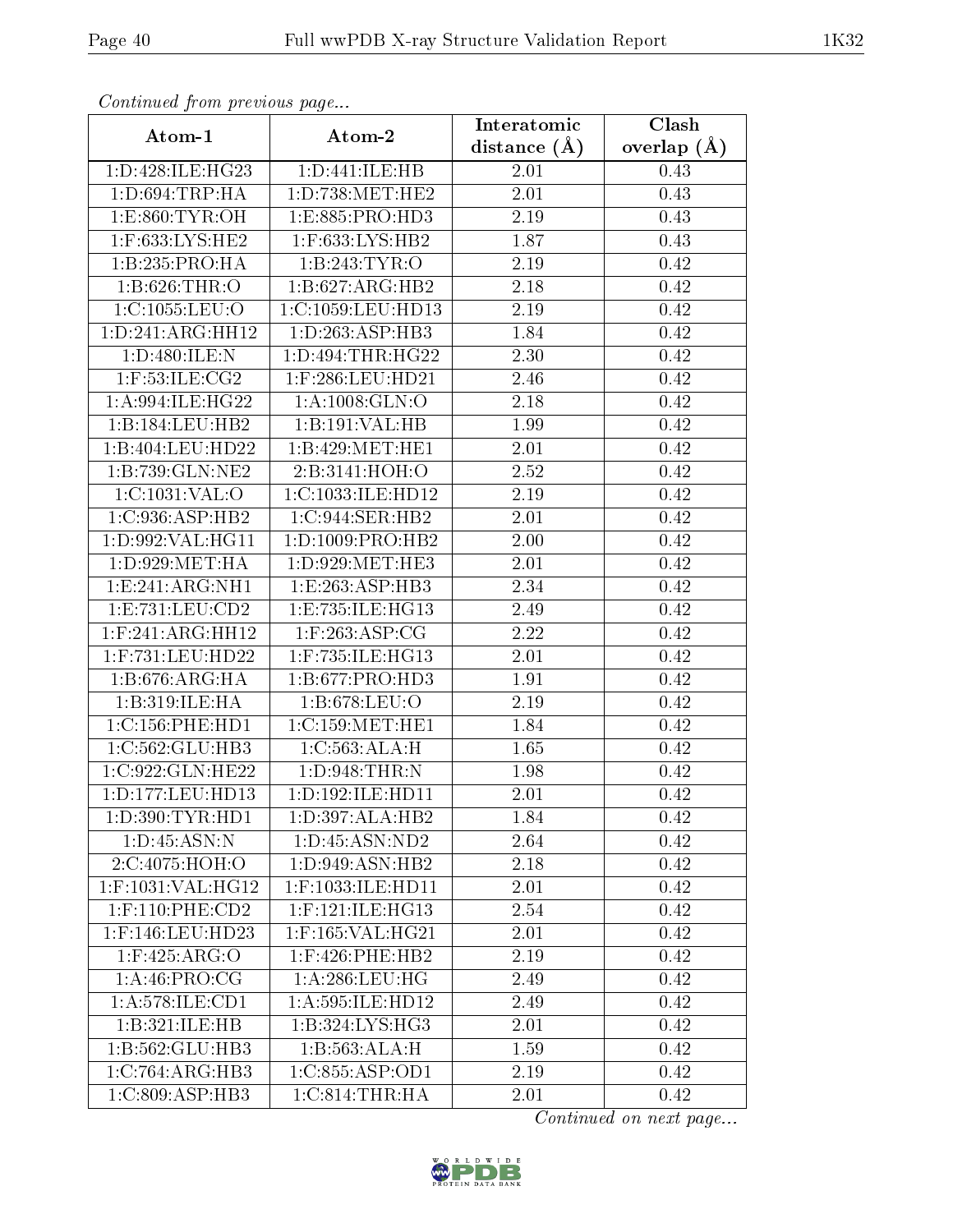*Continued from previous page...*

| Atom-1 | Atom-2 | Interatomic distance (Å) | Clash overlap (Å) |
|---|---|---|---|
| 1:D:428:ILE:HG23 | 1:D:441:ILE:HB | 2.01 | 0.43 |
| 1:D:694:TRP:HA | 1:D:738:MET:HE2 | 2.01 | 0.43 |
| 1:E:860:TYR:OH | 1:E:885:PRO:HD3 | 2.19 | 0.43 |
| 1:F:633:LYS:HE2 | 1:F:633:LYS:HB2 | 1.87 | 0.43 |
| 1:B:235:PRO:HA | 1:B:243:TYR:O | 2.19 | 0.42 |
| 1:B:626:THR:O | 1:B:627:ARG:HB2 | 2.18 | 0.42 |
| 1:C:1055:LEU:O | 1:C:1059:LEU:HD13 | 2.19 | 0.42 |
| 1:D:241:ARG:HH12 | 1:D:263:ASP:HB3 | 1.84 | 0.42 |
| 1:D:480:ILE:N | 1:D:494:THR:HG22 | 2.30 | 0.42 |
| 1:F:53:ILE:CG2 | 1:F:286:LEU:HD21 | 2.46 | 0.42 |
| 1:A:994:ILE:HG22 | 1:A:1008:GLN:O | 2.18 | 0.42 |
| 1:B:184:LEU:HB2 | 1:B:191:VAL:HB | 1.99 | 0.42 |
| 1:B:404:LEU:HD22 | 1:B:429:MET:HE1 | 2.01 | 0.42 |
| 1:B:739:GLN:NE2 | 2:B:3141:HOH:O | 2.52 | 0.42 |
| 1:C:1031:VAL:O | 1:C:1033:ILE:HD12 | 2.19 | 0.42 |
| 1:C:936:ASP:HB2 | 1:C:944:SER:HB2 | 2.01 | 0.42 |
| 1:D:992:VAL:HG11 | 1:D:1009:PRO:HB2 | 2.00 | 0.42 |
| 1:D:929:MET:HA | 1:D:929:MET:HE3 | 2.01 | 0.42 |
| 1:E:241:ARG:NH1 | 1:E:263:ASP:HB3 | 2.34 | 0.42 |
| 1:E:731:LEU:CD2 | 1:E:735:ILE:HG13 | 2.49 | 0.42 |
| 1:F:241:ARG:HH12 | 1:F:263:ASP:CG | 2.22 | 0.42 |
| 1:F:731:LEU:HD22 | 1:F:735:ILE:HG13 | 2.01 | 0.42 |
| 1:B:676:ARG:HA | 1:B:677:PRO:HD3 | 1.91 | 0.42 |
| 1:B:319:ILE:HA | 1:B:678:LEU:O | 2.19 | 0.42 |
| 1:C:156:PHE:HD1 | 1:C:159:MET:HE1 | 1.84 | 0.42 |
| 1:C:562:GLU:HB3 | 1:C:563:ALA:H | 1.65 | 0.42 |
| 1:C:922:GLN:HE22 | 1:D:948:THR:N | 1.98 | 0.42 |
| 1:D:177:LEU:HD13 | 1:D:192:ILE:HD11 | 2.01 | 0.42 |
| 1:D:390:TYR:HD1 | 1:D:397:ALA:HB2 | 1.84 | 0.42 |
| 1:D:45:ASN:N | 1:D:45:ASN:ND2 | 2.64 | 0.42 |
| 2:C:4075:HOH:O | 1:D:949:ASN:HB2 | 2.18 | 0.42 |
| 1:F:1031:VAL:HG12 | 1:F:1033:ILE:HD11 | 2.01 | 0.42 |
| 1:F:110:PHE:CD2 | 1:F:121:ILE:HG13 | 2.54 | 0.42 |
| 1:F:146:LEU:HD23 | 1:F:165:VAL:HG21 | 2.01 | 0.42 |
| 1:F:425:ARG:O | 1:F:426:PHE:HB2 | 2.19 | 0.42 |
| 1:A:46:PRO:CG | 1:A:286:LEU:HG | 2.49 | 0.42 |
| 1:A:578:ILE:CD1 | 1:A:595:ILE:HD12 | 2.49 | 0.42 |
| 1:B:321:ILE:HB | 1:B:324:LYS:HG3 | 2.01 | 0.42 |
| 1:B:562:GLU:HB3 | 1:B:563:ALA:H | 1.59 | 0.42 |
| 1:C:764:ARG:HB3 | 1:C:855:ASP:OD1 | 2.19 | 0.42 |
| 1:C:809:ASP:HB3 | 1:C:814:THR:HA | 2.01 | 0.42 |

*Continued on next page...*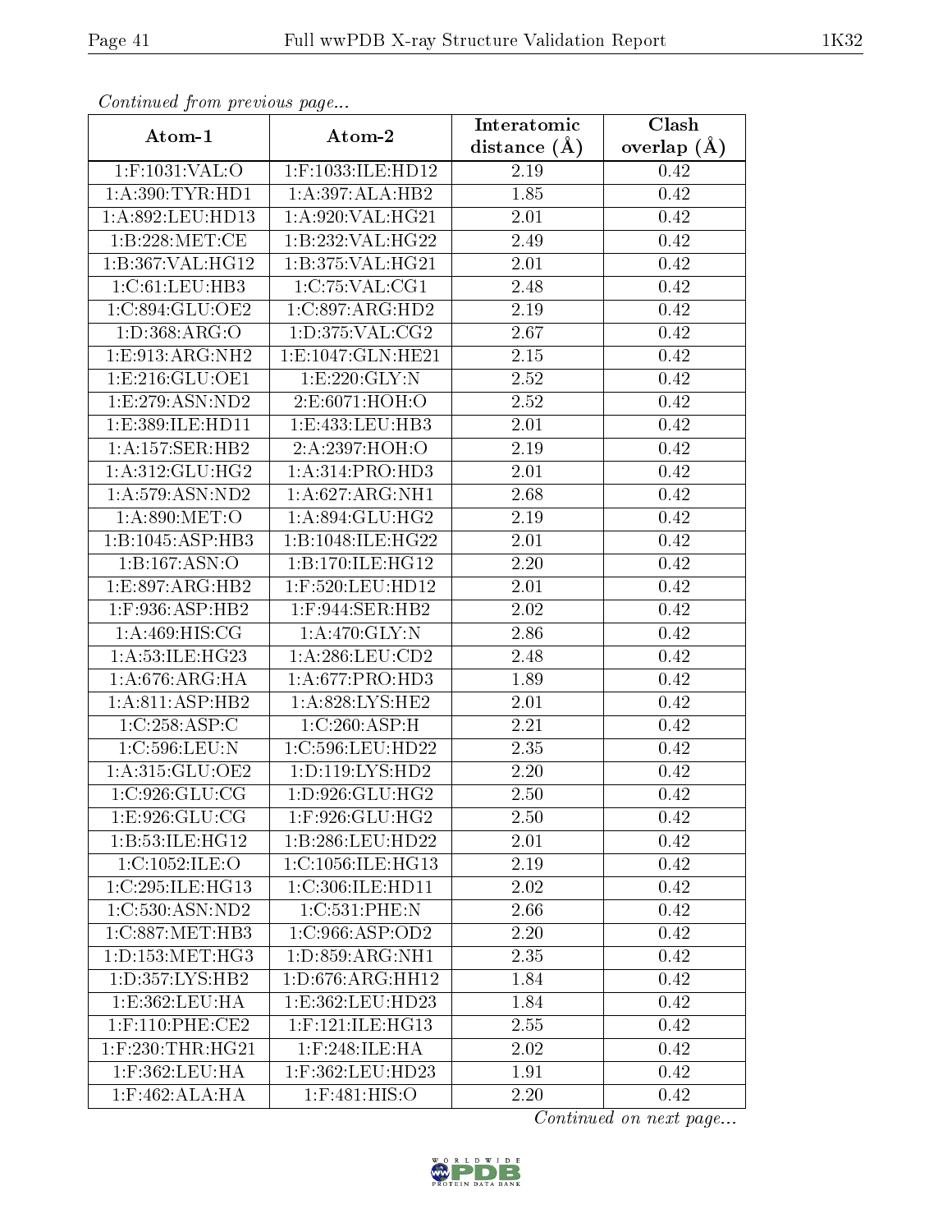*Continued from previous page...*

| Atom-1 | Atom-2 | Interatomic distance (Å) | Clash overlap (Å) |
|---|---|---|---|
| 1:F:1031:VAL:O | 1:F:1033:ILE:HD12 | 2.19 | 0.42 |
| 1:A:390:TYR:HD1 | 1:A:397:ALA:HB2 | 1.85 | 0.42 |
| 1:A:892:LEU:HD13 | 1:A:920:VAL:HG21 | 2.01 | 0.42 |
| 1:B:228:MET:CE | 1:B:232:VAL:HG22 | 2.49 | 0.42 |
| 1:B:367:VAL:HG12 | 1:B:375:VAL:HG21 | 2.01 | 0.42 |
| 1:C:61:LEU:HB3 | 1:C:75:VAL:CG1 | 2.48 | 0.42 |
| 1:C:894:GLU:OE2 | 1:C:897:ARG:HD2 | 2.19 | 0.42 |
| 1:D:368:ARG:O | 1:D:375:VAL:CG2 | 2.67 | 0.42 |
| 1:E:913:ARG:NH2 | 1:E:1047:GLN:HE21 | 2.15 | 0.42 |
| 1:E:216:GLU:OE1 | 1:E:220:GLY:N | 2.52 | 0.42 |
| 1:E:279:ASN:ND2 | 2:E:6071:HOH:O | 2.52 | 0.42 |
| 1:E:389:ILE:HD11 | 1:E:433:LEU:HB3 | 2.01 | 0.42 |
| 1:A:157:SER:HB2 | 2:A:2397:HOH:O | 2.19 | 0.42 |
| 1:A:312:GLU:HG2 | 1:A:314:PRO:HD3 | 2.01 | 0.42 |
| 1:A:579:ASN:ND2 | 1:A:627:ARG:NH1 | 2.68 | 0.42 |
| 1:A:890:MET:O | 1:A:894:GLU:HG2 | 2.19 | 0.42 |
| 1:B:1045:ASP:HB3 | 1:B:1048:ILE:HG22 | 2.01 | 0.42 |
| 1:B:167:ASN:O | 1:B:170:ILE:HG12 | 2.20 | 0.42 |
| 1:E:897:ARG:HB2 | 1:F:520:LEU:HD12 | 2.01 | 0.42 |
| 1:F:936:ASP:HB2 | 1:F:944:SER:HB2 | 2.02 | 0.42 |
| 1:A:469:HIS:CG | 1:A:470:GLY:N | 2.86 | 0.42 |
| 1:A:53:ILE:HG23 | 1:A:286:LEU:CD2 | 2.48 | 0.42 |
| 1:A:676:ARG:HA | 1:A:677:PRO:HD3 | 1.89 | 0.42 |
| 1:A:811:ASP:HB2 | 1:A:828:LYS:HE2 | 2.01 | 0.42 |
| 1:C:258:ASP:C | 1:C:260:ASP:H | 2.21 | 0.42 |
| 1:C:596:LEU:N | 1:C:596:LEU:HD22 | 2.35 | 0.42 |
| 1:A:315:GLU:OE2 | 1:D:119:LYS:HD2 | 2.20 | 0.42 |
| 1:C:926:GLU:CG | 1:D:926:GLU:HG2 | 2.50 | 0.42 |
| 1:E:926:GLU:CG | 1:F:926:GLU:HG2 | 2.50 | 0.42 |
| 1:B:53:ILE:HG12 | 1:B:286:LEU:HD22 | 2.01 | 0.42 |
| 1:C:1052:ILE:O | 1:C:1056:ILE:HG13 | 2.19 | 0.42 |
| 1:C:295:ILE:HG13 | 1:C:306:ILE:HD11 | 2.02 | 0.42 |
| 1:C:530:ASN:ND2 | 1:C:531:PHE:N | 2.66 | 0.42 |
| 1:C:887:MET:HB3 | 1:C:966:ASP:OD2 | 2.20 | 0.42 |
| 1:D:153:MET:HG3 | 1:D:859:ARG:NH1 | 2.35 | 0.42 |
| 1:D:357:LYS:HB2 | 1:D:676:ARG:HH12 | 1.84 | 0.42 |
| 1:E:362:LEU:HA | 1:E:362:LEU:HD23 | 1.84 | 0.42 |
| 1:F:110:PHE:CE2 | 1:F:121:ILE:HG13 | 2.55 | 0.42 |
| 1:F:230:THR:HG21 | 1:F:248:ILE:HA | 2.02 | 0.42 |
| 1:F:362:LEU:HA | 1:F:362:LEU:HD23 | 1.91 | 0.42 |
| 1:F:462:ALA:HA | 1:F:481:HIS:O | 2.20 | 0.42 |

*Continued on next page...*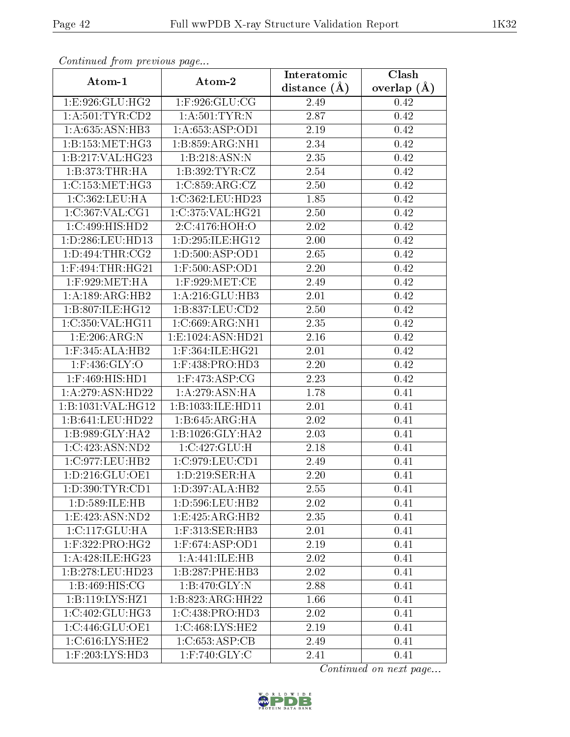*Continued from previous page...*

| Atom-1 | Atom-2 | Interatomic distance (Å) | Clash overlap (Å) |
|---|---|---|---|
| 1:E:926:GLU:HG2 | 1:F:926:GLU:CG | 2.49 | 0.42 |
| 1:A:501:TYR:CD2 | 1:A:501:TYR:N | 2.87 | 0.42 |
| 1:A:635:ASN:HB3 | 1:A:653:ASP:OD1 | 2.19 | 0.42 |
| 1:B:153:MET:HG3 | 1:B:859:ARG:NH1 | 2.34 | 0.42 |
| 1:B:217:VAL:HG23 | 1:B:218:ASN:N | 2.35 | 0.42 |
| 1:B:373:THR:HA | 1:B:392:TYR:CZ | 2.54 | 0.42 |
| 1:C:153:MET:HG3 | 1:C:859:ARG:CZ | 2.50 | 0.42 |
| 1:C:362:LEU:HA | 1:C:362:LEU:HD23 | 1.85 | 0.42 |
| 1:C:367:VAL:CG1 | 1:C:375:VAL:HG21 | 2.50 | 0.42 |
| 1:C:499:HIS:HD2 | 2:C:4176:HOH:O | 2.02 | 0.42 |
| 1:D:286:LEU:HD13 | 1:D:295:ILE:HG12 | 2.00 | 0.42 |
| 1:D:494:THR:CG2 | 1:D:500:ASP:OD1 | 2.65 | 0.42 |
| 1:F:494:THR:HG21 | 1:F:500:ASP:OD1 | 2.20 | 0.42 |
| 1:F:929:MET:HA | 1:F:929:MET:CE | 2.49 | 0.42 |
| 1:A:189:ARG:HB2 | 1:A:216:GLU:HB3 | 2.01 | 0.42 |
| 1:B:807:ILE:HG12 | 1:B:837:LEU:CD2 | 2.50 | 0.42 |
| 1:C:350:VAL:HG11 | 1:C:669:ARG:NH1 | 2.35 | 0.42 |
| 1:E:206:ARG:N | 1:E:1024:ASN:HD21 | 2.16 | 0.42 |
| 1:F:345:ALA:HB2 | 1:F:364:ILE:HG21 | 2.01 | 0.42 |
| 1:F:436:GLY:O | 1:F:438:PRO:HD3 | 2.20 | 0.42 |
| 1:F:469:HIS:HD1 | 1:F:473:ASP:CG | 2.23 | 0.42 |
| 1:A:279:ASN:HD22 | 1:A:279:ASN:HA | 1.78 | 0.41 |
| 1:B:1031:VAL:HG12 | 1:B:1033:ILE:HD11 | 2.01 | 0.41 |
| 1:B:641:LEU:HD22 | 1:B:645:ARG:HA | 2.02 | 0.41 |
| 1:B:989:GLY:HA2 | 1:B:1026:GLY:HA2 | 2.03 | 0.41 |
| 1:C:423:ASN:ND2 | 1:C:427:GLU:H | 2.18 | 0.41 |
| 1:C:977:LEU:HB2 | 1:C:979:LEU:CD1 | 2.49 | 0.41 |
| 1:D:216:GLU:OE1 | 1:D:219:SER:HA | 2.20 | 0.41 |
| 1:D:390:TYR:CD1 | 1:D:397:ALA:HB2 | 2.55 | 0.41 |
| 1:D:589:ILE:HB | 1:D:596:LEU:HB2 | 2.02 | 0.41 |
| 1:E:423:ASN:ND2 | 1:E:425:ARG:HB2 | 2.35 | 0.41 |
| 1:C:117:GLU:HA | 1:F:313:SER:HB3 | 2.01 | 0.41 |
| 1:F:322:PRO:HG2 | 1:F:674:ASP:OD1 | 2.19 | 0.41 |
| 1:A:428:ILE:HG23 | 1:A:441:ILE:HB | 2.02 | 0.41 |
| 1:B:278:LEU:HD23 | 1:B:287:PHE:HB3 | 2.02 | 0.41 |
| 1:B:469:HIS:CG | 1:B:470:GLY:N | 2.88 | 0.41 |
| 1:B:119:LYS:HZ1 | 1:B:823:ARG:HH22 | 1.66 | 0.41 |
| 1:C:402:GLU:HG3 | 1:C:438:PRO:HD3 | 2.02 | 0.41 |
| 1:C:446:GLU:OE1 | 1:C:468:LYS:HE2 | 2.19 | 0.41 |
| 1:C:616:LYS:HE2 | 1:C:653:ASP:CB | 2.49 | 0.41 |
| 1:F:203:LYS:HD3 | 1:F:740:GLY:C | 2.41 | 0.41 |

*Continued on next page...*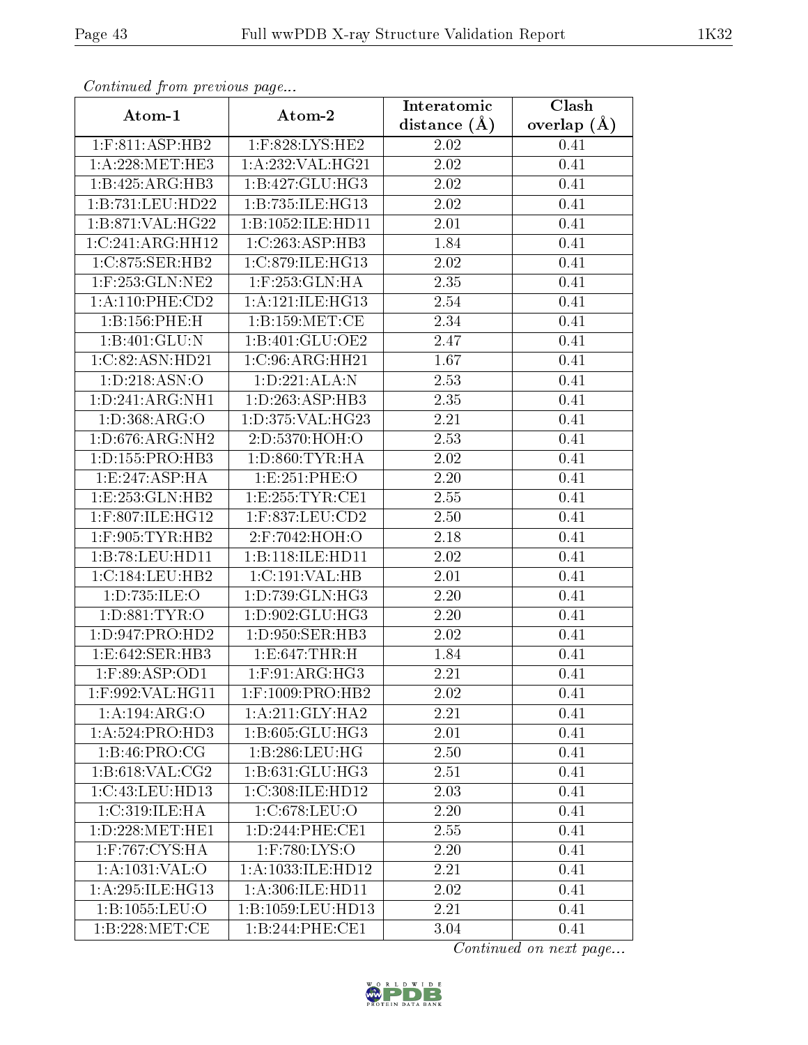*Continued from previous page...*

| Atom-1 | Atom-2 | Interatomic distance (Å) | Clash overlap (Å) |
|---|---|---|---|
| 1:F:811:ASP:HB2 | 1:F:828:LYS:HE2 | 2.02 | 0.41 |
| 1:A:228:MET:HE3 | 1:A:232:VAL:HG21 | 2.02 | 0.41 |
| 1:B:425:ARG:HB3 | 1:B:427:GLU:HG3 | 2.02 | 0.41 |
| 1:B:731:LEU:HD22 | 1:B:735:ILE:HG13 | 2.02 | 0.41 |
| 1:B:871:VAL:HG22 | 1:B:1052:ILE:HD11 | 2.01 | 0.41 |
| 1:C:241:ARG:HH12 | 1:C:263:ASP:HB3 | 1.84 | 0.41 |
| 1:C:875:SER:HB2 | 1:C:879:ILE:HG13 | 2.02 | 0.41 |
| 1:F:253:GLN:NE2 | 1:F:253:GLN:HA | 2.35 | 0.41 |
| 1:A:110:PHE:CD2 | 1:A:121:ILE:HG13 | 2.54 | 0.41 |
| 1:B:156:PHE:H | 1:B:159:MET:CE | 2.34 | 0.41 |
| 1:B:401:GLU:N | 1:B:401:GLU:OE2 | 2.47 | 0.41 |
| 1:C:82:ASN:HD21 | 1:C:96:ARG:HH21 | 1.67 | 0.41 |
| 1:D:218:ASN:O | 1:D:221:ALA:N | 2.53 | 0.41 |
| 1:D:241:ARG:NH1 | 1:D:263:ASP:HB3 | 2.35 | 0.41 |
| 1:D:368:ARG:O | 1:D:375:VAL:HG23 | 2.21 | 0.41 |
| 1:D:676:ARG:NH2 | 2:D:5370:HOH:O | 2.53 | 0.41 |
| 1:D:155:PRO:HB3 | 1:D:860:TYR:HA | 2.02 | 0.41 |
| 1:E:247:ASP:HA | 1:E:251:PHE:O | 2.20 | 0.41 |
| 1:E:253:GLN:HB2 | 1:E:255:TYR:CE1 | 2.55 | 0.41 |
| 1:F:807:ILE:HG12 | 1:F:837:LEU:CD2 | 2.50 | 0.41 |
| 1:F:905:TYR:HB2 | 2:F:7042:HOH:O | 2.18 | 0.41 |
| 1:B:78:LEU:HD11 | 1:B:118:ILE:HD11 | 2.02 | 0.41 |
| 1:C:184:LEU:HB2 | 1:C:191:VAL:HB | 2.01 | 0.41 |
| 1:D:735:ILE:O | 1:D:739:GLN:HG3 | 2.20 | 0.41 |
| 1:D:881:TYR:O | 1:D:902:GLU:HG3 | 2.20 | 0.41 |
| 1:D:947:PRO:HD2 | 1:D:950:SER:HB3 | 2.02 | 0.41 |
| 1:E:642:SER:HB3 | 1:E:647:THR:H | 1.84 | 0.41 |
| 1:F:89:ASP:OD1 | 1:F:91:ARG:HG3 | 2.21 | 0.41 |
| 1:F:992:VAL:HG11 | 1:F:1009:PRO:HB2 | 2.02 | 0.41 |
| 1:A:194:ARG:O | 1:A:211:GLY:HA2 | 2.21 | 0.41 |
| 1:A:524:PRO:HD3 | 1:B:605:GLU:HG3 | 2.01 | 0.41 |
| 1:B:46:PRO:CG | 1:B:286:LEU:HG | 2.50 | 0.41 |
| 1:B:618:VAL:CG2 | 1:B:631:GLU:HG3 | 2.51 | 0.41 |
| 1:C:43:LEU:HD13 | 1:C:308:ILE:HD12 | 2.03 | 0.41 |
| 1:C:319:ILE:HA | 1:C:678:LEU:O | 2.20 | 0.41 |
| 1:D:228:MET:HE1 | 1:D:244:PHE:CE1 | 2.55 | 0.41 |
| 1:F:767:CYS:HA | 1:F:780:LYS:O | 2.20 | 0.41 |
| 1:A:1031:VAL:O | 1:A:1033:ILE:HD12 | 2.21 | 0.41 |
| 1:A:295:ILE:HG13 | 1:A:306:ILE:HD11 | 2.02 | 0.41 |
| 1:B:1055:LEU:O | 1:B:1059:LEU:HD13 | 2.21 | 0.41 |
| 1:B:228:MET:CE | 1:B:244:PHE:CE1 | 3.04 | 0.41 |

*Continued on next page...*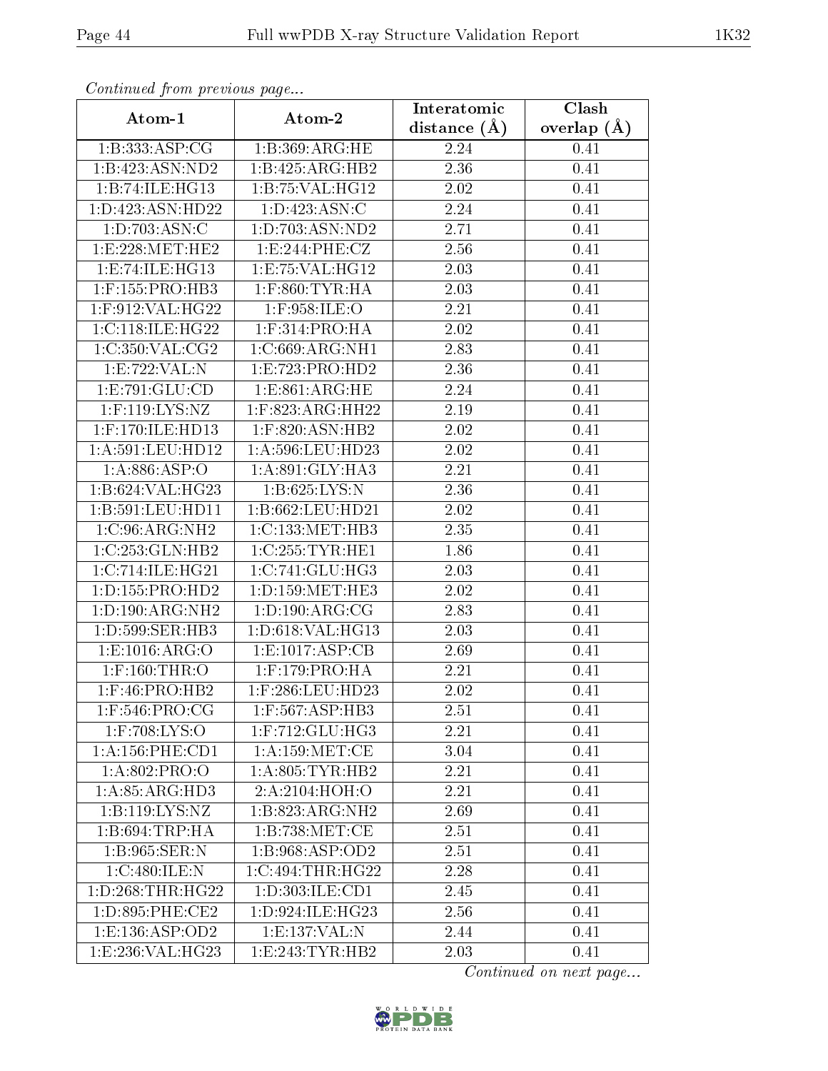*Continued from previous page...*

| Atom-1 | Atom-2 | Interatomic distance (Å) | Clash overlap (Å) |
|---|---|---|---|
| 1:B:333:ASP:CG | 1:B:369:ARG:HE | 2.24 | 0.41 |
| 1:B:423:ASN:ND2 | 1:B:425:ARG:HB2 | 2.36 | 0.41 |
| 1:B:74:ILE:HG13 | 1:B:75:VAL:HG12 | 2.02 | 0.41 |
| 1:D:423:ASN:HD22 | 1:D:423:ASN:C | 2.24 | 0.41 |
| 1:D:703:ASN:C | 1:D:703:ASN:ND2 | 2.71 | 0.41 |
| 1:E:228:MET:HE2 | 1:E:244:PHE:CZ | 2.56 | 0.41 |
| 1:E:74:ILE:HG13 | 1:E:75:VAL:HG12 | 2.03 | 0.41 |
| 1:F:155:PRO:HB3 | 1:F:860:TYR:HA | 2.03 | 0.41 |
| 1:F:912:VAL:HG22 | 1:F:958:ILE:O | 2.21 | 0.41 |
| 1:C:118:ILE:HG22 | 1:F:314:PRO:HA | 2.02 | 0.41 |
| 1:C:350:VAL:CG2 | 1:C:669:ARG:NH1 | 2.83 | 0.41 |
| 1:E:722:VAL:N | 1:E:723:PRO:HD2 | 2.36 | 0.41 |
| 1:E:791:GLU:CD | 1:E:861:ARG:HE | 2.24 | 0.41 |
| 1:F:119:LYS:NZ | 1:F:823:ARG:HH22 | 2.19 | 0.41 |
| 1:F:170:ILE:HD13 | 1:F:820:ASN:HB2 | 2.02 | 0.41 |
| 1:A:591:LEU:HD12 | 1:A:596:LEU:HD23 | 2.02 | 0.41 |
| 1:A:886:ASP:O | 1:A:891:GLY:HA3 | 2.21 | 0.41 |
| 1:B:624:VAL:HG23 | 1:B:625:LYS:N | 2.36 | 0.41 |
| 1:B:591:LEU:HD11 | 1:B:662:LEU:HD21 | 2.02 | 0.41 |
| 1:C:96:ARG:NH2 | 1:C:133:MET:HB3 | 2.35 | 0.41 |
| 1:C:253:GLN:HB2 | 1:C:255:TYR:HE1 | 1.86 | 0.41 |
| 1:C:714:ILE:HG21 | 1:C:741:GLU:HG3 | 2.03 | 0.41 |
| 1:D:155:PRO:HD2 | 1:D:159:MET:HE3 | 2.02 | 0.41 |
| 1:D:190:ARG:NH2 | 1:D:190:ARG:CG | 2.83 | 0.41 |
| 1:D:599:SER:HB3 | 1:D:618:VAL:HG13 | 2.03 | 0.41 |
| 1:E:1016:ARG:O | 1:E:1017:ASP:CB | 2.69 | 0.41 |
| 1:F:160:THR:O | 1:F:179:PRO:HA | 2.21 | 0.41 |
| 1:F:46:PRO:HB2 | 1:F:286:LEU:HD23 | 2.02 | 0.41 |
| 1:F:546:PRO:CG | 1:F:567:ASP:HB3 | 2.51 | 0.41 |
| 1:F:708:LYS:O | 1:F:712:GLU:HG3 | 2.21 | 0.41 |
| 1:A:156:PHE:CD1 | 1:A:159:MET:CE | 3.04 | 0.41 |
| 1:A:802:PRO:O | 1:A:805:TYR:HB2 | 2.21 | 0.41 |
| 1:A:85:ARG:HD3 | 2:A:2104:HOH:O | 2.21 | 0.41 |
| 1:B:119:LYS:NZ | 1:B:823:ARG:NH2 | 2.69 | 0.41 |
| 1:B:694:TRP:HA | 1:B:738:MET:CE | 2.51 | 0.41 |
| 1:B:965:SER:N | 1:B:968:ASP:OD2 | 2.51 | 0.41 |
| 1:C:480:ILE:N | 1:C:494:THR:HG22 | 2.28 | 0.41 |
| 1:D:268:THR:HG22 | 1:D:303:ILE:CD1 | 2.45 | 0.41 |
| 1:D:895:PHE:CE2 | 1:D:924:ILE:HG23 | 2.56 | 0.41 |
| 1:E:136:ASP:OD2 | 1:E:137:VAL:N | 2.44 | 0.41 |
| 1:E:236:VAL:HG23 | 1:E:243:TYR:HB2 | 2.03 | 0.41 |

*Continued on next page...*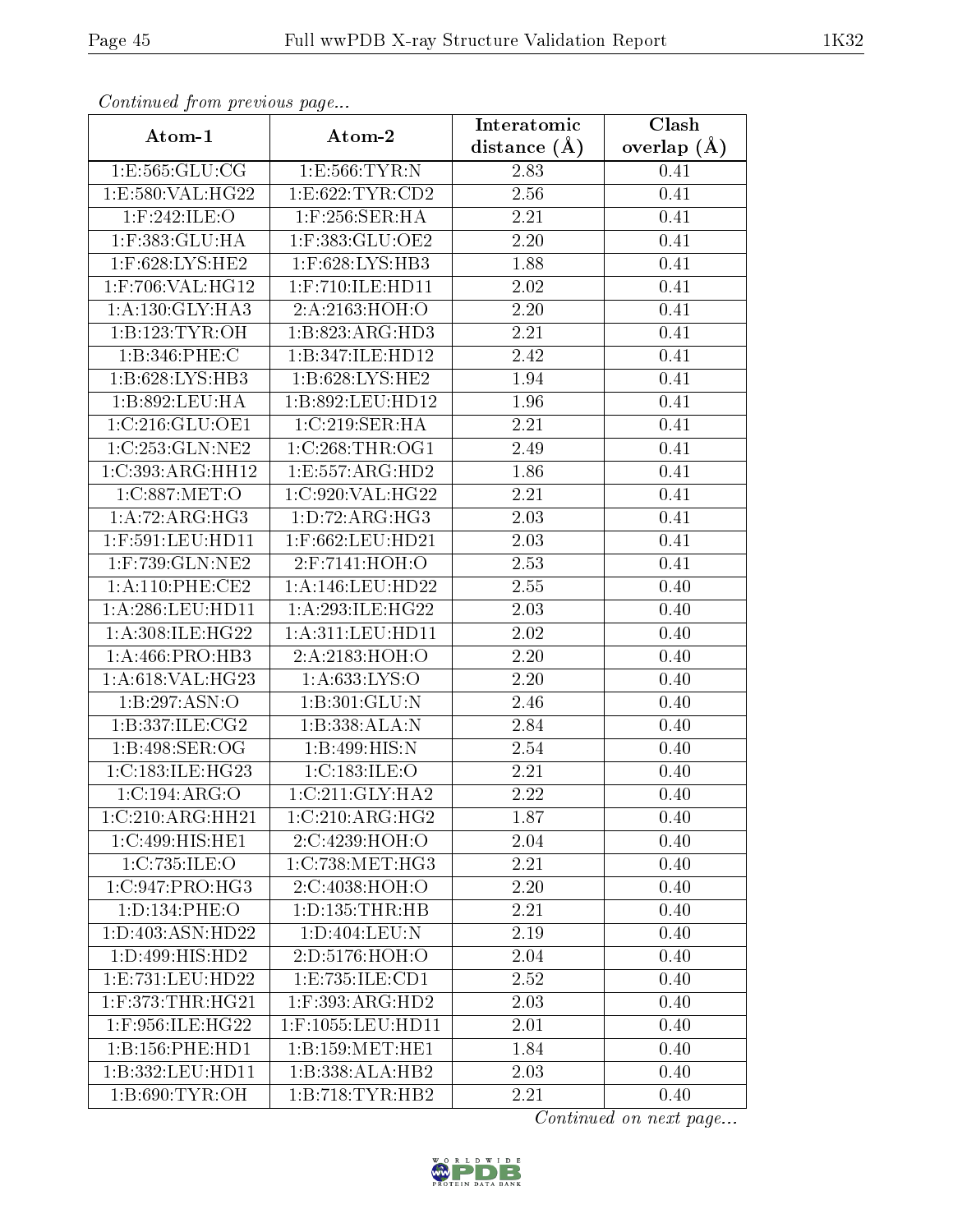*Continued from previous page...*

| Atom-1 | Atom-2 | Interatomic distance (Å) | Clash overlap (Å) |
| --- | --- | --- | --- |
| 1:E:565:GLU:CG | 1:E:566:TYR:N | 2.83 | 0.41 |
| 1:E:580:VAL:HG22 | 1:E:622:TYR:CD2 | 2.56 | 0.41 |
| 1:F:242:ILE:O | 1:F:256:SER:HA | 2.21 | 0.41 |
| 1:F:383:GLU:HA | 1:F:383:GLU:OE2 | 2.20 | 0.41 |
| 1:F:628:LYS:HE2 | 1:F:628:LYS:HB3 | 1.88 | 0.41 |
| 1:F:706:VAL:HG12 | 1:F:710:ILE:HD11 | 2.02 | 0.41 |
| 1:A:130:GLY:HA3 | 2:A:2163:HOH:O | 2.20 | 0.41 |
| 1:B:123:TYR:OH | 1:B:823:ARG:HD3 | 2.21 | 0.41 |
| 1:B:346:PHE:C | 1:B:347:ILE:HD12 | 2.42 | 0.41 |
| 1:B:628:LYS:HB3 | 1:B:628:LYS:HE2 | 1.94 | 0.41 |
| 1:B:892:LEU:HA | 1:B:892:LEU:HD12 | 1.96 | 0.41 |
| 1:C:216:GLU:OE1 | 1:C:219:SER:HA | 2.21 | 0.41 |
| 1:C:253:GLN:NE2 | 1:C:268:THR:OG1 | 2.49 | 0.41 |
| 1:C:393:ARG:HH12 | 1:E:557:ARG:HD2 | 1.86 | 0.41 |
| 1:C:887:MET:O | 1:C:920:VAL:HG22 | 2.21 | 0.41 |
| 1:A:72:ARG:HG3 | 1:D:72:ARG:HG3 | 2.03 | 0.41 |
| 1:F:591:LEU:HD11 | 1:F:662:LEU:HD21 | 2.03 | 0.41 |
| 1:F:739:GLN:NE2 | 2:F:7141:HOH:O | 2.53 | 0.41 |
| 1:A:110:PHE:CE2 | 1:A:146:LEU:HD22 | 2.55 | 0.40 |
| 1:A:286:LEU:HD11 | 1:A:293:ILE:HG22 | 2.03 | 0.40 |
| 1:A:308:ILE:HG22 | 1:A:311:LEU:HD11 | 2.02 | 0.40 |
| 1:A:466:PRO:HB3 | 2:A:2183:HOH:O | 2.20 | 0.40 |
| 1:A:618:VAL:HG23 | 1:A:633:LYS:O | 2.20 | 0.40 |
| 1:B:297:ASN:O | 1:B:301:GLU:N | 2.46 | 0.40 |
| 1:B:337:ILE:CG2 | 1:B:338:ALA:N | 2.84 | 0.40 |
| 1:B:498:SER:OG | 1:B:499:HIS:N | 2.54 | 0.40 |
| 1:C:183:ILE:HG23 | 1:C:183:ILE:O | 2.21 | 0.40 |
| 1:C:194:ARG:O | 1:C:211:GLY:HA2 | 2.22 | 0.40 |
| 1:C:210:ARG:HH21 | 1:C:210:ARG:HG2 | 1.87 | 0.40 |
| 1:C:499:HIS:HE1 | 2:C:4239:HOH:O | 2.04 | 0.40 |
| 1:C:735:ILE:O | 1:C:738:MET:HG3 | 2.21 | 0.40 |
| 1:C:947:PRO:HG3 | 2:C:4038:HOH:O | 2.20 | 0.40 |
| 1:D:134:PHE:O | 1:D:135:THR:HB | 2.21 | 0.40 |
| 1:D:403:ASN:HD22 | 1:D:404:LEU:N | 2.19 | 0.40 |
| 1:D:499:HIS:HD2 | 2:D:5176:HOH:O | 2.04 | 0.40 |
| 1:E:731:LEU:HD22 | 1:E:735:ILE:CD1 | 2.52 | 0.40 |
| 1:F:373:THR:HG21 | 1:F:393:ARG:HD2 | 2.03 | 0.40 |
| 1:F:956:ILE:HG22 | 1:F:1055:LEU:HD11 | 2.01 | 0.40 |
| 1:B:156:PHE:HD1 | 1:B:159:MET:HE1 | 1.84 | 0.40 |
| 1:B:332:LEU:HD11 | 1:B:338:ALA:HB2 | 2.03 | 0.40 |
| 1:B:690:TYR:OH | 1:B:718:TYR:HB2 | 2.21 | 0.40 |

*Continued on next page...*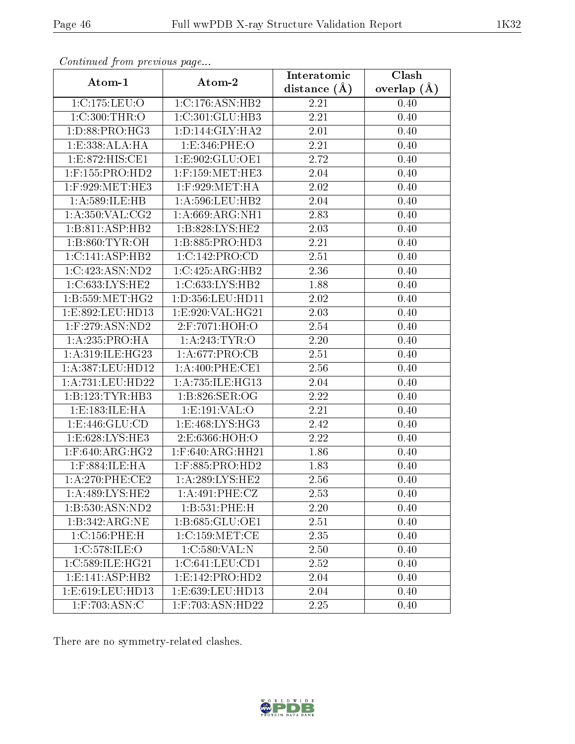*Continued from previous page...*

| Atom-1 | Atom-2 | Interatomic distance (Å) | Clash overlap (Å) |
|---|---|---|---|
| 1:C:175:LEU:O | 1:C:176:ASN:HB2 | 2.21 | 0.40 |
| 1:C:300:THR:O | 1:C:301:GLU:HB3 | 2.21 | 0.40 |
| 1:D:88:PRO:HG3 | 1:D:144:GLY:HA2 | 2.01 | 0.40 |
| 1:E:338:ALA:HA | 1:E:346:PHE:O | 2.21 | 0.40 |
| 1:E:872:HIS:CE1 | 1:E:902:GLU:OE1 | 2.72 | 0.40 |
| 1:F:155:PRO:HD2 | 1:F:159:MET:HE3 | 2.04 | 0.40 |
| 1:F:929:MET:HE3 | 1:F:929:MET:HA | 2.02 | 0.40 |
| 1:A:589:ILE:HB | 1:A:596:LEU:HB2 | 2.04 | 0.40 |
| 1:A:350:VAL:CG2 | 1:A:669:ARG:NH1 | 2.83 | 0.40 |
| 1:B:811:ASP:HB2 | 1:B:828:LYS:HE2 | 2.03 | 0.40 |
| 1:B:860:TYR:OH | 1:B:885:PRO:HD3 | 2.21 | 0.40 |
| 1:C:141:ASP:HB2 | 1:C:142:PRO:CD | 2.51 | 0.40 |
| 1:C:423:ASN:ND2 | 1:C:425:ARG:HB2 | 2.36 | 0.40 |
| 1:C:633:LYS:HE2 | 1:C:633:LYS:HB2 | 1.88 | 0.40 |
| 1:B:559:MET:HG2 | 1:D:356:LEU:HD11 | 2.02 | 0.40 |
| 1:E:892:LEU:HD13 | 1:E:920:VAL:HG21 | 2.03 | 0.40 |
| 1:F:279:ASN:ND2 | 2:F:7071:HOH:O | 2.54 | 0.40 |
| 1:A:235:PRO:HA | 1:A:243:TYR:O | 2.20 | 0.40 |
| 1:A:319:ILE:HG23 | 1:A:677:PRO:CB | 2.51 | 0.40 |
| 1:A:387:LEU:HD12 | 1:A:400:PHE:CE1 | 2.56 | 0.40 |
| 1:A:731:LEU:HD22 | 1:A:735:ILE:HG13 | 2.04 | 0.40 |
| 1:B:123:TYR:HB3 | 1:B:826:SER:OG | 2.22 | 0.40 |
| 1:E:183:ILE:HA | 1:E:191:VAL:O | 2.21 | 0.40 |
| 1:E:446:GLU:CD | 1:E:468:LYS:HG3 | 2.42 | 0.40 |
| 1:E:628:LYS:HE3 | 2:E:6366:HOH:O | 2.22 | 0.40 |
| 1:F:640:ARG:HG2 | 1:F:640:ARG:HH21 | 1.86 | 0.40 |
| 1:F:884:ILE:HA | 1:F:885:PRO:HD2 | 1.83 | 0.40 |
| 1:A:270:PHE:CE2 | 1:A:289:LYS:HE2 | 2.56 | 0.40 |
| 1:A:489:LYS:HE2 | 1:A:491:PHE:CZ | 2.53 | 0.40 |
| 1:B:530:ASN:ND2 | 1:B:531:PHE:H | 2.20 | 0.40 |
| 1:B:342:ARG:NE | 1:B:685:GLU:OE1 | 2.51 | 0.40 |
| 1:C:156:PHE:H | 1:C:159:MET:CE | 2.35 | 0.40 |
| 1:C:578:ILE:O | 1:C:580:VAL:N | 2.50 | 0.40 |
| 1:C:589:ILE:HG21 | 1:C:641:LEU:CD1 | 2.52 | 0.40 |
| 1:E:141:ASP:HB2 | 1:E:142:PRO:HD2 | 2.04 | 0.40 |
| 1:E:619:LEU:HD13 | 1:E:639:LEU:HD13 | 2.04 | 0.40 |
| 1:F:703:ASN:C | 1:F:703:ASN:HD22 | 2.25 | 0.40 |

There are no symmetry-related clashes.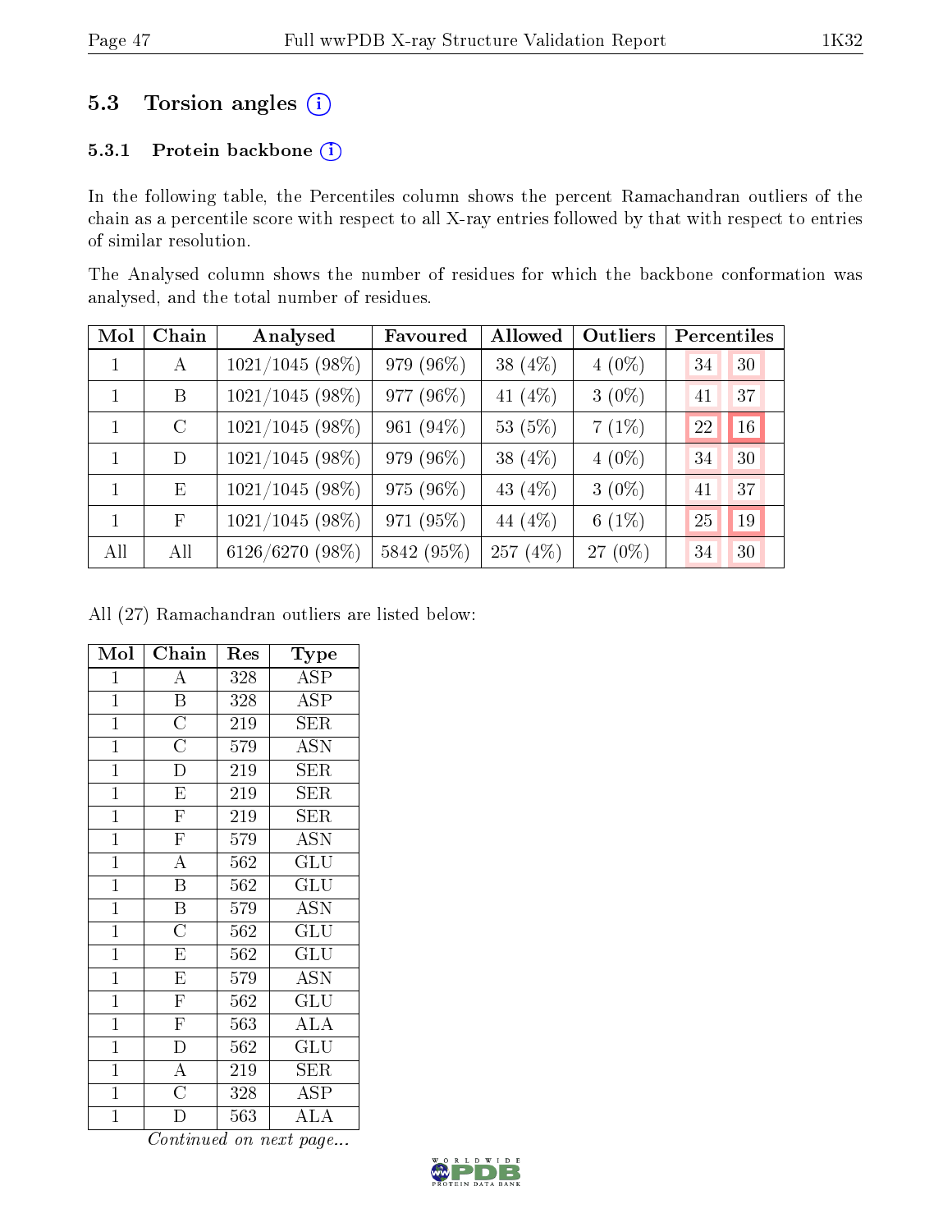## 5.3 Torsion angles

### 5.3.1 Protein backbone

In the following table, the Percentiles column shows the percent Ramachandran outliers of the chain as a percentile score with respect to all X-ray entries followed by that with respect to entries of similar resolution.

The Analysed column shows the number of residues for which the backbone conformation was analysed, and the total number of residues.

| Mol | Chain | Analysed | Favoured | Allowed | Outliers | Percentiles | |
|---|---|---|---|---|---|---|---|
| 1 | A | 1021/1045 (98%) | 979 (96%) | 38 (4%) | 4 (0%) | 34 | 30 |
| 1 | B | 1021/1045 (98%) | 977 (96%) | 41 (4%) | 3 (0%) | 41 | 37 |
| 1 | C | 1021/1045 (98%) | 961 (94%) | 53 (5%) | 7 (1%) | 22 | 16 |
| 1 | D | 1021/1045 (98%) | 979 (96%) | 38 (4%) | 4 (0%) | 34 | 30 |
| 1 | E | 1021/1045 (98%) | 975 (96%) | 43 (4%) | 3 (0%) | 41 | 37 |
| 1 | F | 1021/1045 (98%) | 971 (95%) | 44 (4%) | 6 (1%) | 25 | 19 |
| All | All | 6126/6270 (98%) | 5842 (95%) | 257 (4%) | 27 (0%) | 34 | 30 |

All (27) Ramachandran outliers are listed below:

| Mol | Chain | Res | Type |
|---|---|---|---|
| 1 | A | 328 | ASP |
| 1 | B | 328 | ASP |
| 1 | C | 219 | SER |
| 1 | C | 579 | ASN |
| 1 | D | 219 | SER |
| 1 | E | 219 | SER |
| 1 | F | 219 | SER |
| 1 | F | 579 | ASN |
| 1 | A | 562 | GLU |
| 1 | B | 562 | GLU |
| 1 | B | 579 | ASN |
| 1 | C | 562 | GLU |
| 1 | E | 562 | GLU |
| 1 | E | 579 | ASN |
| 1 | F | 562 | GLU |
| 1 | F | 563 | ALA |
| 1 | D | 562 | GLU |
| 1 | A | 219 | SER |
| 1 | C | 328 | ASP |
| 1 | D | 563 | ALA |

*Continued on next page...*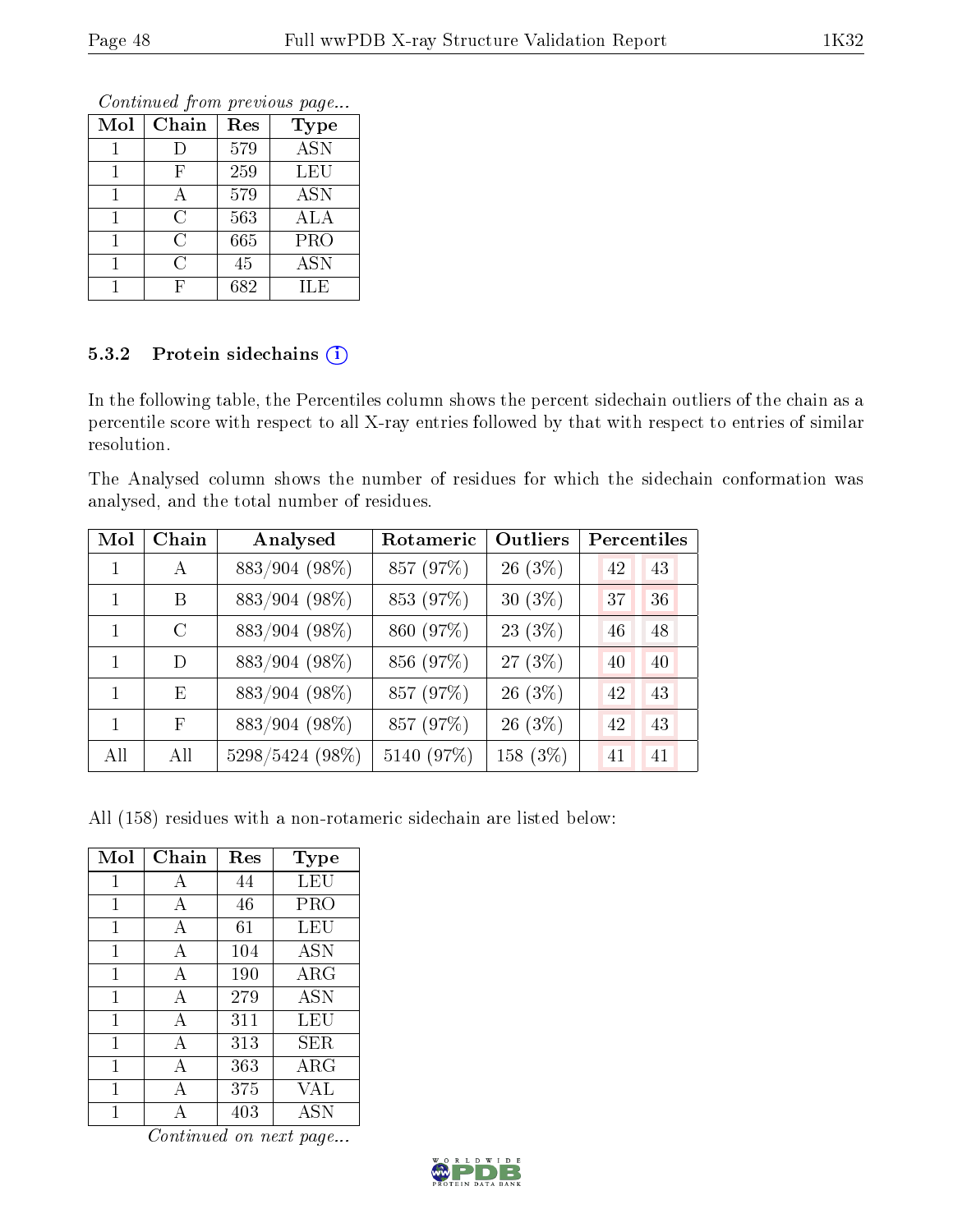*Continued from previous page...*

| Mol | Chain | Res | Type |
|---|---|---|---|
| 1 | D | 579 | ASN |
| 1 | F | 259 | LEU |
| 1 | A | 579 | ASN |
| 1 | C | 563 | ALA |
| 1 | C | 665 | PRO |
| 1 | C | 45 | ASN |
| 1 | F | 682 | ILE |

### 5.3.2 Protein sidechains

In the following table, the Percentiles column shows the percent sidechain outliers of the chain as a percentile score with respect to all X-ray entries followed by that with respect to entries of similar resolution.

The Analysed column shows the number of residues for which the sidechain conformation was analysed, and the total number of residues.

| Mol | Chain | Analysed | Rotameric | Outliers | Percentiles | |
|---|---|---|---|---|---|---|
| 1 | A | 883/904 (98%) | 857 (97%) | 26 (3%) | 42 | 43 |
| 1 | B | 883/904 (98%) | 853 (97%) | 30 (3%) | 37 | 36 |
| 1 | C | 883/904 (98%) | 860 (97%) | 23 (3%) | 46 | 48 |
| 1 | D | 883/904 (98%) | 856 (97%) | 27 (3%) | 40 | 40 |
| 1 | E | 883/904 (98%) | 857 (97%) | 26 (3%) | 42 | 43 |
| 1 | F | 883/904 (98%) | 857 (97%) | 26 (3%) | 42 | 43 |
| All | All | 5298/5424 (98%) | 5140 (97%) | 158 (3%) | 41 | 41 |

All (158) residues with a non-rotameric sidechain are listed below:

| Mol | Chain | Res | Type |
|---|---|---|---|
| 1 | A | 44 | LEU |
| 1 | A | 46 | PRO |
| 1 | A | 61 | LEU |
| 1 | A | 104 | ASN |
| 1 | A | 190 | ARG |
| 1 | A | 279 | ASN |
| 1 | A | 311 | LEU |
| 1 | A | 313 | SER |
| 1 | A | 363 | ARG |
| 1 | A | 375 | VAL |
| 1 | A | 403 | ASN |

*Continued on next page...*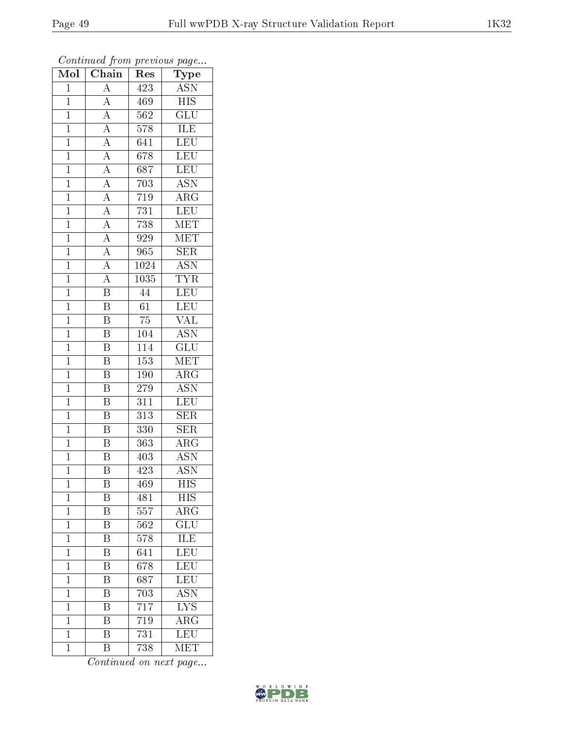*Continued from previous page...*

| Mol | Chain | Res | Type |
| --- | --- | --- | --- |
| 1 | A | 423 | ASN |
| 1 | A | 469 | HIS |
| 1 | A | 562 | GLU |
| 1 | A | 578 | ILE |
| 1 | A | 641 | LEU |
| 1 | A | 678 | LEU |
| 1 | A | 687 | LEU |
| 1 | A | 703 | ASN |
| 1 | A | 719 | ARG |
| 1 | A | 731 | LEU |
| 1 | A | 738 | MET |
| 1 | A | 929 | MET |
| 1 | A | 965 | SER |
| 1 | A | 1024 | ASN |
| 1 | A | 1035 | TYR |
| 1 | B | 44 | LEU |
| 1 | B | 61 | LEU |
| 1 | B | 75 | VAL |
| 1 | B | 104 | ASN |
| 1 | B | 114 | GLU |
| 1 | B | 153 | MET |
| 1 | B | 190 | ARG |
| 1 | B | 279 | ASN |
| 1 | B | 311 | LEU |
| 1 | B | 313 | SER |
| 1 | B | 330 | SER |
| 1 | B | 363 | ARG |
| 1 | B | 403 | ASN |
| 1 | B | 423 | ASN |
| 1 | B | 469 | HIS |
| 1 | B | 481 | HIS |
| 1 | B | 557 | ARG |
| 1 | B | 562 | GLU |
| 1 | B | 578 | ILE |
| 1 | B | 641 | LEU |
| 1 | B | 678 | LEU |
| 1 | B | 687 | LEU |
| 1 | B | 703 | ASN |
| 1 | B | 717 | LYS |
| 1 | B | 719 | ARG |
| 1 | B | 731 | LEU |
| 1 | B | 738 | MET |

*Continued on next page...*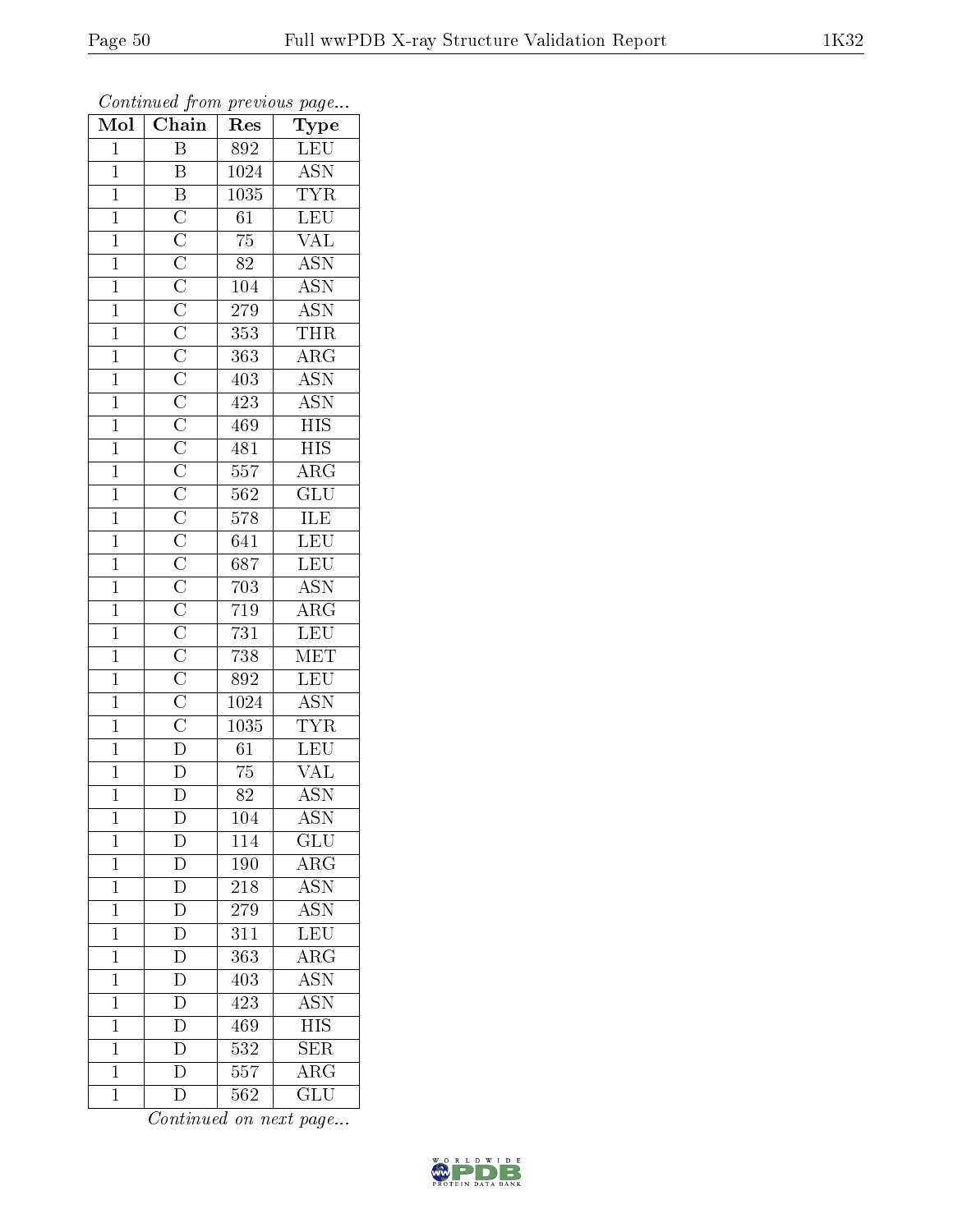*Continued from previous page...*

| Mol | Chain | Res | Type |
|---|---|---|---|
| 1 | B | 892 | LEU |
| 1 | B | 1024 | ASN |
| 1 | B | 1035 | TYR |
| 1 | C | 61 | LEU |
| 1 | C | 75 | VAL |
| 1 | C | 82 | ASN |
| 1 | C | 104 | ASN |
| 1 | C | 279 | ASN |
| 1 | C | 353 | THR |
| 1 | C | 363 | ARG |
| 1 | C | 403 | ASN |
| 1 | C | 423 | ASN |
| 1 | C | 469 | HIS |
| 1 | C | 481 | HIS |
| 1 | C | 557 | ARG |
| 1 | C | 562 | GLU |
| 1 | C | 578 | ILE |
| 1 | C | 641 | LEU |
| 1 | C | 687 | LEU |
| 1 | C | 703 | ASN |
| 1 | C | 719 | ARG |
| 1 | C | 731 | LEU |
| 1 | C | 738 | MET |
| 1 | C | 892 | LEU |
| 1 | C | 1024 | ASN |
| 1 | C | 1035 | TYR |
| 1 | D | 61 | LEU |
| 1 | D | 75 | VAL |
| 1 | D | 82 | ASN |
| 1 | D | 104 | ASN |
| 1 | D | 114 | GLU |
| 1 | D | 190 | ARG |
| 1 | D | 218 | ASN |
| 1 | D | 279 | ASN |
| 1 | D | 311 | LEU |
| 1 | D | 363 | ARG |
| 1 | D | 403 | ASN |
| 1 | D | 423 | ASN |
| 1 | D | 469 | HIS |
| 1 | D | 532 | SER |
| 1 | D | 557 | ARG |
| 1 | D | 562 | GLU |

*Continued on next page...*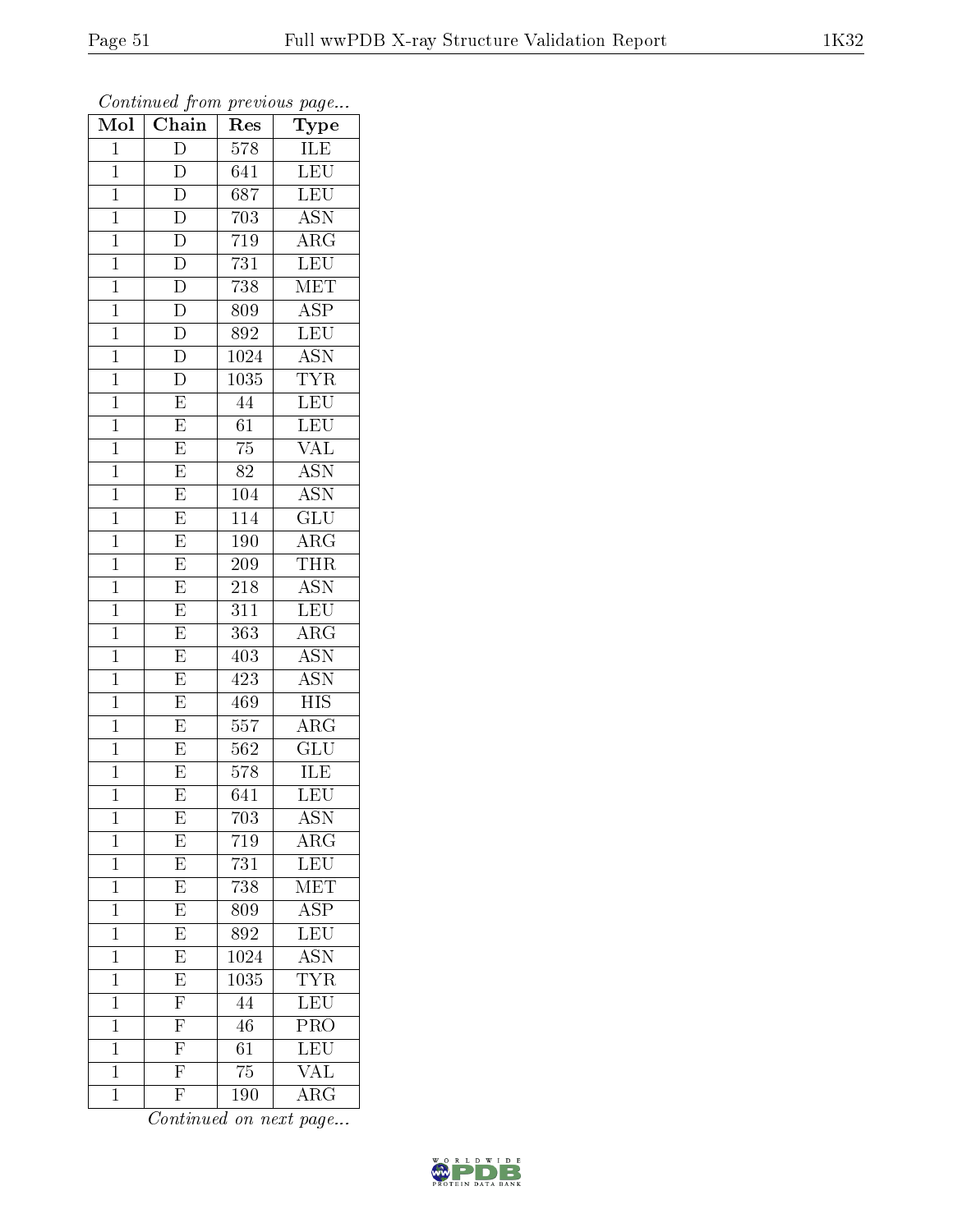*Continued from previous page...*

| Mol | Chain | Res | Type |
|---|---|---|---|
| 1 | D | 578 | ILE |
| 1 | D | 641 | LEU |
| 1 | D | 687 | LEU |
| 1 | D | 703 | ASN |
| 1 | D | 719 | ARG |
| 1 | D | 731 | LEU |
| 1 | D | 738 | MET |
| 1 | D | 809 | ASP |
| 1 | D | 892 | LEU |
| 1 | D | 1024 | ASN |
| 1 | D | 1035 | TYR |
| 1 | E | 44 | LEU |
| 1 | E | 61 | LEU |
| 1 | E | 75 | VAL |
| 1 | E | 82 | ASN |
| 1 | E | 104 | ASN |
| 1 | E | 114 | GLU |
| 1 | E | 190 | ARG |
| 1 | E | 209 | THR |
| 1 | E | 218 | ASN |
| 1 | E | 311 | LEU |
| 1 | E | 363 | ARG |
| 1 | E | 403 | ASN |
| 1 | E | 423 | ASN |
| 1 | E | 469 | HIS |
| 1 | E | 557 | ARG |
| 1 | E | 562 | GLU |
| 1 | E | 578 | ILE |
| 1 | E | 641 | LEU |
| 1 | E | 703 | ASN |
| 1 | E | 719 | ARG |
| 1 | E | 731 | LEU |
| 1 | E | 738 | MET |
| 1 | E | 809 | ASP |
| 1 | E | 892 | LEU |
| 1 | E | 1024 | ASN |
| 1 | E | 1035 | TYR |
| 1 | F | 44 | LEU |
| 1 | F | 46 | PRO |
| 1 | F | 61 | LEU |
| 1 | F | 75 | VAL |
| 1 | F | 190 | ARG |

*Continued on next page...*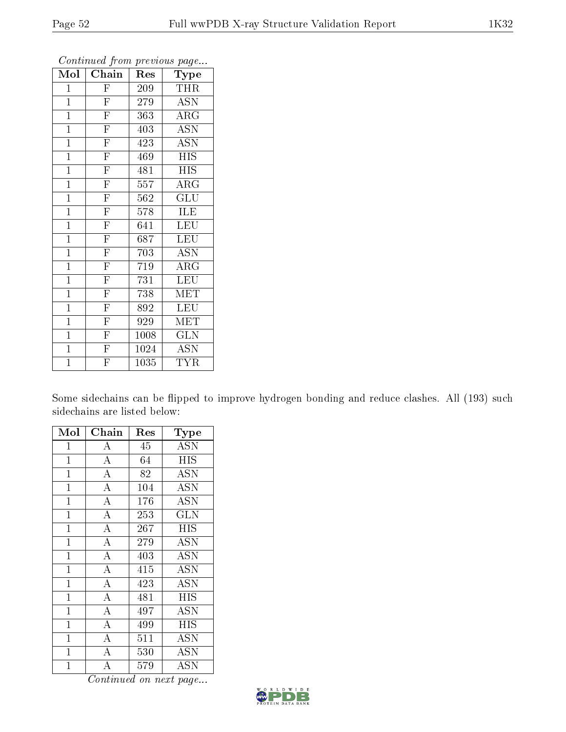*Continued from previous page...*

| Mol | Chain | Res | Type |
|---|---|---|---|
| 1 | F | 209 | THR |
| 1 | F | 279 | ASN |
| 1 | F | 363 | ARG |
| 1 | F | 403 | ASN |
| 1 | F | 423 | ASN |
| 1 | F | 469 | HIS |
| 1 | F | 481 | HIS |
| 1 | F | 557 | ARG |
| 1 | F | 562 | GLU |
| 1 | F | 578 | ILE |
| 1 | F | 641 | LEU |
| 1 | F | 687 | LEU |
| 1 | F | 703 | ASN |
| 1 | F | 719 | ARG |
| 1 | F | 731 | LEU |
| 1 | F | 738 | MET |
| 1 | F | 892 | LEU |
| 1 | F | 929 | MET |
| 1 | F | 1008 | GLN |
| 1 | F | 1024 | ASN |
| 1 | F | 1035 | TYR |

Some sidechains can be flipped to improve hydrogen bonding and reduce clashes. All (193) such sidechains are listed below:

| Mol | Chain | Res | Type |
|---|---|---|---|
| 1 | A | 45 | ASN |
| 1 | A | 64 | HIS |
| 1 | A | 82 | ASN |
| 1 | A | 104 | ASN |
| 1 | A | 176 | ASN |
| 1 | A | 253 | GLN |
| 1 | A | 267 | HIS |
| 1 | A | 279 | ASN |
| 1 | A | 403 | ASN |
| 1 | A | 415 | ASN |
| 1 | A | 423 | ASN |
| 1 | A | 481 | HIS |
| 1 | A | 497 | ASN |
| 1 | A | 499 | HIS |
| 1 | A | 511 | ASN |
| 1 | A | 530 | ASN |
| 1 | A | 579 | ASN |

*Continued on next page...*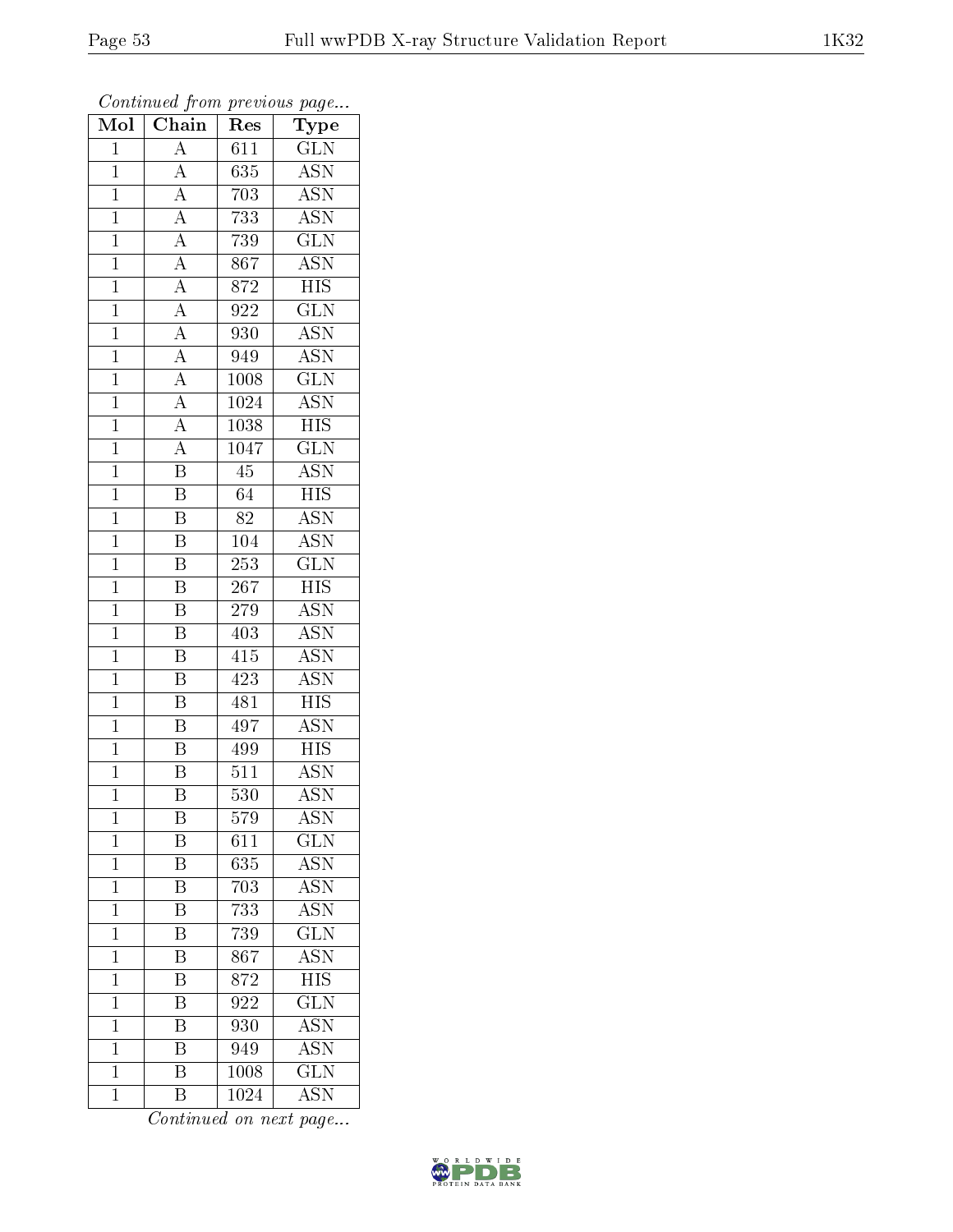*Continued from previous page...*

| Mol | Chain | Res | Type |
|---|---|---|---|
| 1 | A | 611 | GLN |
| 1 | A | 635 | ASN |
| 1 | A | 703 | ASN |
| 1 | A | 733 | ASN |
| 1 | A | 739 | GLN |
| 1 | A | 867 | ASN |
| 1 | A | 872 | HIS |
| 1 | A | 922 | GLN |
| 1 | A | 930 | ASN |
| 1 | A | 949 | ASN |
| 1 | A | 1008 | GLN |
| 1 | A | 1024 | ASN |
| 1 | A | 1038 | HIS |
| 1 | A | 1047 | GLN |
| 1 | B | 45 | ASN |
| 1 | B | 64 | HIS |
| 1 | B | 82 | ASN |
| 1 | B | 104 | ASN |
| 1 | B | 253 | GLN |
| 1 | B | 267 | HIS |
| 1 | B | 279 | ASN |
| 1 | B | 403 | ASN |
| 1 | B | 415 | ASN |
| 1 | B | 423 | ASN |
| 1 | B | 481 | HIS |
| 1 | B | 497 | ASN |
| 1 | B | 499 | HIS |
| 1 | B | 511 | ASN |
| 1 | B | 530 | ASN |
| 1 | B | 579 | ASN |
| 1 | B | 611 | GLN |
| 1 | B | 635 | ASN |
| 1 | B | 703 | ASN |
| 1 | B | 733 | ASN |
| 1 | B | 739 | GLN |
| 1 | B | 867 | ASN |
| 1 | B | 872 | HIS |
| 1 | B | 922 | GLN |
| 1 | B | 930 | ASN |
| 1 | B | 949 | ASN |
| 1 | B | 1008 | GLN |
| 1 | B | 1024 | ASN |

*Continued on next page...*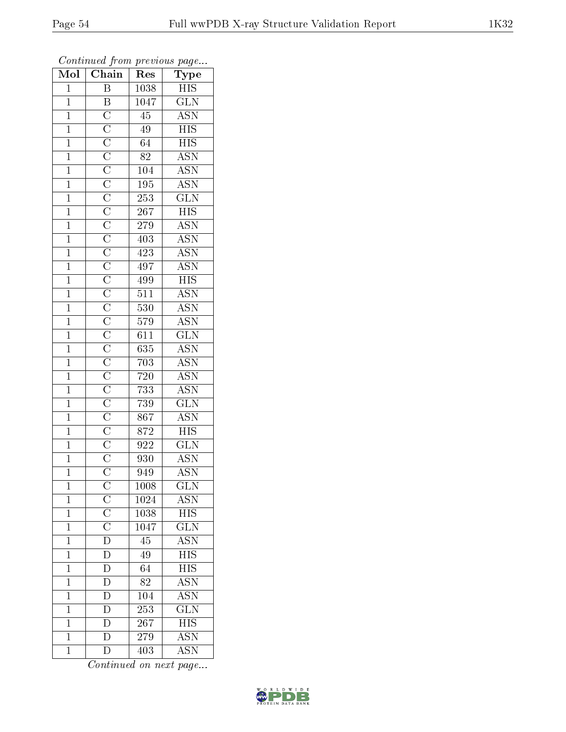*Continued from previous page...*

| Mol | Chain | Res | Type |
|---|---|---|---|
| 1 | B | 1038 | HIS |
| 1 | B | 1047 | GLN |
| 1 | C | 45 | ASN |
| 1 | C | 49 | HIS |
| 1 | C | 64 | HIS |
| 1 | C | 82 | ASN |
| 1 | C | 104 | ASN |
| 1 | C | 195 | ASN |
| 1 | C | 253 | GLN |
| 1 | C | 267 | HIS |
| 1 | C | 279 | ASN |
| 1 | C | 403 | ASN |
| 1 | C | 423 | ASN |
| 1 | C | 497 | ASN |
| 1 | C | 499 | HIS |
| 1 | C | 511 | ASN |
| 1 | C | 530 | ASN |
| 1 | C | 579 | ASN |
| 1 | C | 611 | GLN |
| 1 | C | 635 | ASN |
| 1 | C | 703 | ASN |
| 1 | C | 720 | ASN |
| 1 | C | 733 | ASN |
| 1 | C | 739 | GLN |
| 1 | C | 867 | ASN |
| 1 | C | 872 | HIS |
| 1 | C | 922 | GLN |
| 1 | C | 930 | ASN |
| 1 | C | 949 | ASN |
| 1 | C | 1008 | GLN |
| 1 | C | 1024 | ASN |
| 1 | C | 1038 | HIS |
| 1 | C | 1047 | GLN |
| 1 | D | 45 | ASN |
| 1 | D | 49 | HIS |
| 1 | D | 64 | HIS |
| 1 | D | 82 | ASN |
| 1 | D | 104 | ASN |
| 1 | D | 253 | GLN |
| 1 | D | 267 | HIS |
| 1 | D | 279 | ASN |
| 1 | D | 403 | ASN |

*Continued on next page...*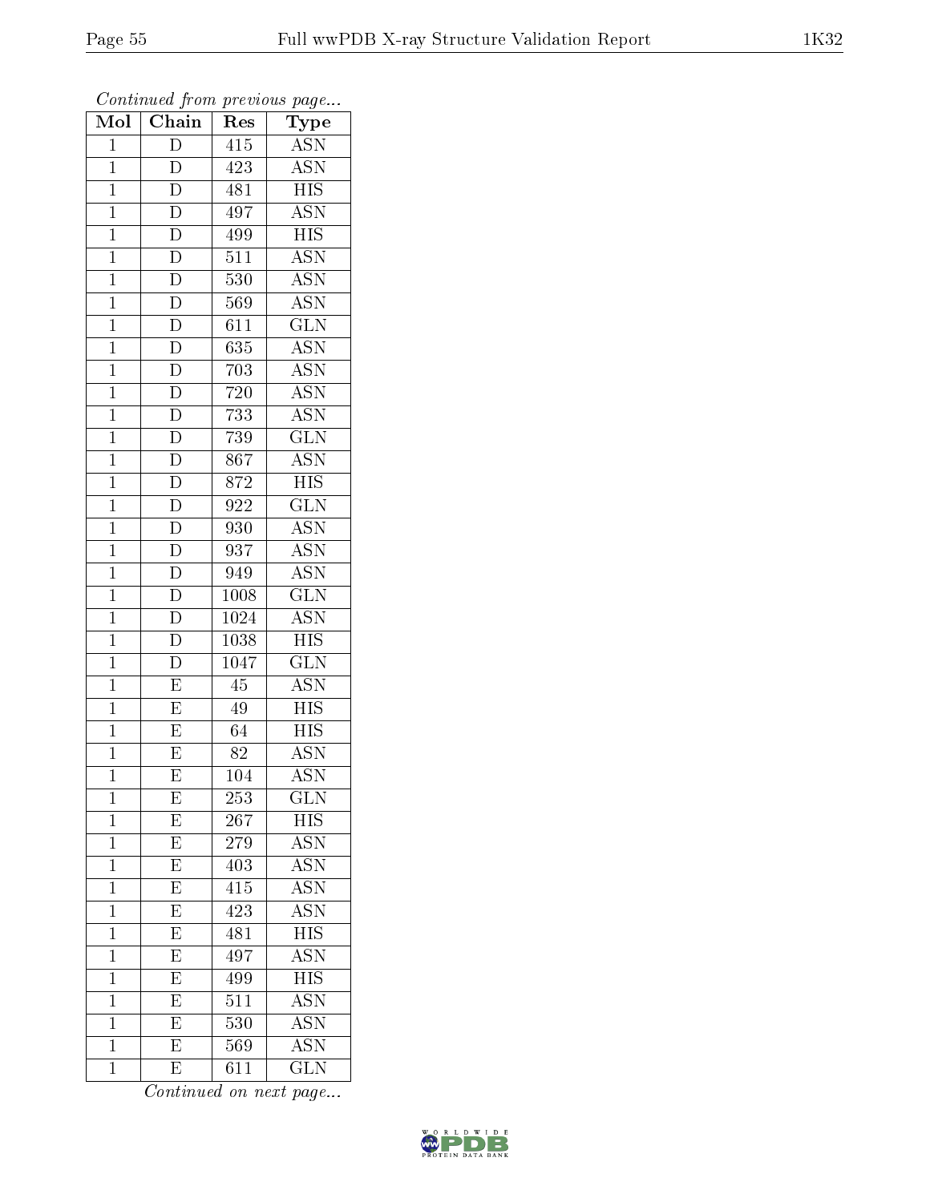*Continued from previous page...*

| Mol | Chain | Res | Type |
|---|---|---|---|
| 1 | D | 415 | ASN |
| 1 | D | 423 | ASN |
| 1 | D | 481 | HIS |
| 1 | D | 497 | ASN |
| 1 | D | 499 | HIS |
| 1 | D | 511 | ASN |
| 1 | D | 530 | ASN |
| 1 | D | 569 | ASN |
| 1 | D | 611 | GLN |
| 1 | D | 635 | ASN |
| 1 | D | 703 | ASN |
| 1 | D | 720 | ASN |
| 1 | D | 733 | ASN |
| 1 | D | 739 | GLN |
| 1 | D | 867 | ASN |
| 1 | D | 872 | HIS |
| 1 | D | 922 | GLN |
| 1 | D | 930 | ASN |
| 1 | D | 937 | ASN |
| 1 | D | 949 | ASN |
| 1 | D | 1008 | GLN |
| 1 | D | 1024 | ASN |
| 1 | D | 1038 | HIS |
| 1 | D | 1047 | GLN |
| 1 | E | 45 | ASN |
| 1 | E | 49 | HIS |
| 1 | E | 64 | HIS |
| 1 | E | 82 | ASN |
| 1 | E | 104 | ASN |
| 1 | E | 253 | GLN |
| 1 | E | 267 | HIS |
| 1 | E | 279 | ASN |
| 1 | E | 403 | ASN |
| 1 | E | 415 | ASN |
| 1 | E | 423 | ASN |
| 1 | E | 481 | HIS |
| 1 | E | 497 | ASN |
| 1 | E | 499 | HIS |
| 1 | E | 511 | ASN |
| 1 | E | 530 | ASN |
| 1 | E | 569 | ASN |
| 1 | E | 611 | GLN |

*Continued on next page...*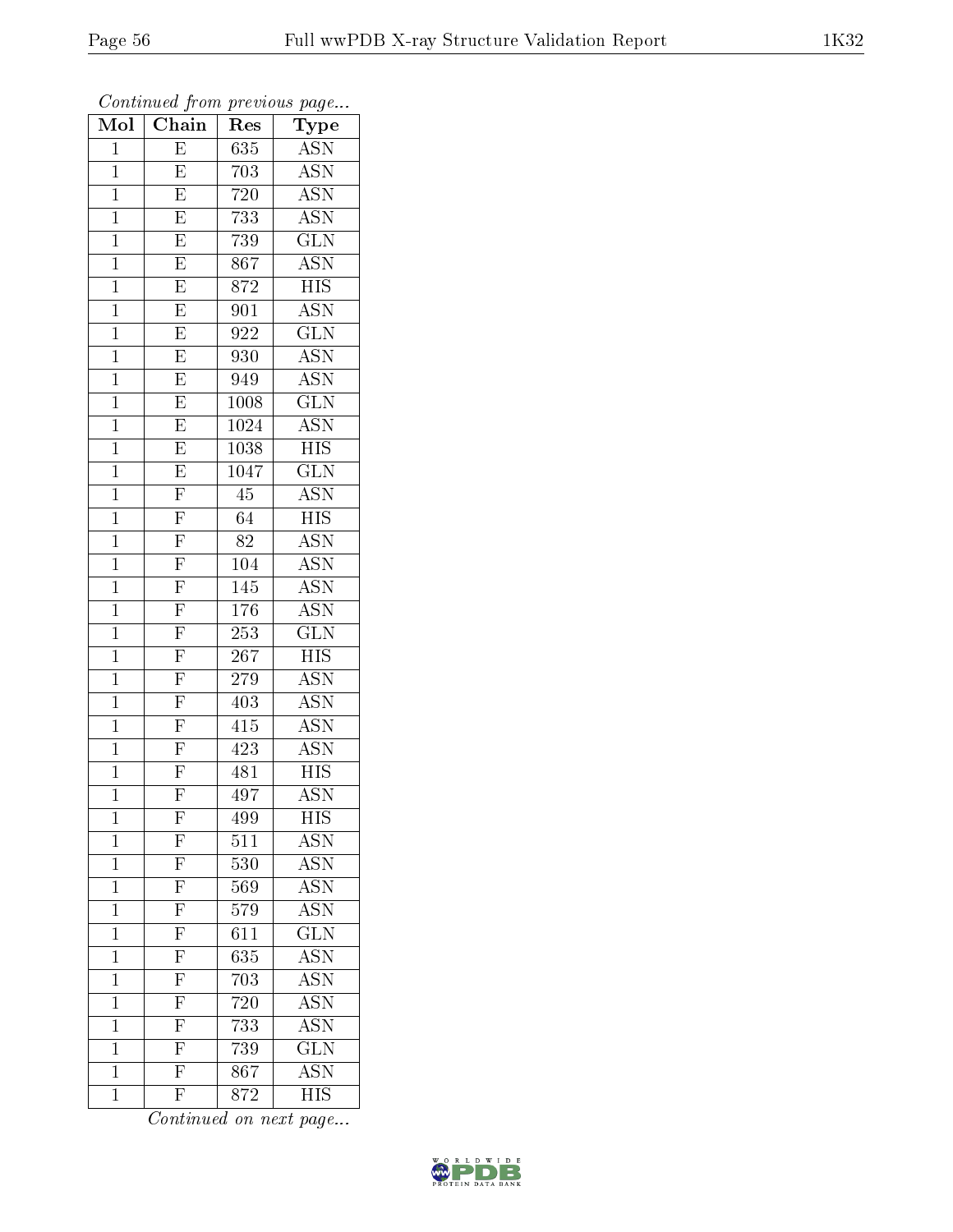*Continued from previous page...*

| Mol | Chain | Res | Type |
|---|---|---|---|
| 1 | E | 635 | ASN |
| 1 | E | 703 | ASN |
| 1 | E | 720 | ASN |
| 1 | E | 733 | ASN |
| 1 | E | 739 | GLN |
| 1 | E | 867 | ASN |
| 1 | E | 872 | HIS |
| 1 | E | 901 | ASN |
| 1 | E | 922 | GLN |
| 1 | E | 930 | ASN |
| 1 | E | 949 | ASN |
| 1 | E | 1008 | GLN |
| 1 | E | 1024 | ASN |
| 1 | E | 1038 | HIS |
| 1 | E | 1047 | GLN |
| 1 | F | 45 | ASN |
| 1 | F | 64 | HIS |
| 1 | F | 82 | ASN |
| 1 | F | 104 | ASN |
| 1 | F | 145 | ASN |
| 1 | F | 176 | ASN |
| 1 | F | 253 | GLN |
| 1 | F | 267 | HIS |
| 1 | F | 279 | ASN |
| 1 | F | 403 | ASN |
| 1 | F | 415 | ASN |
| 1 | F | 423 | ASN |
| 1 | F | 481 | HIS |
| 1 | F | 497 | ASN |
| 1 | F | 499 | HIS |
| 1 | F | 511 | ASN |
| 1 | F | 530 | ASN |
| 1 | F | 569 | ASN |
| 1 | F | 579 | ASN |
| 1 | F | 611 | GLN |
| 1 | F | 635 | ASN |
| 1 | F | 703 | ASN |
| 1 | F | 720 | ASN |
| 1 | F | 733 | ASN |
| 1 | F | 739 | GLN |
| 1 | F | 867 | ASN |
| 1 | F | 872 | HIS |

*Continued on next page...*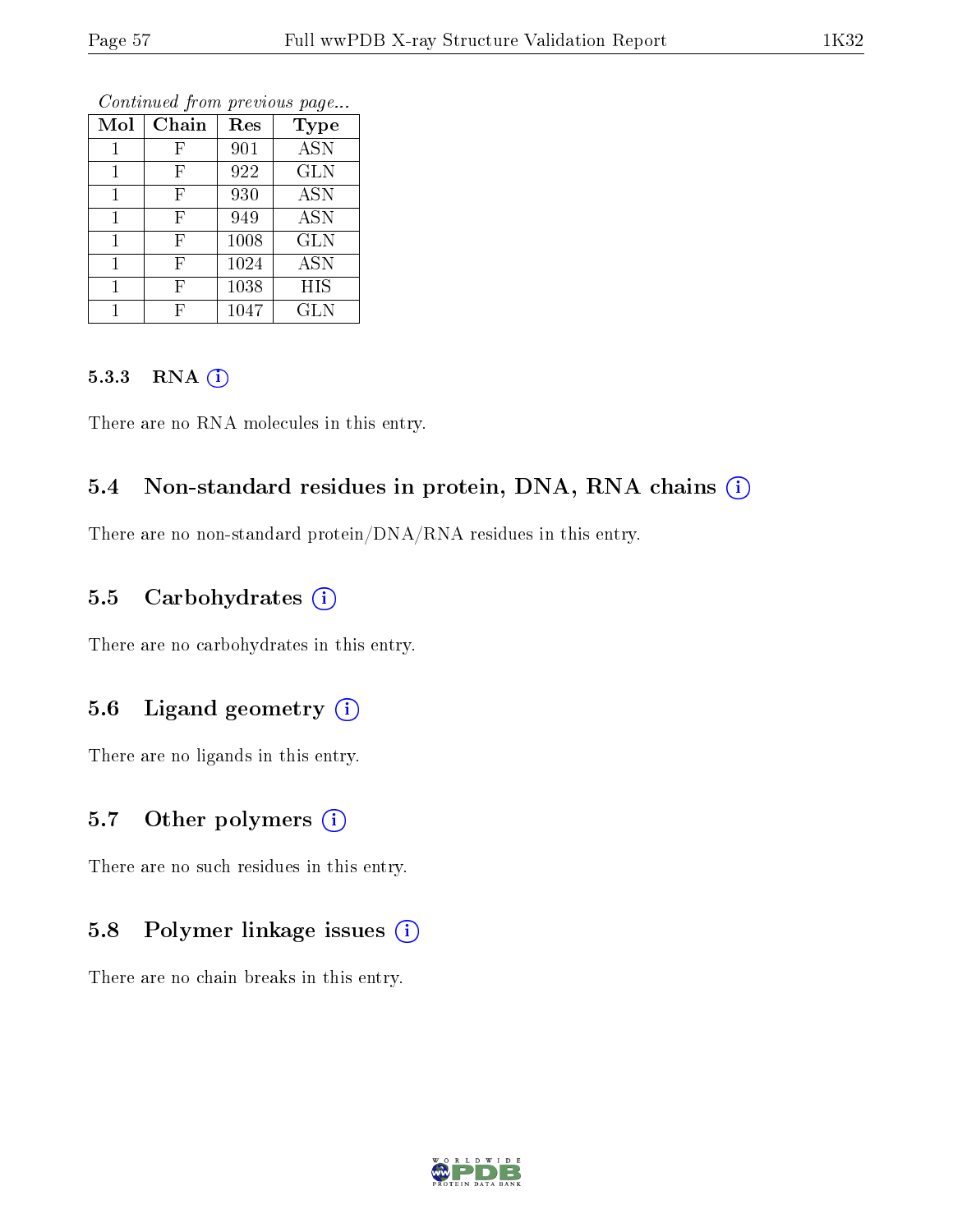*Continued from previous page...*

| Mol | Chain | Res | Type |
|---|---|---|---|
| 1 | F | 901 | ASN |
| 1 | F | 922 | GLN |
| 1 | F | 930 | ASN |
| 1 | F | 949 | ASN |
| 1 | F | 1008 | GLN |
| 1 | F | 1024 | ASN |
| 1 | F | 1038 | HIS |
| 1 | F | 1047 | GLN |

#### 5.3.3 RNA

There are no RNA molecules in this entry.

### 5.4 Non-standard residues in protein, DNA, RNA chains

There are no non-standard protein/DNA/RNA residues in this entry.

### 5.5 Carbohydrates

There are no carbohydrates in this entry.

### 5.6 Ligand geometry

There are no ligands in this entry.

### 5.7 Other polymers

There are no such residues in this entry.

### 5.8 Polymer linkage issues

There are no chain breaks in this entry.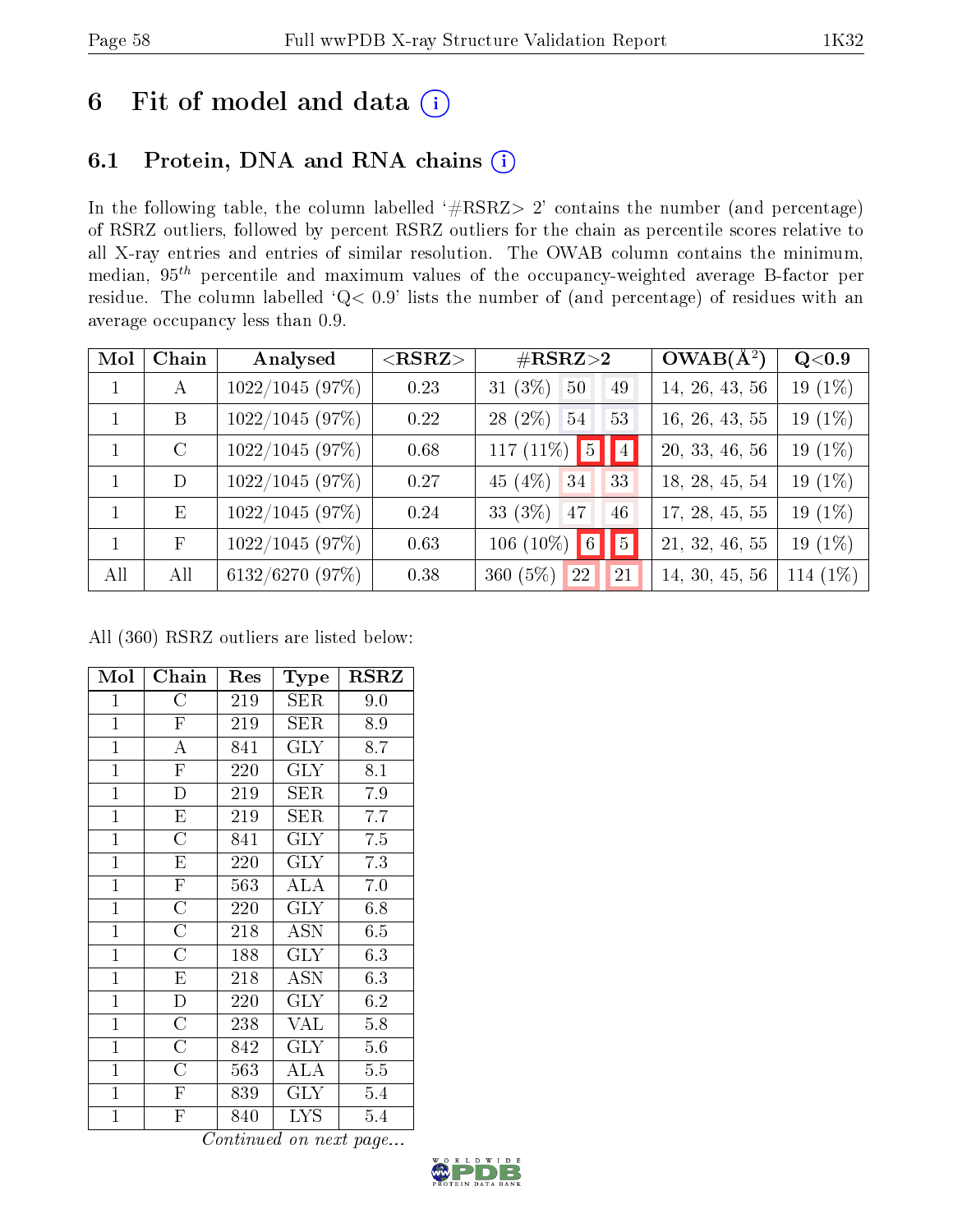# 6 Fit of model and data

## 6.1 Protein, DNA and RNA chains

In the following table, the column labelled '#RSRZ> 2' contains the number (and percentage) of RSRZ outliers, followed by percent RSRZ outliers for the chain as percentile scores relative to all X-ray entries and entries of similar resolution. The OWAB column contains the minimum, median, $95^{th}$ percentile and maximum values of the occupancy-weighted average B-factor per residue. The column labelled 'Q< 0.9' lists the number of (and percentage) of residues with an average occupancy less than 0.9.

| Mol | Chain | Analysed | <RSRZ> | #RSRZ>2 | | | OWAB(Å$^2$) | Q<0.9 |
|---|---|---|---|---|---|---|---|---|
| 1 | A | 1022/1045 (97%) | 0.23 | 31 (3%) | 50 | 49 | 14, 26, 43, 56 | 19 (1%) |
| 1 | B | 1022/1045 (97%) | 0.22 | 28 (2%) | 54 | 53 | 16, 26, 43, 55 | 19 (1%) |
| 1 | C | 1022/1045 (97%) | 0.68 | 117 (11%) | 5 | 4 | 20, 33, 46, 56 | 19 (1%) |
| 1 | D | 1022/1045 (97%) | 0.27 | 45 (4%) | 34 | 33 | 18, 28, 45, 54 | 19 (1%) |
| 1 | E | 1022/1045 (97%) | 0.24 | 33 (3%) | 47 | 46 | 17, 28, 45, 55 | 19 (1%) |
| 1 | F | 1022/1045 (97%) | 0.63 | 106 (10%) | 6 | 5 | 21, 32, 46, 55 | 19 (1%) |
| All | All | 6132/6270 (97%) | 0.38 | 360 (5%) | 22 | 21 | 14, 30, 45, 56 | 114 (1%) |

All (360) RSRZ outliers are listed below:

| Mol | Chain | Res | Type | RSRZ |
|---|---|---|---|---|
| 1 | C | 219 | SER | 9.0 |
| 1 | F | 219 | SER | 8.9 |
| 1 | A | 841 | GLY | 8.7 |
| 1 | F | 220 | GLY | 8.1 |
| 1 | D | 219 | SER | 7.9 |
| 1 | E | 219 | SER | 7.7 |
| 1 | C | 841 | GLY | 7.5 |
| 1 | E | 220 | GLY | 7.3 |
| 1 | F | 563 | ALA | 7.0 |
| 1 | C | 220 | GLY | 6.8 |
| 1 | C | 218 | ASN | 6.5 |
| 1 | C | 188 | GLY | 6.3 |
| 1 | E | 218 | ASN | 6.3 |
| 1 | D | 220 | GLY | 6.2 |
| 1 | C | 238 | VAL | 5.8 |
| 1 | C | 842 | GLY | 5.6 |
| 1 | C | 563 | ALA | 5.5 |
| 1 | F | 839 | GLY | 5.4 |
| 1 | F | 840 | LYS | 5.4 |

*Continued on next page...*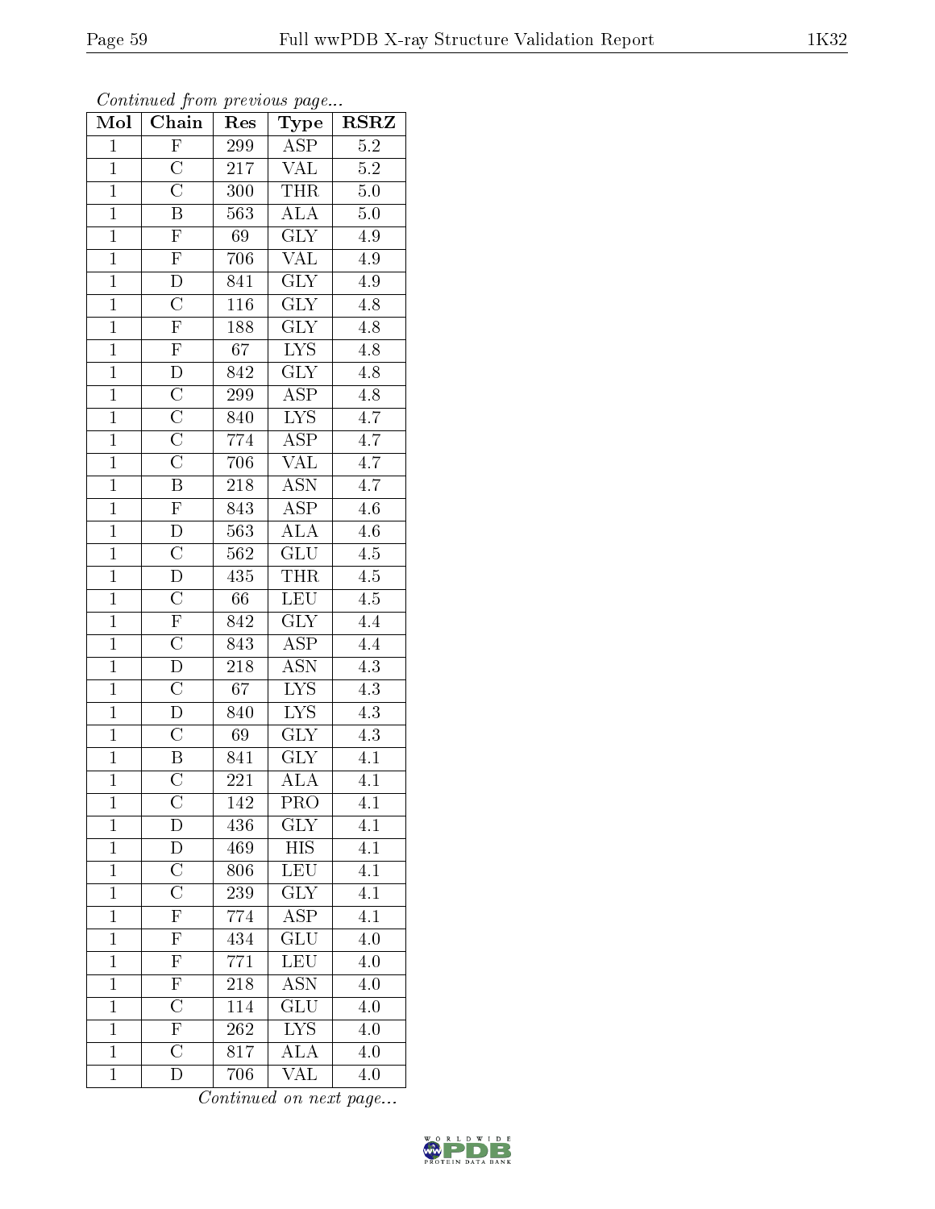*Continued from previous page...*

| Mol | Chain | Res | Type | RSRZ |
|---|---|---|---|---|
| 1 | F | 299 | ASP | 5.2 |
| 1 | C | 217 | VAL | 5.2 |
| 1 | C | 300 | THR | 5.0 |
| 1 | B | 563 | ALA | 5.0 |
| 1 | F | 69 | GLY | 4.9 |
| 1 | F | 706 | VAL | 4.9 |
| 1 | D | 841 | GLY | 4.9 |
| 1 | C | 116 | GLY | 4.8 |
| 1 | F | 188 | GLY | 4.8 |
| 1 | F | 67 | LYS | 4.8 |
| 1 | D | 842 | GLY | 4.8 |
| 1 | C | 299 | ASP | 4.8 |
| 1 | C | 840 | LYS | 4.7 |
| 1 | C | 774 | ASP | 4.7 |
| 1 | C | 706 | VAL | 4.7 |
| 1 | B | 218 | ASN | 4.7 |
| 1 | F | 843 | ASP | 4.6 |
| 1 | D | 563 | ALA | 4.6 |
| 1 | C | 562 | GLU | 4.5 |
| 1 | D | 435 | THR | 4.5 |
| 1 | C | 66 | LEU | 4.5 |
| 1 | F | 842 | GLY | 4.4 |
| 1 | C | 843 | ASP | 4.4 |
| 1 | D | 218 | ASN | 4.3 |
| 1 | C | 67 | LYS | 4.3 |
| 1 | D | 840 | LYS | 4.3 |
| 1 | C | 69 | GLY | 4.3 |
| 1 | B | 841 | GLY | 4.1 |
| 1 | C | 221 | ALA | 4.1 |
| 1 | C | 142 | PRO | 4.1 |
| 1 | D | 436 | GLY | 4.1 |
| 1 | D | 469 | HIS | 4.1 |
| 1 | C | 806 | LEU | 4.1 |
| 1 | C | 239 | GLY | 4.1 |
| 1 | F | 774 | ASP | 4.1 |
| 1 | F | 434 | GLU | 4.0 |
| 1 | F | 771 | LEU | 4.0 |
| 1 | F | 218 | ASN | 4.0 |
| 1 | C | 114 | GLU | 4.0 |
| 1 | F | 262 | LYS | 4.0 |
| 1 | C | 817 | ALA | 4.0 |
| 1 | D | 706 | VAL | 4.0 |

*Continued on next page...*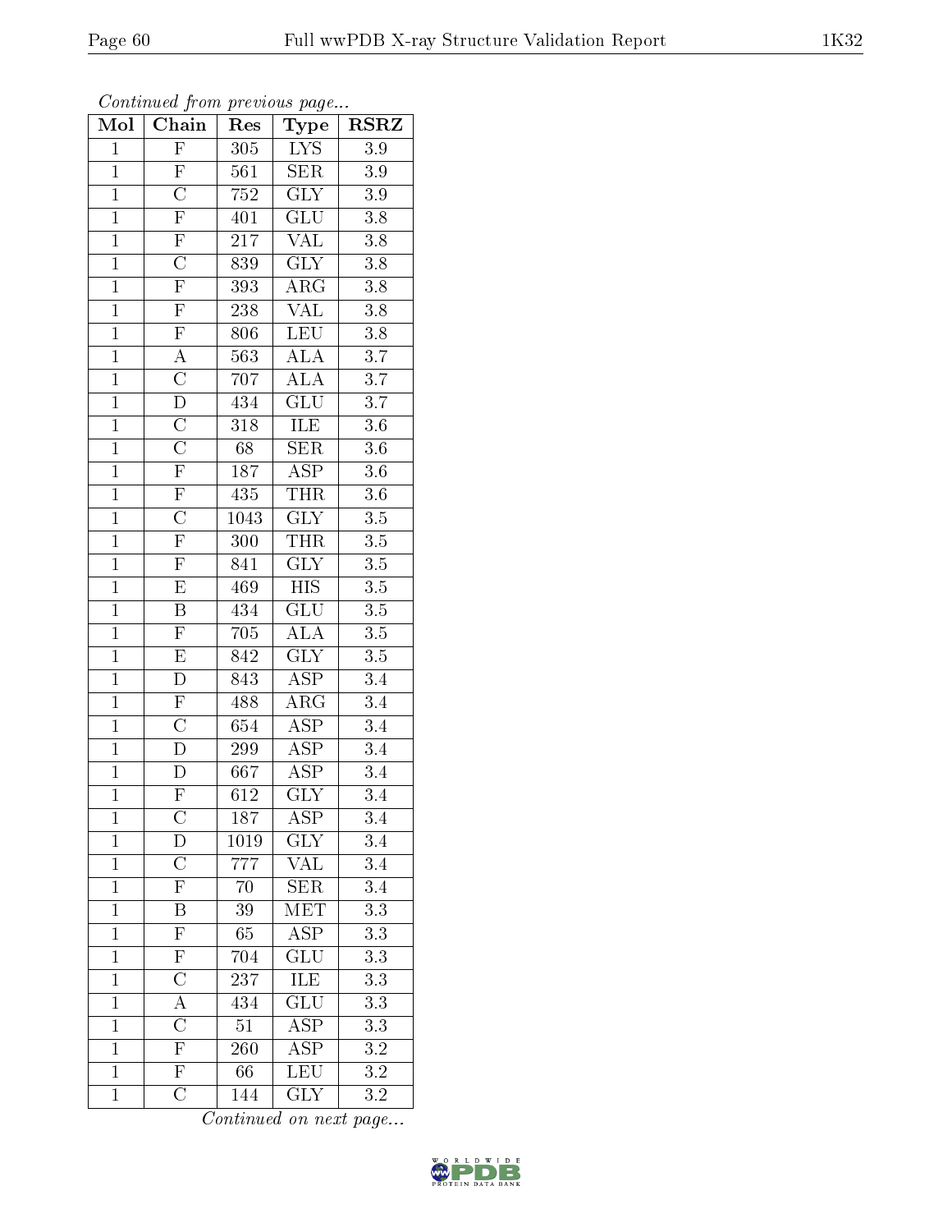*Continued from previous page...*

| Mol | Chain | Res | Type | RSRZ |
|---|---|---|---|---|
| 1 | F | 305 | LYS | 3.9 |
| 1 | F | 561 | SER | 3.9 |
| 1 | C | 752 | GLY | 3.9 |
| 1 | F | 401 | GLU | 3.8 |
| 1 | F | 217 | VAL | 3.8 |
| 1 | C | 839 | GLY | 3.8 |
| 1 | F | 393 | ARG | 3.8 |
| 1 | F | 238 | VAL | 3.8 |
| 1 | F | 806 | LEU | 3.8 |
| 1 | A | 563 | ALA | 3.7 |
| 1 | C | 707 | ALA | 3.7 |
| 1 | D | 434 | GLU | 3.7 |
| 1 | C | 318 | ILE | 3.6 |
| 1 | C | 68 | SER | 3.6 |
| 1 | F | 187 | ASP | 3.6 |
| 1 | F | 435 | THR | 3.6 |
| 1 | C | 1043 | GLY | 3.5 |
| 1 | F | 300 | THR | 3.5 |
| 1 | F | 841 | GLY | 3.5 |
| 1 | E | 469 | HIS | 3.5 |
| 1 | B | 434 | GLU | 3.5 |
| 1 | F | 705 | ALA | 3.5 |
| 1 | E | 842 | GLY | 3.5 |
| 1 | D | 843 | ASP | 3.4 |
| 1 | F | 488 | ARG | 3.4 |
| 1 | C | 654 | ASP | 3.4 |
| 1 | D | 299 | ASP | 3.4 |
| 1 | D | 667 | ASP | 3.4 |
| 1 | F | 612 | GLY | 3.4 |
| 1 | C | 187 | ASP | 3.4 |
| 1 | D | 1019 | GLY | 3.4 |
| 1 | C | 777 | VAL | 3.4 |
| 1 | F | 70 | SER | 3.4 |
| 1 | B | 39 | MET | 3.3 |
| 1 | F | 65 | ASP | 3.3 |
| 1 | F | 704 | GLU | 3.3 |
| 1 | C | 237 | ILE | 3.3 |
| 1 | A | 434 | GLU | 3.3 |
| 1 | C | 51 | ASP | 3.3 |
| 1 | F | 260 | ASP | 3.2 |
| 1 | F | 66 | LEU | 3.2 |
| 1 | C | 144 | GLY | 3.2 |

*Continued on next page...*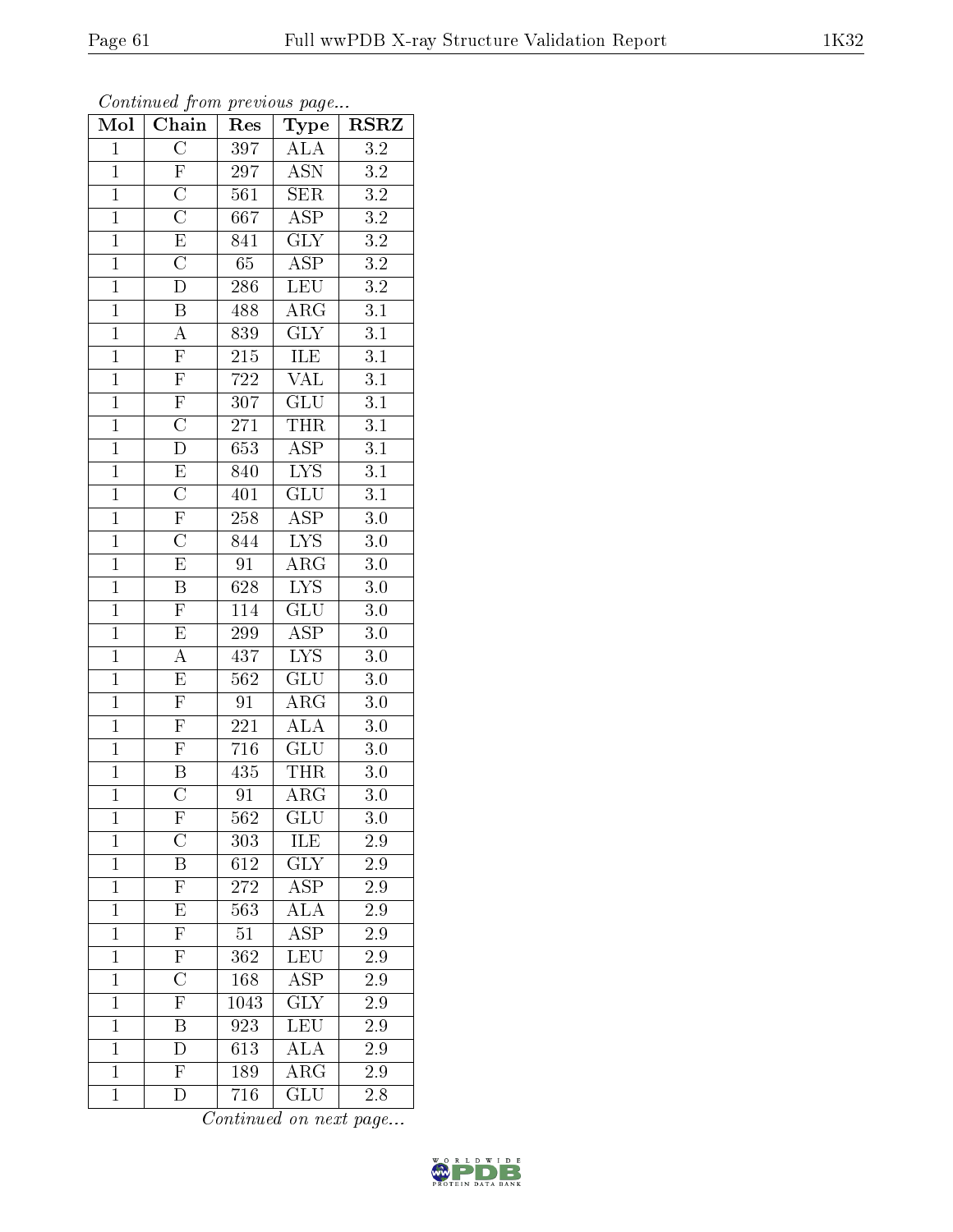*Continued from previous page...*

| Mol | Chain | Res | Type | RSRZ |
|---|---|---|---|---|
| 1 | C | 397 | ALA | 3.2 |
| 1 | F | 297 | ASN | 3.2 |
| 1 | C | 561 | SER | 3.2 |
| 1 | C | 667 | ASP | 3.2 |
| 1 | E | 841 | GLY | 3.2 |
| 1 | C | 65 | ASP | 3.2 |
| 1 | D | 286 | LEU | 3.2 |
| 1 | B | 488 | ARG | 3.1 |
| 1 | A | 839 | GLY | 3.1 |
| 1 | F | 215 | ILE | 3.1 |
| 1 | F | 722 | VAL | 3.1 |
| 1 | F | 307 | GLU | 3.1 |
| 1 | C | 271 | THR | 3.1 |
| 1 | D | 653 | ASP | 3.1 |
| 1 | E | 840 | LYS | 3.1 |
| 1 | C | 401 | GLU | 3.1 |
| 1 | F | 258 | ASP | 3.0 |
| 1 | C | 844 | LYS | 3.0 |
| 1 | E | 91 | ARG | 3.0 |
| 1 | B | 628 | LYS | 3.0 |
| 1 | F | 114 | GLU | 3.0 |
| 1 | E | 299 | ASP | 3.0 |
| 1 | A | 437 | LYS | 3.0 |
| 1 | E | 562 | GLU | 3.0 |
| 1 | F | 91 | ARG | 3.0 |
| 1 | F | 221 | ALA | 3.0 |
| 1 | F | 716 | GLU | 3.0 |
| 1 | B | 435 | THR | 3.0 |
| 1 | C | 91 | ARG | 3.0 |
| 1 | F | 562 | GLU | 3.0 |
| 1 | C | 303 | ILE | 2.9 |
| 1 | B | 612 | GLY | 2.9 |
| 1 | F | 272 | ASP | 2.9 |
| 1 | E | 563 | ALA | 2.9 |
| 1 | F | 51 | ASP | 2.9 |
| 1 | F | 362 | LEU | 2.9 |
| 1 | C | 168 | ASP | 2.9 |
| 1 | F | 1043 | GLY | 2.9 |
| 1 | B | 923 | LEU | 2.9 |
| 1 | D | 613 | ALA | 2.9 |
| 1 | F | 189 | ARG | 2.9 |
| 1 | D | 716 | GLU | 2.8 |

*Continued on next page...*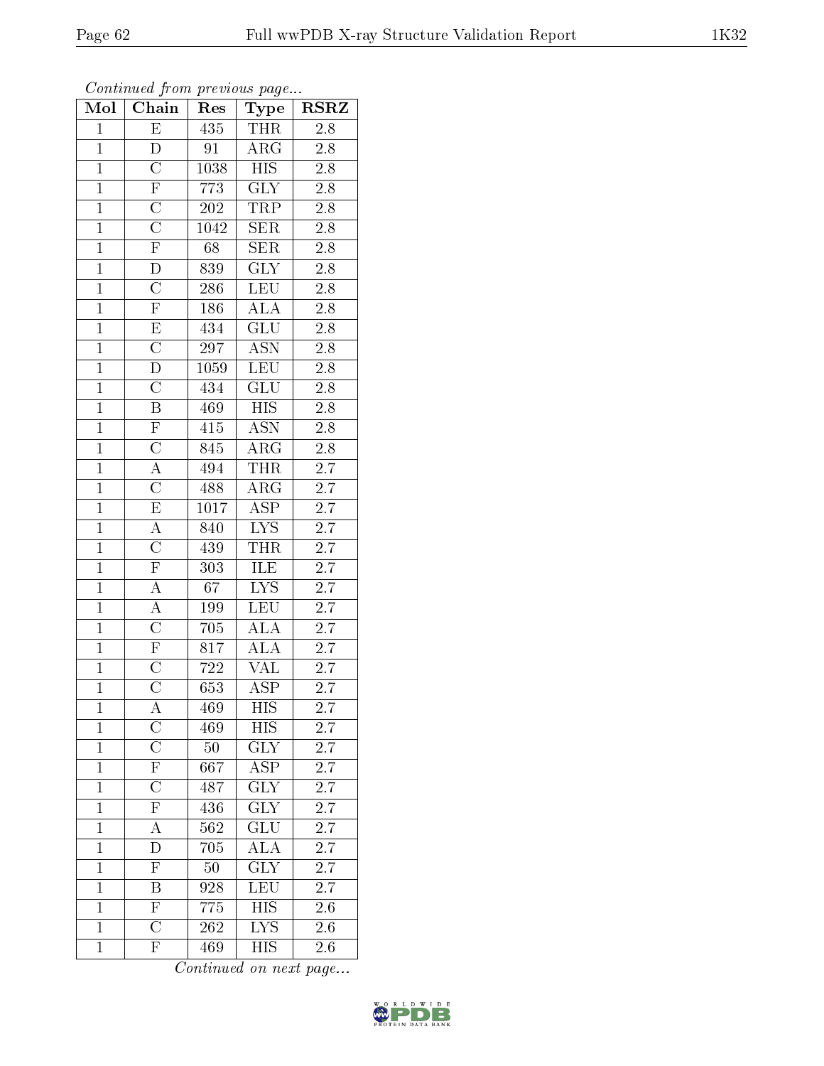*Continued from previous page...*

| Mol | Chain | Res | Type | RSRZ |
|---|---|---|---|---|
| 1 | E | 435 | THR | 2.8 |
| 1 | D | 91 | ARG | 2.8 |
| 1 | C | 1038 | HIS | 2.8 |
| 1 | F | 773 | GLY | 2.8 |
| 1 | C | 202 | TRP | 2.8 |
| 1 | C | 1042 | SER | 2.8 |
| 1 | F | 68 | SER | 2.8 |
| 1 | D | 839 | GLY | 2.8 |
| 1 | C | 286 | LEU | 2.8 |
| 1 | F | 186 | ALA | 2.8 |
| 1 | E | 434 | GLU | 2.8 |
| 1 | C | 297 | ASN | 2.8 |
| 1 | D | 1059 | LEU | 2.8 |
| 1 | C | 434 | GLU | 2.8 |
| 1 | B | 469 | HIS | 2.8 |
| 1 | F | 415 | ASN | 2.8 |
| 1 | C | 845 | ARG | 2.8 |
| 1 | A | 494 | THR | 2.7 |
| 1 | C | 488 | ARG | 2.7 |
| 1 | E | 1017 | ASP | 2.7 |
| 1 | A | 840 | LYS | 2.7 |
| 1 | C | 439 | THR | 2.7 |
| 1 | F | 303 | ILE | 2.7 |
| 1 | A | 67 | LYS | 2.7 |
| 1 | A | 199 | LEU | 2.7 |
| 1 | C | 705 | ALA | 2.7 |
| 1 | F | 817 | ALA | 2.7 |
| 1 | C | 722 | VAL | 2.7 |
| 1 | C | 653 | ASP | 2.7 |
| 1 | A | 469 | HIS | 2.7 |
| 1 | C | 469 | HIS | 2.7 |
| 1 | C | 50 | GLY | 2.7 |
| 1 | F | 667 | ASP | 2.7 |
| 1 | C | 487 | GLY | 2.7 |
| 1 | F | 436 | GLY | 2.7 |
| 1 | A | 562 | GLU | 2.7 |
| 1 | D | 705 | ALA | 2.7 |
| 1 | F | 50 | GLY | 2.7 |
| 1 | B | 928 | LEU | 2.7 |
| 1 | F | 775 | HIS | 2.6 |
| 1 | C | 262 | LYS | 2.6 |
| 1 | F | 469 | HIS | 2.6 |

*Continued on next page...*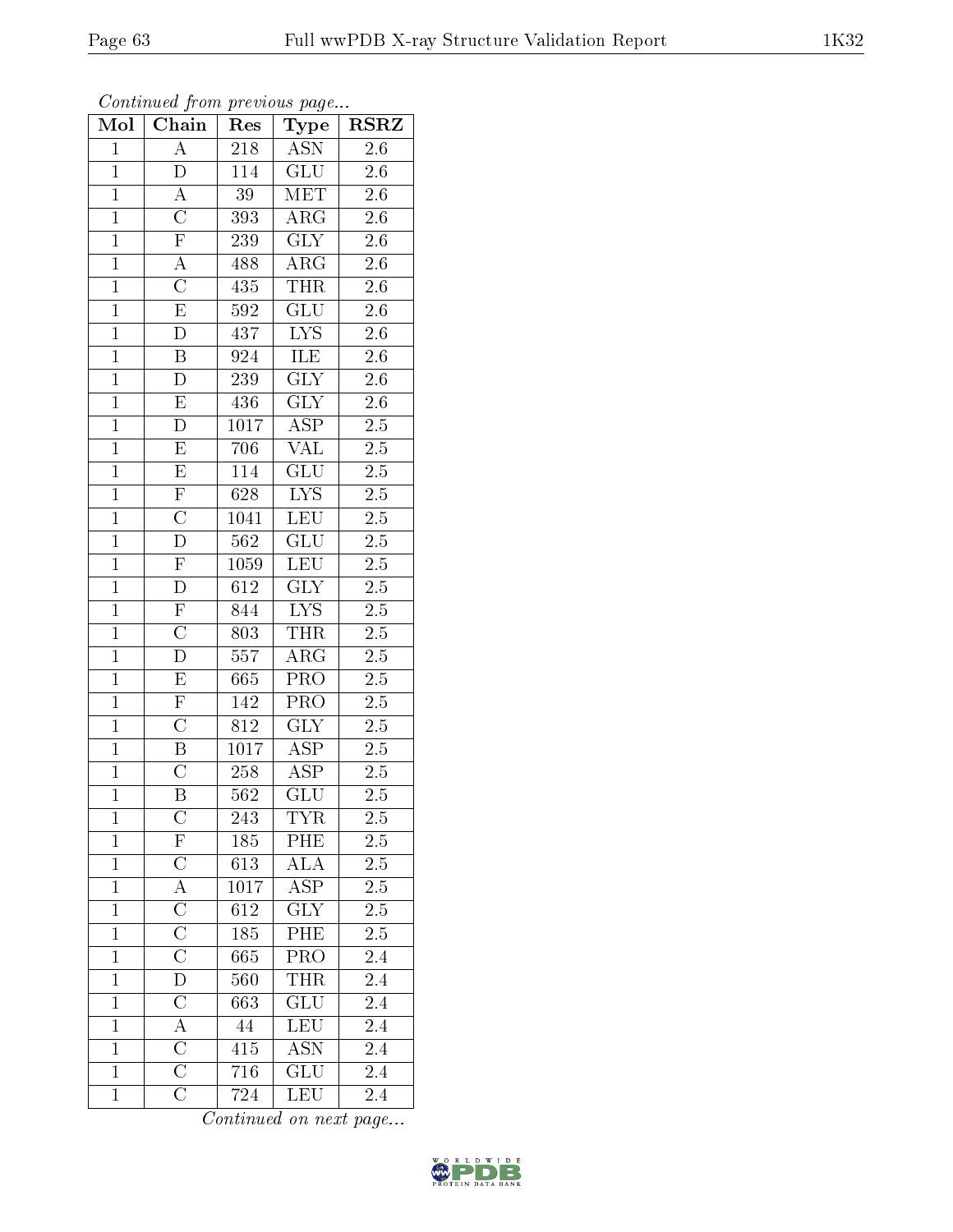*Continued from previous page...*

| Mol | Chain | Res | Type | RSRZ |
|---|---|---|---|---|
| 1 | A | 218 | ASN | 2.6 |
| 1 | D | 114 | GLU | 2.6 |
| 1 | A | 39 | MET | 2.6 |
| 1 | C | 393 | ARG | 2.6 |
| 1 | F | 239 | GLY | 2.6 |
| 1 | A | 488 | ARG | 2.6 |
| 1 | C | 435 | THR | 2.6 |
| 1 | E | 592 | GLU | 2.6 |
| 1 | D | 437 | LYS | 2.6 |
| 1 | B | 924 | ILE | 2.6 |
| 1 | D | 239 | GLY | 2.6 |
| 1 | E | 436 | GLY | 2.6 |
| 1 | D | 1017 | ASP | 2.5 |
| 1 | E | 706 | VAL | 2.5 |
| 1 | E | 114 | GLU | 2.5 |
| 1 | F | 628 | LYS | 2.5 |
| 1 | C | 1041 | LEU | 2.5 |
| 1 | D | 562 | GLU | 2.5 |
| 1 | F | 1059 | LEU | 2.5 |
| 1 | D | 612 | GLY | 2.5 |
| 1 | F | 844 | LYS | 2.5 |
| 1 | C | 803 | THR | 2.5 |
| 1 | D | 557 | ARG | 2.5 |
| 1 | E | 665 | PRO | 2.5 |
| 1 | F | 142 | PRO | 2.5 |
| 1 | C | 812 | GLY | 2.5 |
| 1 | B | 1017 | ASP | 2.5 |
| 1 | C | 258 | ASP | 2.5 |
| 1 | B | 562 | GLU | 2.5 |
| 1 | C | 243 | TYR | 2.5 |
| 1 | F | 185 | PHE | 2.5 |
| 1 | C | 613 | ALA | 2.5 |
| 1 | A | 1017 | ASP | 2.5 |
| 1 | C | 612 | GLY | 2.5 |
| 1 | C | 185 | PHE | 2.5 |
| 1 | C | 665 | PRO | 2.4 |
| 1 | D | 560 | THR | 2.4 |
| 1 | C | 663 | GLU | 2.4 |
| 1 | A | 44 | LEU | 2.4 |
| 1 | C | 415 | ASN | 2.4 |
| 1 | C | 716 | GLU | 2.4 |
| 1 | C | 724 | LEU | 2.4 |

*Continued on next page...*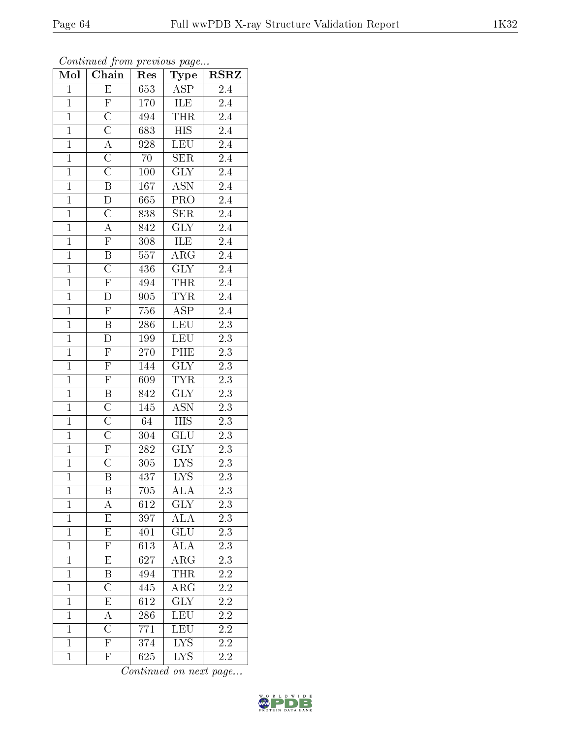*Continued from previous page...*

| Mol | Chain | Res | Type | RSRZ |
|---|---|---|---|---|
| 1 | E | 653 | ASP | 2.4 |
| 1 | F | 170 | ILE | 2.4 |
| 1 | C | 494 | THR | 2.4 |
| 1 | C | 683 | HIS | 2.4 |
| 1 | A | 928 | LEU | 2.4 |
| 1 | C | 70 | SER | 2.4 |
| 1 | C | 100 | GLY | 2.4 |
| 1 | B | 167 | ASN | 2.4 |
| 1 | D | 665 | PRO | 2.4 |
| 1 | C | 838 | SER | 2.4 |
| 1 | A | 842 | GLY | 2.4 |
| 1 | F | 308 | ILE | 2.4 |
| 1 | B | 557 | ARG | 2.4 |
| 1 | C | 436 | GLY | 2.4 |
| 1 | F | 494 | THR | 2.4 |
| 1 | D | 905 | TYR | 2.4 |
| 1 | F | 756 | ASP | 2.4 |
| 1 | B | 286 | LEU | 2.3 |
| 1 | D | 199 | LEU | 2.3 |
| 1 | F | 270 | PHE | 2.3 |
| 1 | F | 144 | GLY | 2.3 |
| 1 | F | 609 | TYR | 2.3 |
| 1 | B | 842 | GLY | 2.3 |
| 1 | C | 145 | ASN | 2.3 |
| 1 | C | 64 | HIS | 2.3 |
| 1 | C | 304 | GLU | 2.3 |
| 1 | F | 282 | GLY | 2.3 |
| 1 | C | 305 | LYS | 2.3 |
| 1 | B | 437 | LYS | 2.3 |
| 1 | B | 705 | ALA | 2.3 |
| 1 | A | 612 | GLY | 2.3 |
| 1 | E | 397 | ALA | 2.3 |
| 1 | E | 401 | GLU | 2.3 |
| 1 | F | 613 | ALA | 2.3 |
| 1 | E | 627 | ARG | 2.3 |
| 1 | B | 494 | THR | 2.2 |
| 1 | C | 445 | ARG | 2.2 |
| 1 | E | 612 | GLY | 2.2 |
| 1 | A | 286 | LEU | 2.2 |
| 1 | C | 771 | LEU | 2.2 |
| 1 | F | 374 | LYS | 2.2 |
| 1 | F | 625 | LYS | 2.2 |

*Continued on next page...*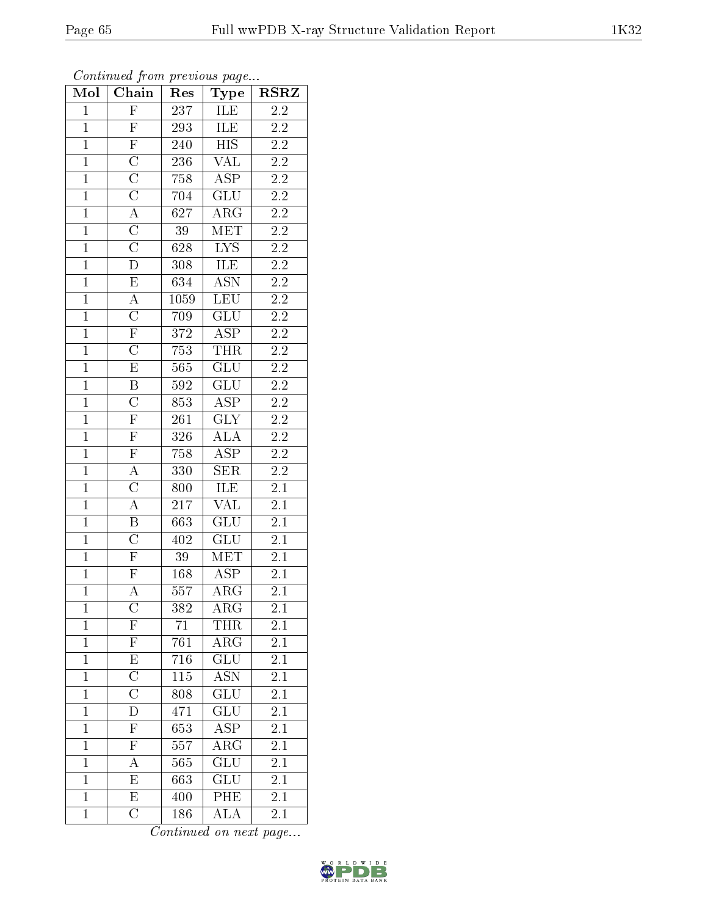*Continued from previous page...*

| Mol | Chain | Res | Type | RSRZ |
|---|---|---|---|---|
| 1 | F | 237 | ILE | 2.2 |
| 1 | F | 293 | ILE | 2.2 |
| 1 | F | 240 | HIS | 2.2 |
| 1 | C | 236 | VAL | 2.2 |
| 1 | C | 758 | ASP | 2.2 |
| 1 | C | 704 | GLU | 2.2 |
| 1 | A | 627 | ARG | 2.2 |
| 1 | C | 39 | MET | 2.2 |
| 1 | C | 628 | LYS | 2.2 |
| 1 | D | 308 | ILE | 2.2 |
| 1 | E | 634 | ASN | 2.2 |
| 1 | A | 1059 | LEU | 2.2 |
| 1 | C | 709 | GLU | 2.2 |
| 1 | F | 372 | ASP | 2.2 |
| 1 | C | 753 | THR | 2.2 |
| 1 | E | 565 | GLU | 2.2 |
| 1 | B | 592 | GLU | 2.2 |
| 1 | C | 853 | ASP | 2.2 |
| 1 | F | 261 | GLY | 2.2 |
| 1 | F | 326 | ALA | 2.2 |
| 1 | F | 758 | ASP | 2.2 |
| 1 | A | 330 | SER | 2.2 |
| 1 | C | 800 | ILE | 2.1 |
| 1 | A | 217 | VAL | 2.1 |
| 1 | B | 663 | GLU | 2.1 |
| 1 | C | 402 | GLU | 2.1 |
| 1 | F | 39 | MET | 2.1 |
| 1 | F | 168 | ASP | 2.1 |
| 1 | A | 557 | ARG | 2.1 |
| 1 | C | 382 | ARG | 2.1 |
| 1 | F | 71 | THR | 2.1 |
| 1 | F | 761 | ARG | 2.1 |
| 1 | E | 716 | GLU | 2.1 |
| 1 | C | 115 | ASN | 2.1 |
| 1 | C | 808 | GLU | 2.1 |
| 1 | D | 471 | GLU | 2.1 |
| 1 | F | 653 | ASP | 2.1 |
| 1 | F | 557 | ARG | 2.1 |
| 1 | A | 565 | GLU | 2.1 |
| 1 | E | 663 | GLU | 2.1 |
| 1 | E | 400 | PHE | 2.1 |
| 1 | C | 186 | ALA | 2.1 |

*Continued on next page...*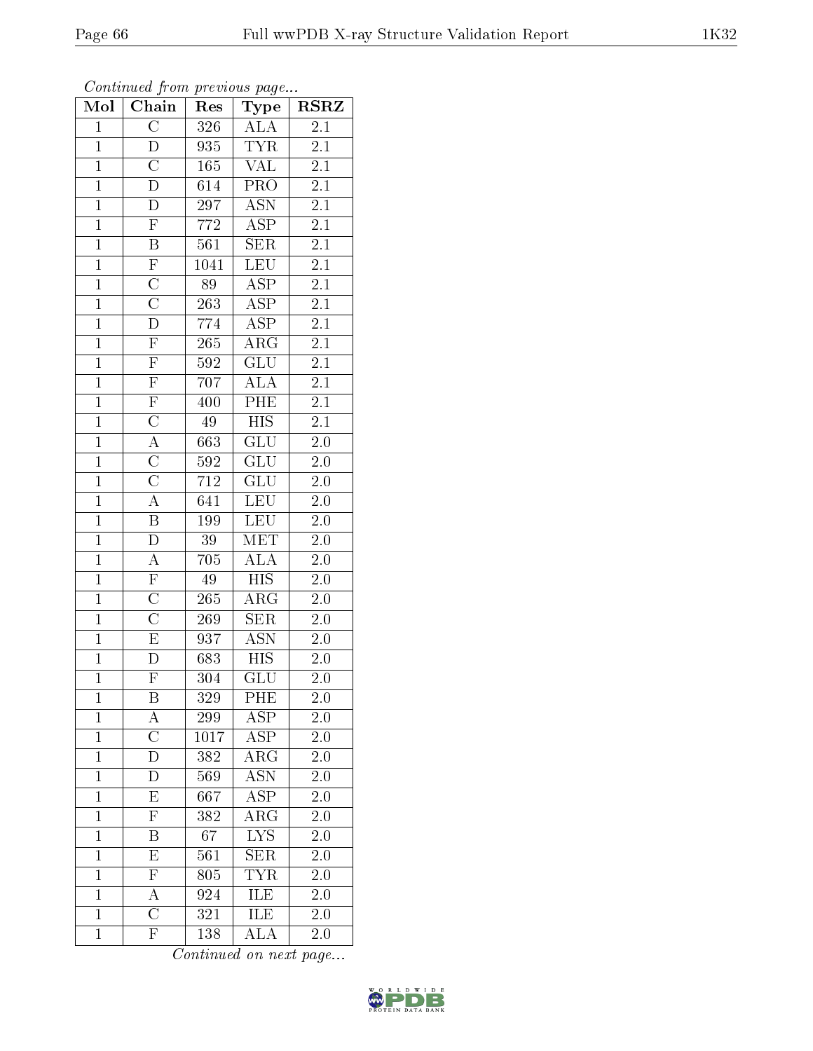*Continued from previous page...*

| Mol | Chain | Res | Type | RSRZ |
|---|---|---|---|---|
| 1 | C | 326 | ALA | 2.1 |
| 1 | D | 935 | TYR | 2.1 |
| 1 | C | 165 | VAL | 2.1 |
| 1 | D | 614 | PRO | 2.1 |
| 1 | D | 297 | ASN | 2.1 |
| 1 | F | 772 | ASP | 2.1 |
| 1 | B | 561 | SER | 2.1 |
| 1 | F | 1041 | LEU | 2.1 |
| 1 | C | 89 | ASP | 2.1 |
| 1 | C | 263 | ASP | 2.1 |
| 1 | D | 774 | ASP | 2.1 |
| 1 | F | 265 | ARG | 2.1 |
| 1 | F | 592 | GLU | 2.1 |
| 1 | F | 707 | ALA | 2.1 |
| 1 | F | 400 | PHE | 2.1 |
| 1 | C | 49 | HIS | 2.1 |
| 1 | A | 663 | GLU | 2.0 |
| 1 | C | 592 | GLU | 2.0 |
| 1 | C | 712 | GLU | 2.0 |
| 1 | A | 641 | LEU | 2.0 |
| 1 | B | 199 | LEU | 2.0 |
| 1 | D | 39 | MET | 2.0 |
| 1 | A | 705 | ALA | 2.0 |
| 1 | F | 49 | HIS | 2.0 |
| 1 | C | 265 | ARG | 2.0 |
| 1 | C | 269 | SER | 2.0 |
| 1 | E | 937 | ASN | 2.0 |
| 1 | D | 683 | HIS | 2.0 |
| 1 | F | 304 | GLU | 2.0 |
| 1 | B | 329 | PHE | 2.0 |
| 1 | A | 299 | ASP | 2.0 |
| 1 | C | 1017 | ASP | 2.0 |
| 1 | D | 382 | ARG | 2.0 |
| 1 | D | 569 | ASN | 2.0 |
| 1 | E | 667 | ASP | 2.0 |
| 1 | F | 382 | ARG | 2.0 |
| 1 | B | 67 | LYS | 2.0 |
| 1 | E | 561 | SER | 2.0 |
| 1 | F | 805 | TYR | 2.0 |
| 1 | A | 924 | ILE | 2.0 |
| 1 | C | 321 | ILE | 2.0 |
| 1 | F | 138 | ALA | 2.0 |

*Continued on next page...*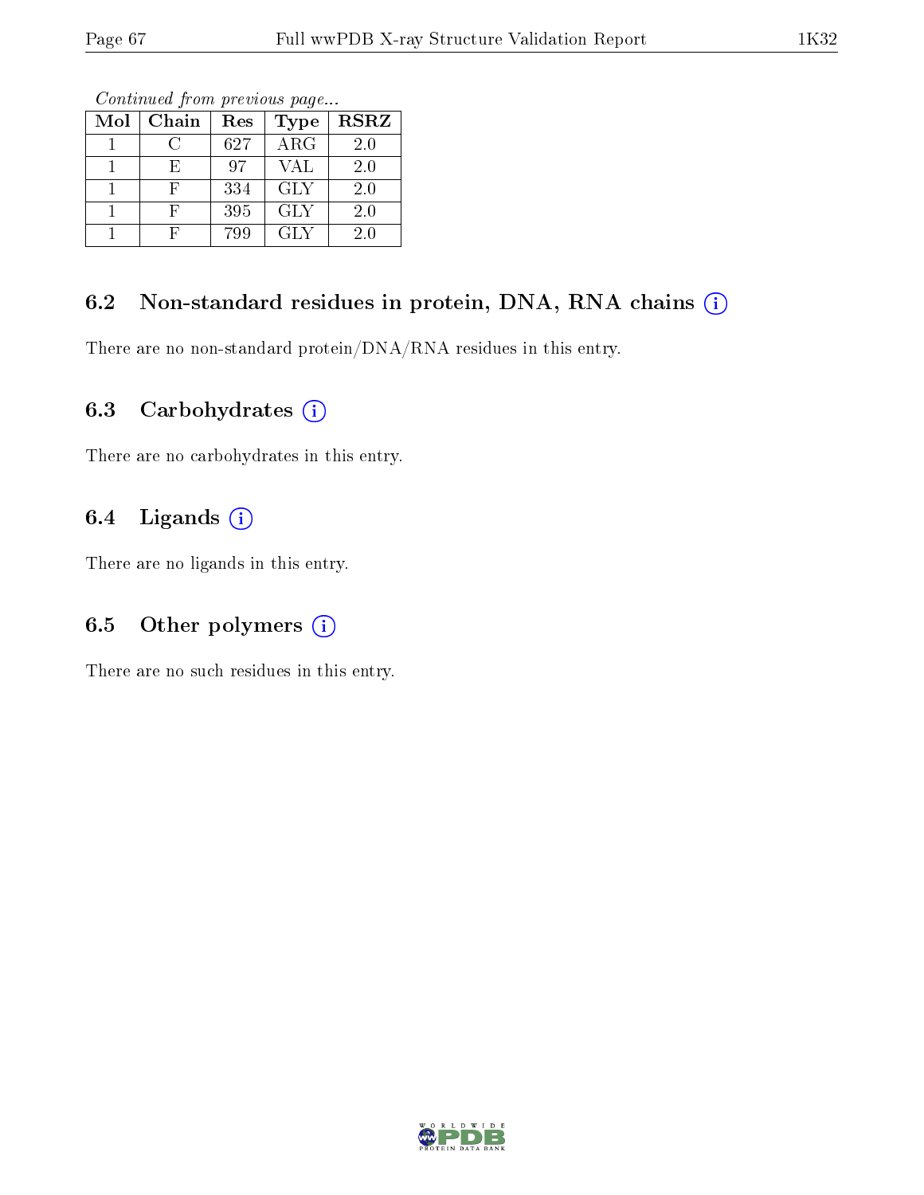*Continued from previous page...*

| Mol | Chain | Res | Type | RSRZ |
|---|---|---|---|---|
| 1 | C | 627 | ARG | 2.0 |
| 1 | E | 97 | VAL | 2.0 |
| 1 | F | 334 | GLY | 2.0 |
| 1 | F | 395 | GLY | 2.0 |
| 1 | F | 799 | GLY | 2.0 |

### 6.2 Non-standard residues in protein, DNA, RNA chains

There are no non-standard protein/DNA/RNA residues in this entry.

### 6.3 Carbohydrates

There are no carbohydrates in this entry.

### 6.4 Ligands

There are no ligands in this entry.

### 6.5 Other polymers

There are no such residues in this entry.